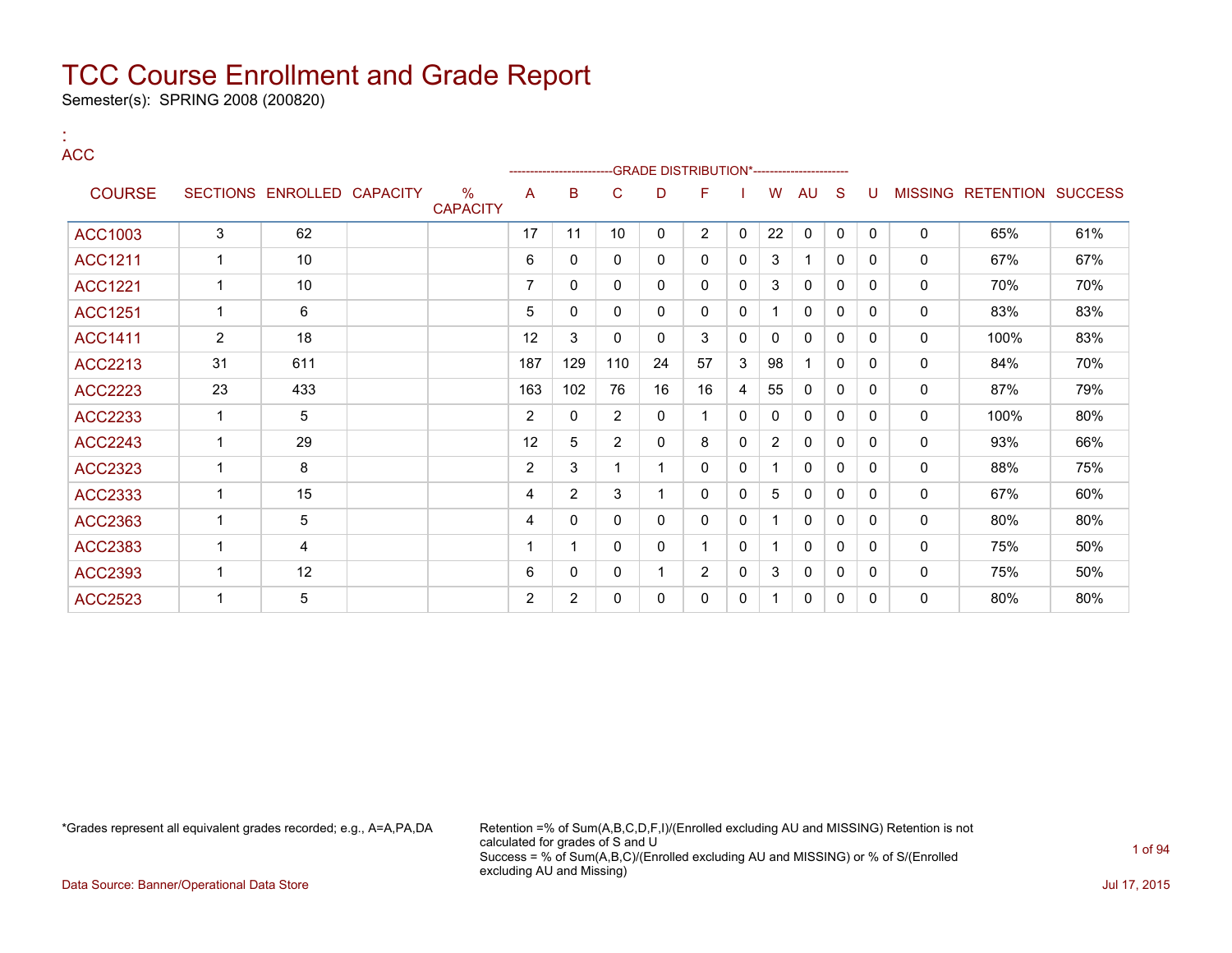# TCC Course Enrollment and Grade Report

Semester(s): SPRING 2008 (200820)

:
ACC

| COURSE | SECTIONS | ENROLLED | CAPACITY | % CAPACITY | A | B | C | D | F | I | W | AU | S | U | MISSING | RETENTION | SUCCESS |
|---|---|---|---|---|---|---|---|---|---|---|---|---|---|---|---|---|---|
| | | | | | -------------------------GRADE DISTRIBUTION* | | | | | | | | | ----------------------- | | | |
| ACC1003 | 3 | 62 | | | 17 | 11 | 10 | 0 | 2 | 0 | 22 | 0 | 0 | 0 | 0 | 65% | 61% |
| ACC1211 | 1 | 10 | | | 6 | 0 | 0 | 0 | 0 | 0 | 3 | 1 | 0 | 0 | 0 | 67% | 67% |
| ACC1221 | 1 | 10 | | | 7 | 0 | 0 | 0 | 0 | 0 | 3 | 0 | 0 | 0 | 0 | 70% | 70% |
| ACC1251 | 1 | 6 | | | 5 | 0 | 0 | 0 | 0 | 0 | 1 | 0 | 0 | 0 | 0 | 83% | 83% |
| ACC1411 | 2 | 18 | | | 12 | 3 | 0 | 0 | 3 | 0 | 0 | 0 | 0 | 0 | 0 | 100% | 83% |
| ACC2213 | 31 | 611 | | | 187 | 129 | 110 | 24 | 57 | 3 | 98 | 1 | 0 | 0 | 0 | 84% | 70% |
| ACC2223 | 23 | 433 | | | 163 | 102 | 76 | 16 | 16 | 4 | 55 | 0 | 0 | 0 | 0 | 87% | 79% |
| ACC2233 | 1 | 5 | | | 2 | 0 | 2 | 0 | 1 | 0 | 0 | 0 | 0 | 0 | 0 | 100% | 80% |
| ACC2243 | 1 | 29 | | | 12 | 5 | 2 | 0 | 8 | 0 | 2 | 0 | 0 | 0 | 0 | 93% | 66% |
| ACC2323 | 1 | 8 | | | 2 | 3 | 1 | 1 | 0 | 0 | 1 | 0 | 0 | 0 | 0 | 88% | 75% |
| ACC2333 | 1 | 15 | | | 4 | 2 | 3 | 1 | 0 | 0 | 5 | 0 | 0 | 0 | 0 | 67% | 60% |
| ACC2363 | 1 | 5 | | | 4 | 0 | 0 | 0 | 0 | 0 | 1 | 0 | 0 | 0 | 0 | 80% | 80% |
| ACC2383 | 1 | 4 | | | 1 | 1 | 0 | 0 | 1 | 0 | 1 | 0 | 0 | 0 | 0 | 75% | 50% |
| ACC2393 | 1 | 12 | | | 6 | 0 | 0 | 1 | 2 | 0 | 3 | 0 | 0 | 0 | 0 | 75% | 50% |
| ACC2523 | 1 | 5 | | | 2 | 2 | 0 | 0 | 0 | 0 | 1 | 0 | 0 | 0 | 0 | 80% | 80% |

*Grades represent all equivalent grades recorded; e.g., A=A,PA,DA

Retention =% of Sum(A,B,C,D,F,I)/(Enrolled excluding AU and MISSING) Retention is not calculated for grades of S and U
Success = % of Sum(A,B,C)/(Enrolled excluding AU and MISSING) or % of S/(Enrolled excluding AU and Missing)

Data Source: Banner/Operational Data Store

Jul 17, 2015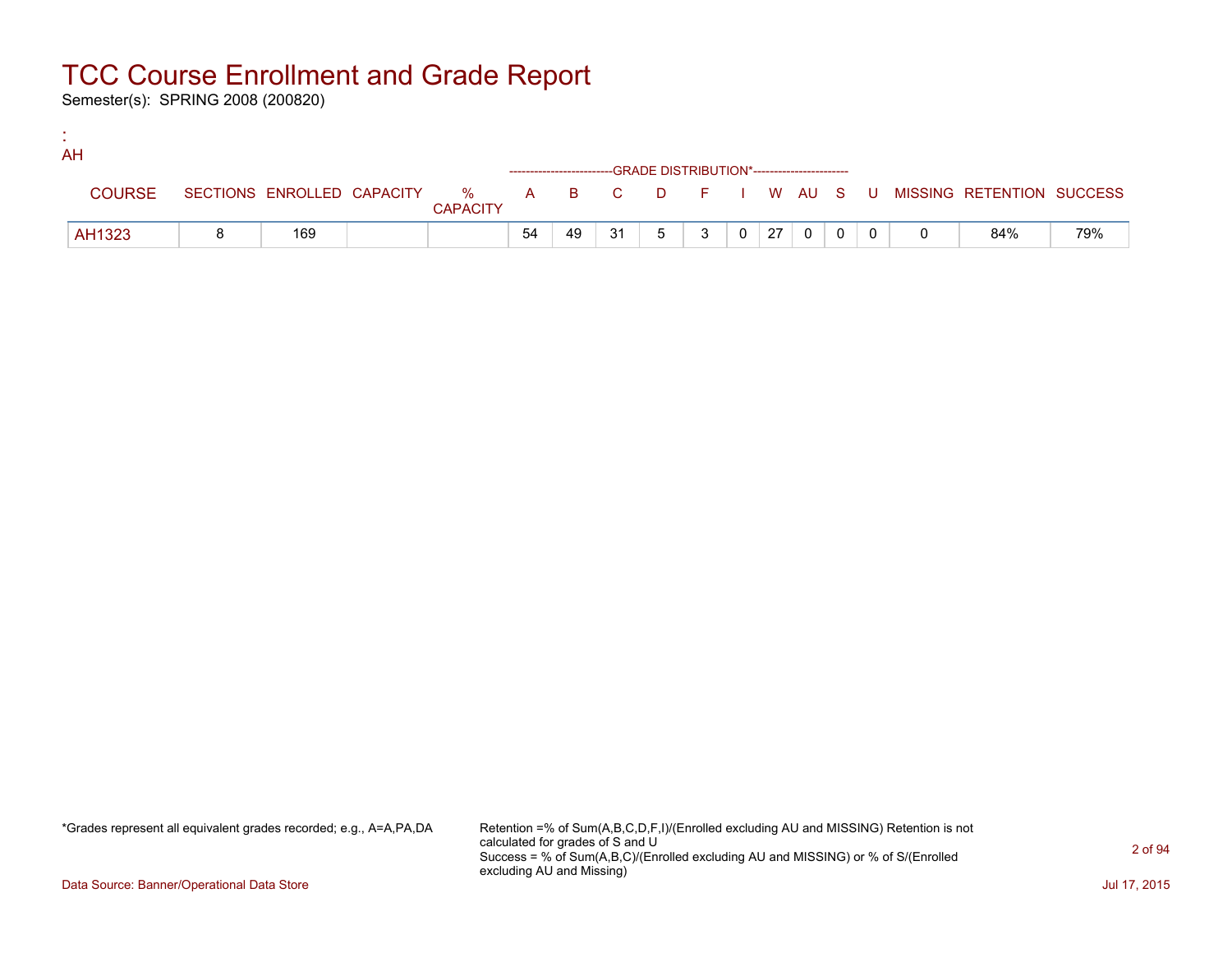# TCC Course Enrollment and Grade Report

Semester(s): SPRING 2008 (200820)

:
AH

| COURSE | SECTIONS | ENROLLED | CAPACITY | % CAPACITY | A | B | C | D | F | I | W | AU | S | U | MISSING | RETENTION | SUCCESS |
|---|---|---|---|---|---|---|---|---|---|---|---|---|---|---|---|---|---|
| | | | | | GRADE DISTRIBUTION* | | | | | | | | | | | | |
| AH1323 | 8 | 169 | | | 54 | 49 | 31 | 5 | 3 | 0 | 27 | 0 | 0 | 0 | 0 | 84% | 79% |

*Grades represent all equivalent grades recorded; e.g., A=A,PA,DA

Retention =% of Sum(A,B,C,D,F,I)/(Enrolled excluding AU and MISSING) Retention is not calculated for grades of S and U
Success = % of Sum(A,B,C)/(Enrolled excluding AU and MISSING) or % of S/(Enrolled excluding AU and Missing)

Data Source: Banner/Operational Data Store

Jul 17, 2015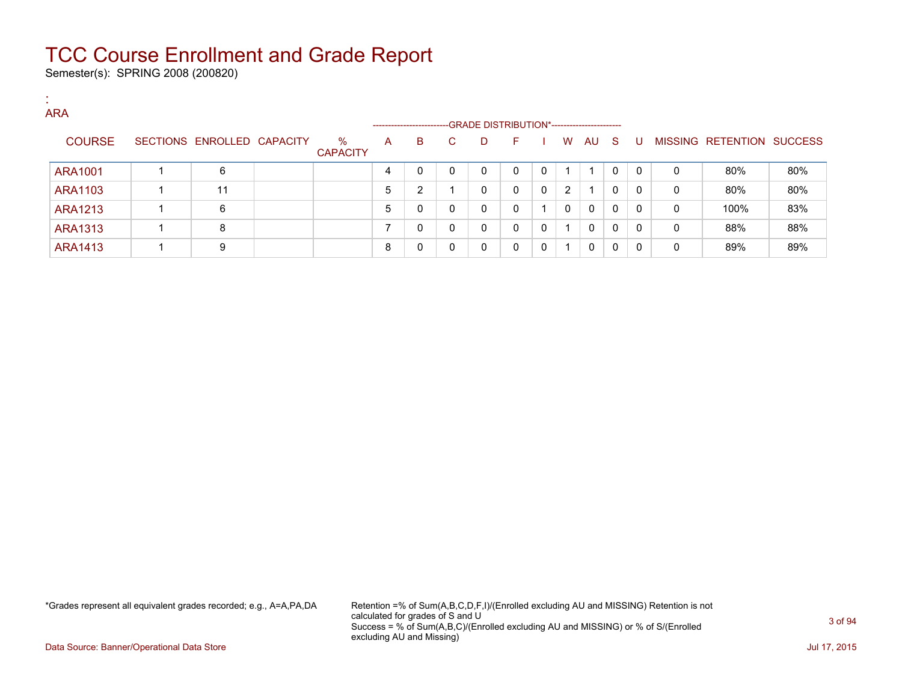# TCC Course Enrollment and Grade Report

Semester(s): SPRING 2008 (200820)

:
ARA

| COURSE | SECTIONS | ENROLLED | CAPACITY | % CAPACITY | A | B | C | D | F | I | W | AU | S | U | MISSING | RETENTION | SUCCESS |
|---|---|---|---|---|---|---|---|---|---|---|---|---|---|---|---|---|---|
| | | | | | GRADE DISTRIBUTION* | | | | | | | | | | | | |
| ARA1001 | 1 | 6 | | | 4 | 0 | 0 | 0 | 0 | 0 | 1 | 1 | 0 | 0 | 0 | 80% | 80% |
| ARA1103 | 1 | 11 | | | 5 | 2 | 1 | 0 | 0 | 0 | 2 | 1 | 0 | 0 | 0 | 80% | 80% |
| ARA1213 | 1 | 6 | | | 5 | 0 | 0 | 0 | 0 | 1 | 0 | 0 | 0 | 0 | 0 | 100% | 83% |
| ARA1313 | 1 | 8 | | | 7 | 0 | 0 | 0 | 0 | 0 | 1 | 0 | 0 | 0 | 0 | 88% | 88% |
| ARA1413 | 1 | 9 | | | 8 | 0 | 0 | 0 | 0 | 0 | 1 | 0 | 0 | 0 | 0 | 89% | 89% |

*Grades represent all equivalent grades recorded; e.g., A=A,PA,DA

Retention =% of Sum(A,B,C,D,F,I)/(Enrolled excluding AU and MISSING) Retention is not calculated for grades of S and U
Success = % of Sum(A,B,C)/(Enrolled excluding AU and MISSING) or % of S/(Enrolled excluding AU and Missing)

Data Source: Banner/Operational Data Store

Jul 17, 2015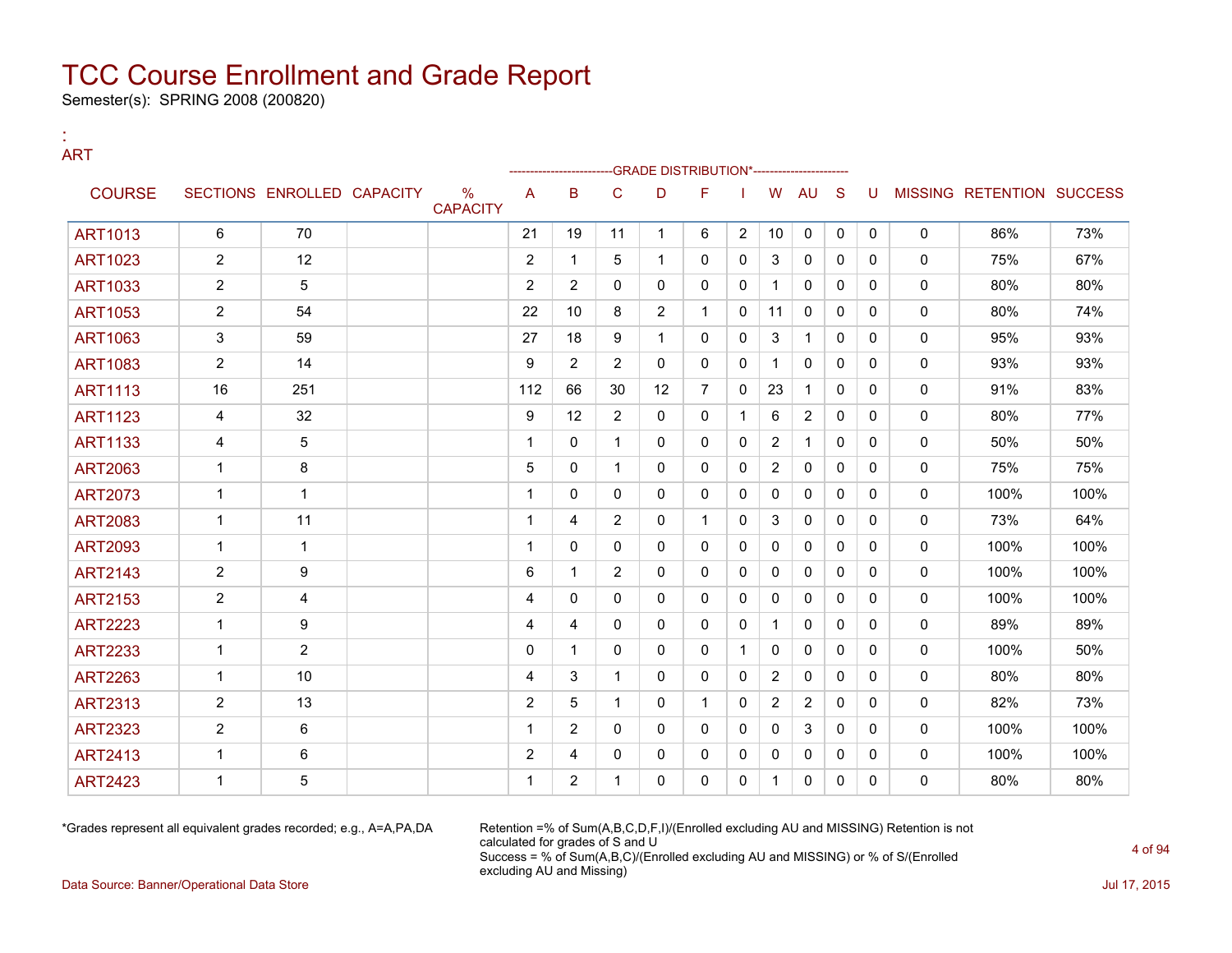# TCC Course Enrollment and Grade Report

Semester(s): SPRING 2008 (200820)

:
ART

| COURSE | SECTIONS | ENROLLED | CAPACITY | % CAPACITY | A | B | C | D | F | I | W | AU | S | U | MISSING | RETENTION | SUCCESS |
|---|---|---|---|---|---|---|---|---|---|---|---|---|---|---|---|---|---|
| | | | | | GRADE DISTRIBUTION* | | | | | | | | | | | | |
| ART1013 | 6 | 70 | | | 21 | 19 | 11 | 1 | 6 | 2 | 10 | 0 | 0 | 0 | 0 | 86% | 73% |
| ART1023 | 2 | 12 | | | 2 | 1 | 5 | 1 | 0 | 0 | 3 | 0 | 0 | 0 | 0 | 75% | 67% |
| ART1033 | 2 | 5 | | | 2 | 2 | 0 | 0 | 0 | 0 | 1 | 0 | 0 | 0 | 0 | 80% | 80% |
| ART1053 | 2 | 54 | | | 22 | 10 | 8 | 2 | 1 | 0 | 11 | 0 | 0 | 0 | 0 | 80% | 74% |
| ART1063 | 3 | 59 | | | 27 | 18 | 9 | 1 | 0 | 0 | 3 | 1 | 0 | 0 | 0 | 95% | 93% |
| ART1083 | 2 | 14 | | | 9 | 2 | 2 | 0 | 0 | 0 | 1 | 0 | 0 | 0 | 0 | 93% | 93% |
| ART1113 | 16 | 251 | | | 112 | 66 | 30 | 12 | 7 | 0 | 23 | 1 | 0 | 0 | 0 | 91% | 83% |
| ART1123 | 4 | 32 | | | 9 | 12 | 2 | 0 | 0 | 1 | 6 | 2 | 0 | 0 | 0 | 80% | 77% |
| ART1133 | 4 | 5 | | | 1 | 0 | 1 | 0 | 0 | 0 | 2 | 1 | 0 | 0 | 0 | 50% | 50% |
| ART2063 | 1 | 8 | | | 5 | 0 | 1 | 0 | 0 | 0 | 2 | 0 | 0 | 0 | 0 | 75% | 75% |
| ART2073 | 1 | 1 | | | 1 | 0 | 0 | 0 | 0 | 0 | 0 | 0 | 0 | 0 | 0 | 100% | 100% |
| ART2083 | 1 | 11 | | | 1 | 4 | 2 | 0 | 1 | 0 | 3 | 0 | 0 | 0 | 0 | 73% | 64% |
| ART2093 | 1 | 1 | | | 1 | 0 | 0 | 0 | 0 | 0 | 0 | 0 | 0 | 0 | 0 | 100% | 100% |
| ART2143 | 2 | 9 | | | 6 | 1 | 2 | 0 | 0 | 0 | 0 | 0 | 0 | 0 | 0 | 100% | 100% |
| ART2153 | 2 | 4 | | | 4 | 0 | 0 | 0 | 0 | 0 | 0 | 0 | 0 | 0 | 0 | 100% | 100% |
| ART2223 | 1 | 9 | | | 4 | 4 | 0 | 0 | 0 | 0 | 1 | 0 | 0 | 0 | 0 | 89% | 89% |
| ART2233 | 1 | 2 | | | 0 | 1 | 0 | 0 | 0 | 1 | 0 | 0 | 0 | 0 | 0 | 100% | 50% |
| ART2263 | 1 | 10 | | | 4 | 3 | 1 | 0 | 0 | 0 | 2 | 0 | 0 | 0 | 0 | 80% | 80% |
| ART2313 | 2 | 13 | | | 2 | 5 | 1 | 0 | 1 | 0 | 2 | 2 | 0 | 0 | 0 | 82% | 73% |
| ART2323 | 2 | 6 | | | 1 | 2 | 0 | 0 | 0 | 0 | 0 | 3 | 0 | 0 | 0 | 100% | 100% |
| ART2413 | 1 | 6 | | | 2 | 4 | 0 | 0 | 0 | 0 | 0 | 0 | 0 | 0 | 0 | 100% | 100% |
| ART2423 | 1 | 5 | | | 1 | 2 | 1 | 0 | 0 | 0 | 1 | 0 | 0 | 0 | 0 | 80% | 80% |

*Grades represent all equivalent grades recorded; e.g., A=A,PA,DA

Retention =% of Sum(A,B,C,D,F,I)/(Enrolled excluding AU and MISSING) Retention is not calculated for grades of S and U
Success = % of Sum(A,B,C)/(Enrolled excluding AU and MISSING) or % of S/(Enrolled excluding AU and Missing)

Data Source: Banner/Operational Data Store

Jul 17, 2015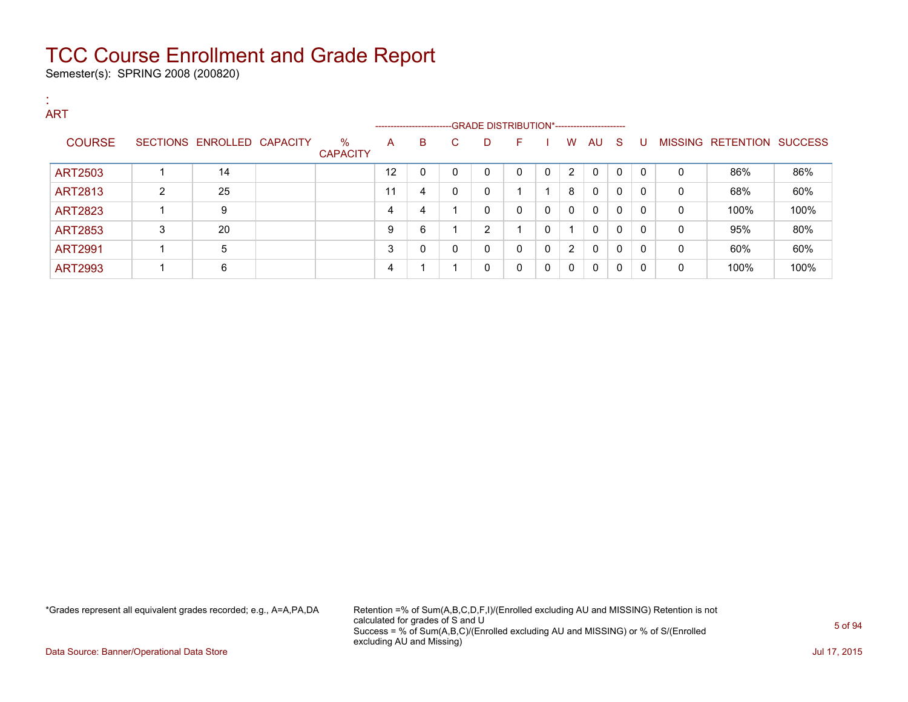# TCC Course Enrollment and Grade Report

Semester(s): SPRING 2008 (200820)

:
ART

| COURSE | SECTIONS | ENROLLED | CAPACITY | % CAPACITY | A | B | C | D | F | I | W | AU | S | U | MISSING | RETENTION | SUCCESS |
|---|---|---|---|---|---|---|---|---|---|---|---|---|---|---|---|---|---|
| | | | | | GRADE DISTRIBUTION* | | | | | | | | | | | | |
| ART2503 | 1 | 14 | | | 12 | 0 | 0 | 0 | 0 | 0 | 2 | 0 | 0 | 0 | 0 | 86% | 86% |
| ART2813 | 2 | 25 | | | 11 | 4 | 0 | 0 | 1 | 1 | 8 | 0 | 0 | 0 | 0 | 68% | 60% |
| ART2823 | 1 | 9 | | | 4 | 4 | 1 | 0 | 0 | 0 | 0 | 0 | 0 | 0 | 0 | 100% | 100% |
| ART2853 | 3 | 20 | | | 9 | 6 | 1 | 2 | 1 | 0 | 1 | 0 | 0 | 0 | 0 | 95% | 80% |
| ART2991 | 1 | 5 | | | 3 | 0 | 0 | 0 | 0 | 0 | 2 | 0 | 0 | 0 | 0 | 60% | 60% |
| ART2993 | 1 | 6 | | | 4 | 1 | 1 | 0 | 0 | 0 | 0 | 0 | 0 | 0 | 0 | 100% | 100% |

*Grades represent all equivalent grades recorded; e.g., A=A,PA,DA

Retention =% of Sum(A,B,C,D,F,I)/(Enrolled excluding AU and MISSING) Retention is not calculated for grades of S and U
Success = % of Sum(A,B,C)/(Enrolled excluding AU and MISSING) or % of S/(Enrolled excluding AU and Missing)

Data Source: Banner/Operational Data Store

Jul 17, 2015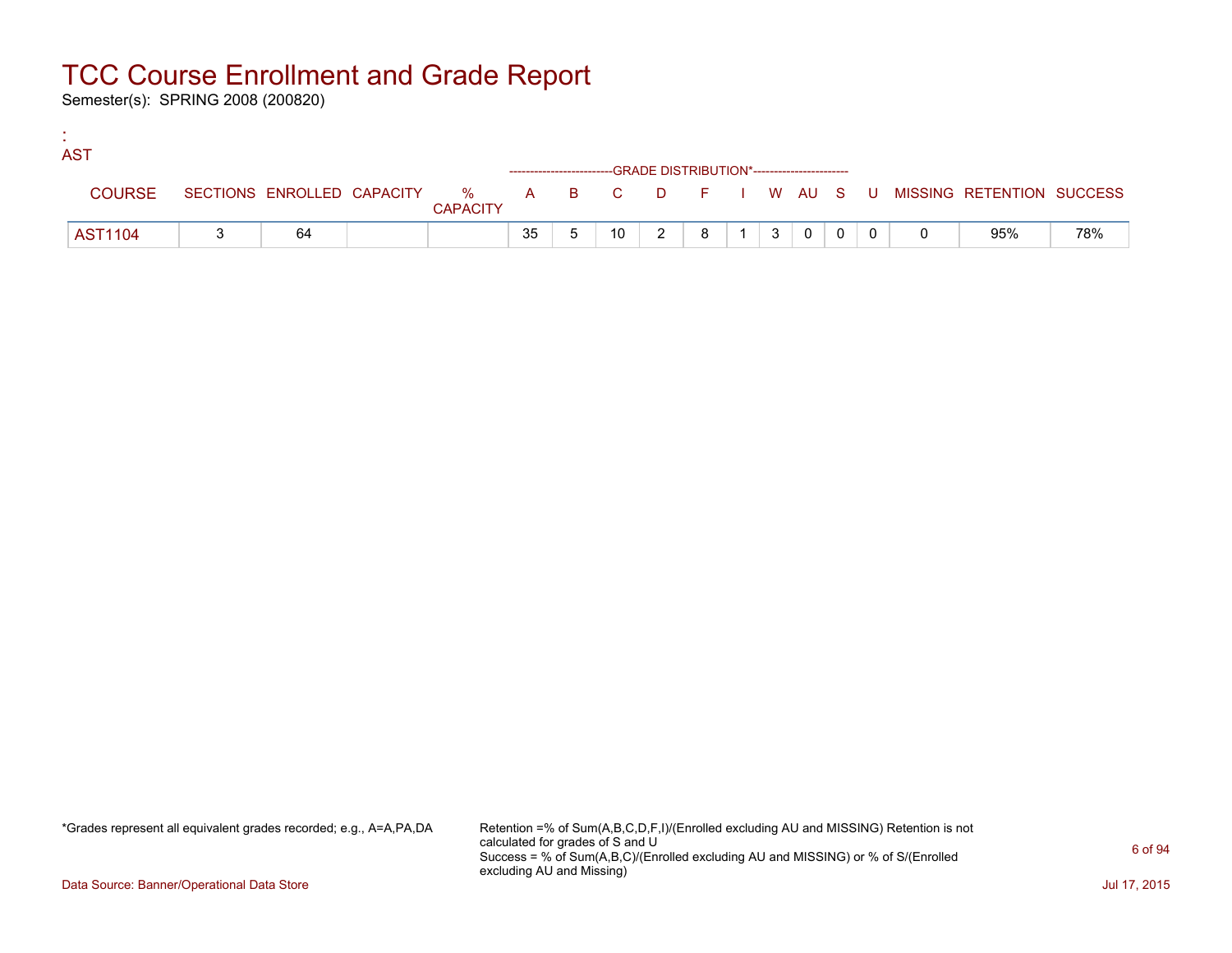# TCC Course Enrollment and Grade Report

Semester(s): SPRING 2008 (200820)

:
AST

| COURSE | SECTIONS | ENROLLED | CAPACITY | % CAPACITY | A | B | C | D | F | I | W | AU | S | U | MISSING | RETENTION | SUCCESS |
|---|---|---|---|---|---|---|---|---|---|---|---|---|---|---|---|---|---|
| | | | | | GRADE DISTRIBUTION* | | | | | | | | | | | | |
| AST1104 | 3 | 64 | | | 35 | 5 | 10 | 2 | 8 | 1 | 3 | 0 | 0 | 0 | 0 | 95% | 78% |

*Grades represent all equivalent grades recorded; e.g., A=A,PA,DA

Retention =% of Sum(A,B,C,D,F,I)/(Enrolled excluding AU and MISSING) Retention is not calculated for grades of S and U
Success = % of Sum(A,B,C)/(Enrolled excluding AU and MISSING) or % of S/(Enrolled excluding AU and Missing)

Data Source: Banner/Operational Data Store

Jul 17, 2015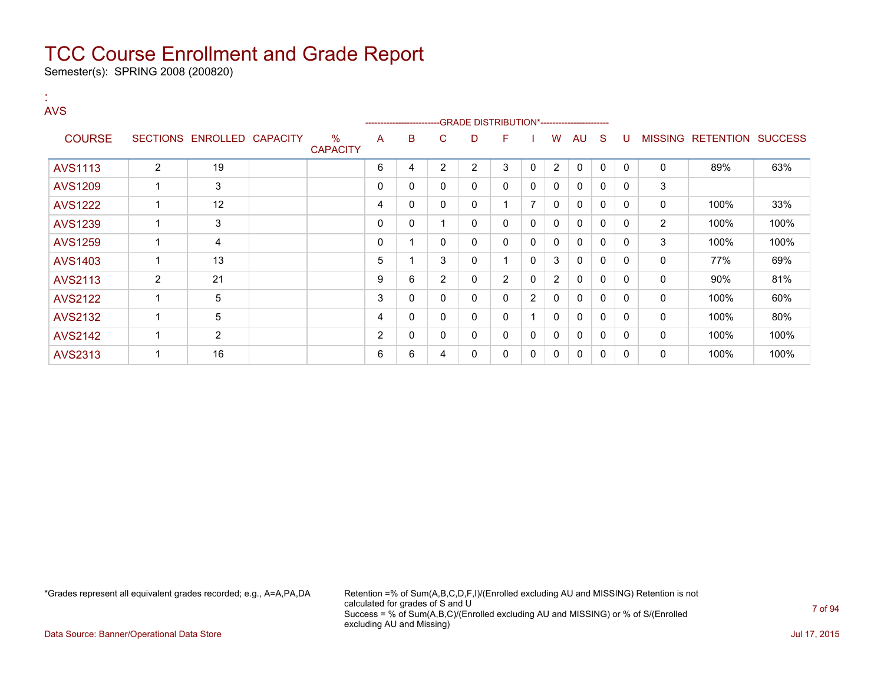# TCC Course Enrollment and Grade Report

Semester(s): SPRING 2008 (200820)

:
AVS

| COURSE | SECTIONS | ENROLLED | CAPACITY | % CAPACITY | A | B | C | D | F | I | W | AU | S | U | MISSING | RETENTION | SUCCESS |
|---|---|---|---|---|---|---|---|---|---|---|---|---|---|---|---|---|---|
| | | | | | GRADE DISTRIBUTION* | | | | | | | | | | | | |
| AVS1113 | 2 | 19 | | | 6 | 4 | 2 | 2 | 3 | 0 | 2 | 0 | 0 | 0 | 0 | 89% | 63% |
| AVS1209 | 1 | 3 | | | 0 | 0 | 0 | 0 | 0 | 0 | 0 | 0 | 0 | 0 | 3 | | |
| AVS1222 | 1 | 12 | | | 4 | 0 | 0 | 0 | 1 | 7 | 0 | 0 | 0 | 0 | 0 | 100% | 33% |
| AVS1239 | 1 | 3 | | | 0 | 0 | 1 | 0 | 0 | 0 | 0 | 0 | 0 | 0 | 2 | 100% | 100% |
| AVS1259 | 1 | 4 | | | 0 | 1 | 0 | 0 | 0 | 0 | 0 | 0 | 0 | 0 | 3 | 100% | 100% |
| AVS1403 | 1 | 13 | | | 5 | 1 | 3 | 0 | 1 | 0 | 3 | 0 | 0 | 0 | 0 | 77% | 69% |
| AVS2113 | 2 | 21 | | | 9 | 6 | 2 | 0 | 2 | 0 | 2 | 0 | 0 | 0 | 0 | 90% | 81% |
| AVS2122 | 1 | 5 | | | 3 | 0 | 0 | 0 | 0 | 2 | 0 | 0 | 0 | 0 | 0 | 100% | 60% |
| AVS2132 | 1 | 5 | | | 4 | 0 | 0 | 0 | 0 | 1 | 0 | 0 | 0 | 0 | 0 | 100% | 80% |
| AVS2142 | 1 | 2 | | | 2 | 0 | 0 | 0 | 0 | 0 | 0 | 0 | 0 | 0 | 0 | 100% | 100% |
| AVS2313 | 1 | 16 | | | 6 | 6 | 4 | 0 | 0 | 0 | 0 | 0 | 0 | 0 | 0 | 100% | 100% |

*Grades represent all equivalent grades recorded; e.g., A=A,PA,DA

Retention =% of Sum(A,B,C,D,F,I)/(Enrolled excluding AU and MISSING) Retention is not calculated for grades of S and U
Success = % of Sum(A,B,C)/(Enrolled excluding AU and MISSING) or % of S/(Enrolled excluding AU and Missing)

Data Source: Banner/Operational Data Store

Jul 17, 2015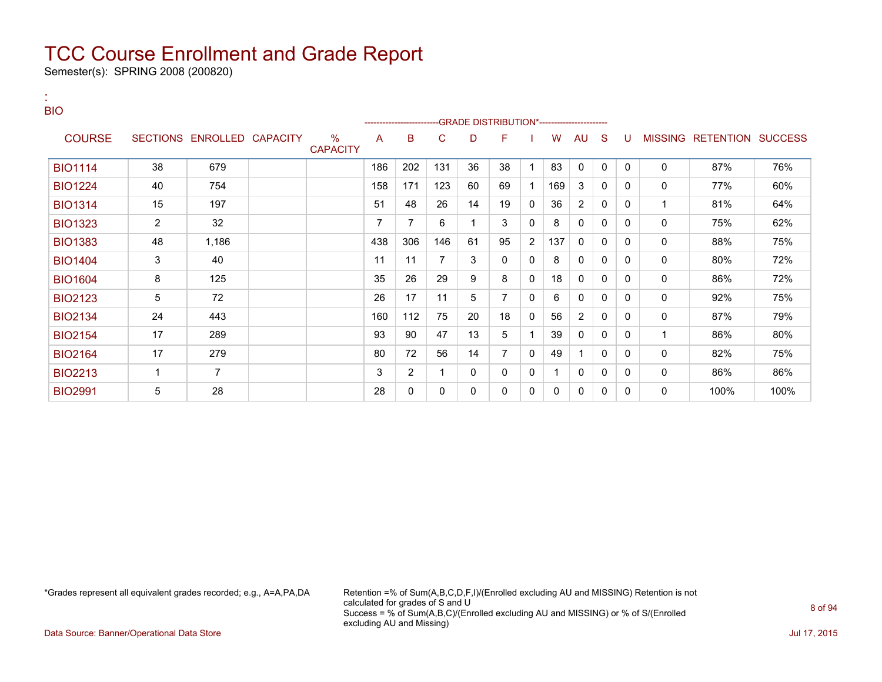# TCC Course Enrollment and Grade Report

Semester(s): SPRING 2008 (200820)

:
BIO

| COURSE | SECTIONS | ENROLLED | CAPACITY | % CAPACITY | A | B | C | D | F | I | W | AU | S | U | MISSING | RETENTION | SUCCESS |
|---|---|---|---|---|---|---|---|---|---|---|---|---|---|---|---|---|---|
| | | | | | -------------------------GRADE DISTRIBUTION* | | | | | | | | | ---------------------- | | | |
| BIO1114 | 38 | 679 | | | 186 | 202 | 131 | 36 | 38 | 1 | 83 | 0 | 0 | 0 | 0 | 87% | 76% |
| BIO1224 | 40 | 754 | | | 158 | 171 | 123 | 60 | 69 | 1 | 169 | 3 | 0 | 0 | 0 | 77% | 60% |
| BIO1314 | 15 | 197 | | | 51 | 48 | 26 | 14 | 19 | 0 | 36 | 2 | 0 | 0 | 1 | 81% | 64% |
| BIO1323 | 2 | 32 | | | 7 | 7 | 6 | 1 | 3 | 0 | 8 | 0 | 0 | 0 | 0 | 75% | 62% |
| BIO1383 | 48 | 1,186 | | | 438 | 306 | 146 | 61 | 95 | 2 | 137 | 0 | 0 | 0 | 0 | 88% | 75% |
| BIO1404 | 3 | 40 | | | 11 | 11 | 7 | 3 | 0 | 0 | 8 | 0 | 0 | 0 | 0 | 80% | 72% |
| BIO1604 | 8 | 125 | | | 35 | 26 | 29 | 9 | 8 | 0 | 18 | 0 | 0 | 0 | 0 | 86% | 72% |
| BIO2123 | 5 | 72 | | | 26 | 17 | 11 | 5 | 7 | 0 | 6 | 0 | 0 | 0 | 0 | 92% | 75% |
| BIO2134 | 24 | 443 | | | 160 | 112 | 75 | 20 | 18 | 0 | 56 | 2 | 0 | 0 | 0 | 87% | 79% |
| BIO2154 | 17 | 289 | | | 93 | 90 | 47 | 13 | 5 | 1 | 39 | 0 | 0 | 0 | 1 | 86% | 80% |
| BIO2164 | 17 | 279 | | | 80 | 72 | 56 | 14 | 7 | 0 | 49 | 1 | 0 | 0 | 0 | 82% | 75% |
| BIO2213 | 1 | 7 | | | 3 | 2 | 1 | 0 | 0 | 0 | 1 | 0 | 0 | 0 | 0 | 86% | 86% |
| BIO2991 | 5 | 28 | | | 28 | 0 | 0 | 0 | 0 | 0 | 0 | 0 | 0 | 0 | 0 | 100% | 100% |

*Grades represent all equivalent grades recorded; e.g., A=A,PA,DA

Retention =% of Sum(A,B,C,D,F,I)/(Enrolled excluding AU and MISSING) Retention is not calculated for grades of S and U
Success = % of Sum(A,B,C)/(Enrolled excluding AU and MISSING) or % of S/(Enrolled excluding AU and Missing)

Data Source: Banner/Operational Data Store

Jul 17, 2015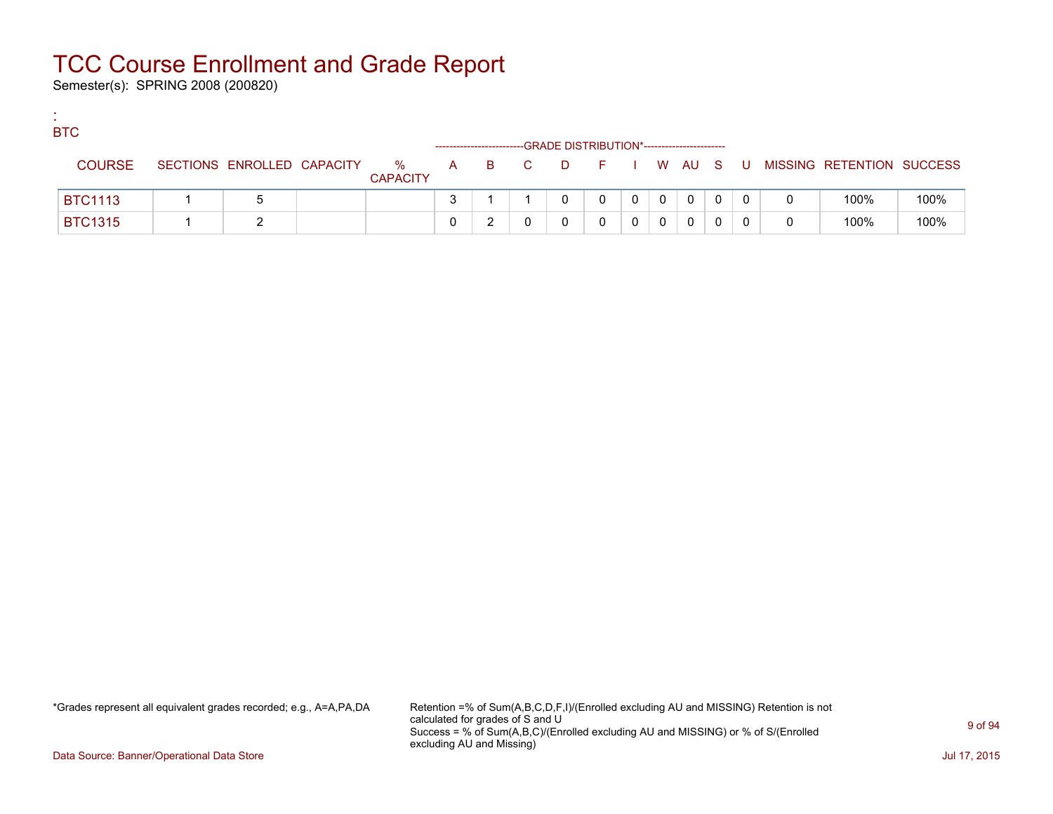# TCC Course Enrollment and Grade Report

Semester(s): SPRING 2008 (200820)

:
BTC

| COURSE | SECTIONS | ENROLLED | CAPACITY | % CAPACITY | A | B | C | D | F | I | W | AU | S | U | MISSING | RETENTION | SUCCESS |
|---|---|---|---|---|---|---|---|---|---|---|---|---|---|---|---|---|---|
| | | | | | GRADE DISTRIBUTION* | | | | | | | | | | | | |
| BTC1113 | 1 | 5 | | | 3 | 1 | 1 | 0 | 0 | 0 | 0 | 0 | 0 | 0 | 0 | 100% | 100% |
| BTC1315 | 1 | 2 | | | 0 | 2 | 0 | 0 | 0 | 0 | 0 | 0 | 0 | 0 | 0 | 100% | 100% |

*Grades represent all equivalent grades recorded; e.g., A=A,PA,DA

Retention =% of Sum(A,B,C,D,F,I)/(Enrolled excluding AU and MISSING) Retention is not calculated for grades of S and U
Success = % of Sum(A,B,C)/(Enrolled excluding AU and MISSING) or % of S/(Enrolled excluding AU and Missing)

Data Source: Banner/Operational Data Store

Jul 17, 2015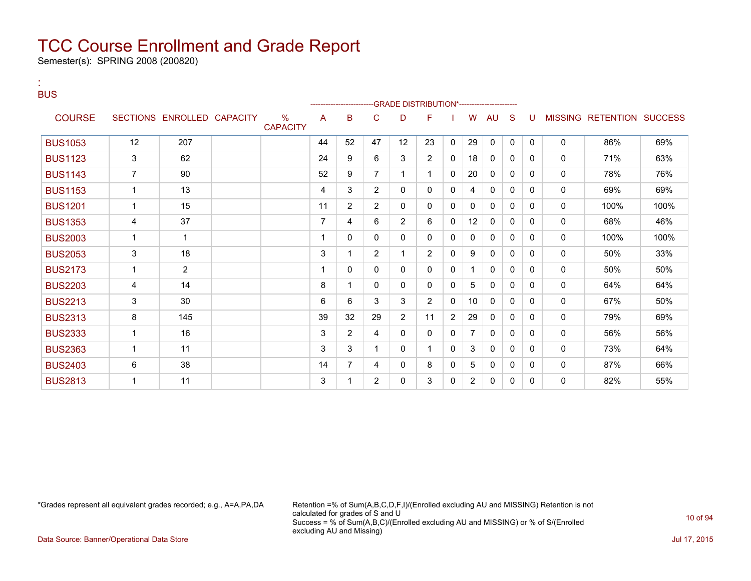# TCC Course Enrollment and Grade Report

Semester(s): SPRING 2008 (200820)

:
BUS

| COURSE | SECTIONS | ENROLLED | CAPACITY | % CAPACITY | A | B | C | D | F | I | W | AU | S | U | MISSING | RETENTION | SUCCESS |
|---|---|---|---|---|---|---|---|---|---|---|---|---|---|---|---|---|---|
| | | | | | GRADE DISTRIBUTION* | | | | | | | | | | | | |
| BUS1053 | 12 | 207 | | | 44 | 52 | 47 | 12 | 23 | 0 | 29 | 0 | 0 | 0 | 0 | 86% | 69% |
| BUS1123 | 3 | 62 | | | 24 | 9 | 6 | 3 | 2 | 0 | 18 | 0 | 0 | 0 | 0 | 71% | 63% |
| BUS1143 | 7 | 90 | | | 52 | 9 | 7 | 1 | 1 | 0 | 20 | 0 | 0 | 0 | 0 | 78% | 76% |
| BUS1153 | 1 | 13 | | | 4 | 3 | 2 | 0 | 0 | 0 | 4 | 0 | 0 | 0 | 0 | 69% | 69% |
| BUS1201 | 1 | 15 | | | 11 | 2 | 2 | 0 | 0 | 0 | 0 | 0 | 0 | 0 | 0 | 100% | 100% |
| BUS1353 | 4 | 37 | | | 7 | 4 | 6 | 2 | 6 | 0 | 12 | 0 | 0 | 0 | 0 | 68% | 46% |
| BUS2003 | 1 | 1 | | | 1 | 0 | 0 | 0 | 0 | 0 | 0 | 0 | 0 | 0 | 0 | 100% | 100% |
| BUS2053 | 3 | 18 | | | 3 | 1 | 2 | 1 | 2 | 0 | 9 | 0 | 0 | 0 | 0 | 50% | 33% |
| BUS2173 | 1 | 2 | | | 1 | 0 | 0 | 0 | 0 | 0 | 1 | 0 | 0 | 0 | 0 | 50% | 50% |
| BUS2203 | 4 | 14 | | | 8 | 1 | 0 | 0 | 0 | 0 | 5 | 0 | 0 | 0 | 0 | 64% | 64% |
| BUS2213 | 3 | 30 | | | 6 | 6 | 3 | 3 | 2 | 0 | 10 | 0 | 0 | 0 | 0 | 67% | 50% |
| BUS2313 | 8 | 145 | | | 39 | 32 | 29 | 2 | 11 | 2 | 29 | 0 | 0 | 0 | 0 | 79% | 69% |
| BUS2333 | 1 | 16 | | | 3 | 2 | 4 | 0 | 0 | 0 | 7 | 0 | 0 | 0 | 0 | 56% | 56% |
| BUS2363 | 1 | 11 | | | 3 | 3 | 1 | 0 | 1 | 0 | 3 | 0 | 0 | 0 | 0 | 73% | 64% |
| BUS2403 | 6 | 38 | | | 14 | 7 | 4 | 0 | 8 | 0 | 5 | 0 | 0 | 0 | 0 | 87% | 66% |
| BUS2813 | 1 | 11 | | | 3 | 1 | 2 | 0 | 3 | 0 | 2 | 0 | 0 | 0 | 0 | 82% | 55% |

*Grades represent all equivalent grades recorded; e.g., A=A,PA,DA

Retention =% of Sum(A,B,C,D,F,I)/(Enrolled excluding AU and MISSING) Retention is not calculated for grades of S and U
Success = % of Sum(A,B,C)/(Enrolled excluding AU and MISSING) or % of S/(Enrolled excluding AU and Missing)

Data Source: Banner/Operational Data Store

Jul 17, 2015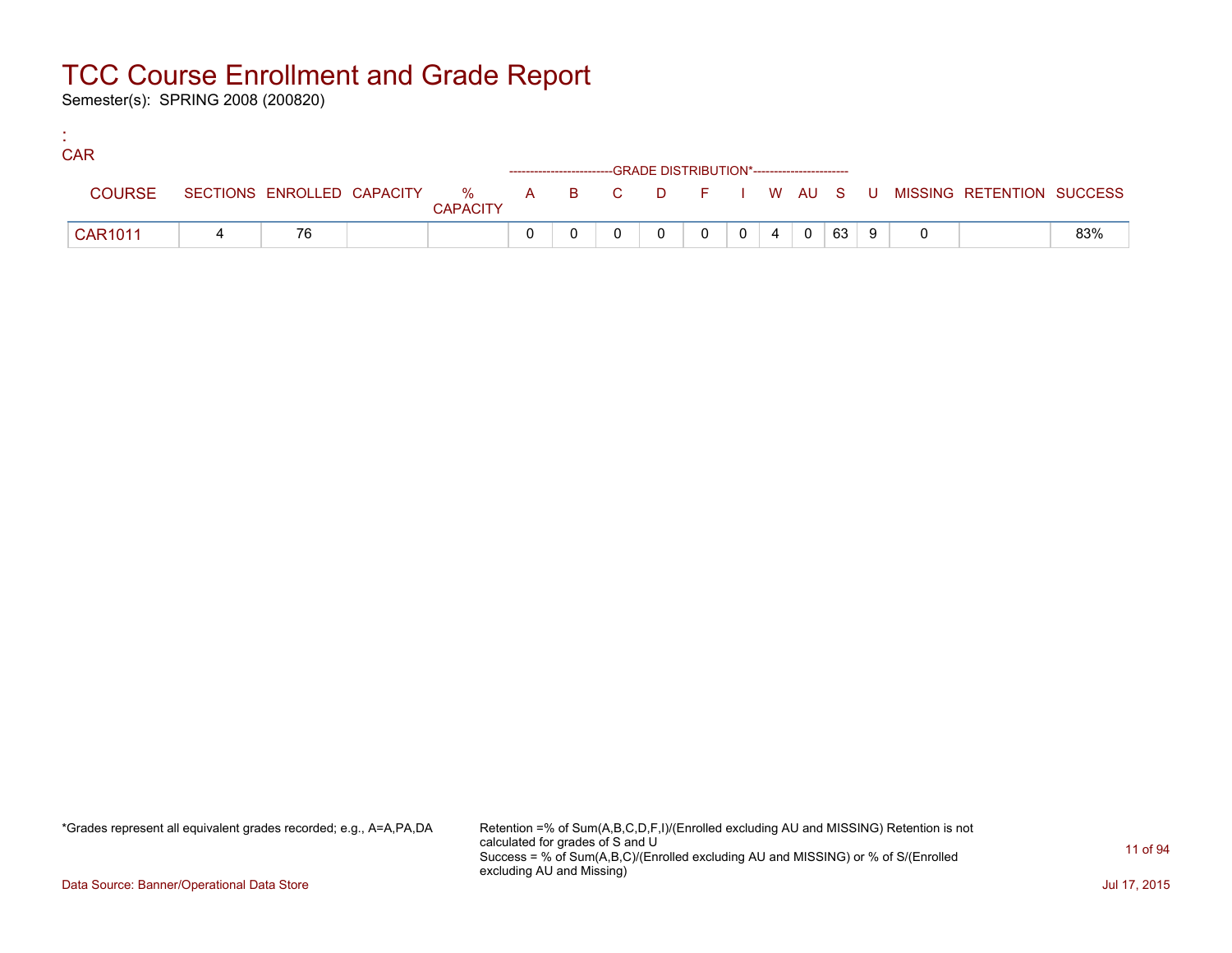# TCC Course Enrollment and Grade Report

Semester(s): SPRING 2008 (200820)

:
CAR

| COURSE | SECTIONS | ENROLLED | CAPACITY | % CAPACITY | A | B | C | D | F | I | W | AU | S | U | MISSING | RETENTION | SUCCESS |
|---|---|---|---|---|---|---|---|---|---|---|---|---|---|---|---|---|---|
| | | | | | GRADE DISTRIBUTION* | | | | | | | | | | | | |
| CAR1011 | 4 | 76 | | | 0 | 0 | 0 | 0 | 0 | 0 | 4 | 0 | 63 | 9 | 0 | | 83% |

*Grades represent all equivalent grades recorded; e.g., A=A,PA,DA

Retention =% of Sum(A,B,C,D,F,I)/(Enrolled excluding AU and MISSING) Retention is not calculated for grades of S and U
Success = % of Sum(A,B,C)/(Enrolled excluding AU and MISSING) or % of S/(Enrolled excluding AU and Missing)

Data Source: Banner/Operational Data Store

Jul 17, 2015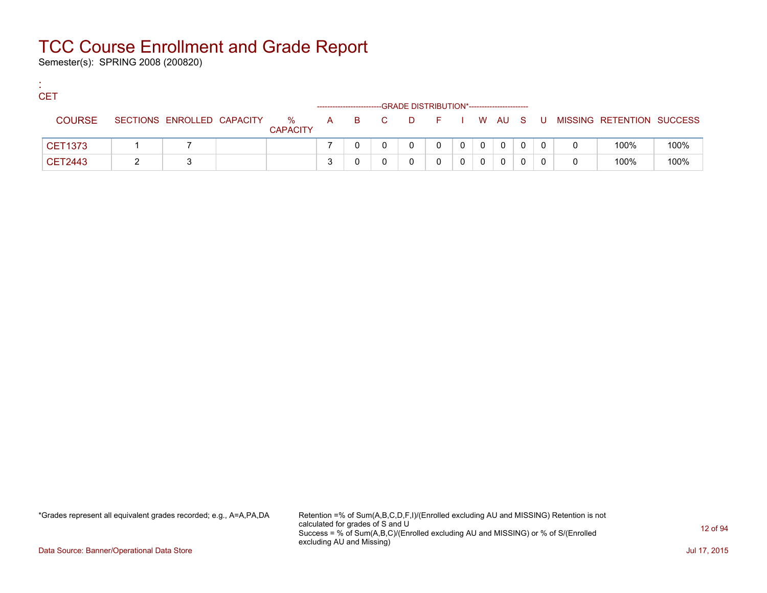# TCC Course Enrollment and Grade Report

Semester(s): SPRING 2008 (200820)

:

CET

| COURSE | SECTIONS | ENROLLED | CAPACITY | % CAPACITY | A | B | C | D | F | I | W | AU | S | U | MISSING | RETENTION | SUCCESS |
|---|---|---|---|---|---|---|---|---|---|---|---|---|---|---|---|---|---|
| | | | | | GRADE DISTRIBUTION* | | | | | | | | | | | | |
| CET1373 | 1 | 7 | | | 7 | 0 | 0 | 0 | 0 | 0 | 0 | 0 | 0 | 0 | 0 | 100% | 100% |
| CET2443 | 2 | 3 | | | 3 | 0 | 0 | 0 | 0 | 0 | 0 | 0 | 0 | 0 | 0 | 100% | 100% |

*Grades represent all equivalent grades recorded; e.g., A=A,PA,DA

Retention =% of Sum(A,B,C,D,F,I)/(Enrolled excluding AU and MISSING) Retention is not calculated for grades of S and U
Success = % of Sum(A,B,C)/(Enrolled excluding AU and MISSING) or % of S/(Enrolled excluding AU and Missing)

Data Source: Banner/Operational Data Store

Jul 17, 2015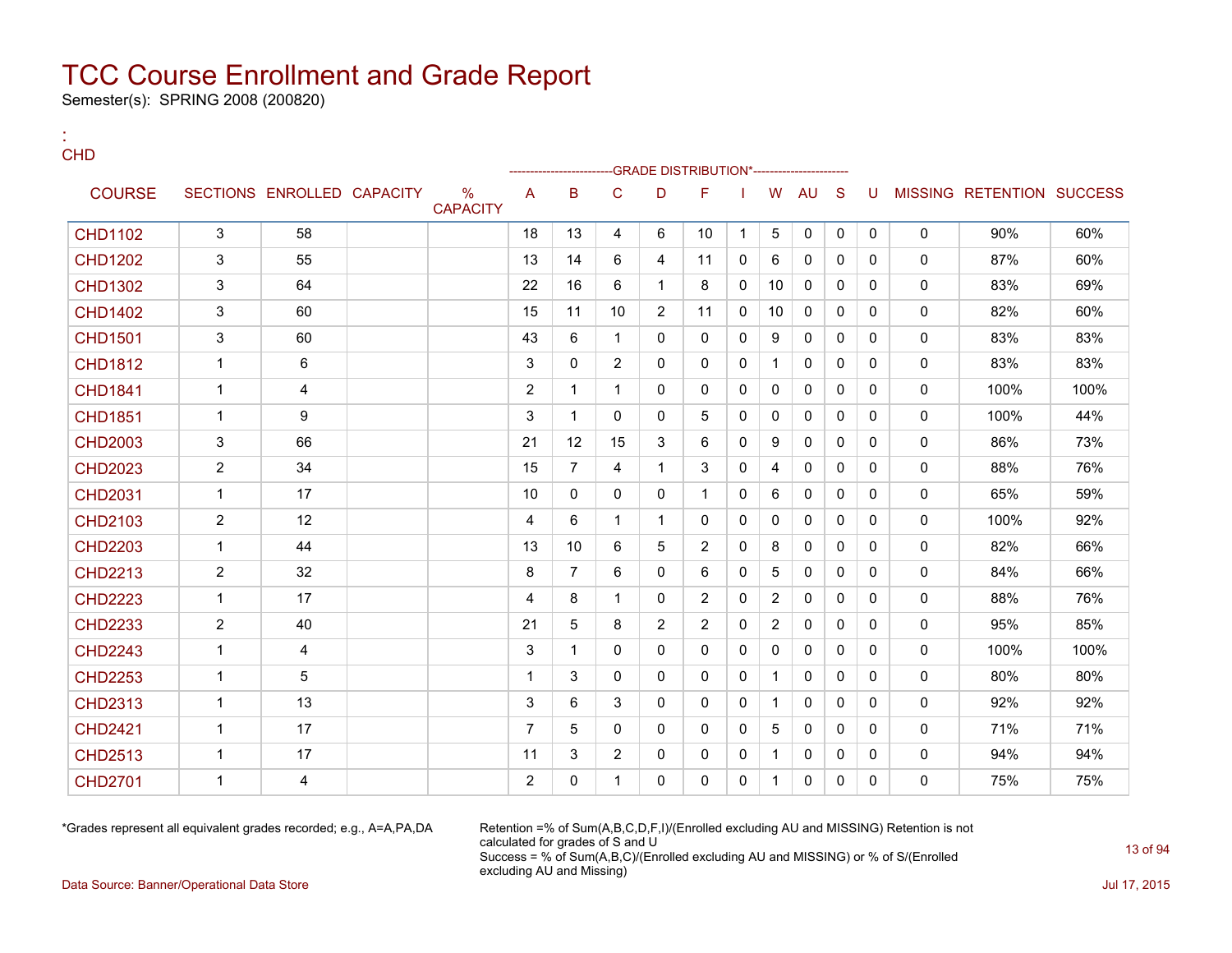# TCC Course Enrollment and Grade Report

Semester(s): SPRING 2008 (200820)

:
CHD

| COURSE | SECTIONS | ENROLLED | CAPACITY | % CAPACITY | A | B | C | D | F | I | W | AU | S | U | MISSING | RETENTION | SUCCESS |
|---|---|---|---|---|---|---|---|---|---|---|---|---|---|---|---|---|---|
| | | | | | GRADE DISTRIBUTION* | | | | | | | | | | | | |
| CHD1102 | 3 | 58 | | | 18 | 13 | 4 | 6 | 10 | 1 | 5 | 0 | 0 | 0 | 0 | 90% | 60% |
| CHD1202 | 3 | 55 | | | 13 | 14 | 6 | 4 | 11 | 0 | 6 | 0 | 0 | 0 | 0 | 87% | 60% |
| CHD1302 | 3 | 64 | | | 22 | 16 | 6 | 1 | 8 | 0 | 10 | 0 | 0 | 0 | 0 | 83% | 69% |
| CHD1402 | 3 | 60 | | | 15 | 11 | 10 | 2 | 11 | 0 | 10 | 0 | 0 | 0 | 0 | 82% | 60% |
| CHD1501 | 3 | 60 | | | 43 | 6 | 1 | 0 | 0 | 0 | 9 | 0 | 0 | 0 | 0 | 83% | 83% |
| CHD1812 | 1 | 6 | | | 3 | 0 | 2 | 0 | 0 | 0 | 1 | 0 | 0 | 0 | 0 | 83% | 83% |
| CHD1841 | 1 | 4 | | | 2 | 1 | 1 | 0 | 0 | 0 | 0 | 0 | 0 | 0 | 0 | 100% | 100% |
| CHD1851 | 1 | 9 | | | 3 | 1 | 0 | 0 | 5 | 0 | 0 | 0 | 0 | 0 | 0 | 100% | 44% |
| CHD2003 | 3 | 66 | | | 21 | 12 | 15 | 3 | 6 | 0 | 9 | 0 | 0 | 0 | 0 | 86% | 73% |
| CHD2023 | 2 | 34 | | | 15 | 7 | 4 | 1 | 3 | 0 | 4 | 0 | 0 | 0 | 0 | 88% | 76% |
| CHD2031 | 1 | 17 | | | 10 | 0 | 0 | 0 | 1 | 0 | 6 | 0 | 0 | 0 | 0 | 65% | 59% |
| CHD2103 | 2 | 12 | | | 4 | 6 | 1 | 1 | 0 | 0 | 0 | 0 | 0 | 0 | 0 | 100% | 92% |
| CHD2203 | 1 | 44 | | | 13 | 10 | 6 | 5 | 2 | 0 | 8 | 0 | 0 | 0 | 0 | 82% | 66% |
| CHD2213 | 2 | 32 | | | 8 | 7 | 6 | 0 | 6 | 0 | 5 | 0 | 0 | 0 | 0 | 84% | 66% |
| CHD2223 | 1 | 17 | | | 4 | 8 | 1 | 0 | 2 | 0 | 2 | 0 | 0 | 0 | 0 | 88% | 76% |
| CHD2233 | 2 | 40 | | | 21 | 5 | 8 | 2 | 2 | 0 | 2 | 0 | 0 | 0 | 0 | 95% | 85% |
| CHD2243 | 1 | 4 | | | 3 | 1 | 0 | 0 | 0 | 0 | 0 | 0 | 0 | 0 | 0 | 100% | 100% |
| CHD2253 | 1 | 5 | | | 1 | 3 | 0 | 0 | 0 | 0 | 1 | 0 | 0 | 0 | 0 | 80% | 80% |
| CHD2313 | 1 | 13 | | | 3 | 6 | 3 | 0 | 0 | 0 | 1 | 0 | 0 | 0 | 0 | 92% | 92% |
| CHD2421 | 1 | 17 | | | 7 | 5 | 0 | 0 | 0 | 0 | 5 | 0 | 0 | 0 | 0 | 71% | 71% |
| CHD2513 | 1 | 17 | | | 11 | 3 | 2 | 0 | 0 | 0 | 1 | 0 | 0 | 0 | 0 | 94% | 94% |
| CHD2701 | 1 | 4 | | | 2 | 0 | 1 | 0 | 0 | 0 | 1 | 0 | 0 | 0 | 0 | 75% | 75% |

*Grades represent all equivalent grades recorded; e.g., A=A,PA,DA

Retention =% of Sum(A,B,C,D,F,I)/(Enrolled excluding AU and MISSING) Retention is not calculated for grades of S and U
Success = % of Sum(A,B,C)/(Enrolled excluding AU and MISSING) or % of S/(Enrolled excluding AU and Missing)

Data Source: Banner/Operational Data Store

Jul 17, 2015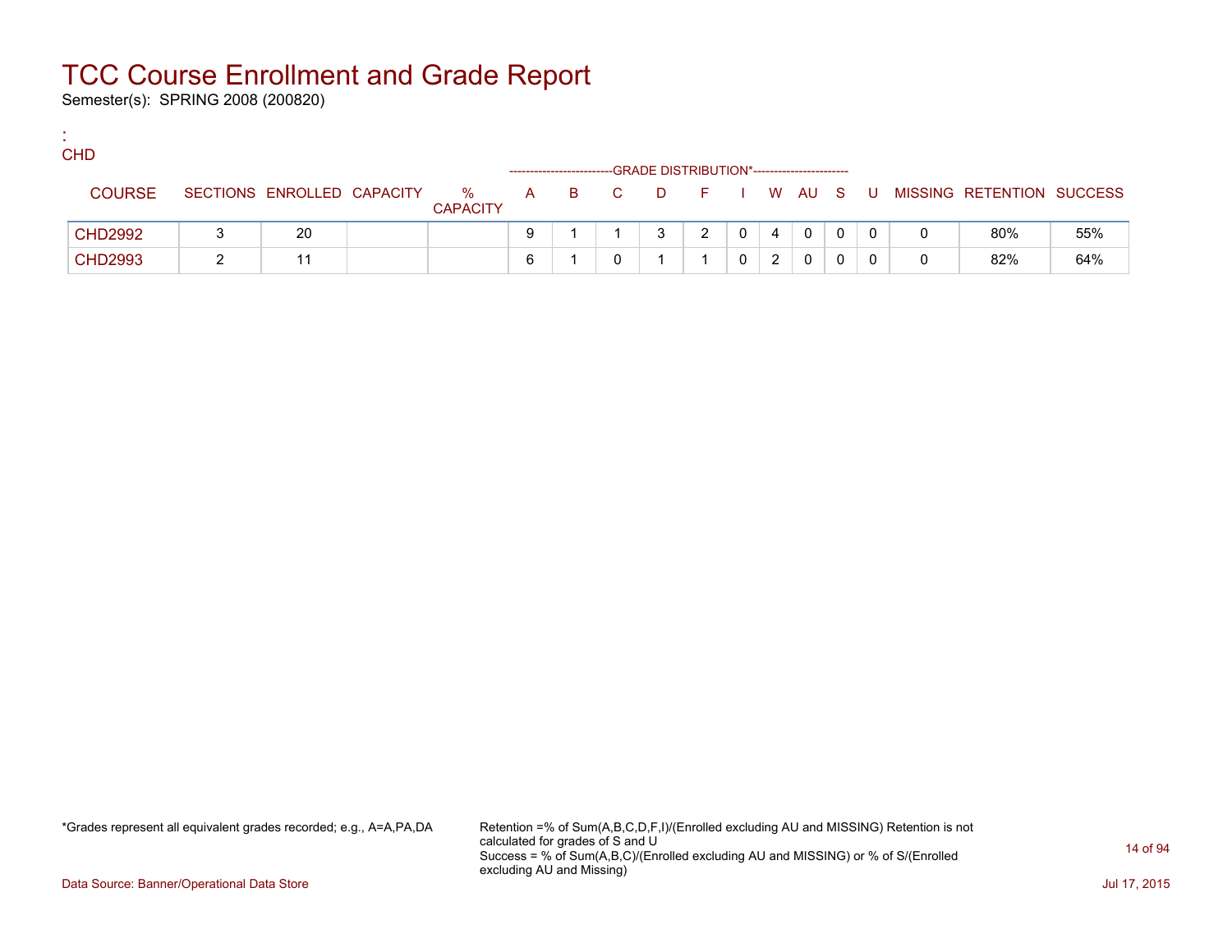# TCC Course Enrollment and Grade Report

Semester(s): SPRING 2008 (200820)

:
CHD

| COURSE | SECTIONS | ENROLLED | CAPACITY | % CAPACITY | A | B | C | D | F | I | W | AU | S | U | MISSING | RETENTION | SUCCESS |
|---|---|---|---|---|---|---|---|---|---|---|---|---|---|---|---|---|---|
| | | | | | GRADE DISTRIBUTION* | | | | | | | | | | | | |
| CHD2992 | 3 | 20 | | | 9 | 1 | 1 | 3 | 2 | 0 | 4 | 0 | 0 | 0 | 0 | 80% | 55% |
| CHD2993 | 2 | 11 | | | 6 | 1 | 0 | 1 | 1 | 0 | 2 | 0 | 0 | 0 | 0 | 82% | 64% |

*Grades represent all equivalent grades recorded; e.g., A=A,PA,DA

Retention =% of Sum(A,B,C,D,F,I)/(Enrolled excluding AU and MISSING) Retention is not calculated for grades of S and U
Success = % of Sum(A,B,C)/(Enrolled excluding AU and MISSING) or % of S/(Enrolled excluding AU and Missing)

Data Source: Banner/Operational Data Store

Jul 17, 2015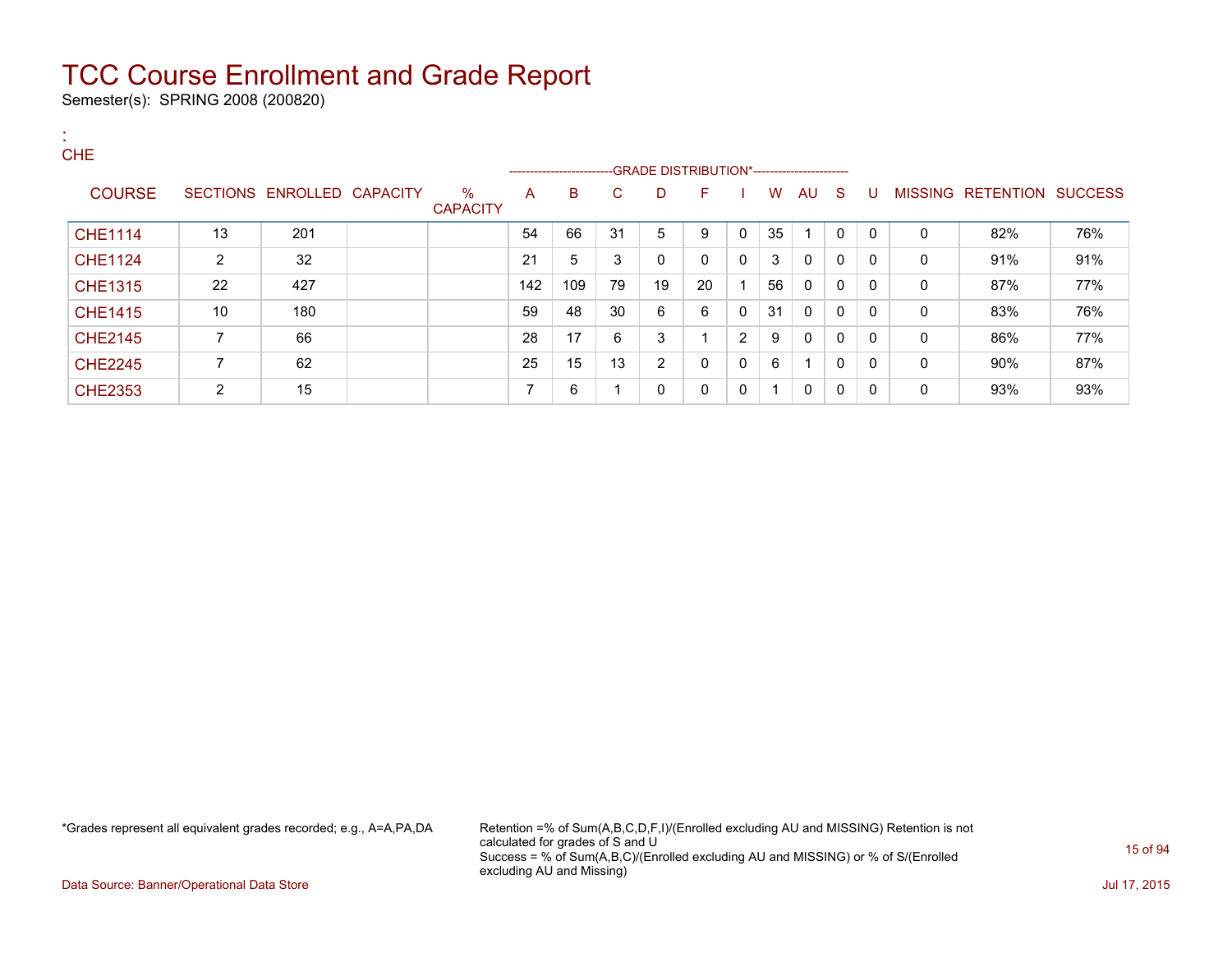# TCC Course Enrollment and Grade Report

Semester(s): SPRING 2008 (200820)

:
CHE

| COURSE | SECTIONS | ENROLLED | CAPACITY | % CAPACITY | A | B | C | D | F | I | W | AU | S | U | MISSING | RETENTION | SUCCESS |
|---|---|---|---|---|---|---|---|---|---|---|---|---|---|---|---|---|---|
| | | | | | GRADE DISTRIBUTION* | | | | | | | | | | | | |
| CHE1114 | 13 | 201 | | | 54 | 66 | 31 | 5 | 9 | 0 | 35 | 1 | 0 | 0 | 0 | 82% | 76% |
| CHE1124 | 2 | 32 | | | 21 | 5 | 3 | 0 | 0 | 0 | 3 | 0 | 0 | 0 | 0 | 91% | 91% |
| CHE1315 | 22 | 427 | | | 142 | 109 | 79 | 19 | 20 | 1 | 56 | 0 | 0 | 0 | 0 | 87% | 77% |
| CHE1415 | 10 | 180 | | | 59 | 48 | 30 | 6 | 6 | 0 | 31 | 0 | 0 | 0 | 0 | 83% | 76% |
| CHE2145 | 7 | 66 | | | 28 | 17 | 6 | 3 | 1 | 2 | 9 | 0 | 0 | 0 | 0 | 86% | 77% |
| CHE2245 | 7 | 62 | | | 25 | 15 | 13 | 2 | 0 | 0 | 6 | 1 | 0 | 0 | 0 | 90% | 87% |
| CHE2353 | 2 | 15 | | | 7 | 6 | 1 | 0 | 0 | 0 | 1 | 0 | 0 | 0 | 0 | 93% | 93% |

*Grades represent all equivalent grades recorded; e.g., A=A,PA,DA

Retention =% of Sum(A,B,C,D,F,I)/(Enrolled excluding AU and MISSING) Retention is not calculated for grades of S and U
Success = % of Sum(A,B,C)/(Enrolled excluding AU and MISSING) or % of S/(Enrolled excluding AU and Missing)

Data Source: Banner/Operational Data Store

Jul 17, 2015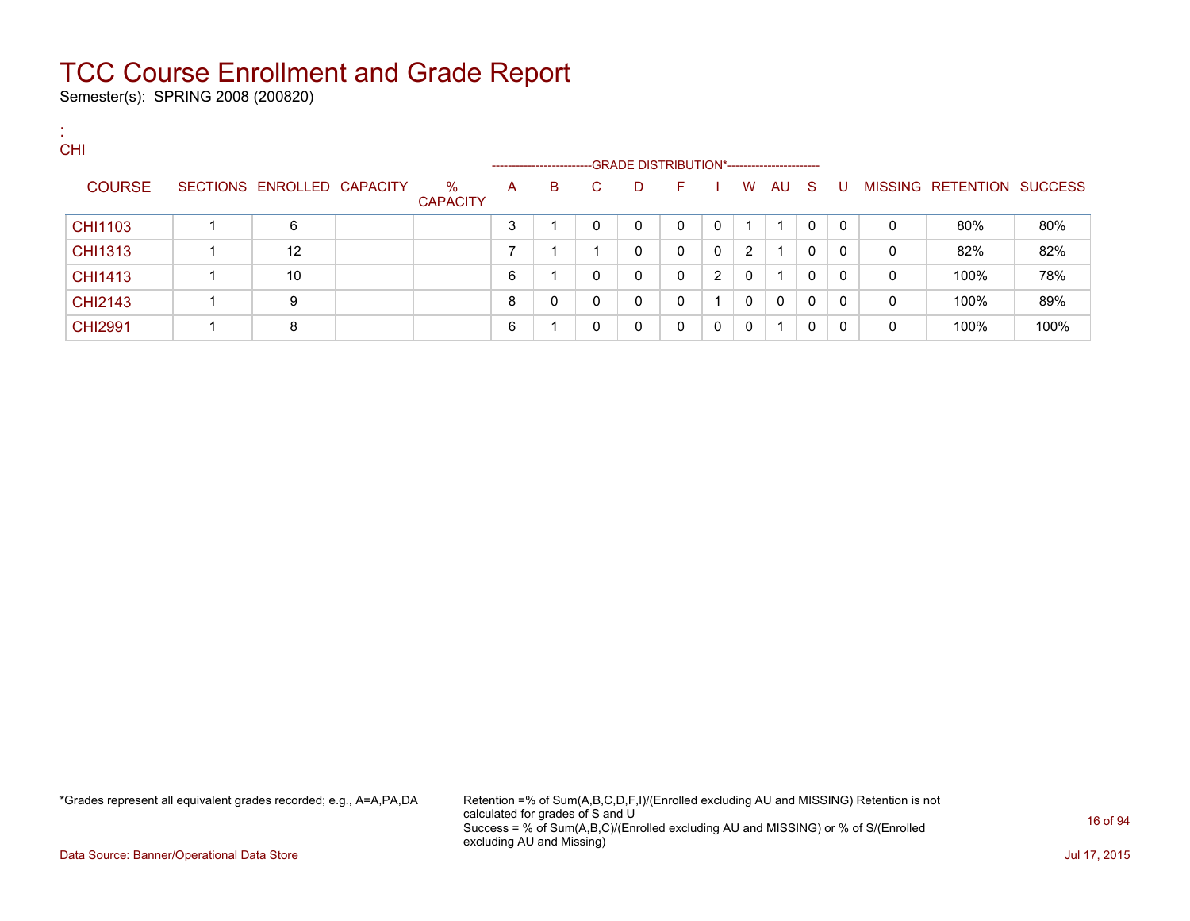# TCC Course Enrollment and Grade Report

Semester(s): SPRING 2008 (200820)

:
CHI

| COURSE | SECTIONS | ENROLLED | CAPACITY | % CAPACITY | A | B | C | D | F | I | W | AU | S | U | MISSING | RETENTION | SUCCESS |
|---|---|---|---|---|---|---|---|---|---|---|---|---|---|---|---|---|---|
| | | | | | GRADE DISTRIBUTION* | | | | | | | | | | | | |
| CHI1103 | 1 | 6 | | | 3 | 1 | 0 | 0 | 0 | 0 | 1 | 1 | 0 | 0 | 0 | 80% | 80% |
| CHI1313 | 1 | 12 | | | 7 | 1 | 1 | 0 | 0 | 0 | 2 | 1 | 0 | 0 | 0 | 82% | 82% |
| CHI1413 | 1 | 10 | | | 6 | 1 | 0 | 0 | 0 | 2 | 0 | 1 | 0 | 0 | 0 | 100% | 78% |
| CHI2143 | 1 | 9 | | | 8 | 0 | 0 | 0 | 0 | 1 | 0 | 0 | 0 | 0 | 0 | 100% | 89% |
| CHI2991 | 1 | 8 | | | 6 | 1 | 0 | 0 | 0 | 0 | 0 | 1 | 0 | 0 | 0 | 100% | 100% |

*Grades represent all equivalent grades recorded; e.g., A=A,PA,DA

Retention =% of Sum(A,B,C,D,F,I)/(Enrolled excluding AU and MISSING) Retention is not calculated for grades of S and U
Success = % of Sum(A,B,C)/(Enrolled excluding AU and MISSING) or % of S/(Enrolled excluding AU and Missing)

Data Source: Banner/Operational Data Store

Jul 17, 2015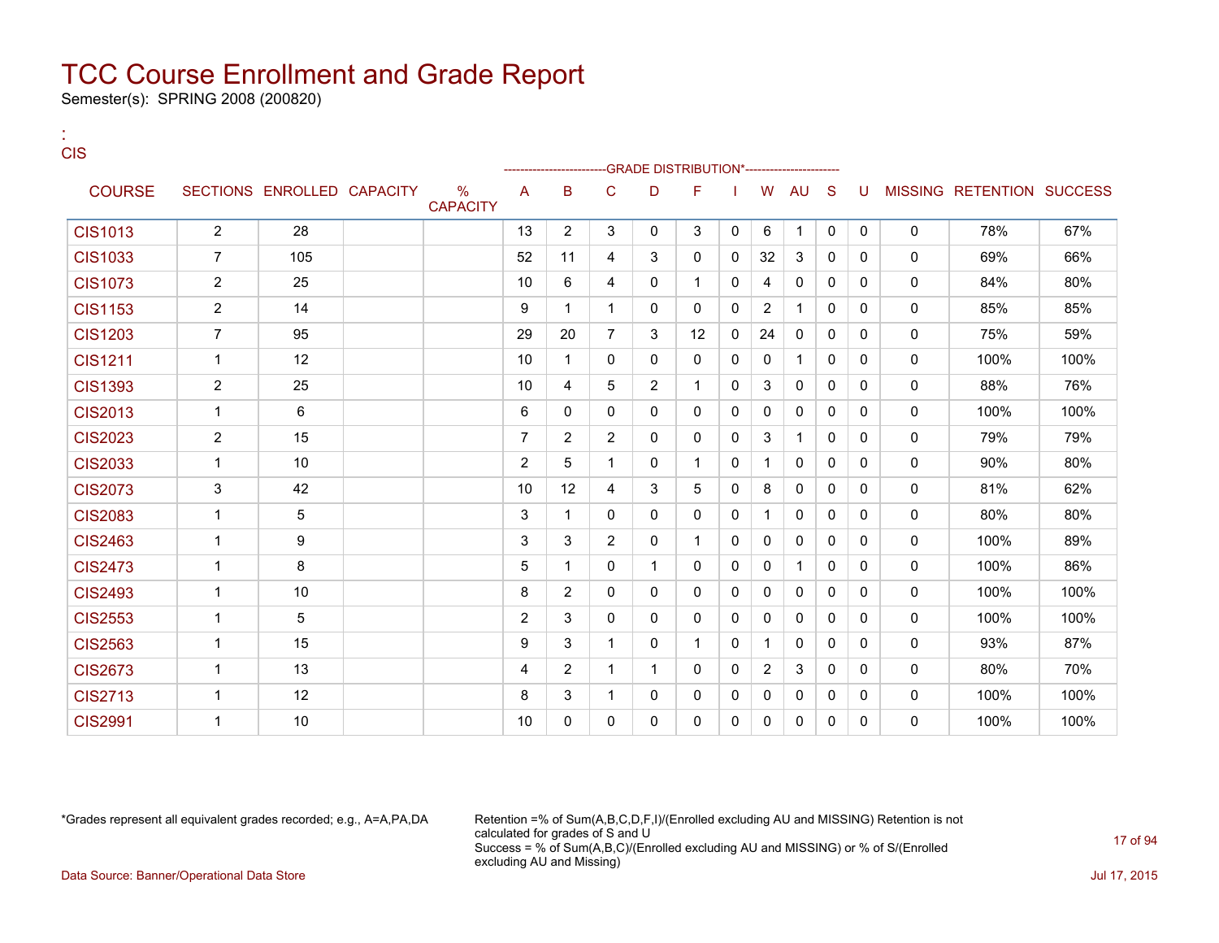# TCC Course Enrollment and Grade Report

Semester(s): SPRING 2008 (200820)

:
CIS

| COURSE | SECTIONS | ENROLLED | CAPACITY | % CAPACITY | A | B | C | D | F | I | W | AU | S | U | MISSING | RETENTION | SUCCESS |
|---|---|---|---|---|---|---|---|---|---|---|---|---|---|---|---|---|---|
| | | | | | -------------------------GRADE DISTRIBUTION*---------------------- | | | | | | | | | | | | |
| CIS1013 | 2 | 28 | | | 13 | 2 | 3 | 0 | 3 | 0 | 6 | 1 | 0 | 0 | 0 | 78% | 67% |
| CIS1033 | 7 | 105 | | | 52 | 11 | 4 | 3 | 0 | 0 | 32 | 3 | 0 | 0 | 0 | 69% | 66% |
| CIS1073 | 2 | 25 | | | 10 | 6 | 4 | 0 | 1 | 0 | 4 | 0 | 0 | 0 | 0 | 84% | 80% |
| CIS1153 | 2 | 14 | | | 9 | 1 | 1 | 0 | 0 | 0 | 2 | 1 | 0 | 0 | 0 | 85% | 85% |
| CIS1203 | 7 | 95 | | | 29 | 20 | 7 | 3 | 12 | 0 | 24 | 0 | 0 | 0 | 0 | 75% | 59% |
| CIS1211 | 1 | 12 | | | 10 | 1 | 0 | 0 | 0 | 0 | 0 | 1 | 0 | 0 | 0 | 100% | 100% |
| CIS1393 | 2 | 25 | | | 10 | 4 | 5 | 2 | 1 | 0 | 3 | 0 | 0 | 0 | 0 | 88% | 76% |
| CIS2013 | 1 | 6 | | | 6 | 0 | 0 | 0 | 0 | 0 | 0 | 0 | 0 | 0 | 0 | 100% | 100% |
| CIS2023 | 2 | 15 | | | 7 | 2 | 2 | 0 | 0 | 0 | 3 | 1 | 0 | 0 | 0 | 79% | 79% |
| CIS2033 | 1 | 10 | | | 2 | 5 | 1 | 0 | 1 | 0 | 1 | 0 | 0 | 0 | 0 | 90% | 80% |
| CIS2073 | 3 | 42 | | | 10 | 12 | 4 | 3 | 5 | 0 | 8 | 0 | 0 | 0 | 0 | 81% | 62% |
| CIS2083 | 1 | 5 | | | 3 | 1 | 0 | 0 | 0 | 0 | 1 | 0 | 0 | 0 | 0 | 80% | 80% |
| CIS2463 | 1 | 9 | | | 3 | 3 | 2 | 0 | 1 | 0 | 0 | 0 | 0 | 0 | 0 | 100% | 89% |
| CIS2473 | 1 | 8 | | | 5 | 1 | 0 | 1 | 0 | 0 | 0 | 1 | 0 | 0 | 0 | 100% | 86% |
| CIS2493 | 1 | 10 | | | 8 | 2 | 0 | 0 | 0 | 0 | 0 | 0 | 0 | 0 | 0 | 100% | 100% |
| CIS2553 | 1 | 5 | | | 2 | 3 | 0 | 0 | 0 | 0 | 0 | 0 | 0 | 0 | 0 | 100% | 100% |
| CIS2563 | 1 | 15 | | | 9 | 3 | 1 | 0 | 1 | 0 | 1 | 0 | 0 | 0 | 0 | 93% | 87% |
| CIS2673 | 1 | 13 | | | 4 | 2 | 1 | 1 | 0 | 0 | 2 | 3 | 0 | 0 | 0 | 80% | 70% |
| CIS2713 | 1 | 12 | | | 8 | 3 | 1 | 0 | 0 | 0 | 0 | 0 | 0 | 0 | 0 | 100% | 100% |
| CIS2991 | 1 | 10 | | | 10 | 0 | 0 | 0 | 0 | 0 | 0 | 0 | 0 | 0 | 0 | 100% | 100% |

*Grades represent all equivalent grades recorded; e.g., A=A,PA,DA

Retention =% of Sum(A,B,C,D,F,I)/(Enrolled excluding AU and MISSING) Retention is not calculated for grades of S and U
Success = % of Sum(A,B,C)/(Enrolled excluding AU and MISSING) or % of S/(Enrolled excluding AU and Missing)

Data Source: Banner/Operational Data Store

Jul 17, 2015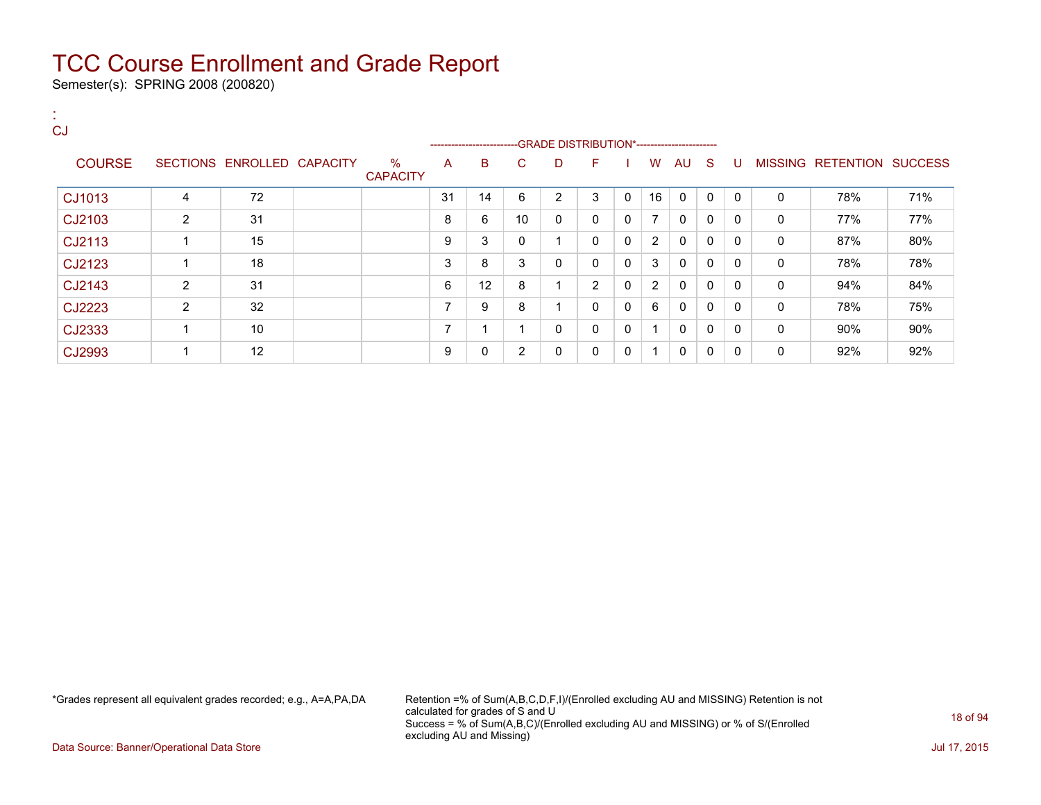# TCC Course Enrollment and Grade Report

Semester(s): SPRING 2008 (200820)

:
CJ

| COURSE | SECTIONS | ENROLLED | CAPACITY | % CAPACITY | A | B | C | D | F | I | W | AU | S | U | MISSING | RETENTION | SUCCESS |
|---|---|---|---|---|---|---|---|---|---|---|---|---|---|---|---|---|---|
| | | | | | GRADE DISTRIBUTION* | | | | | | | | | | | | |
| CJ1013 | 4 | 72 | | | 31 | 14 | 6 | 2 | 3 | 0 | 16 | 0 | 0 | 0 | 0 | 78% | 71% |
| CJ2103 | 2 | 31 | | | 8 | 6 | 10 | 0 | 0 | 0 | 7 | 0 | 0 | 0 | 0 | 77% | 77% |
| CJ2113 | 1 | 15 | | | 9 | 3 | 0 | 1 | 0 | 0 | 2 | 0 | 0 | 0 | 0 | 87% | 80% |
| CJ2123 | 1 | 18 | | | 3 | 8 | 3 | 0 | 0 | 0 | 3 | 0 | 0 | 0 | 0 | 78% | 78% |
| CJ2143 | 2 | 31 | | | 6 | 12 | 8 | 1 | 2 | 0 | 2 | 0 | 0 | 0 | 0 | 94% | 84% |
| CJ2223 | 2 | 32 | | | 7 | 9 | 8 | 1 | 0 | 0 | 6 | 0 | 0 | 0 | 0 | 78% | 75% |
| CJ2333 | 1 | 10 | | | 7 | 1 | 1 | 0 | 0 | 0 | 1 | 0 | 0 | 0 | 0 | 90% | 90% |
| CJ2993 | 1 | 12 | | | 9 | 0 | 2 | 0 | 0 | 0 | 1 | 0 | 0 | 0 | 0 | 92% | 92% |

*Grades represent all equivalent grades recorded; e.g., A=A,PA,DA

Retention =% of Sum(A,B,C,D,F,I)/(Enrolled excluding AU and MISSING) Retention is not calculated for grades of S and U
Success = % of Sum(A,B,C)/(Enrolled excluding AU and MISSING) or % of S/(Enrolled excluding AU and Missing)

Data Source: Banner/Operational Data Store

Jul 17, 2015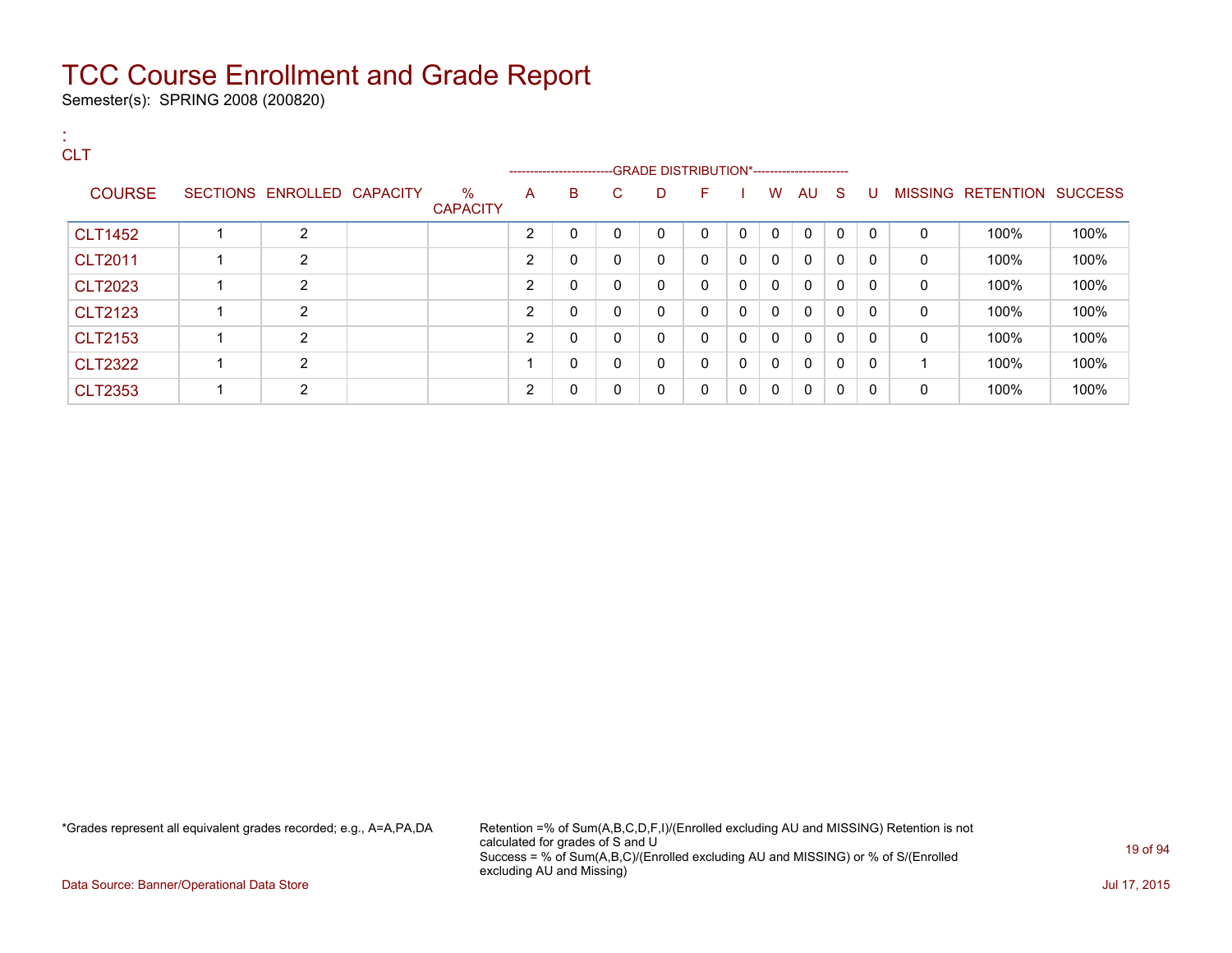# TCC Course Enrollment and Grade Report

Semester(s): SPRING 2008 (200820)

:
CLT

| COURSE | SECTIONS | ENROLLED | CAPACITY | % CAPACITY | A | B | C | D | F | I | W | AU | S | U | MISSING | RETENTION | SUCCESS |
|---|---|---|---|---|---|---|---|---|---|---|---|---|---|---|---|---|---|
| | | | | | GRADE DISTRIBUTION* | | | | | | | | | | | | |
| CLT1452 | 1 | 2 | | | 2 | 0 | 0 | 0 | 0 | 0 | 0 | 0 | 0 | 0 | 0 | 100% | 100% |
| CLT2011 | 1 | 2 | | | 2 | 0 | 0 | 0 | 0 | 0 | 0 | 0 | 0 | 0 | 0 | 100% | 100% |
| CLT2023 | 1 | 2 | | | 2 | 0 | 0 | 0 | 0 | 0 | 0 | 0 | 0 | 0 | 0 | 100% | 100% |
| CLT2123 | 1 | 2 | | | 2 | 0 | 0 | 0 | 0 | 0 | 0 | 0 | 0 | 0 | 0 | 100% | 100% |
| CLT2153 | 1 | 2 | | | 2 | 0 | 0 | 0 | 0 | 0 | 0 | 0 | 0 | 0 | 0 | 100% | 100% |
| CLT2322 | 1 | 2 | | | 1 | 0 | 0 | 0 | 0 | 0 | 0 | 0 | 0 | 0 | 1 | 100% | 100% |
| CLT2353 | 1 | 2 | | | 2 | 0 | 0 | 0 | 0 | 0 | 0 | 0 | 0 | 0 | 0 | 100% | 100% |

*Grades represent all equivalent grades recorded; e.g., A=A,PA,DA

Retention =% of Sum(A,B,C,D,F,I)/(Enrolled excluding AU and MISSING) Retention is not calculated for grades of S and U
Success = % of Sum(A,B,C)/(Enrolled excluding AU and MISSING) or % of S/(Enrolled excluding AU and Missing)

Data Source: Banner/Operational Data Store

Jul 17, 2015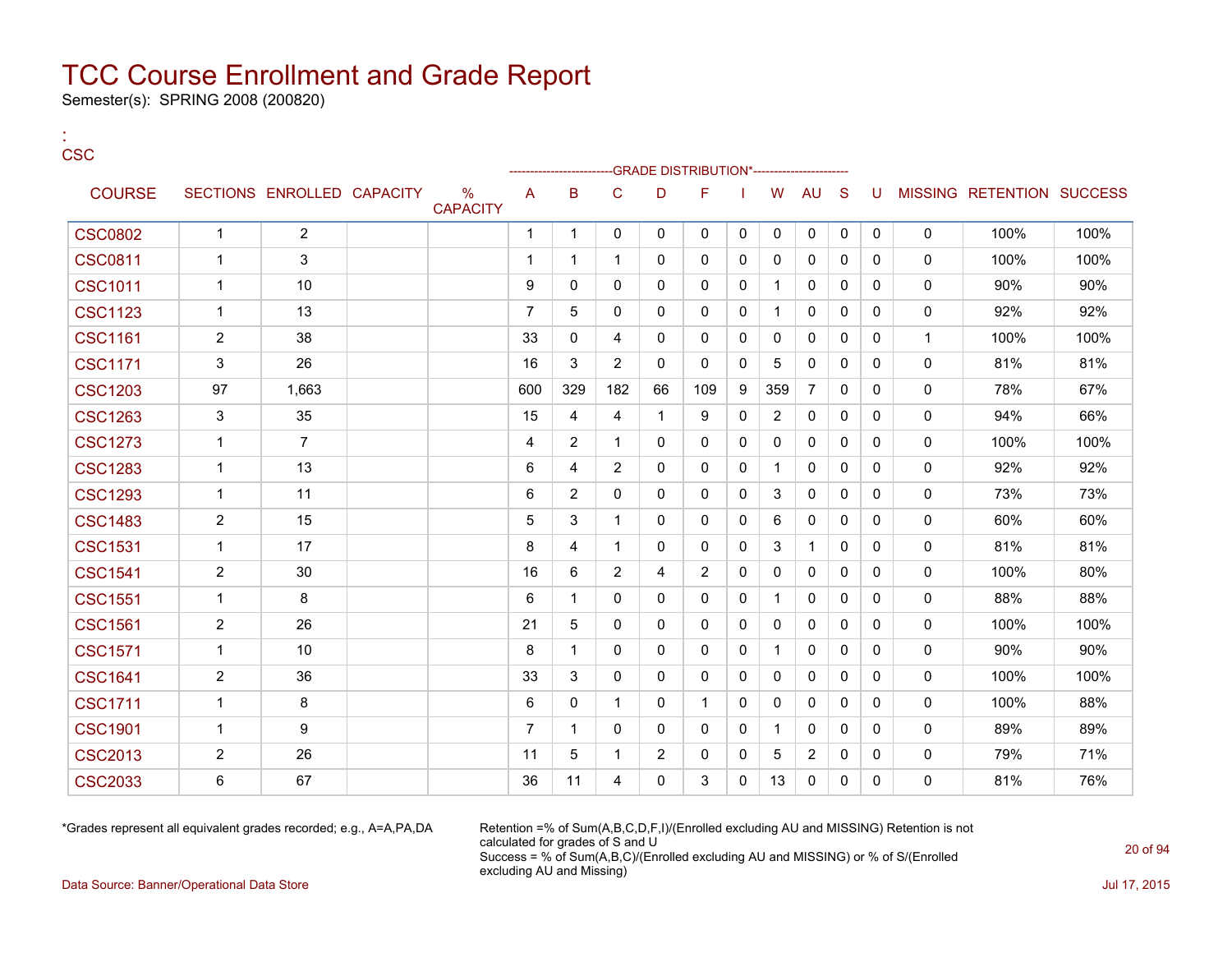# TCC Course Enrollment and Grade Report

Semester(s): SPRING 2008 (200820)

:
CSC

| COURSE | SECTIONS | ENROLLED | CAPACITY | % CAPACITY | A | B | C | D | F | I | W | AU | S | U | MISSING | RETENTION | SUCCESS |
|---|---|---|---|---|---|---|---|---|---|---|---|---|---|---|---|---|---|
| | | | | | -------------------------GRADE DISTRIBUTION*----------------------- | | | | | | | | | | | | |
| CSC0802 | 1 | 2 | | | 1 | 1 | 0 | 0 | 0 | 0 | 0 | 0 | 0 | 0 | 0 | 100% | 100% |
| CSC0811 | 1 | 3 | | | 1 | 1 | 1 | 0 | 0 | 0 | 0 | 0 | 0 | 0 | 0 | 100% | 100% |
| CSC1011 | 1 | 10 | | | 9 | 0 | 0 | 0 | 0 | 0 | 1 | 0 | 0 | 0 | 0 | 90% | 90% |
| CSC1123 | 1 | 13 | | | 7 | 5 | 0 | 0 | 0 | 0 | 1 | 0 | 0 | 0 | 0 | 92% | 92% |
| CSC1161 | 2 | 38 | | | 33 | 0 | 4 | 0 | 0 | 0 | 0 | 0 | 0 | 0 | 1 | 100% | 100% |
| CSC1171 | 3 | 26 | | | 16 | 3 | 2 | 0 | 0 | 0 | 5 | 0 | 0 | 0 | 0 | 81% | 81% |
| CSC1203 | 97 | 1,663 | | | 600 | 329 | 182 | 66 | 109 | 9 | 359 | 7 | 0 | 0 | 0 | 78% | 67% |
| CSC1263 | 3 | 35 | | | 15 | 4 | 4 | 1 | 9 | 0 | 2 | 0 | 0 | 0 | 0 | 94% | 66% |
| CSC1273 | 1 | 7 | | | 4 | 2 | 1 | 0 | 0 | 0 | 0 | 0 | 0 | 0 | 0 | 100% | 100% |
| CSC1283 | 1 | 13 | | | 6 | 4 | 2 | 0 | 0 | 0 | 1 | 0 | 0 | 0 | 0 | 92% | 92% |
| CSC1293 | 1 | 11 | | | 6 | 2 | 0 | 0 | 0 | 0 | 3 | 0 | 0 | 0 | 0 | 73% | 73% |
| CSC1483 | 2 | 15 | | | 5 | 3 | 1 | 0 | 0 | 0 | 6 | 0 | 0 | 0 | 0 | 60% | 60% |
| CSC1531 | 1 | 17 | | | 8 | 4 | 1 | 0 | 0 | 0 | 3 | 1 | 0 | 0 | 0 | 81% | 81% |
| CSC1541 | 2 | 30 | | | 16 | 6 | 2 | 4 | 2 | 0 | 0 | 0 | 0 | 0 | 0 | 100% | 80% |
| CSC1551 | 1 | 8 | | | 6 | 1 | 0 | 0 | 0 | 0 | 1 | 0 | 0 | 0 | 0 | 88% | 88% |
| CSC1561 | 2 | 26 | | | 21 | 5 | 0 | 0 | 0 | 0 | 0 | 0 | 0 | 0 | 0 | 100% | 100% |
| CSC1571 | 1 | 10 | | | 8 | 1 | 0 | 0 | 0 | 0 | 1 | 0 | 0 | 0 | 0 | 90% | 90% |
| CSC1641 | 2 | 36 | | | 33 | 3 | 0 | 0 | 0 | 0 | 0 | 0 | 0 | 0 | 0 | 100% | 100% |
| CSC1711 | 1 | 8 | | | 6 | 0 | 1 | 0 | 1 | 0 | 0 | 0 | 0 | 0 | 0 | 100% | 88% |
| CSC1901 | 1 | 9 | | | 7 | 1 | 0 | 0 | 0 | 0 | 1 | 0 | 0 | 0 | 0 | 89% | 89% |
| CSC2013 | 2 | 26 | | | 11 | 5 | 1 | 2 | 0 | 0 | 5 | 2 | 0 | 0 | 0 | 79% | 71% |
| CSC2033 | 6 | 67 | | | 36 | 11 | 4 | 0 | 3 | 0 | 13 | 0 | 0 | 0 | 0 | 81% | 76% |

*Grades represent all equivalent grades recorded; e.g., A=A,PA,DA

Retention =% of Sum(A,B,C,D,F,I)/(Enrolled excluding AU and MISSING) Retention is not calculated for grades of S and U
Success = % of Sum(A,B,C)/(Enrolled excluding AU and MISSING) or % of S/(Enrolled excluding AU and Missing)

Data Source: Banner/Operational Data Store

Jul 17, 2015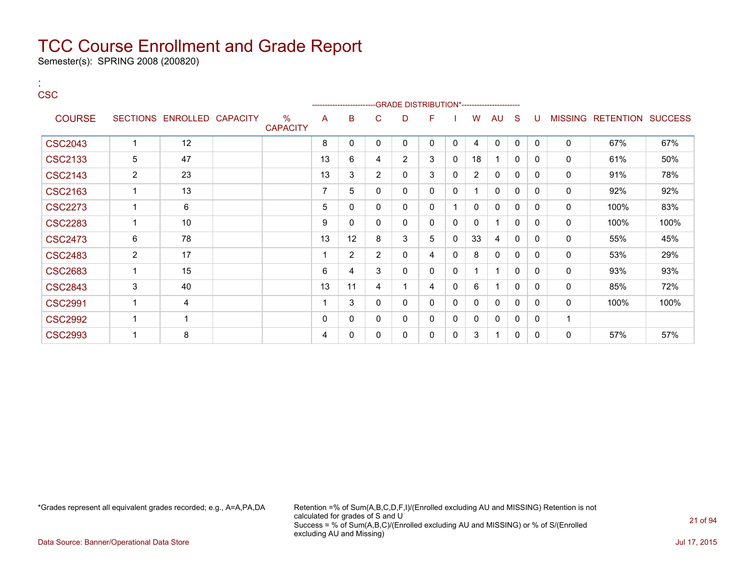# TCC Course Enrollment and Grade Report

Semester(s): SPRING 2008 (200820)

:
CSC

| COURSE | SECTIONS | ENROLLED | CAPACITY | % CAPACITY | A | B | C | D | F | I | W | AU | S | U | MISSING | RETENTION | SUCCESS |
|---|---|---|---|---|---|---|---|---|---|---|---|---|---|---|---|---|---|
| | | | | | GRADE DISTRIBUTION* | | | | | | | | | | | | |
| CSC2043 | 1 | 12 | | | 8 | 0 | 0 | 0 | 0 | 0 | 4 | 0 | 0 | 0 | 0 | 67% | 67% |
| CSC2133 | 5 | 47 | | | 13 | 6 | 4 | 2 | 3 | 0 | 18 | 1 | 0 | 0 | 0 | 61% | 50% |
| CSC2143 | 2 | 23 | | | 13 | 3 | 2 | 0 | 3 | 0 | 2 | 0 | 0 | 0 | 0 | 91% | 78% |
| CSC2163 | 1 | 13 | | | 7 | 5 | 0 | 0 | 0 | 0 | 1 | 0 | 0 | 0 | 0 | 92% | 92% |
| CSC2273 | 1 | 6 | | | 5 | 0 | 0 | 0 | 0 | 1 | 0 | 0 | 0 | 0 | 0 | 100% | 83% |
| CSC2283 | 1 | 10 | | | 9 | 0 | 0 | 0 | 0 | 0 | 0 | 1 | 0 | 0 | 0 | 100% | 100% |
| CSC2473 | 6 | 78 | | | 13 | 12 | 8 | 3 | 5 | 0 | 33 | 4 | 0 | 0 | 0 | 55% | 45% |
| CSC2483 | 2 | 17 | | | 1 | 2 | 2 | 0 | 4 | 0 | 8 | 0 | 0 | 0 | 0 | 53% | 29% |
| CSC2683 | 1 | 15 | | | 6 | 4 | 3 | 0 | 0 | 0 | 1 | 1 | 0 | 0 | 0 | 93% | 93% |
| CSC2843 | 3 | 40 | | | 13 | 11 | 4 | 1 | 4 | 0 | 6 | 1 | 0 | 0 | 0 | 85% | 72% |
| CSC2991 | 1 | 4 | | | 1 | 3 | 0 | 0 | 0 | 0 | 0 | 0 | 0 | 0 | 0 | 100% | 100% |
| CSC2992 | 1 | 1 | | | 0 | 0 | 0 | 0 | 0 | 0 | 0 | 0 | 0 | 0 | 1 | | |
| CSC2993 | 1 | 8 | | | 4 | 0 | 0 | 0 | 0 | 0 | 3 | 1 | 0 | 0 | 0 | 57% | 57% |

*Grades represent all equivalent grades recorded; e.g., A=A,PA,DA

Retention =% of Sum(A,B,C,D,F,I)/(Enrolled excluding AU and MISSING) Retention is not calculated for grades of S and U
Success = % of Sum(A,B,C)/(Enrolled excluding AU and MISSING) or % of S/(Enrolled excluding AU and Missing)

Data Source: Banner/Operational Data Store

Jul 17, 2015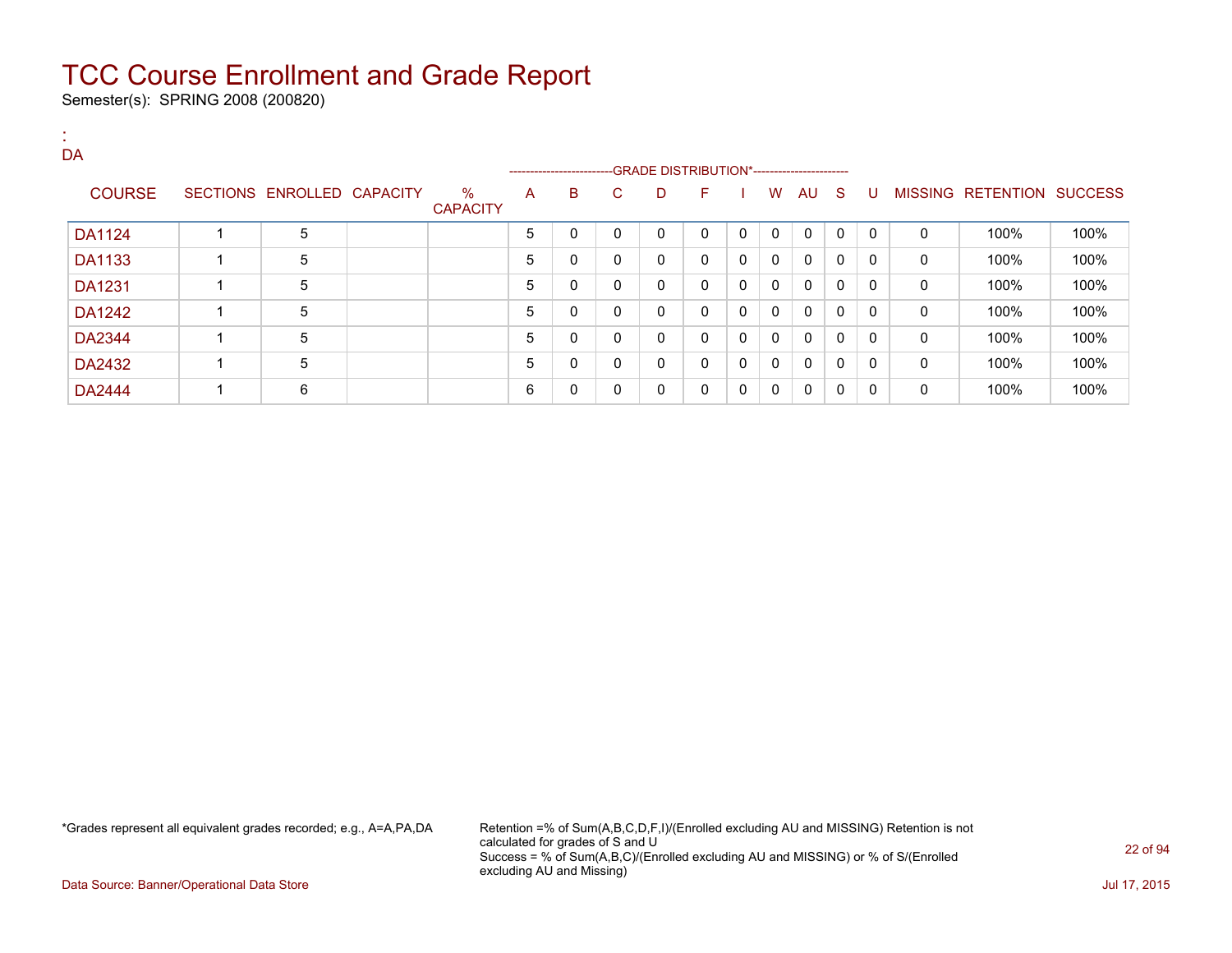# TCC Course Enrollment and Grade Report

Semester(s): SPRING 2008 (200820)

:
DA

| COURSE | SECTIONS | ENROLLED | CAPACITY | % CAPACITY | A | B | C | D | F | I | W | AU | S | U | MISSING | RETENTION | SUCCESS |
|---|---|---|---|---|---|---|---|---|---|---|---|---|---|---|---|---|---|
| | | | | | GRADE DISTRIBUTION* | | | | | | | | | | | | |
| DA1124 | 1 | 5 | | | 5 | 0 | 0 | 0 | 0 | 0 | 0 | 0 | 0 | 0 | 0 | 100% | 100% |
| DA1133 | 1 | 5 | | | 5 | 0 | 0 | 0 | 0 | 0 | 0 | 0 | 0 | 0 | 0 | 100% | 100% |
| DA1231 | 1 | 5 | | | 5 | 0 | 0 | 0 | 0 | 0 | 0 | 0 | 0 | 0 | 0 | 100% | 100% |
| DA1242 | 1 | 5 | | | 5 | 0 | 0 | 0 | 0 | 0 | 0 | 0 | 0 | 0 | 0 | 100% | 100% |
| DA2344 | 1 | 5 | | | 5 | 0 | 0 | 0 | 0 | 0 | 0 | 0 | 0 | 0 | 0 | 100% | 100% |
| DA2432 | 1 | 5 | | | 5 | 0 | 0 | 0 | 0 | 0 | 0 | 0 | 0 | 0 | 0 | 100% | 100% |
| DA2444 | 1 | 6 | | | 6 | 0 | 0 | 0 | 0 | 0 | 0 | 0 | 0 | 0 | 0 | 100% | 100% |

*Grades represent all equivalent grades recorded; e.g., A=A,PA,DA

Retention =% of Sum(A,B,C,D,F,I)/(Enrolled excluding AU and MISSING) Retention is not calculated for grades of S and U
Success = % of Sum(A,B,C)/(Enrolled excluding AU and MISSING) or % of S/(Enrolled excluding AU and Missing)

Data Source: Banner/Operational Data Store

Jul 17, 2015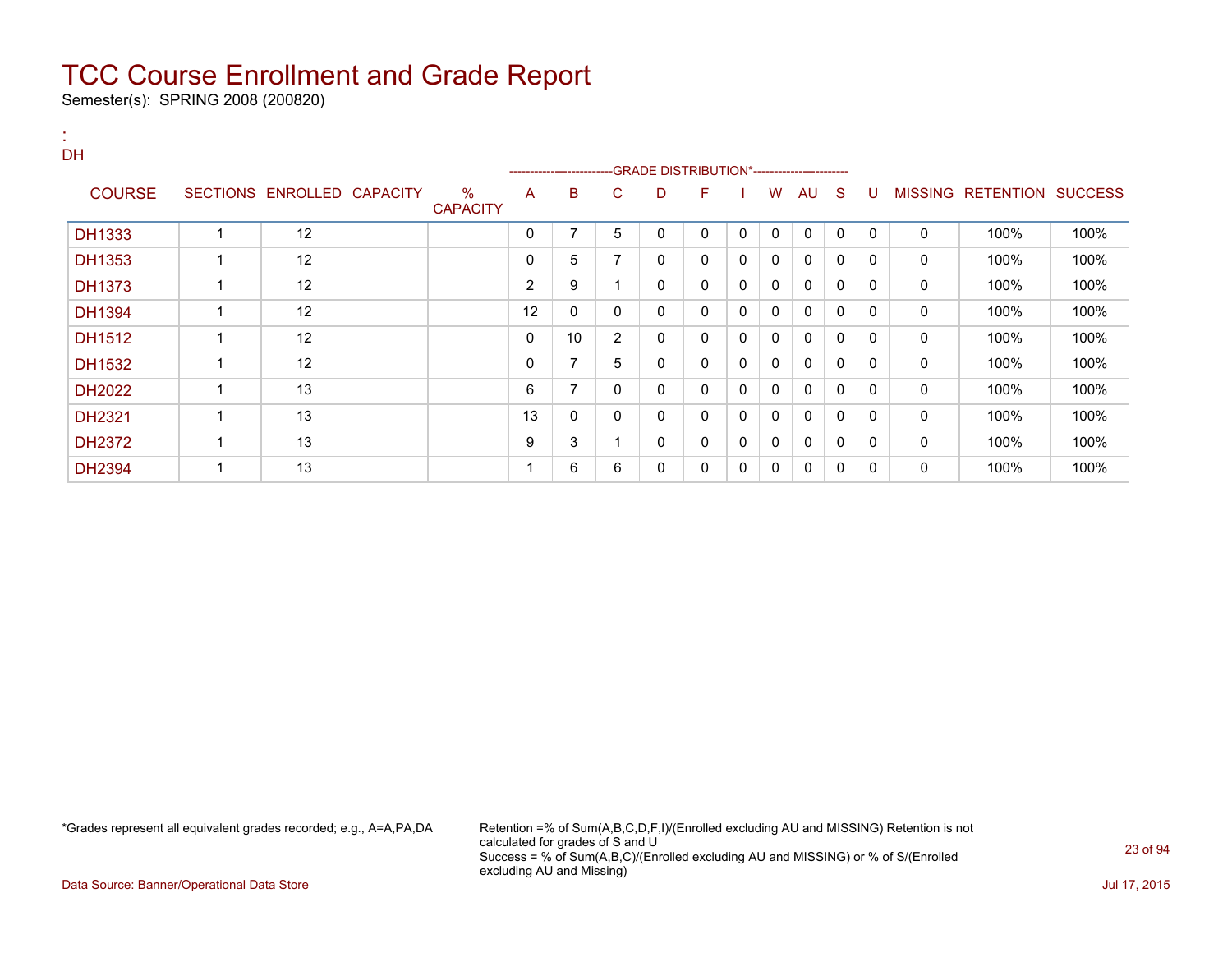# TCC Course Enrollment and Grade Report

Semester(s): SPRING 2008 (200820)

:
DH

| COURSE | SECTIONS | ENROLLED | CAPACITY | % CAPACITY | A | B | C | D | F | I | W | AU | S | U | MISSING | RETENTION | SUCCESS |
|---|---|---|---|---|---|---|---|---|---|---|---|---|---|---|---|---|---|
| | | | | | GRADE DISTRIBUTION* | | | | | | | | | | | | |
| DH1333 | 1 | 12 | | | 0 | 7 | 5 | 0 | 0 | 0 | 0 | 0 | 0 | 0 | 0 | 100% | 100% |
| DH1353 | 1 | 12 | | | 0 | 5 | 7 | 0 | 0 | 0 | 0 | 0 | 0 | 0 | 0 | 100% | 100% |
| DH1373 | 1 | 12 | | | 2 | 9 | 1 | 0 | 0 | 0 | 0 | 0 | 0 | 0 | 0 | 100% | 100% |
| DH1394 | 1 | 12 | | | 12 | 0 | 0 | 0 | 0 | 0 | 0 | 0 | 0 | 0 | 0 | 100% | 100% |
| DH1512 | 1 | 12 | | | 0 | 10 | 2 | 0 | 0 | 0 | 0 | 0 | 0 | 0 | 0 | 100% | 100% |
| DH1532 | 1 | 12 | | | 0 | 7 | 5 | 0 | 0 | 0 | 0 | 0 | 0 | 0 | 0 | 100% | 100% |
| DH2022 | 1 | 13 | | | 6 | 7 | 0 | 0 | 0 | 0 | 0 | 0 | 0 | 0 | 0 | 100% | 100% |
| DH2321 | 1 | 13 | | | 13 | 0 | 0 | 0 | 0 | 0 | 0 | 0 | 0 | 0 | 0 | 100% | 100% |
| DH2372 | 1 | 13 | | | 9 | 3 | 1 | 0 | 0 | 0 | 0 | 0 | 0 | 0 | 0 | 100% | 100% |
| DH2394 | 1 | 13 | | | 1 | 6 | 6 | 0 | 0 | 0 | 0 | 0 | 0 | 0 | 0 | 100% | 100% |

*Grades represent all equivalent grades recorded; e.g., A=A,PA,DA

Retention =% of Sum(A,B,C,D,F,I)/(Enrolled excluding AU and MISSING) Retention is not calculated for grades of S and U
Success = % of Sum(A,B,C)/(Enrolled excluding AU and MISSING) or % of S/(Enrolled excluding AU and Missing)

Data Source: Banner/Operational Data Store

Jul 17, 2015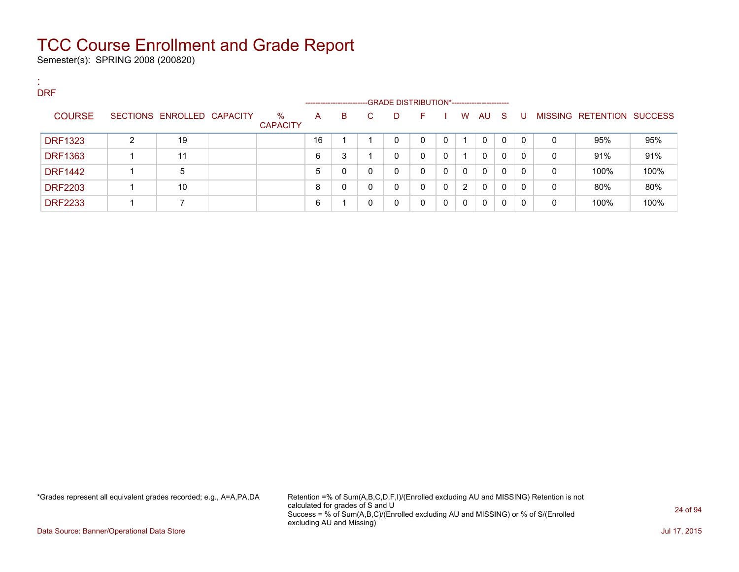# TCC Course Enrollment and Grade Report

Semester(s): SPRING 2008 (200820)

:
DRF

| COURSE | SECTIONS | ENROLLED | CAPACITY | % CAPACITY | A | B | C | D | F | I | W | AU | S | U | MISSING | RETENTION | SUCCESS |
|---|---|---|---|---|---|---|---|---|---|---|---|---|---|---|---|---|---|
| | | | | | GRADE DISTRIBUTION* | | | | | | | | | | | | |
| DRF1323 | 2 | 19 | | | 16 | 1 | 1 | 0 | 0 | 0 | 1 | 0 | 0 | 0 | 0 | 95% | 95% |
| DRF1363 | 1 | 11 | | | 6 | 3 | 1 | 0 | 0 | 0 | 1 | 0 | 0 | 0 | 0 | 91% | 91% |
| DRF1442 | 1 | 5 | | | 5 | 0 | 0 | 0 | 0 | 0 | 0 | 0 | 0 | 0 | 0 | 100% | 100% |
| DRF2203 | 1 | 10 | | | 8 | 0 | 0 | 0 | 0 | 0 | 2 | 0 | 0 | 0 | 0 | 80% | 80% |
| DRF2233 | 1 | 7 | | | 6 | 1 | 0 | 0 | 0 | 0 | 0 | 0 | 0 | 0 | 0 | 100% | 100% |

*Grades represent all equivalent grades recorded; e.g., A=A,PA,DA

Retention =% of Sum(A,B,C,D,F,I)/(Enrolled excluding AU and MISSING) Retention is not calculated for grades of S and U
Success = % of Sum(A,B,C)/(Enrolled excluding AU and MISSING) or % of S/(Enrolled excluding AU and Missing)

Data Source: Banner/Operational Data Store

Jul 17, 2015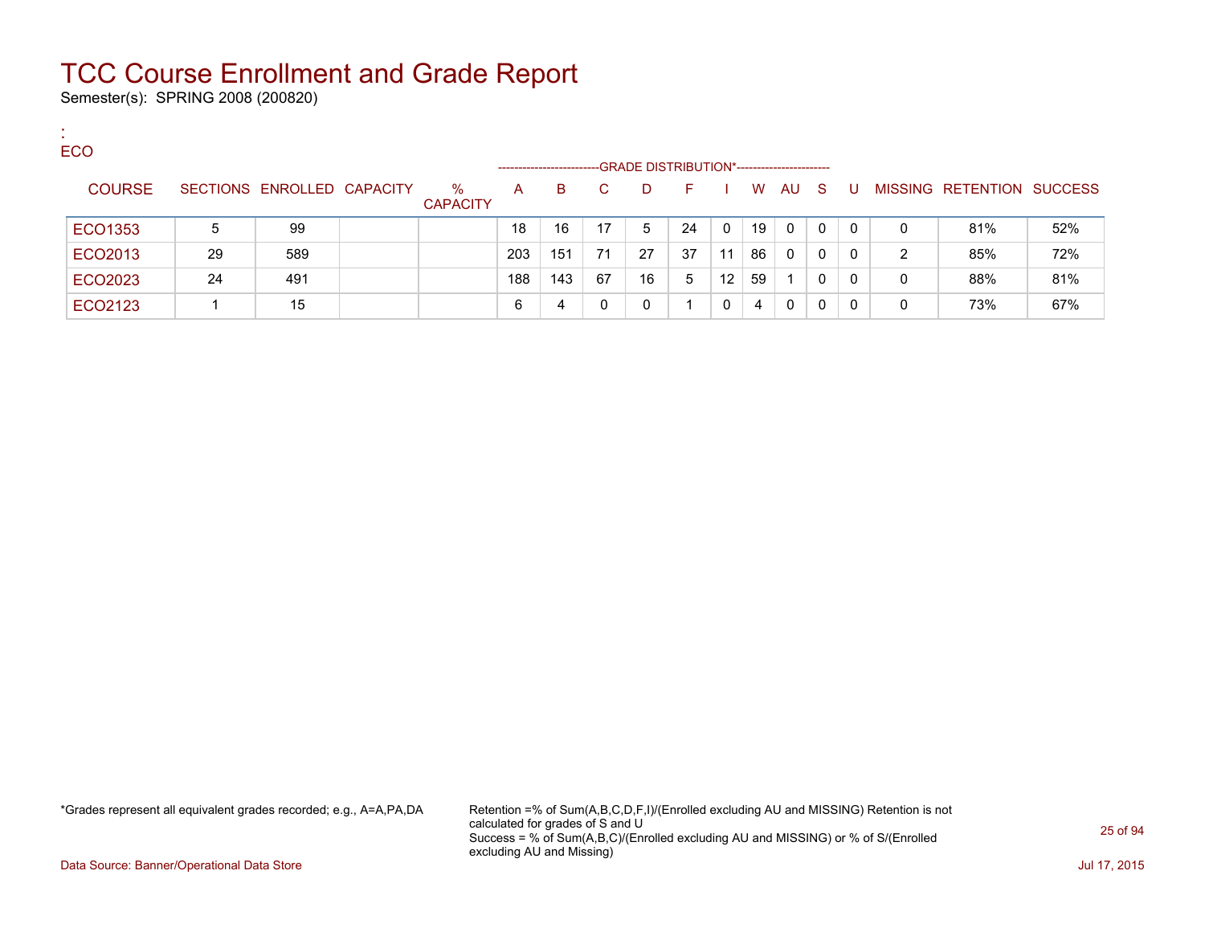# TCC Course Enrollment and Grade Report

Semester(s): SPRING 2008 (200820)

:
ECO

| COURSE | SECTIONS | ENROLLED | CAPACITY | % CAPACITY | A | B | C | D | F | I | W | AU | S | U | MISSING | RETENTION | SUCCESS |
|---|---|---|---|---|---|---|---|---|---|---|---|---|---|---|---|---|---|
| | | | | | GRADE DISTRIBUTION* | | | | | | | | | | | | |
| ECO1353 | 5 | 99 | | | 18 | 16 | 17 | 5 | 24 | 0 | 19 | 0 | 0 | 0 | 0 | 81% | 52% |
| ECO2013 | 29 | 589 | | | 203 | 151 | 71 | 27 | 37 | 11 | 86 | 0 | 0 | 0 | 2 | 85% | 72% |
| ECO2023 | 24 | 491 | | | 188 | 143 | 67 | 16 | 5 | 12 | 59 | 1 | 0 | 0 | 0 | 88% | 81% |
| ECO2123 | 1 | 15 | | | 6 | 4 | 0 | 0 | 1 | 0 | 4 | 0 | 0 | 0 | 0 | 73% | 67% |

*Grades represent all equivalent grades recorded; e.g., A=A,PA,DA

Retention =% of Sum(A,B,C,D,F,I)/(Enrolled excluding AU and MISSING) Retention is not calculated for grades of S and U
Success = % of Sum(A,B,C)/(Enrolled excluding AU and MISSING) or % of S/(Enrolled excluding AU and Missing)

Data Source: Banner/Operational Data Store

Jul 17, 2015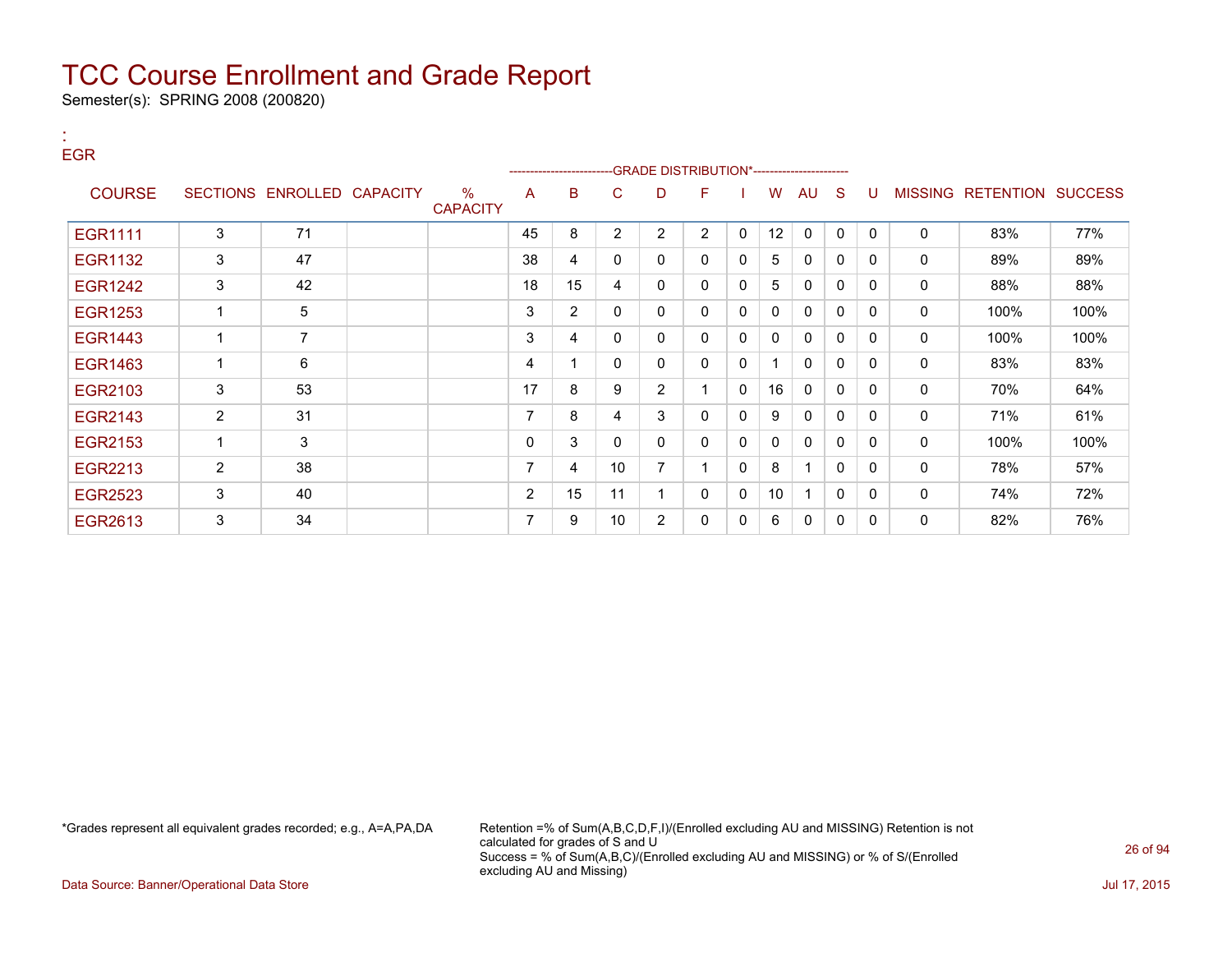# TCC Course Enrollment and Grade Report

Semester(s): SPRING 2008 (200820)

:
EGR

| COURSE | SECTIONS | ENROLLED | CAPACITY | % CAPACITY | A | B | C | D | F | I | W | AU | S | U | MISSING | RETENTION | SUCCESS |
|---|---|---|---|---|---|---|---|---|---|---|---|---|---|---|---|---|---|
| | | | | | -------------------------GRADE DISTRIBUTION*----------------------- | | | | | | | | | | | | |
| EGR1111 | 3 | 71 | | | 45 | 8 | 2 | 2 | 2 | 0 | 12 | 0 | 0 | 0 | 0 | 83% | 77% |
| EGR1132 | 3 | 47 | | | 38 | 4 | 0 | 0 | 0 | 0 | 5 | 0 | 0 | 0 | 0 | 89% | 89% |
| EGR1242 | 3 | 42 | | | 18 | 15 | 4 | 0 | 0 | 0 | 5 | 0 | 0 | 0 | 0 | 88% | 88% |
| EGR1253 | 1 | 5 | | | 3 | 2 | 0 | 0 | 0 | 0 | 0 | 0 | 0 | 0 | 0 | 100% | 100% |
| EGR1443 | 1 | 7 | | | 3 | 4 | 0 | 0 | 0 | 0 | 0 | 0 | 0 | 0 | 0 | 100% | 100% |
| EGR1463 | 1 | 6 | | | 4 | 1 | 0 | 0 | 0 | 0 | 1 | 0 | 0 | 0 | 0 | 83% | 83% |
| EGR2103 | 3 | 53 | | | 17 | 8 | 9 | 2 | 1 | 0 | 16 | 0 | 0 | 0 | 0 | 70% | 64% |
| EGR2143 | 2 | 31 | | | 7 | 8 | 4 | 3 | 0 | 0 | 9 | 0 | 0 | 0 | 0 | 71% | 61% |
| EGR2153 | 1 | 3 | | | 0 | 3 | 0 | 0 | 0 | 0 | 0 | 0 | 0 | 0 | 0 | 100% | 100% |
| EGR2213 | 2 | 38 | | | 7 | 4 | 10 | 7 | 1 | 0 | 8 | 1 | 0 | 0 | 0 | 78% | 57% |
| EGR2523 | 3 | 40 | | | 2 | 15 | 11 | 1 | 0 | 0 | 10 | 1 | 0 | 0 | 0 | 74% | 72% |
| EGR2613 | 3 | 34 | | | 7 | 9 | 10 | 2 | 0 | 0 | 6 | 0 | 0 | 0 | 0 | 82% | 76% |

*Grades represent all equivalent grades recorded; e.g., A=A,PA,DA

Retention =% of Sum(A,B,C,D,F,I)/(Enrolled excluding AU and MISSING) Retention is not calculated for grades of S and U
Success = % of Sum(A,B,C)/(Enrolled excluding AU and MISSING) or % of S/(Enrolled excluding AU and Missing)

Data Source: Banner/Operational Data Store

Jul 17, 2015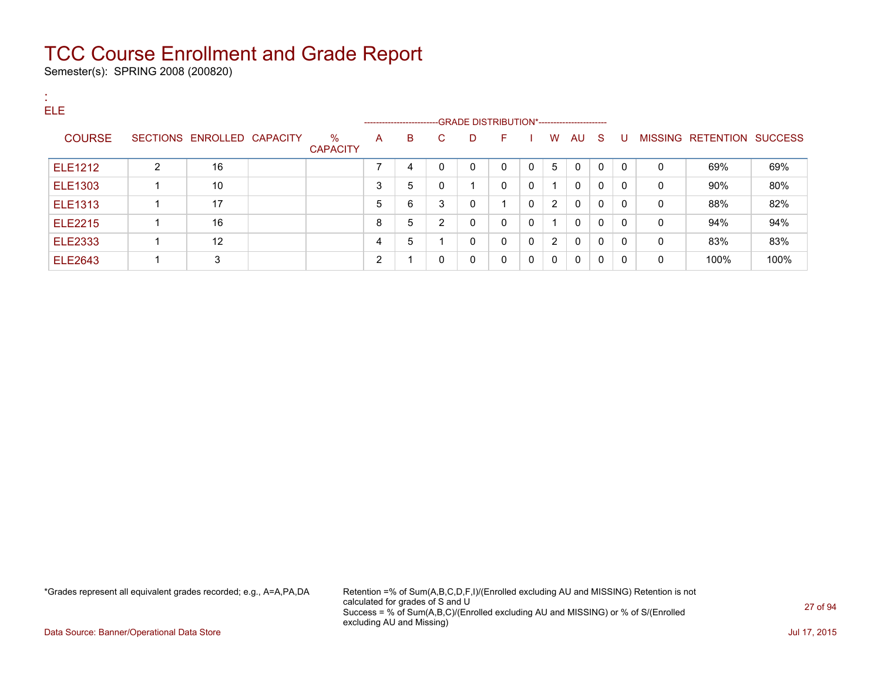# TCC Course Enrollment and Grade Report

Semester(s): SPRING 2008 (200820)

:
ELE

| COURSE | SECTIONS | ENROLLED | CAPACITY | % CAPACITY | A | B | C | D | F | I | W | AU | S | U | MISSING | RETENTION | SUCCESS |
|---|---|---|---|---|---|---|---|---|---|---|---|---|---|---|---|---|---|
| | | | | | GRADE DISTRIBUTION* | | | | | | | | | | | | |
| ELE1212 | 2 | 16 | | | 7 | 4 | 0 | 0 | 0 | 0 | 5 | 0 | 0 | 0 | 0 | 69% | 69% |
| ELE1303 | 1 | 10 | | | 3 | 5 | 0 | 1 | 0 | 0 | 1 | 0 | 0 | 0 | 0 | 90% | 80% |
| ELE1313 | 1 | 17 | | | 5 | 6 | 3 | 0 | 1 | 0 | 2 | 0 | 0 | 0 | 0 | 88% | 82% |
| ELE2215 | 1 | 16 | | | 8 | 5 | 2 | 0 | 0 | 0 | 1 | 0 | 0 | 0 | 0 | 94% | 94% |
| ELE2333 | 1 | 12 | | | 4 | 5 | 1 | 0 | 0 | 0 | 2 | 0 | 0 | 0 | 0 | 83% | 83% |
| ELE2643 | 1 | 3 | | | 2 | 1 | 0 | 0 | 0 | 0 | 0 | 0 | 0 | 0 | 0 | 100% | 100% |

*Grades represent all equivalent grades recorded; e.g., A=A,PA,DA

Retention =% of Sum(A,B,C,D,F,I)/(Enrolled excluding AU and MISSING) Retention is not calculated for grades of S and U
Success = % of Sum(A,B,C)/(Enrolled excluding AU and MISSING) or % of S/(Enrolled excluding AU and Missing)

Data Source: Banner/Operational Data Store

Jul 17, 2015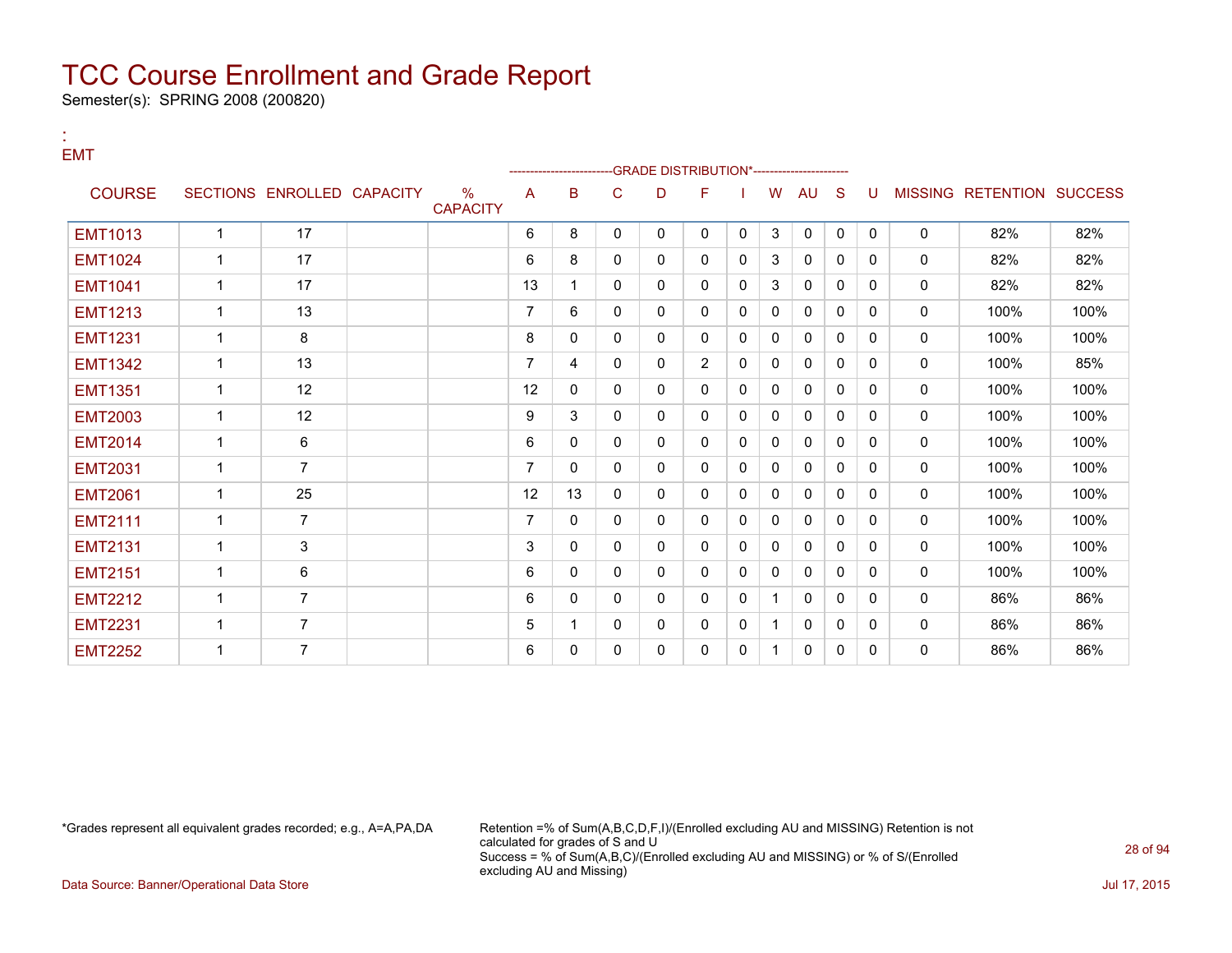# TCC Course Enrollment and Grade Report

Semester(s): SPRING 2008 (200820)

:
EMT

| COURSE | SECTIONS | ENROLLED | CAPACITY | % CAPACITY | A | B | C | D | F | I | W | AU | S | U | MISSING | RETENTION | SUCCESS |
|---|---|---|---|---|---|---|---|---|---|---|---|---|---|---|---|---|---|
| | | | | | -------------------------GRADE DISTRIBUTION*---------------------- | | | | | | | | | | | | |
| EMT1013 | 1 | 17 | | | 6 | 8 | 0 | 0 | 0 | 0 | 3 | 0 | 0 | 0 | 0 | 82% | 82% |
| EMT1024 | 1 | 17 | | | 6 | 8 | 0 | 0 | 0 | 0 | 3 | 0 | 0 | 0 | 0 | 82% | 82% |
| EMT1041 | 1 | 17 | | | 13 | 1 | 0 | 0 | 0 | 0 | 3 | 0 | 0 | 0 | 0 | 82% | 82% |
| EMT1213 | 1 | 13 | | | 7 | 6 | 0 | 0 | 0 | 0 | 0 | 0 | 0 | 0 | 0 | 100% | 100% |
| EMT1231 | 1 | 8 | | | 8 | 0 | 0 | 0 | 0 | 0 | 0 | 0 | 0 | 0 | 0 | 100% | 100% |
| EMT1342 | 1 | 13 | | | 7 | 4 | 0 | 0 | 2 | 0 | 0 | 0 | 0 | 0 | 0 | 100% | 85% |
| EMT1351 | 1 | 12 | | | 12 | 0 | 0 | 0 | 0 | 0 | 0 | 0 | 0 | 0 | 0 | 100% | 100% |
| EMT2003 | 1 | 12 | | | 9 | 3 | 0 | 0 | 0 | 0 | 0 | 0 | 0 | 0 | 0 | 100% | 100% |
| EMT2014 | 1 | 6 | | | 6 | 0 | 0 | 0 | 0 | 0 | 0 | 0 | 0 | 0 | 0 | 100% | 100% |
| EMT2031 | 1 | 7 | | | 7 | 0 | 0 | 0 | 0 | 0 | 0 | 0 | 0 | 0 | 0 | 100% | 100% |
| EMT2061 | 1 | 25 | | | 12 | 13 | 0 | 0 | 0 | 0 | 0 | 0 | 0 | 0 | 0 | 100% | 100% |
| EMT2111 | 1 | 7 | | | 7 | 0 | 0 | 0 | 0 | 0 | 0 | 0 | 0 | 0 | 0 | 100% | 100% |
| EMT2131 | 1 | 3 | | | 3 | 0 | 0 | 0 | 0 | 0 | 0 | 0 | 0 | 0 | 0 | 100% | 100% |
| EMT2151 | 1 | 6 | | | 6 | 0 | 0 | 0 | 0 | 0 | 0 | 0 | 0 | 0 | 0 | 100% | 100% |
| EMT2212 | 1 | 7 | | | 6 | 0 | 0 | 0 | 0 | 0 | 1 | 0 | 0 | 0 | 0 | 86% | 86% |
| EMT2231 | 1 | 7 | | | 5 | 1 | 0 | 0 | 0 | 0 | 1 | 0 | 0 | 0 | 0 | 86% | 86% |
| EMT2252 | 1 | 7 | | | 6 | 0 | 0 | 0 | 0 | 0 | 1 | 0 | 0 | 0 | 0 | 86% | 86% |

*Grades represent all equivalent grades recorded; e.g., A=A,PA,DA

Retention =% of Sum(A,B,C,D,F,I)/(Enrolled excluding AU and MISSING) Retention is not calculated for grades of S and U
Success = % of Sum(A,B,C)/(Enrolled excluding AU and MISSING) or % of S/(Enrolled excluding AU and Missing)

Data Source: Banner/Operational Data Store

Jul 17, 2015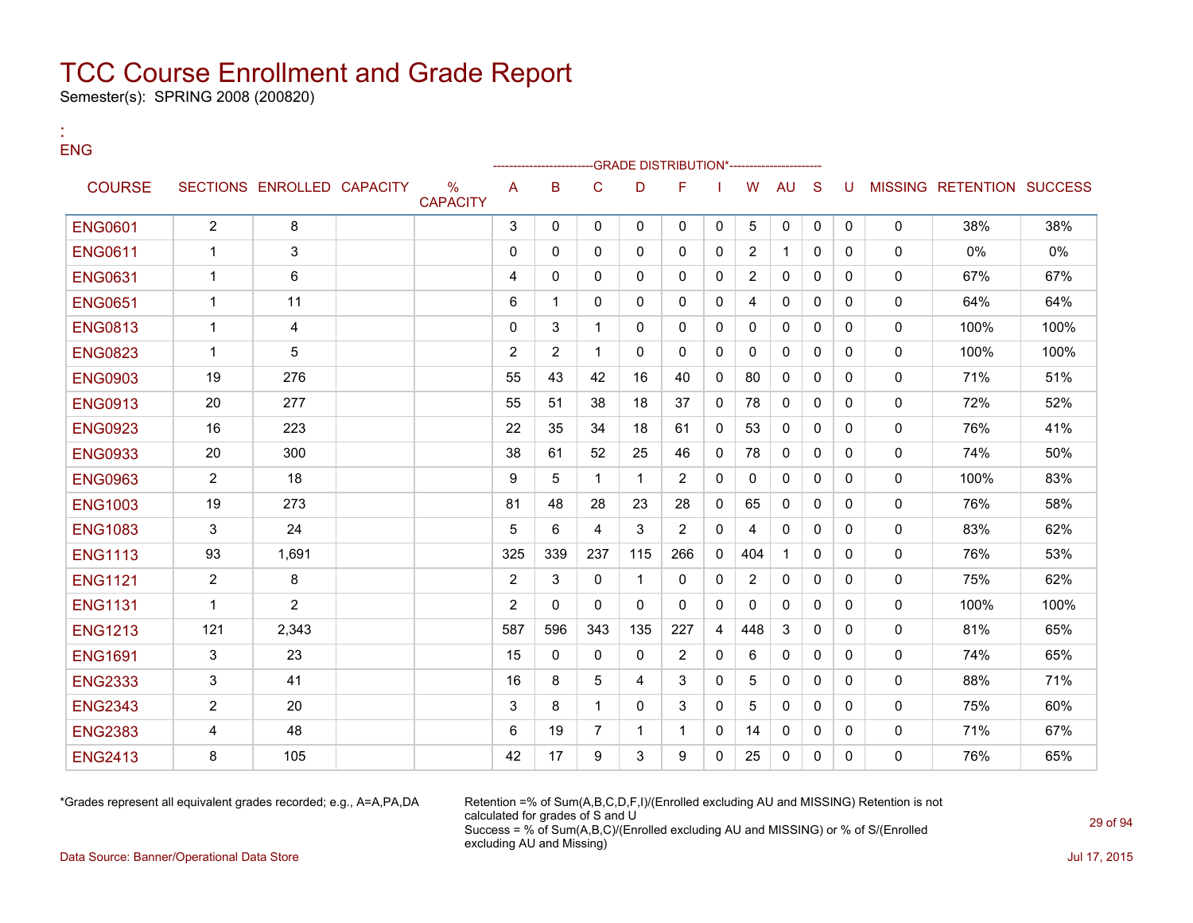# TCC Course Enrollment and Grade Report

Semester(s): SPRING 2008 (200820)

:
ENG

| COURSE | SECTIONS | ENROLLED | CAPACITY | % CAPACITY | A | B | C | D | F | I | W | AU | S | U | MISSING | RETENTION | SUCCESS |
|---|---|---|---|---|---|---|---|---|---|---|---|---|---|---|---|---|---|
| | | | | | GRADE DISTRIBUTION* | | | | | | | | | | | | |
| ENG0601 | 2 | 8 | | | 3 | 0 | 0 | 0 | 0 | 0 | 5 | 0 | 0 | 0 | 0 | 38% | 38% |
| ENG0611 | 1 | 3 | | | 0 | 0 | 0 | 0 | 0 | 0 | 2 | 1 | 0 | 0 | 0 | 0% | 0% |
| ENG0631 | 1 | 6 | | | 4 | 0 | 0 | 0 | 0 | 0 | 2 | 0 | 0 | 0 | 0 | 67% | 67% |
| ENG0651 | 1 | 11 | | | 6 | 1 | 0 | 0 | 0 | 0 | 4 | 0 | 0 | 0 | 0 | 64% | 64% |
| ENG0813 | 1 | 4 | | | 0 | 3 | 1 | 0 | 0 | 0 | 0 | 0 | 0 | 0 | 0 | 100% | 100% |
| ENG0823 | 1 | 5 | | | 2 | 2 | 1 | 0 | 0 | 0 | 0 | 0 | 0 | 0 | 0 | 100% | 100% |
| ENG0903 | 19 | 276 | | | 55 | 43 | 42 | 16 | 40 | 0 | 80 | 0 | 0 | 0 | 0 | 71% | 51% |
| ENG0913 | 20 | 277 | | | 55 | 51 | 38 | 18 | 37 | 0 | 78 | 0 | 0 | 0 | 0 | 72% | 52% |
| ENG0923 | 16 | 223 | | | 22 | 35 | 34 | 18 | 61 | 0 | 53 | 0 | 0 | 0 | 0 | 76% | 41% |
| ENG0933 | 20 | 300 | | | 38 | 61 | 52 | 25 | 46 | 0 | 78 | 0 | 0 | 0 | 0 | 74% | 50% |
| ENG0963 | 2 | 18 | | | 9 | 5 | 1 | 1 | 2 | 0 | 0 | 0 | 0 | 0 | 0 | 100% | 83% |
| ENG1003 | 19 | 273 | | | 81 | 48 | 28 | 23 | 28 | 0 | 65 | 0 | 0 | 0 | 0 | 76% | 58% |
| ENG1083 | 3 | 24 | | | 5 | 6 | 4 | 3 | 2 | 0 | 4 | 0 | 0 | 0 | 0 | 83% | 62% |
| ENG1113 | 93 | 1,691 | | | 325 | 339 | 237 | 115 | 266 | 0 | 404 | 1 | 0 | 0 | 0 | 76% | 53% |
| ENG1121 | 2 | 8 | | | 2 | 3 | 0 | 1 | 0 | 0 | 2 | 0 | 0 | 0 | 0 | 75% | 62% |
| ENG1131 | 1 | 2 | | | 2 | 0 | 0 | 0 | 0 | 0 | 0 | 0 | 0 | 0 | 0 | 100% | 100% |
| ENG1213 | 121 | 2,343 | | | 587 | 596 | 343 | 135 | 227 | 4 | 448 | 3 | 0 | 0 | 0 | 81% | 65% |
| ENG1691 | 3 | 23 | | | 15 | 0 | 0 | 0 | 2 | 0 | 6 | 0 | 0 | 0 | 0 | 74% | 65% |
| ENG2333 | 3 | 41 | | | 16 | 8 | 5 | 4 | 3 | 0 | 5 | 0 | 0 | 0 | 0 | 88% | 71% |
| ENG2343 | 2 | 20 | | | 3 | 8 | 1 | 0 | 3 | 0 | 5 | 0 | 0 | 0 | 0 | 75% | 60% |
| ENG2383 | 4 | 48 | | | 6 | 19 | 7 | 1 | 1 | 0 | 14 | 0 | 0 | 0 | 0 | 71% | 67% |
| ENG2413 | 8 | 105 | | | 42 | 17 | 9 | 3 | 9 | 0 | 25 | 0 | 0 | 0 | 0 | 76% | 65% |

*Grades represent all equivalent grades recorded; e.g., A=A,PA,DA

Retention =% of Sum(A,B,C,D,F,I)/(Enrolled excluding AU and MISSING) Retention is not calculated for grades of S and U
Success = % of Sum(A,B,C)/(Enrolled excluding AU and MISSING) or % of S/(Enrolled excluding AU and Missing)

Data Source: Banner/Operational Data Store

Jul 17, 2015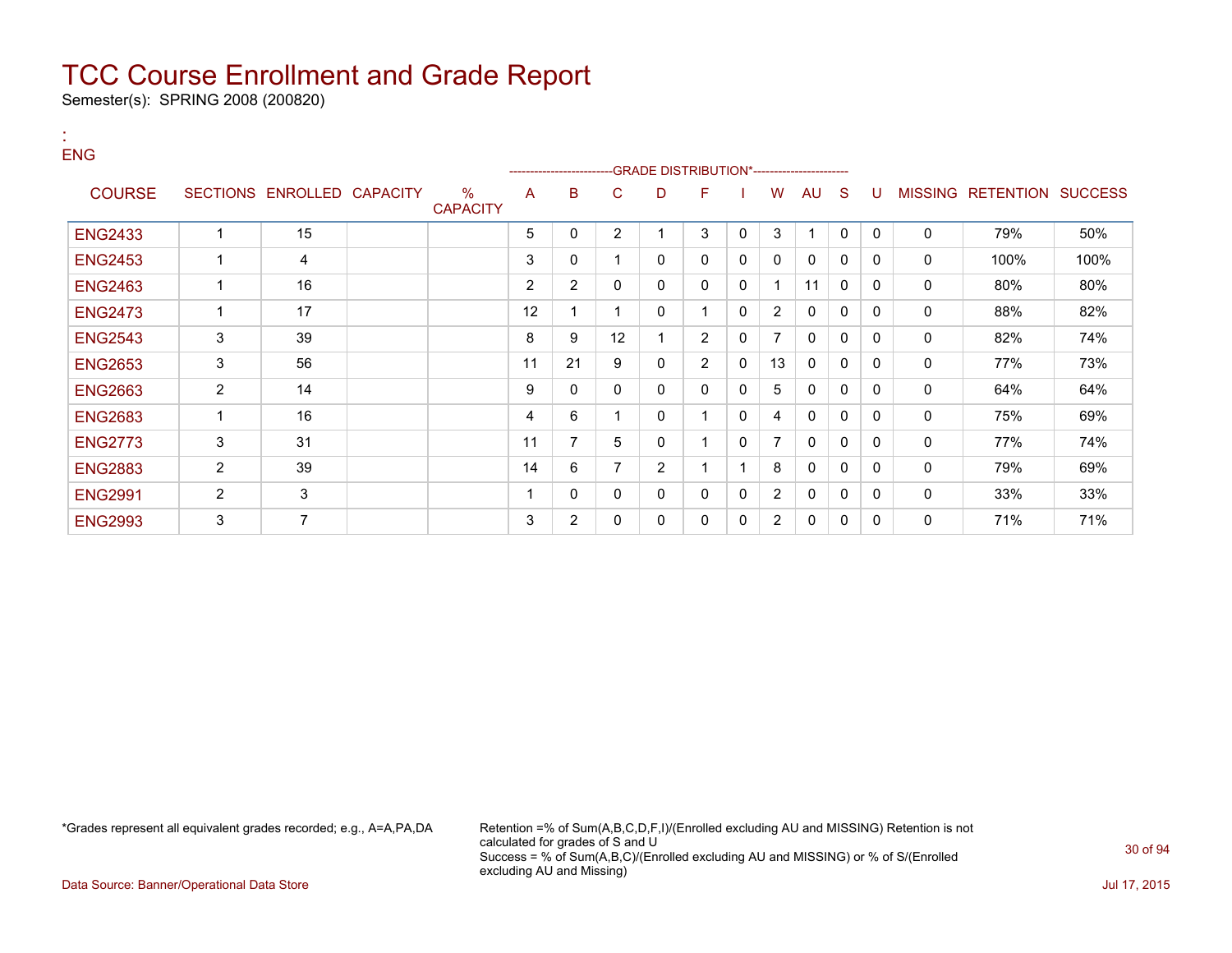# TCC Course Enrollment and Grade Report

Semester(s): SPRING 2008 (200820)

:
ENG

| COURSE | SECTIONS | ENROLLED | CAPACITY | % CAPACITY | A | B | C | D | F | I | W | AU | S | U | MISSING | RETENTION | SUCCESS |
|---|---|---|---|---|---|---|---|---|---|---|---|---|---|---|---|---|---|
| | | | | | --------------------------GRADE DISTRIBUTION* | | | | | | | | | | | | |
| ENG2433 | 1 | 15 | | | 5 | 0 | 2 | 1 | 3 | 0 | 3 | 1 | 0 | 0 | 0 | 79% | 50% |
| ENG2453 | 1 | 4 | | | 3 | 0 | 1 | 0 | 0 | 0 | 0 | 0 | 0 | 0 | 0 | 100% | 100% |
| ENG2463 | 1 | 16 | | | 2 | 2 | 0 | 0 | 0 | 0 | 1 | 11 | 0 | 0 | 0 | 80% | 80% |
| ENG2473 | 1 | 17 | | | 12 | 1 | 1 | 0 | 1 | 0 | 2 | 0 | 0 | 0 | 0 | 88% | 82% |
| ENG2543 | 3 | 39 | | | 8 | 9 | 12 | 1 | 2 | 0 | 7 | 0 | 0 | 0 | 0 | 82% | 74% |
| ENG2653 | 3 | 56 | | | 11 | 21 | 9 | 0 | 2 | 0 | 13 | 0 | 0 | 0 | 0 | 77% | 73% |
| ENG2663 | 2 | 14 | | | 9 | 0 | 0 | 0 | 0 | 0 | 5 | 0 | 0 | 0 | 0 | 64% | 64% |
| ENG2683 | 1 | 16 | | | 4 | 6 | 1 | 0 | 1 | 0 | 4 | 0 | 0 | 0 | 0 | 75% | 69% |
| ENG2773 | 3 | 31 | | | 11 | 7 | 5 | 0 | 1 | 0 | 7 | 0 | 0 | 0 | 0 | 77% | 74% |
| ENG2883 | 2 | 39 | | | 14 | 6 | 7 | 2 | 1 | 1 | 8 | 0 | 0 | 0 | 0 | 79% | 69% |
| ENG2991 | 2 | 3 | | | 1 | 0 | 0 | 0 | 0 | 0 | 2 | 0 | 0 | 0 | 0 | 33% | 33% |
| ENG2993 | 3 | 7 | | | 3 | 2 | 0 | 0 | 0 | 0 | 2 | 0 | 0 | 0 | 0 | 71% | 71% |

*Grades represent all equivalent grades recorded; e.g., A=A,PA,DA

Retention =% of Sum(A,B,C,D,F,I)/(Enrolled excluding AU and MISSING) Retention is not calculated for grades of S and U
Success = % of Sum(A,B,C)/(Enrolled excluding AU and MISSING) or % of S/(Enrolled excluding AU and Missing)

Data Source: Banner/Operational Data Store

Jul 17, 2015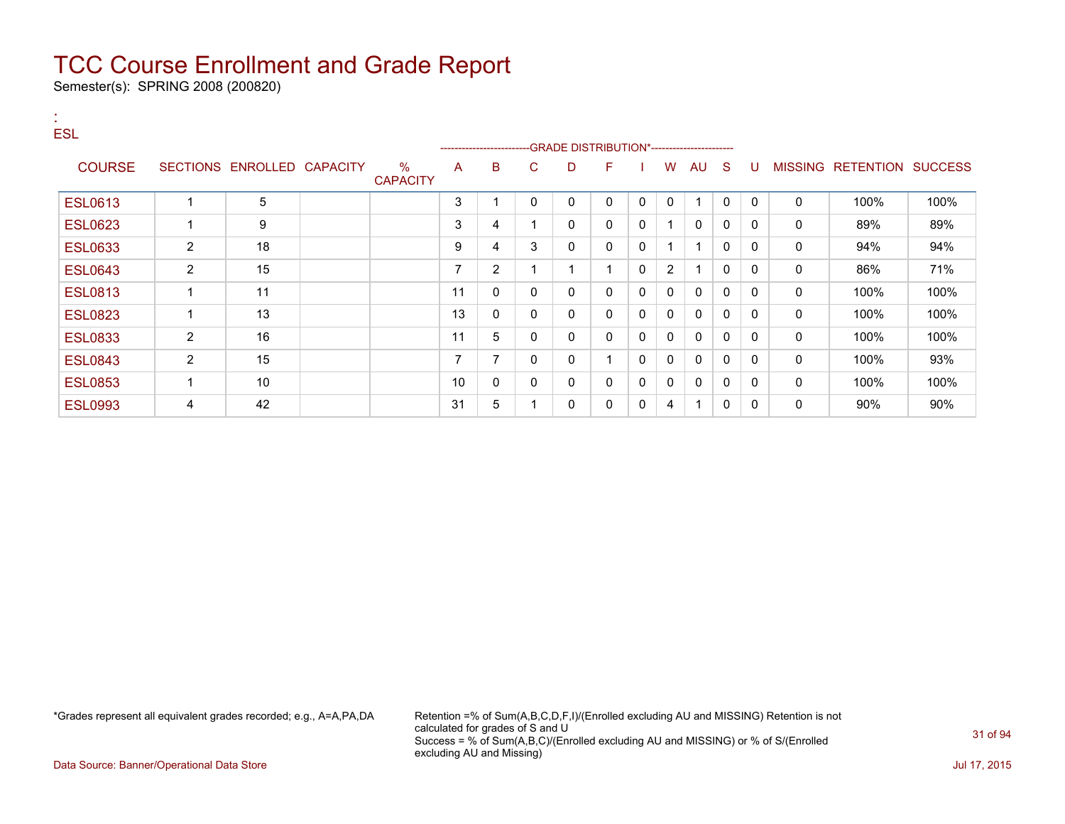# TCC Course Enrollment and Grade Report

Semester(s): SPRING 2008 (200820)

:
ESL

| COURSE | SECTIONS | ENROLLED | CAPACITY | % CAPACITY | A | B | C | D | F | I | W | AU | S | U | MISSING | RETENTION | SUCCESS |
|---|---|---|---|---|---|---|---|---|---|---|---|---|---|---|---|---|---|
| | | | | | GRADE DISTRIBUTION* | | | | | | | | | | | | |
| ESL0613 | 1 | 5 | | | 3 | 1 | 0 | 0 | 0 | 0 | 0 | 1 | 0 | 0 | 0 | 100% | 100% |
| ESL0623 | 1 | 9 | | | 3 | 4 | 1 | 0 | 0 | 0 | 1 | 0 | 0 | 0 | 0 | 89% | 89% |
| ESL0633 | 2 | 18 | | | 9 | 4 | 3 | 0 | 0 | 0 | 1 | 1 | 0 | 0 | 0 | 94% | 94% |
| ESL0643 | 2 | 15 | | | 7 | 2 | 1 | 1 | 1 | 0 | 2 | 1 | 0 | 0 | 0 | 86% | 71% |
| ESL0813 | 1 | 11 | | | 11 | 0 | 0 | 0 | 0 | 0 | 0 | 0 | 0 | 0 | 0 | 100% | 100% |
| ESL0823 | 1 | 13 | | | 13 | 0 | 0 | 0 | 0 | 0 | 0 | 0 | 0 | 0 | 0 | 100% | 100% |
| ESL0833 | 2 | 16 | | | 11 | 5 | 0 | 0 | 0 | 0 | 0 | 0 | 0 | 0 | 0 | 100% | 100% |
| ESL0843 | 2 | 15 | | | 7 | 7 | 0 | 0 | 1 | 0 | 0 | 0 | 0 | 0 | 0 | 100% | 93% |
| ESL0853 | 1 | 10 | | | 10 | 0 | 0 | 0 | 0 | 0 | 0 | 0 | 0 | 0 | 0 | 100% | 100% |
| ESL0993 | 4 | 42 | | | 31 | 5 | 1 | 0 | 0 | 0 | 4 | 1 | 0 | 0 | 0 | 90% | 90% |

*Grades represent all equivalent grades recorded; e.g., A=A,PA,DA

Retention =% of Sum(A,B,C,D,F,I)/(Enrolled excluding AU and MISSING) Retention is not calculated for grades of S and U
Success = % of Sum(A,B,C)/(Enrolled excluding AU and MISSING) or % of S/(Enrolled excluding AU and Missing)

Data Source: Banner/Operational Data Store

Jul 17, 2015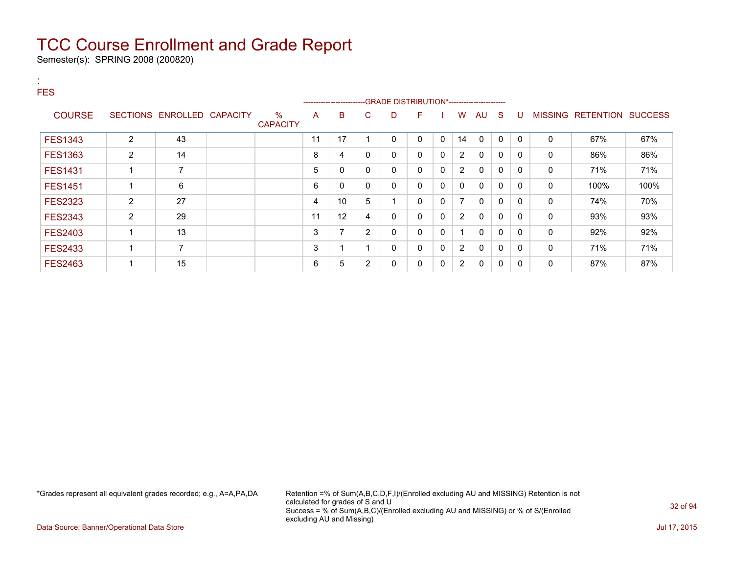# TCC Course Enrollment and Grade Report

Semester(s): SPRING 2008 (200820)

:
FES

| COURSE | SECTIONS | ENROLLED | CAPACITY | % CAPACITY | A | B | C | D | F | I | W | AU | S | U | MISSING | RETENTION | SUCCESS |
|---|---|---|---|---|---|---|---|---|---|---|---|---|---|---|---|---|---|
| | | | | | GRADE DISTRIBUTION* | | | | | | | | | | | | |
| FES1343 | 2 | 43 | | | 11 | 17 | 1 | 0 | 0 | 0 | 14 | 0 | 0 | 0 | 0 | 67% | 67% |
| FES1363 | 2 | 14 | | | 8 | 4 | 0 | 0 | 0 | 0 | 2 | 0 | 0 | 0 | 0 | 86% | 86% |
| FES1431 | 1 | 7 | | | 5 | 0 | 0 | 0 | 0 | 0 | 2 | 0 | 0 | 0 | 0 | 71% | 71% |
| FES1451 | 1 | 6 | | | 6 | 0 | 0 | 0 | 0 | 0 | 0 | 0 | 0 | 0 | 0 | 100% | 100% |
| FES2323 | 2 | 27 | | | 4 | 10 | 5 | 1 | 0 | 0 | 7 | 0 | 0 | 0 | 0 | 74% | 70% |
| FES2343 | 2 | 29 | | | 11 | 12 | 4 | 0 | 0 | 0 | 2 | 0 | 0 | 0 | 0 | 93% | 93% |
| FES2403 | 1 | 13 | | | 3 | 7 | 2 | 0 | 0 | 0 | 1 | 0 | 0 | 0 | 0 | 92% | 92% |
| FES2433 | 1 | 7 | | | 3 | 1 | 1 | 0 | 0 | 0 | 2 | 0 | 0 | 0 | 0 | 71% | 71% |
| FES2463 | 1 | 15 | | | 6 | 5 | 2 | 0 | 0 | 0 | 2 | 0 | 0 | 0 | 0 | 87% | 87% |

*Grades represent all equivalent grades recorded; e.g., A=A,PA,DA

Retention =% of Sum(A,B,C,D,F,I)/(Enrolled excluding AU and MISSING) Retention is not calculated for grades of S and U
Success = % of Sum(A,B,C)/(Enrolled excluding AU and MISSING) or % of S/(Enrolled excluding AU and Missing)

Data Source: Banner/Operational Data Store

Jul 17, 2015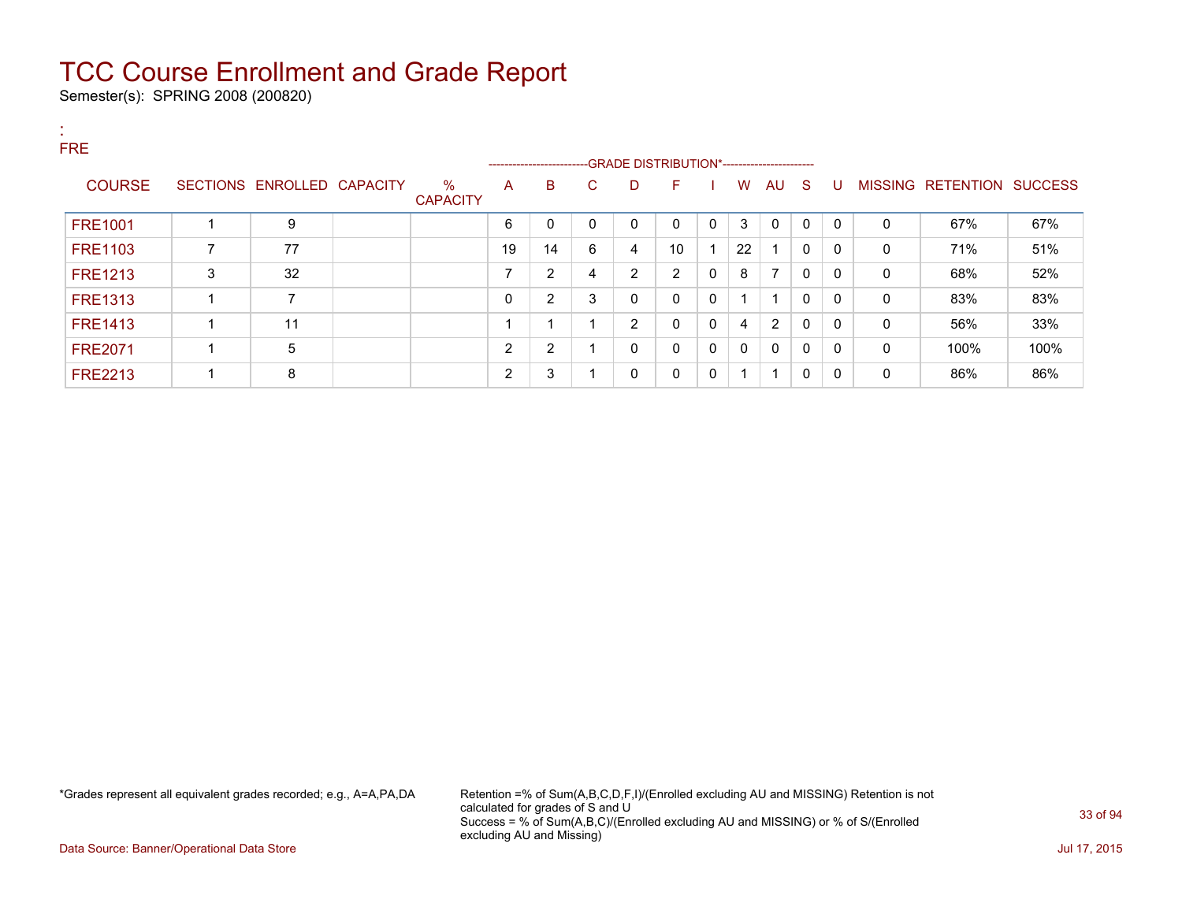# TCC Course Enrollment and Grade Report

Semester(s): SPRING 2008 (200820)

:
FRE

| COURSE | SECTIONS | ENROLLED | CAPACITY | % CAPACITY | A | B | C | D | F | I | W | AU | S | U | MISSING | RETENTION | SUCCESS |
|---|---|---|---|---|---|---|---|---|---|---|---|---|---|---|---|---|---|
| | | | | | GRADE DISTRIBUTION* | | | | | | | | | | | | |
| FRE1001 | 1 | 9 | | | 6 | 0 | 0 | 0 | 0 | 0 | 3 | 0 | 0 | 0 | 0 | 67% | 67% |
| FRE1103 | 7 | 77 | | | 19 | 14 | 6 | 4 | 10 | 1 | 22 | 1 | 0 | 0 | 0 | 71% | 51% |
| FRE1213 | 3 | 32 | | | 7 | 2 | 4 | 2 | 2 | 0 | 8 | 7 | 0 | 0 | 0 | 68% | 52% |
| FRE1313 | 1 | 7 | | | 0 | 2 | 3 | 0 | 0 | 0 | 1 | 1 | 0 | 0 | 0 | 83% | 83% |
| FRE1413 | 1 | 11 | | | 1 | 1 | 1 | 2 | 0 | 0 | 4 | 2 | 0 | 0 | 0 | 56% | 33% |
| FRE2071 | 1 | 5 | | | 2 | 2 | 1 | 0 | 0 | 0 | 0 | 0 | 0 | 0 | 0 | 100% | 100% |
| FRE2213 | 1 | 8 | | | 2 | 3 | 1 | 0 | 0 | 0 | 1 | 1 | 0 | 0 | 0 | 86% | 86% |

*Grades represent all equivalent grades recorded; e.g., A=A,PA,DA

Retention =% of Sum(A,B,C,D,F,I)/(Enrolled excluding AU and MISSING) Retention is not calculated for grades of S and U
Success = % of Sum(A,B,C)/(Enrolled excluding AU and MISSING) or % of S/(Enrolled excluding AU and Missing)

Data Source: Banner/Operational Data Store

Jul 17, 2015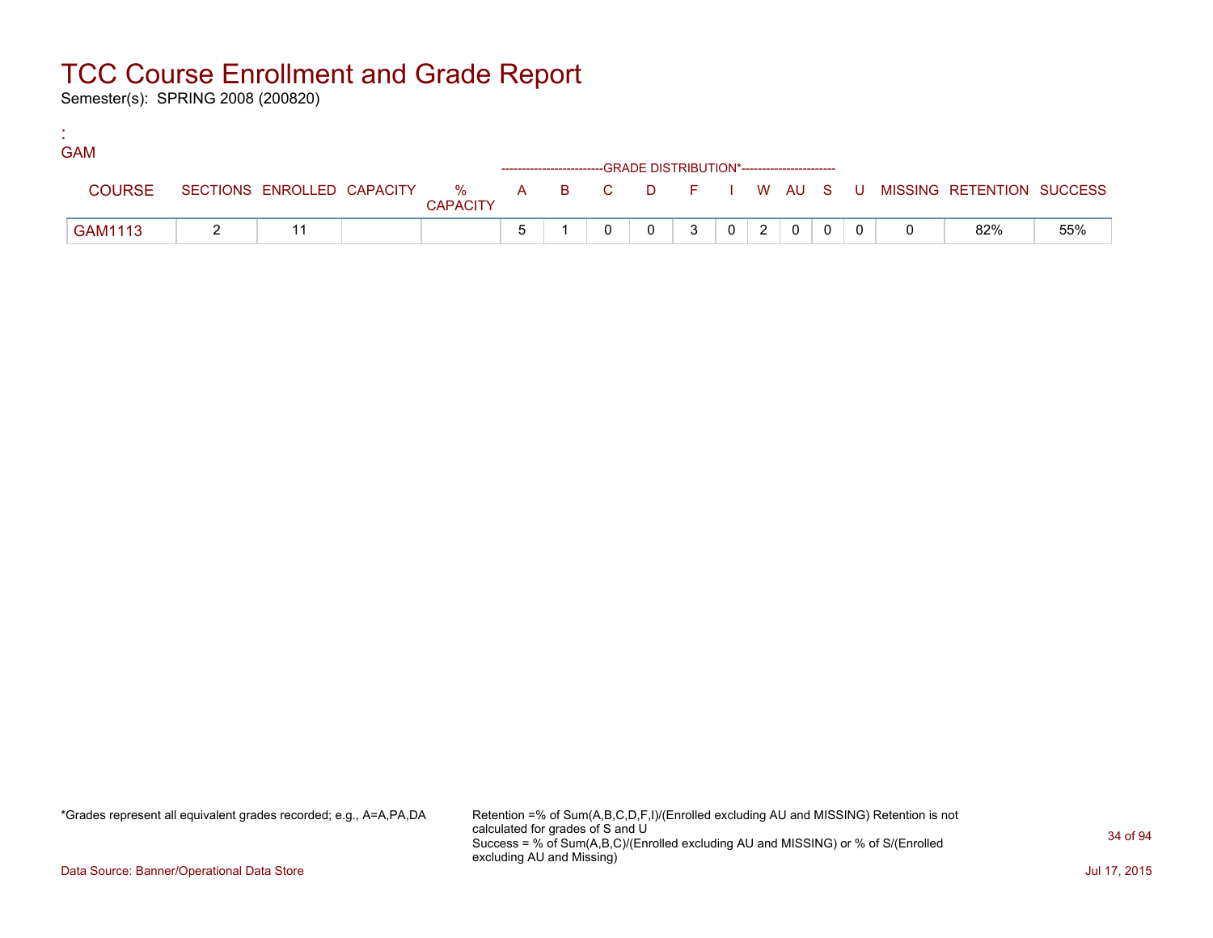# TCC Course Enrollment and Grade Report

Semester(s): SPRING 2008 (200820)

:
GAM

| COURSE | SECTIONS | ENROLLED | CAPACITY | % CAPACITY | A | B | C | D | F | I | W | AU | S | U | MISSING | RETENTION | SUCCESS |
|---|---|---|---|---|---|---|---|---|---|---|---|---|---|---|---|---|---|
| | | | | | -------------------------GRADE DISTRIBUTION*---------------------- | | | | | | | | | | | | |
| GAM1113 | 2 | 11 | | | 5 | 1 | 0 | 0 | 3 | 0 | 2 | 0 | 0 | 0 | 0 | 82% | 55% |

*Grades represent all equivalent grades recorded; e.g., A=A,PA,DA

Retention =% of Sum(A,B,C,D,F,I)/(Enrolled excluding AU and MISSING) Retention is not calculated for grades of S and U
Success = % of Sum(A,B,C)/(Enrolled excluding AU and MISSING) or % of S/(Enrolled excluding AU and Missing)

Data Source: Banner/Operational Data Store

Jul 17, 2015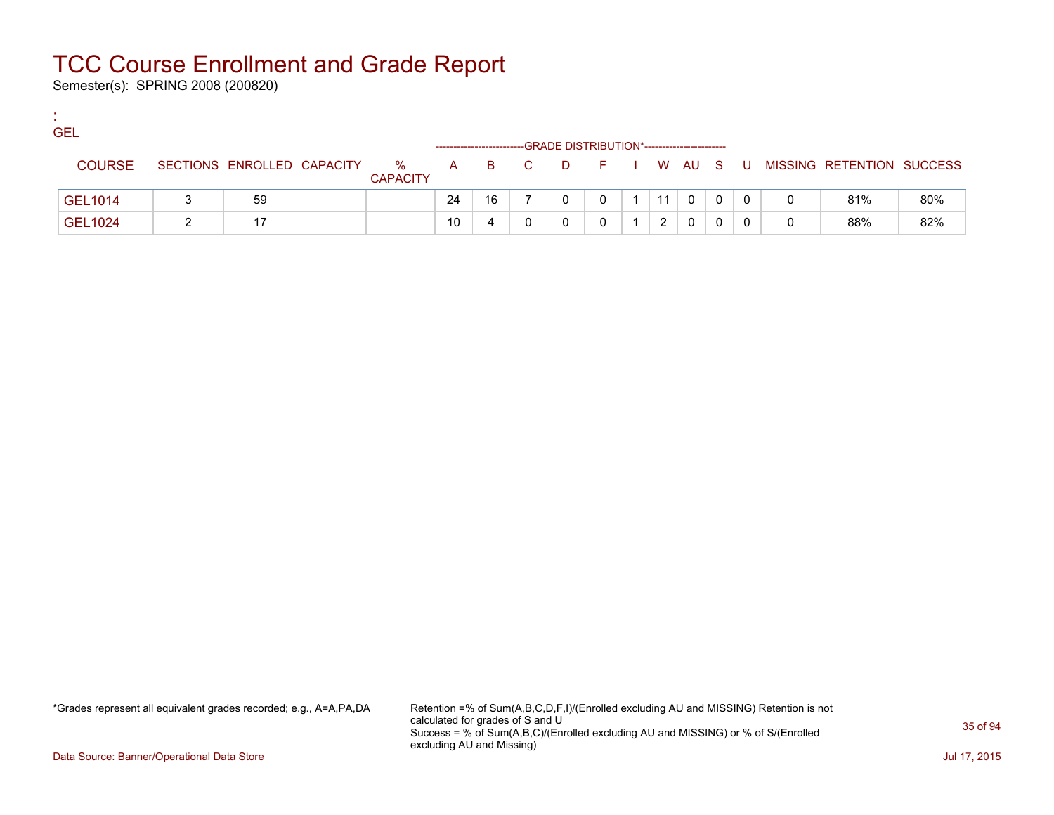# TCC Course Enrollment and Grade Report

Semester(s): SPRING 2008 (200820)

:
GEL

| COURSE | SECTIONS | ENROLLED | CAPACITY | % CAPACITY | A | B | C | D | F | I | W | AU | S | U | MISSING | RETENTION | SUCCESS |
|---|---|---|---|---|---|---|---|---|---|---|---|---|---|---|---|---|---|
| | | | | | --------------------------GRADE DISTRIBUTION*---------------------- | | | | | | | | | | | | |
| GEL1014 | 3 | 59 | | | 24 | 16 | 7 | 0 | 0 | 1 | 11 | 0 | 0 | 0 | 0 | 81% | 80% |
| GEL1024 | 2 | 17 | | | 10 | 4 | 0 | 0 | 0 | 1 | 2 | 0 | 0 | 0 | 0 | 88% | 82% |

*Grades represent all equivalent grades recorded; e.g., A=A,PA,DA

Retention =% of Sum(A,B,C,D,F,I)/(Enrolled excluding AU and MISSING) Retention is not calculated for grades of S and U
Success = % of Sum(A,B,C)/(Enrolled excluding AU and MISSING) or % of S/(Enrolled excluding AU and Missing)

Data Source: Banner/Operational Data Store

Jul 17, 2015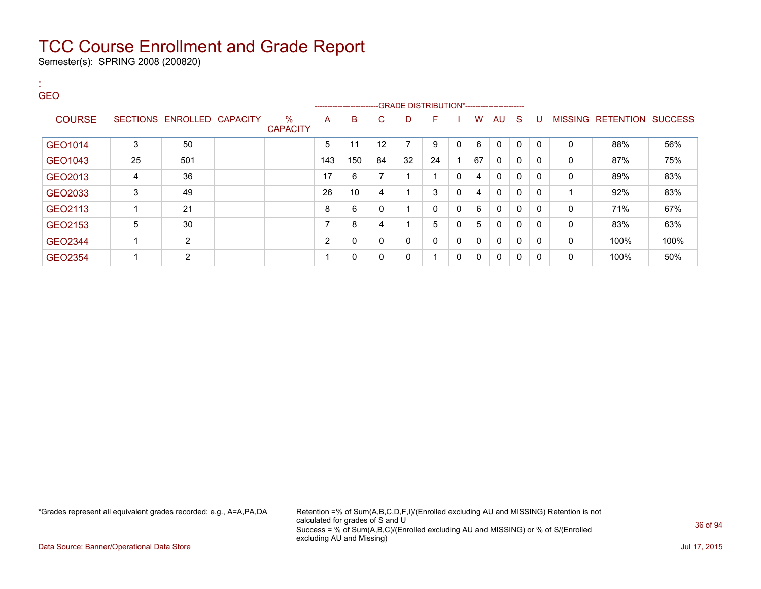# TCC Course Enrollment and Grade Report

Semester(s): SPRING 2008 (200820)

:
GEO

| COURSE | SECTIONS | ENROLLED | CAPACITY | % CAPACITY | A | B | C | D | F | I | W | AU | S | U | MISSING | RETENTION | SUCCESS |
|---|---|---|---|---|---|---|---|---|---|---|---|---|---|---|---|---|---|
| | | | | | GRADE DISTRIBUTION* | | | | | | | | | | | | |
| GEO1014 | 3 | 50 | | | 5 | 11 | 12 | 7 | 9 | 0 | 6 | 0 | 0 | 0 | 0 | 88% | 56% |
| GEO1043 | 25 | 501 | | | 143 | 150 | 84 | 32 | 24 | 1 | 67 | 0 | 0 | 0 | 0 | 87% | 75% |
| GEO2013 | 4 | 36 | | | 17 | 6 | 7 | 1 | 1 | 0 | 4 | 0 | 0 | 0 | 0 | 89% | 83% |
| GEO2033 | 3 | 49 | | | 26 | 10 | 4 | 1 | 3 | 0 | 4 | 0 | 0 | 0 | 1 | 92% | 83% |
| GEO2113 | 1 | 21 | | | 8 | 6 | 0 | 1 | 0 | 0 | 6 | 0 | 0 | 0 | 0 | 71% | 67% |
| GEO2153 | 5 | 30 | | | 7 | 8 | 4 | 1 | 5 | 0 | 5 | 0 | 0 | 0 | 0 | 83% | 63% |
| GEO2344 | 1 | 2 | | | 2 | 0 | 0 | 0 | 0 | 0 | 0 | 0 | 0 | 0 | 0 | 100% | 100% |
| GEO2354 | 1 | 2 | | | 1 | 0 | 0 | 0 | 1 | 0 | 0 | 0 | 0 | 0 | 0 | 100% | 50% |

*Grades represent all equivalent grades recorded; e.g., A=A,PA,DA

Retention =% of Sum(A,B,C,D,F,I)/(Enrolled excluding AU and MISSING) Retention is not calculated for grades of S and U
Success = % of Sum(A,B,C)/(Enrolled excluding AU and MISSING) or % of S/(Enrolled excluding AU and Missing)

Data Source: Banner/Operational Data Store

Jul 17, 2015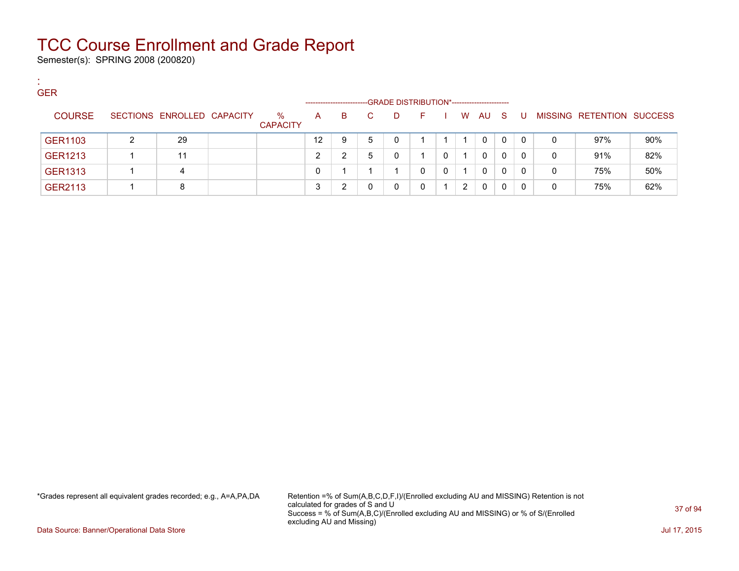# TCC Course Enrollment and Grade Report

Semester(s): SPRING 2008 (200820)

:
GER

| COURSE | SECTIONS | ENROLLED | CAPACITY | % CAPACITY | A | B | C | D | F | I | W | AU | S | U | MISSING | RETENTION | SUCCESS |
|---|---|---|---|---|---|---|---|---|---|---|---|---|---|---|---|---|---|
| | | | | | GRADE DISTRIBUTION* | | | | | | | | | | | | |
| GER1103 | 2 | 29 | | | 12 | 9 | 5 | 0 | 1 | 1 | 1 | 0 | 0 | 0 | 0 | 97% | 90% |
| GER1213 | 1 | 11 | | | 2 | 2 | 5 | 0 | 1 | 0 | 1 | 0 | 0 | 0 | 0 | 91% | 82% |
| GER1313 | 1 | 4 | | | 0 | 1 | 1 | 1 | 0 | 0 | 1 | 0 | 0 | 0 | 0 | 75% | 50% |
| GER2113 | 1 | 8 | | | 3 | 2 | 0 | 0 | 0 | 1 | 2 | 0 | 0 | 0 | 0 | 75% | 62% |

*Grades represent all equivalent grades recorded; e.g., A=A,PA,DA

Retention =% of Sum(A,B,C,D,F,I)/(Enrolled excluding AU and MISSING) Retention is not calculated for grades of S and U
Success = % of Sum(A,B,C)/(Enrolled excluding AU and MISSING) or % of S/(Enrolled excluding AU and Missing)

Data Source: Banner/Operational Data Store

Jul 17, 2015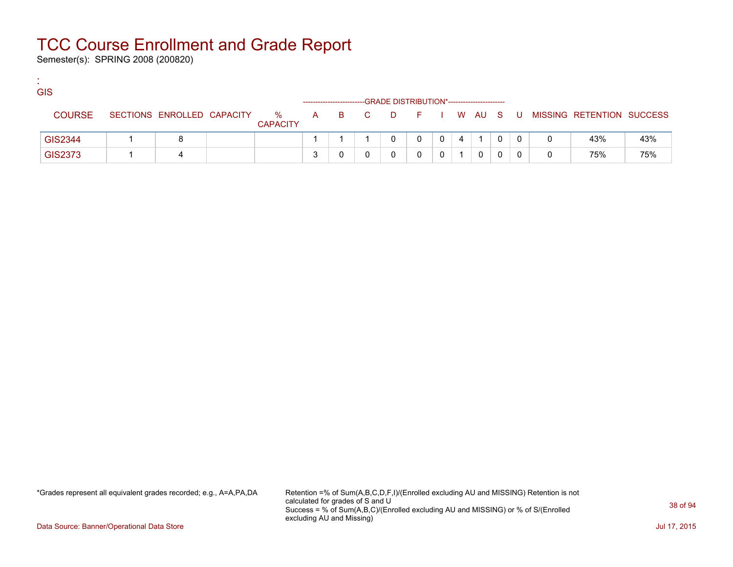# TCC Course Enrollment and Grade Report

Semester(s): SPRING 2008 (200820)

:
GIS

| COURSE | SECTIONS | ENROLLED | CAPACITY | % CAPACITY | A | B | C | D | F | I | W | AU | S | U | MISSING | RETENTION | SUCCESS |
|---|---|---|---|---|---|---|---|---|---|---|---|---|---|---|---|---|---|
| | | | | | GRADE DISTRIBUTION* | | | | | | | | | | | | |
| GIS2344 | 1 | 8 | | | 1 | 1 | 1 | 0 | 0 | 0 | 4 | 1 | 0 | 0 | 0 | 43% | 43% |
| GIS2373 | 1 | 4 | | | 3 | 0 | 0 | 0 | 0 | 0 | 1 | 0 | 0 | 0 | 0 | 75% | 75% |

*Grades represent all equivalent grades recorded; e.g., A=A,PA,DA

Retention =% of Sum(A,B,C,D,F,I)/(Enrolled excluding AU and MISSING) Retention is not calculated for grades of S and U
Success = % of Sum(A,B,C)/(Enrolled excluding AU and MISSING) or % of S/(Enrolled excluding AU and Missing)

Data Source: Banner/Operational Data Store

Jul 17, 2015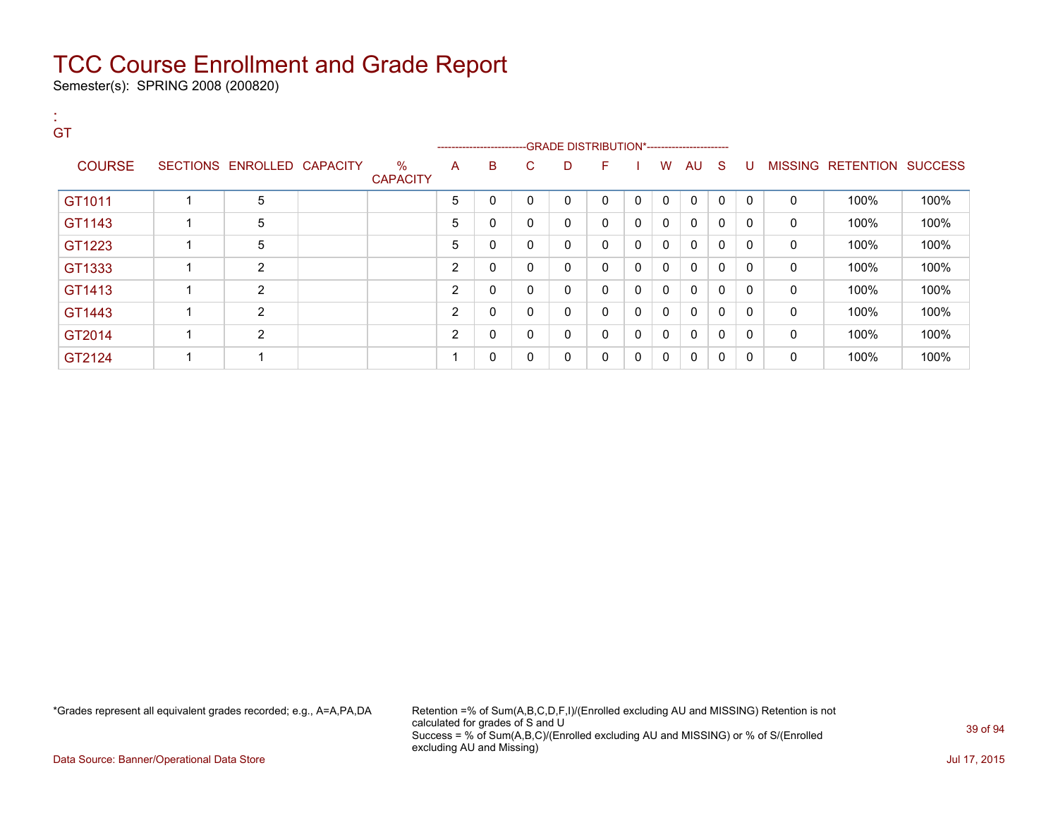# TCC Course Enrollment and Grade Report

Semester(s): SPRING 2008 (200820)

:
GT

| COURSE | SECTIONS | ENROLLED | CAPACITY | % CAPACITY | A | B | C | D | F | I | W | AU | S | U | MISSING | RETENTION | SUCCESS |
|---|---|---|---|---|---|---|---|---|---|---|---|---|---|---|---|---|---|
| | | | | | -------------------------GRADE DISTRIBUTION*---------------------- | | | | | | | | | | | | |
| GT1011 | 1 | 5 | | | 5 | 0 | 0 | 0 | 0 | 0 | 0 | 0 | 0 | 0 | 0 | 100% | 100% |
| GT1143 | 1 | 5 | | | 5 | 0 | 0 | 0 | 0 | 0 | 0 | 0 | 0 | 0 | 0 | 100% | 100% |
| GT1223 | 1 | 5 | | | 5 | 0 | 0 | 0 | 0 | 0 | 0 | 0 | 0 | 0 | 0 | 100% | 100% |
| GT1333 | 1 | 2 | | | 2 | 0 | 0 | 0 | 0 | 0 | 0 | 0 | 0 | 0 | 0 | 100% | 100% |
| GT1413 | 1 | 2 | | | 2 | 0 | 0 | 0 | 0 | 0 | 0 | 0 | 0 | 0 | 0 | 100% | 100% |
| GT1443 | 1 | 2 | | | 2 | 0 | 0 | 0 | 0 | 0 | 0 | 0 | 0 | 0 | 0 | 100% | 100% |
| GT2014 | 1 | 2 | | | 2 | 0 | 0 | 0 | 0 | 0 | 0 | 0 | 0 | 0 | 0 | 100% | 100% |
| GT2124 | 1 | 1 | | | 1 | 0 | 0 | 0 | 0 | 0 | 0 | 0 | 0 | 0 | 0 | 100% | 100% |

*Grades represent all equivalent grades recorded; e.g., A=A,PA,DA

Retention =% of Sum(A,B,C,D,F,I)/(Enrolled excluding AU and MISSING) Retention is not calculated for grades of S and U
Success = % of Sum(A,B,C)/(Enrolled excluding AU and MISSING) or % of S/(Enrolled excluding AU and Missing)

Data Source: Banner/Operational Data Store

Jul 17, 2015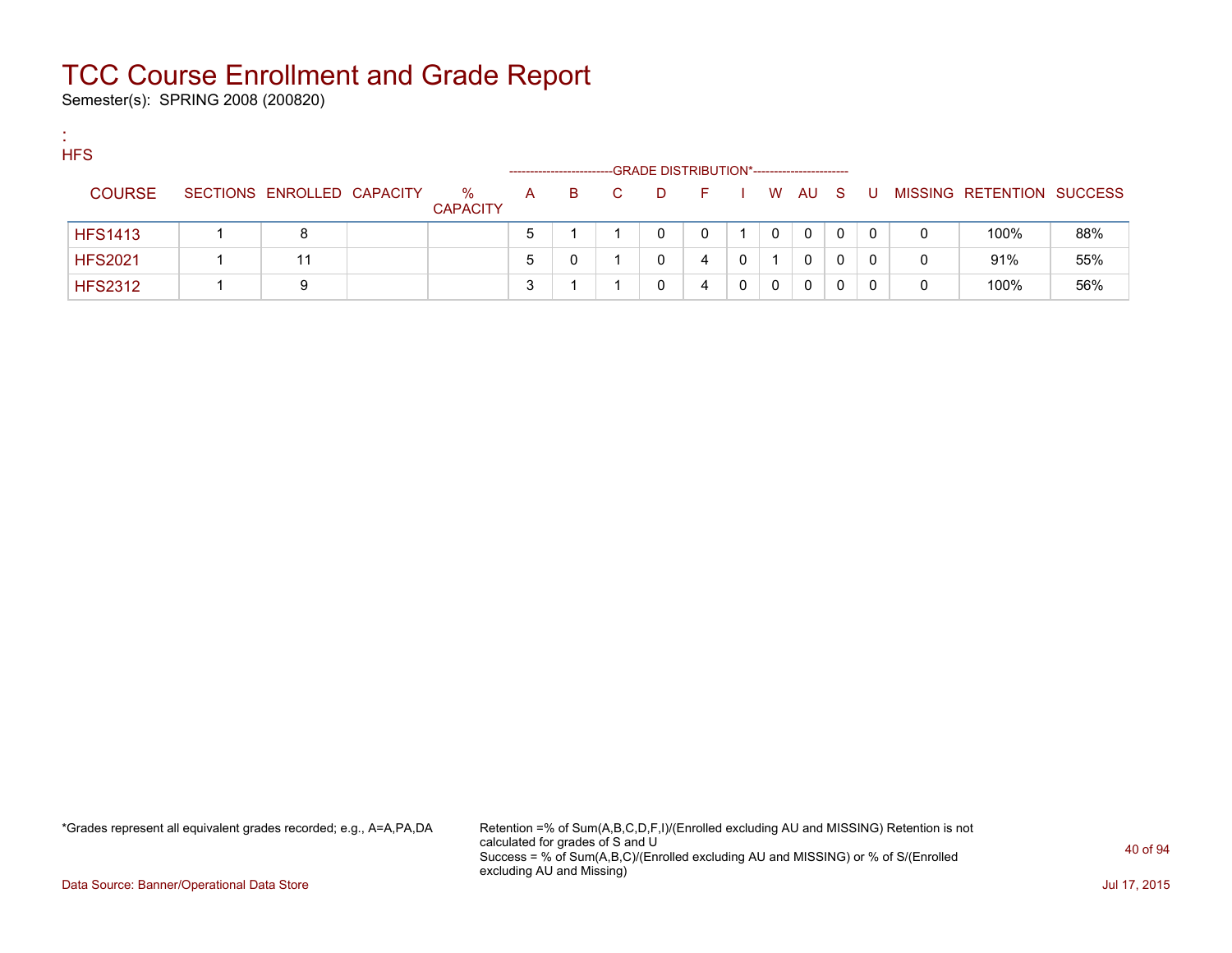# TCC Course Enrollment and Grade Report

Semester(s): SPRING 2008 (200820)

:
HFS

| COURSE | SECTIONS | ENROLLED | CAPACITY | % CAPACITY | A | B | C | D | F | I | W | AU | S | U | MISSING | RETENTION | SUCCESS |
|---|---|---|---|---|---|---|---|---|---|---|---|---|---|---|---|---|---|
| | | | | | GRADE DISTRIBUTION* | | | | | | | | | | | | |
| HFS1413 | 1 | 8 | | | 5 | 1 | 1 | 0 | 0 | 1 | 0 | 0 | 0 | 0 | 0 | 100% | 88% |
| HFS2021 | 1 | 11 | | | 5 | 0 | 1 | 0 | 4 | 0 | 1 | 0 | 0 | 0 | 0 | 91% | 55% |
| HFS2312 | 1 | 9 | | | 3 | 1 | 1 | 0 | 4 | 0 | 0 | 0 | 0 | 0 | 0 | 100% | 56% |

*Grades represent all equivalent grades recorded; e.g., A=A,PA,DA

Retention =% of Sum(A,B,C,D,F,I)/(Enrolled excluding AU and MISSING) Retention is not calculated for grades of S and U
Success = % of Sum(A,B,C)/(Enrolled excluding AU and MISSING) or % of S/(Enrolled excluding AU and Missing)

Data Source: Banner/Operational Data Store

Jul 17, 2015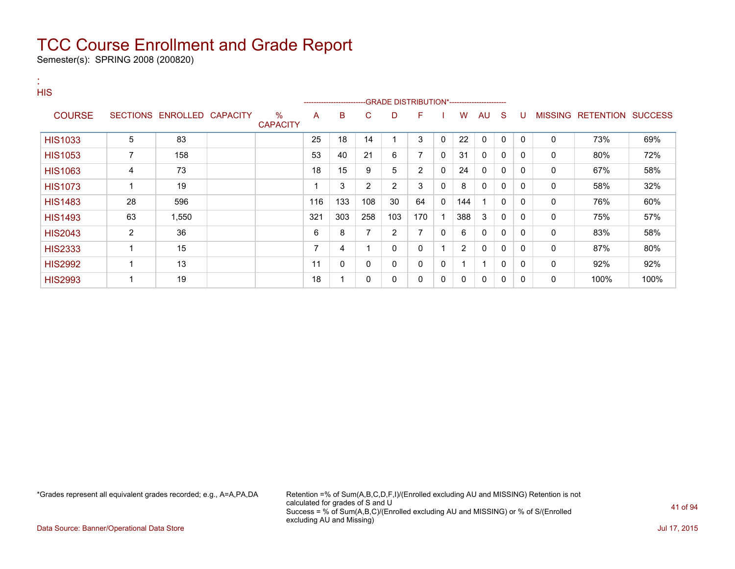# TCC Course Enrollment and Grade Report

Semester(s): SPRING 2008 (200820)

:
HIS

| COURSE | SECTIONS | ENROLLED | CAPACITY | % CAPACITY | A | B | C | D | F | I | W | AU | S | U | MISSING | RETENTION | SUCCESS |
|---|---|---|---|---|---|---|---|---|---|---|---|---|---|---|---|---|---|
| | | | | | -------------------------GRADE DISTRIBUTION*---------------------- | | | | | | | | | | | | |
| HIS1033 | 5 | 83 | | | 25 | 18 | 14 | 1 | 3 | 0 | 22 | 0 | 0 | 0 | 0 | 73% | 69% |
| HIS1053 | 7 | 158 | | | 53 | 40 | 21 | 6 | 7 | 0 | 31 | 0 | 0 | 0 | 0 | 80% | 72% |
| HIS1063 | 4 | 73 | | | 18 | 15 | 9 | 5 | 2 | 0 | 24 | 0 | 0 | 0 | 0 | 67% | 58% |
| HIS1073 | 1 | 19 | | | 1 | 3 | 2 | 2 | 3 | 0 | 8 | 0 | 0 | 0 | 0 | 58% | 32% |
| HIS1483 | 28 | 596 | | | 116 | 133 | 108 | 30 | 64 | 0 | 144 | 1 | 0 | 0 | 0 | 76% | 60% |
| HIS1493 | 63 | 1,550 | | | 321 | 303 | 258 | 103 | 170 | 1 | 388 | 3 | 0 | 0 | 0 | 75% | 57% |
| HIS2043 | 2 | 36 | | | 6 | 8 | 7 | 2 | 7 | 0 | 6 | 0 | 0 | 0 | 0 | 83% | 58% |
| HIS2333 | 1 | 15 | | | 7 | 4 | 1 | 0 | 0 | 1 | 2 | 0 | 0 | 0 | 0 | 87% | 80% |
| HIS2992 | 1 | 13 | | | 11 | 0 | 0 | 0 | 0 | 0 | 1 | 1 | 0 | 0 | 0 | 92% | 92% |
| HIS2993 | 1 | 19 | | | 18 | 1 | 0 | 0 | 0 | 0 | 0 | 0 | 0 | 0 | 0 | 100% | 100% |

*Grades represent all equivalent grades recorded; e.g., A=A,PA,DA

Retention =% of Sum(A,B,C,D,F,I)/(Enrolled excluding AU and MISSING) Retention is not calculated for grades of S and U
Success = % of Sum(A,B,C)/(Enrolled excluding AU and MISSING) or % of S/(Enrolled excluding AU and Missing)

Data Source: Banner/Operational Data Store

Jul 17, 2015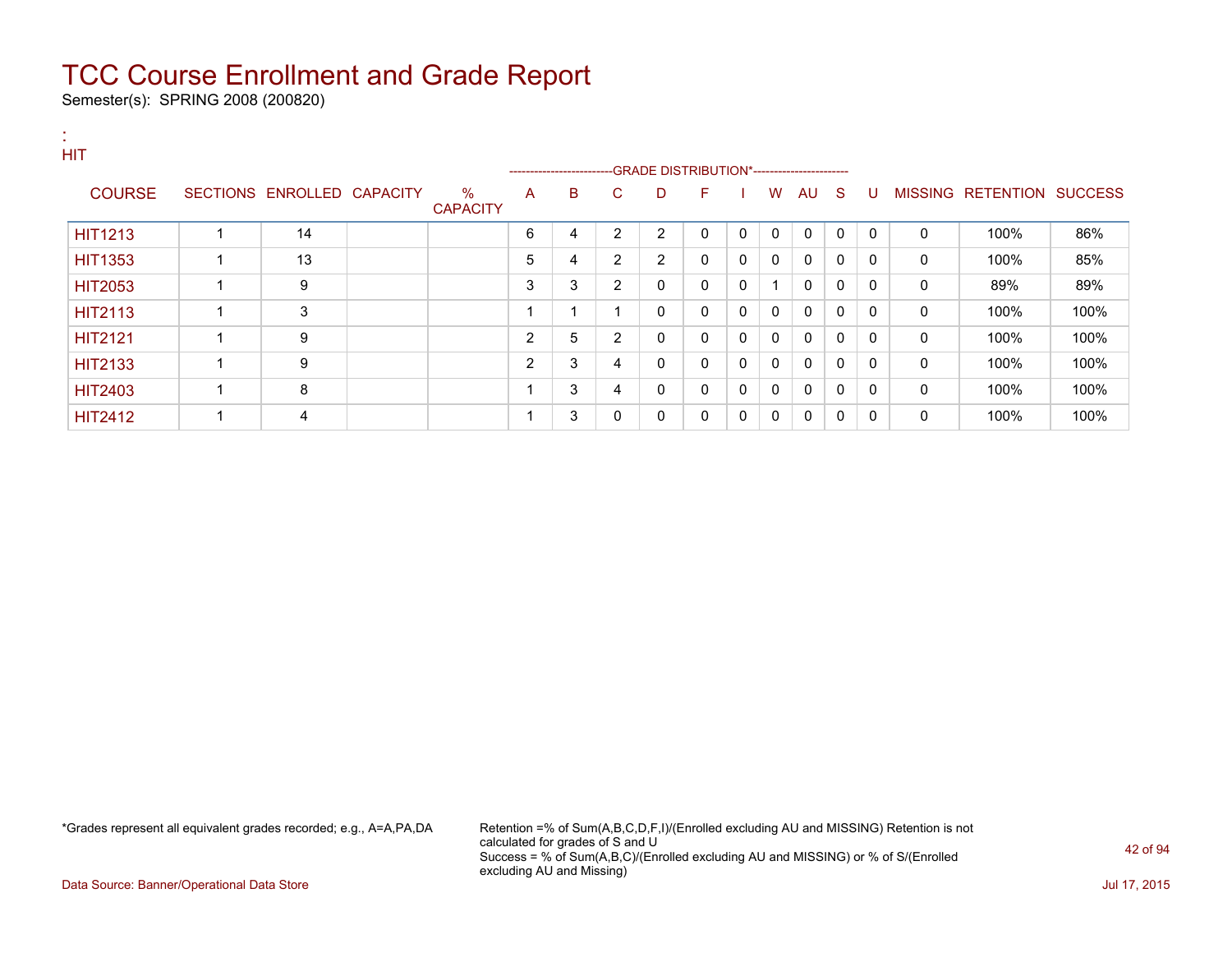# TCC Course Enrollment and Grade Report

Semester(s): SPRING 2008 (200820)

:
HIT

| COURSE | SECTIONS | ENROLLED | CAPACITY | % CAPACITY | A | B | C | D | F | I | W | AU | S | U | MISSING | RETENTION | SUCCESS |
|---|---|---|---|---|---|---|---|---|---|---|---|---|---|---|---|---|---|
| | | | | | GRADE DISTRIBUTION* | | | | | | | | | | | | |
| HIT1213 | 1 | 14 | | | 6 | 4 | 2 | 2 | 0 | 0 | 0 | 0 | 0 | 0 | 0 | 100% | 86% |
| HIT1353 | 1 | 13 | | | 5 | 4 | 2 | 2 | 0 | 0 | 0 | 0 | 0 | 0 | 0 | 100% | 85% |
| HIT2053 | 1 | 9 | | | 3 | 3 | 2 | 0 | 0 | 0 | 1 | 0 | 0 | 0 | 0 | 89% | 89% |
| HIT2113 | 1 | 3 | | | 1 | 1 | 1 | 0 | 0 | 0 | 0 | 0 | 0 | 0 | 0 | 100% | 100% |
| HIT2121 | 1 | 9 | | | 2 | 5 | 2 | 0 | 0 | 0 | 0 | 0 | 0 | 0 | 0 | 100% | 100% |
| HIT2133 | 1 | 9 | | | 2 | 3 | 4 | 0 | 0 | 0 | 0 | 0 | 0 | 0 | 0 | 100% | 100% |
| HIT2403 | 1 | 8 | | | 1 | 3 | 4 | 0 | 0 | 0 | 0 | 0 | 0 | 0 | 0 | 100% | 100% |
| HIT2412 | 1 | 4 | | | 1 | 3 | 0 | 0 | 0 | 0 | 0 | 0 | 0 | 0 | 0 | 100% | 100% |

*Grades represent all equivalent grades recorded; e.g., A=A,PA,DA

Retention =% of Sum(A,B,C,D,F,I)/(Enrolled excluding AU and MISSING) Retention is not calculated for grades of S and U
Success = % of Sum(A,B,C)/(Enrolled excluding AU and MISSING) or % of S/(Enrolled excluding AU and Missing)

Data Source: Banner/Operational Data Store

Jul 17, 2015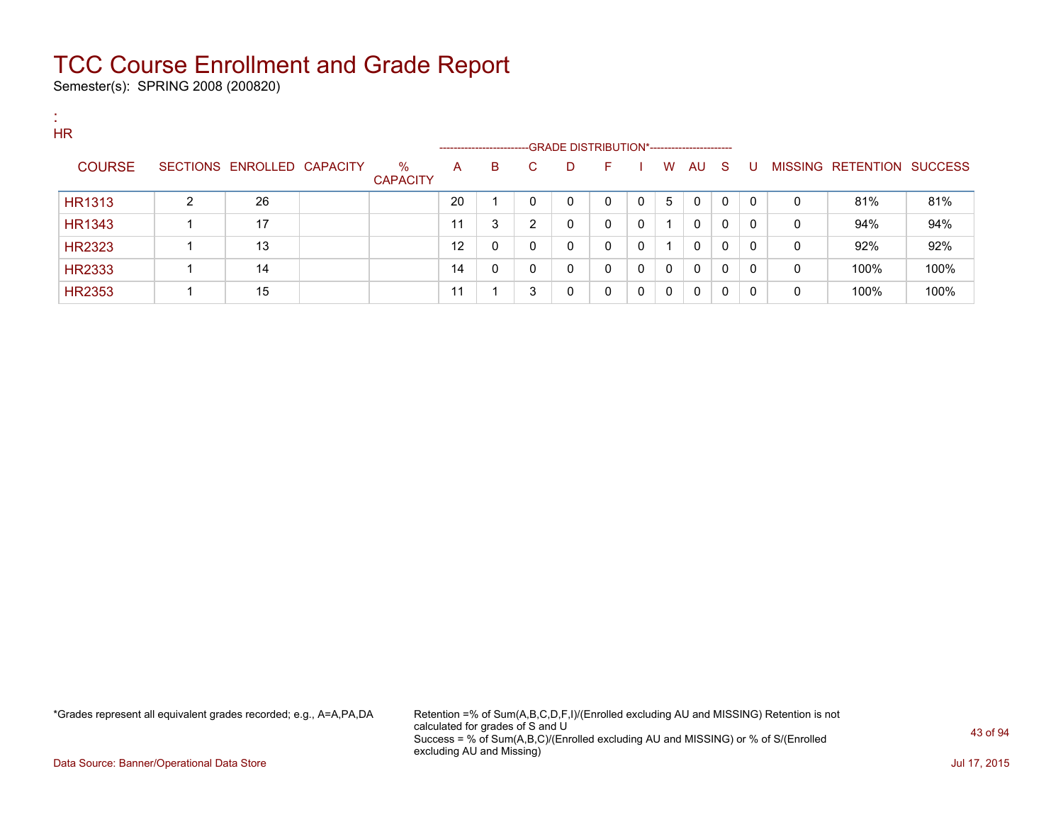# TCC Course Enrollment and Grade Report

Semester(s): SPRING 2008 (200820)

:
HR

| COURSE | SECTIONS | ENROLLED | CAPACITY | % CAPACITY | A | B | C | D | F | I | W | AU | S | U | MISSING | RETENTION | SUCCESS |
|---|---|---|---|---|---|---|---|---|---|---|---|---|---|---|---|---|---|
| HR1313 | 2 | 26 | | | 20 | 1 | 0 | 0 | 0 | 0 | 5 | 0 | 0 | 0 | 0 | 81% | 81% |
| HR1343 | 1 | 17 | | | 11 | 3 | 2 | 0 | 0 | 0 | 1 | 0 | 0 | 0 | 0 | 94% | 94% |
| HR2323 | 1 | 13 | | | 12 | 0 | 0 | 0 | 0 | 0 | 1 | 0 | 0 | 0 | 0 | 92% | 92% |
| HR2333 | 1 | 14 | | | 14 | 0 | 0 | 0 | 0 | 0 | 0 | 0 | 0 | 0 | 0 | 100% | 100% |
| HR2353 | 1 | 15 | | | 11 | 1 | 3 | 0 | 0 | 0 | 0 | 0 | 0 | 0 | 0 | 100% | 100% |

(Columns A through U are grouped under GRADE DISTRIBUTION*.)

*Grades represent all equivalent grades recorded; e.g., A=A,PA,DA

Retention =% of Sum(A,B,C,D,F,I)/(Enrolled excluding AU and MISSING) Retention is not calculated for grades of S and U
Success = % of Sum(A,B,C)/(Enrolled excluding AU and MISSING) or % of S/(Enrolled excluding AU and Missing)

Data Source: Banner/Operational Data Store

Jul 17, 2015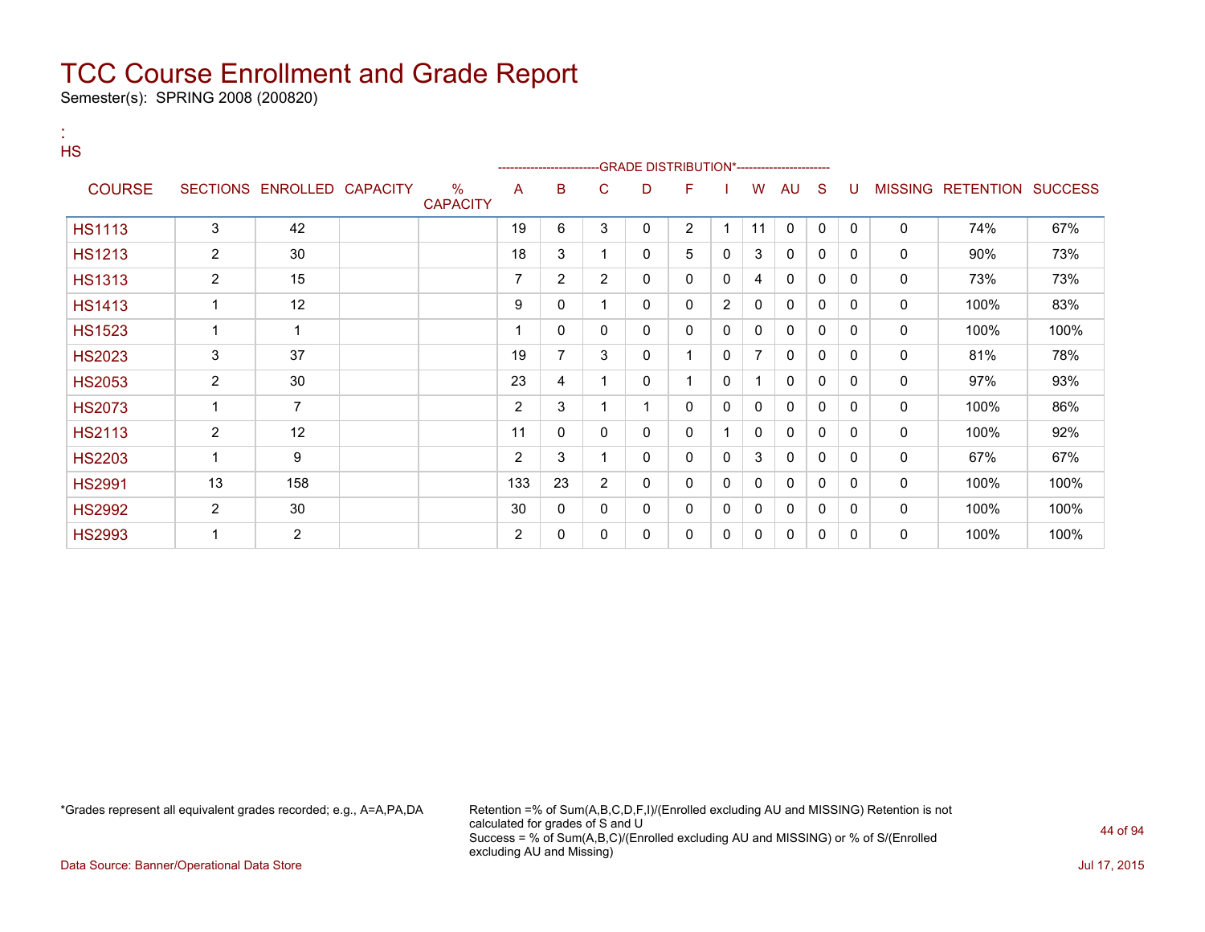# TCC Course Enrollment and Grade Report

Semester(s): SPRING 2008 (200820)

:
HS

| COURSE | SECTIONS | ENROLLED | CAPACITY | % CAPACITY | A | B | C | D | F | I | W | AU | S | U | MISSING | RETENTION | SUCCESS |
|---|---|---|---|---|---|---|---|---|---|---|---|---|---|---|---|---|---|
| | | | | | GRADE DISTRIBUTION* | | | | | | | | | | | | |
| HS1113 | 3 | 42 | | | 19 | 6 | 3 | 0 | 2 | 1 | 11 | 0 | 0 | 0 | 0 | 74% | 67% |
| HS1213 | 2 | 30 | | | 18 | 3 | 1 | 0 | 5 | 0 | 3 | 0 | 0 | 0 | 0 | 90% | 73% |
| HS1313 | 2 | 15 | | | 7 | 2 | 2 | 0 | 0 | 0 | 4 | 0 | 0 | 0 | 0 | 73% | 73% |
| HS1413 | 1 | 12 | | | 9 | 0 | 1 | 0 | 0 | 2 | 0 | 0 | 0 | 0 | 0 | 100% | 83% |
| HS1523 | 1 | 1 | | | 1 | 0 | 0 | 0 | 0 | 0 | 0 | 0 | 0 | 0 | 0 | 100% | 100% |
| HS2023 | 3 | 37 | | | 19 | 7 | 3 | 0 | 1 | 0 | 7 | 0 | 0 | 0 | 0 | 81% | 78% |
| HS2053 | 2 | 30 | | | 23 | 4 | 1 | 0 | 1 | 0 | 1 | 0 | 0 | 0 | 0 | 97% | 93% |
| HS2073 | 1 | 7 | | | 2 | 3 | 1 | 1 | 0 | 0 | 0 | 0 | 0 | 0 | 0 | 100% | 86% |
| HS2113 | 2 | 12 | | | 11 | 0 | 0 | 0 | 0 | 1 | 0 | 0 | 0 | 0 | 0 | 100% | 92% |
| HS2203 | 1 | 9 | | | 2 | 3 | 1 | 0 | 0 | 0 | 3 | 0 | 0 | 0 | 0 | 67% | 67% |
| HS2991 | 13 | 158 | | | 133 | 23 | 2 | 0 | 0 | 0 | 0 | 0 | 0 | 0 | 0 | 100% | 100% |
| HS2992 | 2 | 30 | | | 30 | 0 | 0 | 0 | 0 | 0 | 0 | 0 | 0 | 0 | 0 | 100% | 100% |
| HS2993 | 1 | 2 | | | 2 | 0 | 0 | 0 | 0 | 0 | 0 | 0 | 0 | 0 | 0 | 100% | 100% |

*Grades represent all equivalent grades recorded; e.g., A=A,PA,DA

Retention =% of Sum(A,B,C,D,F,I)/(Enrolled excluding AU and MISSING) Retention is not calculated for grades of S and U
Success = % of Sum(A,B,C)/(Enrolled excluding AU and MISSING) or % of S/(Enrolled excluding AU and Missing)

Data Source: Banner/Operational Data Store

Jul 17, 2015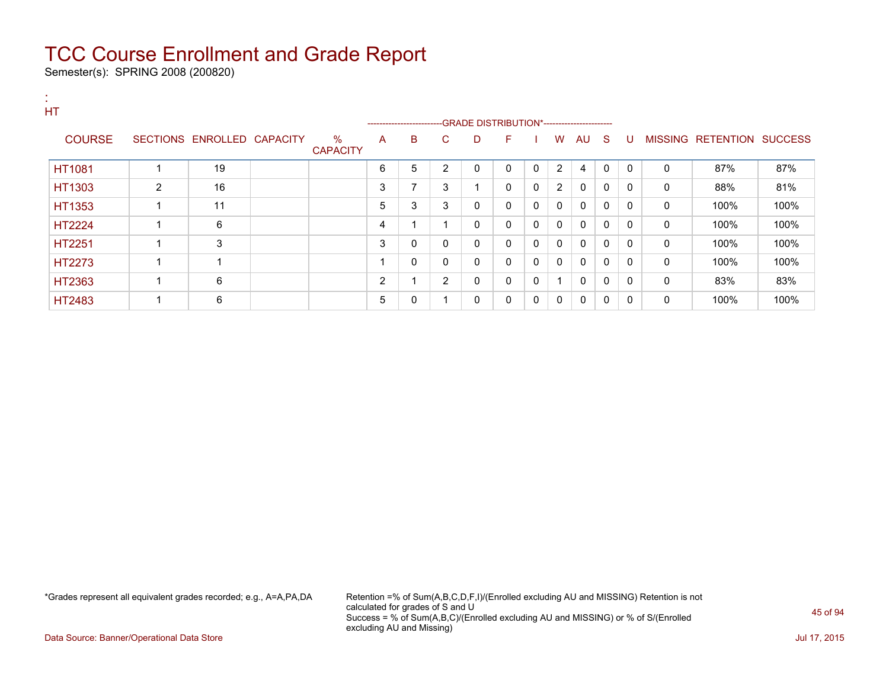# TCC Course Enrollment and Grade Report

Semester(s): SPRING 2008 (200820)

:
HT

| COURSE | SECTIONS | ENROLLED | CAPACITY | % CAPACITY | A | B | C | D | F | I | W | AU | S | U | MISSING | RETENTION | SUCCESS |
|---|---|---|---|---|---|---|---|---|---|---|---|---|---|---|---|---|---|
| | | | | | GRADE DISTRIBUTION* | | | | | | | | | | | | |
| HT1081 | 1 | 19 | | | 6 | 5 | 2 | 0 | 0 | 0 | 2 | 4 | 0 | 0 | 0 | 87% | 87% |
| HT1303 | 2 | 16 | | | 3 | 7 | 3 | 1 | 0 | 0 | 2 | 0 | 0 | 0 | 0 | 88% | 81% |
| HT1353 | 1 | 11 | | | 5 | 3 | 3 | 0 | 0 | 0 | 0 | 0 | 0 | 0 | 0 | 100% | 100% |
| HT2224 | 1 | 6 | | | 4 | 1 | 1 | 0 | 0 | 0 | 0 | 0 | 0 | 0 | 0 | 100% | 100% |
| HT2251 | 1 | 3 | | | 3 | 0 | 0 | 0 | 0 | 0 | 0 | 0 | 0 | 0 | 0 | 100% | 100% |
| HT2273 | 1 | 1 | | | 1 | 0 | 0 | 0 | 0 | 0 | 0 | 0 | 0 | 0 | 0 | 100% | 100% |
| HT2363 | 1 | 6 | | | 2 | 1 | 2 | 0 | 0 | 0 | 1 | 0 | 0 | 0 | 0 | 83% | 83% |
| HT2483 | 1 | 6 | | | 5 | 0 | 1 | 0 | 0 | 0 | 0 | 0 | 0 | 0 | 0 | 100% | 100% |

*Grades represent all equivalent grades recorded; e.g., A=A,PA,DA

Retention =% of Sum(A,B,C,D,F,I)/(Enrolled excluding AU and MISSING) Retention is not calculated for grades of S and U
Success = % of Sum(A,B,C)/(Enrolled excluding AU and MISSING) or % of S/(Enrolled excluding AU and Missing)

Data Source: Banner/Operational Data Store

Jul 17, 2015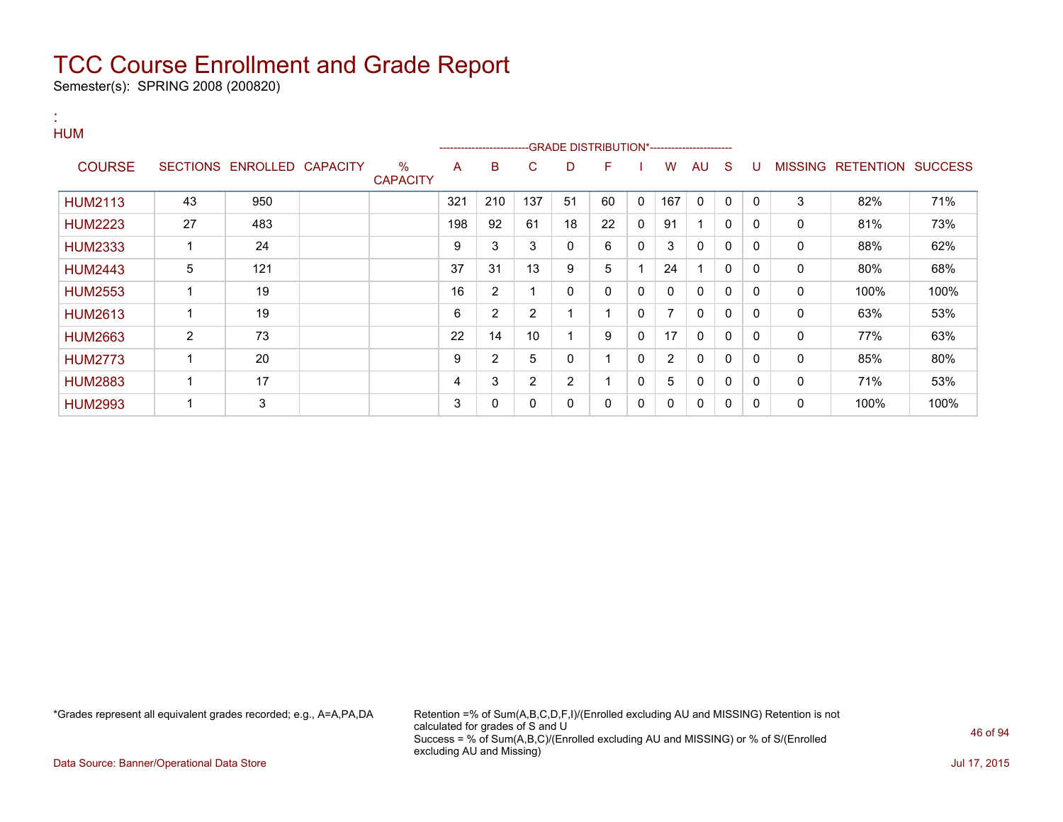# TCC Course Enrollment and Grade Report

Semester(s): SPRING 2008 (200820)

:
HUM

| COURSE | SECTIONS | ENROLLED | CAPACITY | % CAPACITY | A | B | C | D | F | I | W | AU | S | U | MISSING | RETENTION | SUCCESS |
|---|---|---|---|---|---|---|---|---|---|---|---|---|---|---|---|---|---|
| | | | | | GRADE DISTRIBUTION* | | | | | | | | | | | | |
| HUM2113 | 43 | 950 | | | 321 | 210 | 137 | 51 | 60 | 0 | 167 | 0 | 0 | 0 | 3 | 82% | 71% |
| HUM2223 | 27 | 483 | | | 198 | 92 | 61 | 18 | 22 | 0 | 91 | 1 | 0 | 0 | 0 | 81% | 73% |
| HUM2333 | 1 | 24 | | | 9 | 3 | 3 | 0 | 6 | 0 | 3 | 0 | 0 | 0 | 0 | 88% | 62% |
| HUM2443 | 5 | 121 | | | 37 | 31 | 13 | 9 | 5 | 1 | 24 | 1 | 0 | 0 | 0 | 80% | 68% |
| HUM2553 | 1 | 19 | | | 16 | 2 | 1 | 0 | 0 | 0 | 0 | 0 | 0 | 0 | 0 | 100% | 100% |
| HUM2613 | 1 | 19 | | | 6 | 2 | 2 | 1 | 1 | 0 | 7 | 0 | 0 | 0 | 0 | 63% | 53% |
| HUM2663 | 2 | 73 | | | 22 | 14 | 10 | 1 | 9 | 0 | 17 | 0 | 0 | 0 | 0 | 77% | 63% |
| HUM2773 | 1 | 20 | | | 9 | 2 | 5 | 0 | 1 | 0 | 2 | 0 | 0 | 0 | 0 | 85% | 80% |
| HUM2883 | 1 | 17 | | | 4 | 3 | 2 | 2 | 1 | 0 | 5 | 0 | 0 | 0 | 0 | 71% | 53% |
| HUM2993 | 1 | 3 | | | 3 | 0 | 0 | 0 | 0 | 0 | 0 | 0 | 0 | 0 | 0 | 100% | 100% |

*Grades represent all equivalent grades recorded; e.g., A=A,PA,DA

Retention =% of Sum(A,B,C,D,F,I)/(Enrolled excluding AU and MISSING) Retention is not calculated for grades of S and U
Success = % of Sum(A,B,C)/(Enrolled excluding AU and MISSING) or % of S/(Enrolled excluding AU and Missing)

Data Source: Banner/Operational Data Store

Jul 17, 2015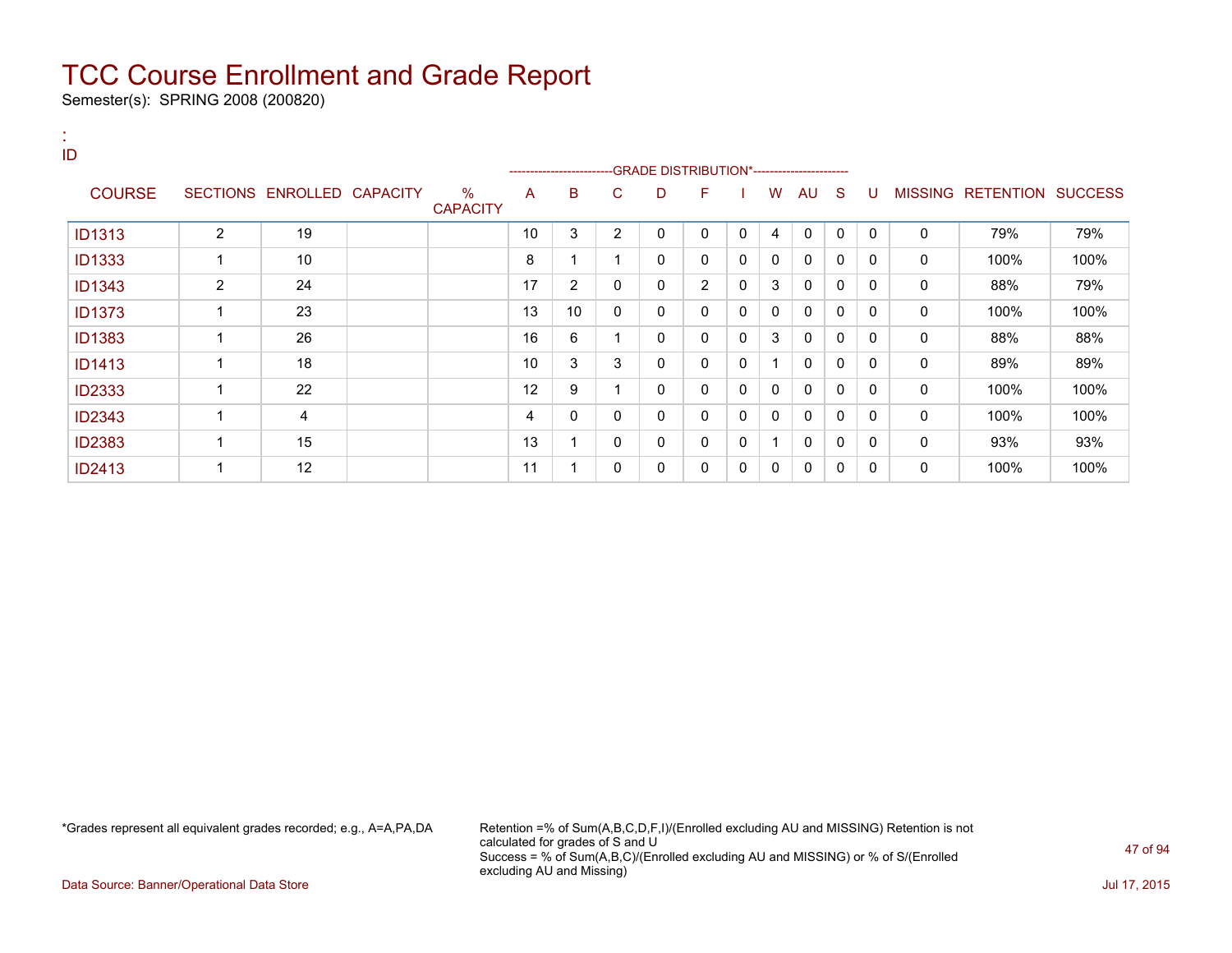# TCC Course Enrollment and Grade Report

Semester(s): SPRING 2008 (200820)

:
ID

| COURSE | SECTIONS | ENROLLED | CAPACITY | % CAPACITY | A | B | C | D | F | I | W | AU | S | U | MISSING | RETENTION | SUCCESS |
|---|---|---|---|---|---|---|---|---|---|---|---|---|---|---|---|---|---|
| | | | | | GRADE DISTRIBUTION* | | | | | | | | | | | | |
| ID1313 | 2 | 19 | | | 10 | 3 | 2 | 0 | 0 | 0 | 4 | 0 | 0 | 0 | 0 | 79% | 79% |
| ID1333 | 1 | 10 | | | 8 | 1 | 1 | 0 | 0 | 0 | 0 | 0 | 0 | 0 | 0 | 100% | 100% |
| ID1343 | 2 | 24 | | | 17 | 2 | 0 | 0 | 2 | 0 | 3 | 0 | 0 | 0 | 0 | 88% | 79% |
| ID1373 | 1 | 23 | | | 13 | 10 | 0 | 0 | 0 | 0 | 0 | 0 | 0 | 0 | 0 | 100% | 100% |
| ID1383 | 1 | 26 | | | 16 | 6 | 1 | 0 | 0 | 0 | 3 | 0 | 0 | 0 | 0 | 88% | 88% |
| ID1413 | 1 | 18 | | | 10 | 3 | 3 | 0 | 0 | 0 | 1 | 0 | 0 | 0 | 0 | 89% | 89% |
| ID2333 | 1 | 22 | | | 12 | 9 | 1 | 0 | 0 | 0 | 0 | 0 | 0 | 0 | 0 | 100% | 100% |
| ID2343 | 1 | 4 | | | 4 | 0 | 0 | 0 | 0 | 0 | 0 | 0 | 0 | 0 | 0 | 100% | 100% |
| ID2383 | 1 | 15 | | | 13 | 1 | 0 | 0 | 0 | 0 | 1 | 0 | 0 | 0 | 0 | 93% | 93% |
| ID2413 | 1 | 12 | | | 11 | 1 | 0 | 0 | 0 | 0 | 0 | 0 | 0 | 0 | 0 | 100% | 100% |

*Grades represent all equivalent grades recorded; e.g., A=A,PA,DA

Retention =% of Sum(A,B,C,D,F,I)/(Enrolled excluding AU and MISSING) Retention is not calculated for grades of S and U
Success = % of Sum(A,B,C)/(Enrolled excluding AU and MISSING) or % of S/(Enrolled excluding AU and Missing)

Data Source: Banner/Operational Data Store

Jul 17, 2015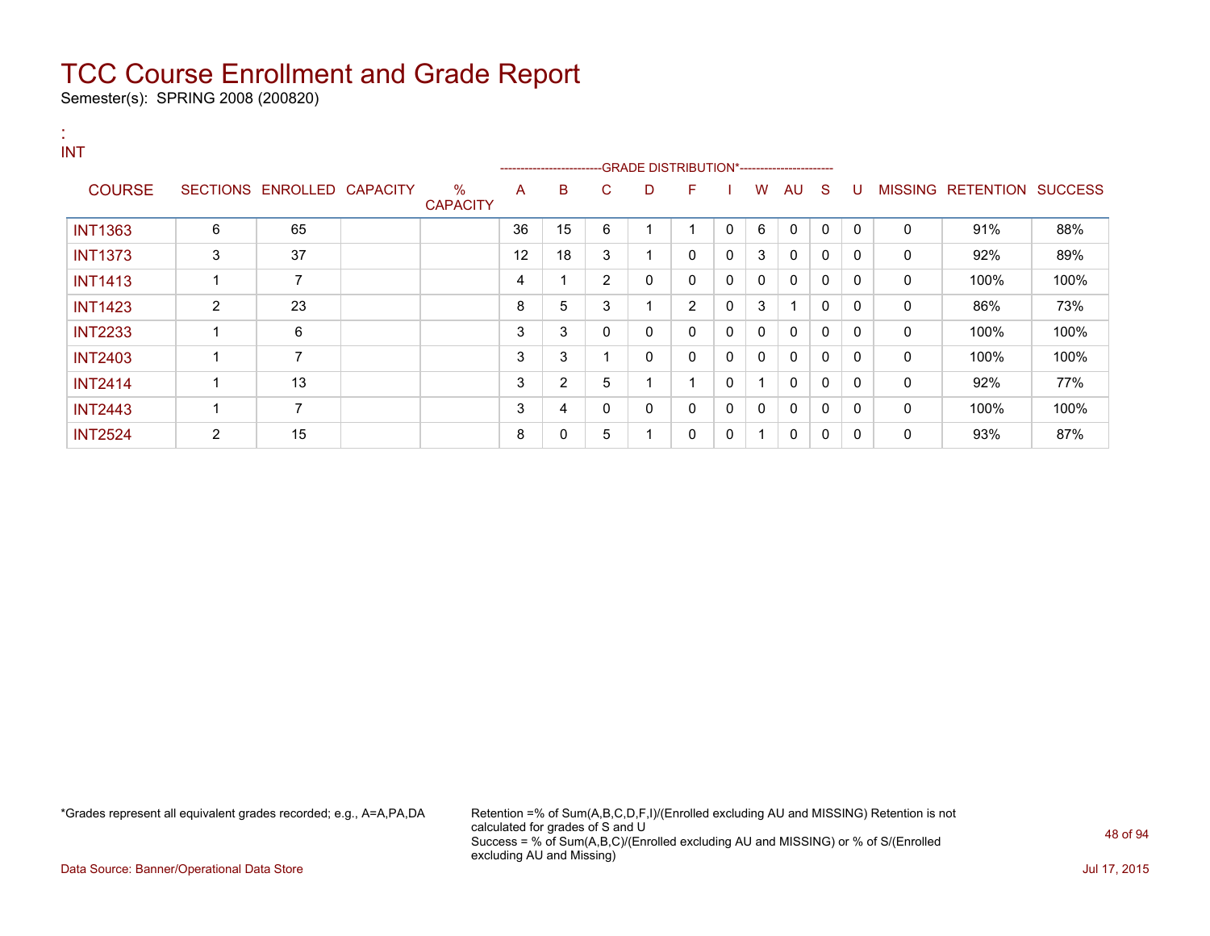# TCC Course Enrollment and Grade Report

Semester(s): SPRING 2008 (200820)

:
INT

| COURSE | SECTIONS | ENROLLED | CAPACITY | % CAPACITY | A | B | C | D | F | I | W | AU | S | U | MISSING | RETENTION | SUCCESS |
|---|---|---|---|---|---|---|---|---|---|---|---|---|---|---|---|---|---|
| | | | | | GRADE DISTRIBUTION* | | | | | | | | | | | | |
| INT1363 | 6 | 65 | | | 36 | 15 | 6 | 1 | 1 | 0 | 6 | 0 | 0 | 0 | 0 | 91% | 88% |
| INT1373 | 3 | 37 | | | 12 | 18 | 3 | 1 | 0 | 0 | 3 | 0 | 0 | 0 | 0 | 92% | 89% |
| INT1413 | 1 | 7 | | | 4 | 1 | 2 | 0 | 0 | 0 | 0 | 0 | 0 | 0 | 0 | 100% | 100% |
| INT1423 | 2 | 23 | | | 8 | 5 | 3 | 1 | 2 | 0 | 3 | 1 | 0 | 0 | 0 | 86% | 73% |
| INT2233 | 1 | 6 | | | 3 | 3 | 0 | 0 | 0 | 0 | 0 | 0 | 0 | 0 | 0 | 100% | 100% |
| INT2403 | 1 | 7 | | | 3 | 3 | 1 | 0 | 0 | 0 | 0 | 0 | 0 | 0 | 0 | 100% | 100% |
| INT2414 | 1 | 13 | | | 3 | 2 | 5 | 1 | 1 | 0 | 1 | 0 | 0 | 0 | 0 | 92% | 77% |
| INT2443 | 1 | 7 | | | 3 | 4 | 0 | 0 | 0 | 0 | 0 | 0 | 0 | 0 | 0 | 100% | 100% |
| INT2524 | 2 | 15 | | | 8 | 0 | 5 | 1 | 0 | 0 | 1 | 0 | 0 | 0 | 0 | 93% | 87% |

*Grades represent all equivalent grades recorded; e.g., A=A,PA,DA

Retention =% of Sum(A,B,C,D,F,I)/(Enrolled excluding AU and MISSING) Retention is not calculated for grades of S and U
Success = % of Sum(A,B,C)/(Enrolled excluding AU and MISSING) or % of S/(Enrolled excluding AU and Missing)

Data Source: Banner/Operational Data Store

Jul 17, 2015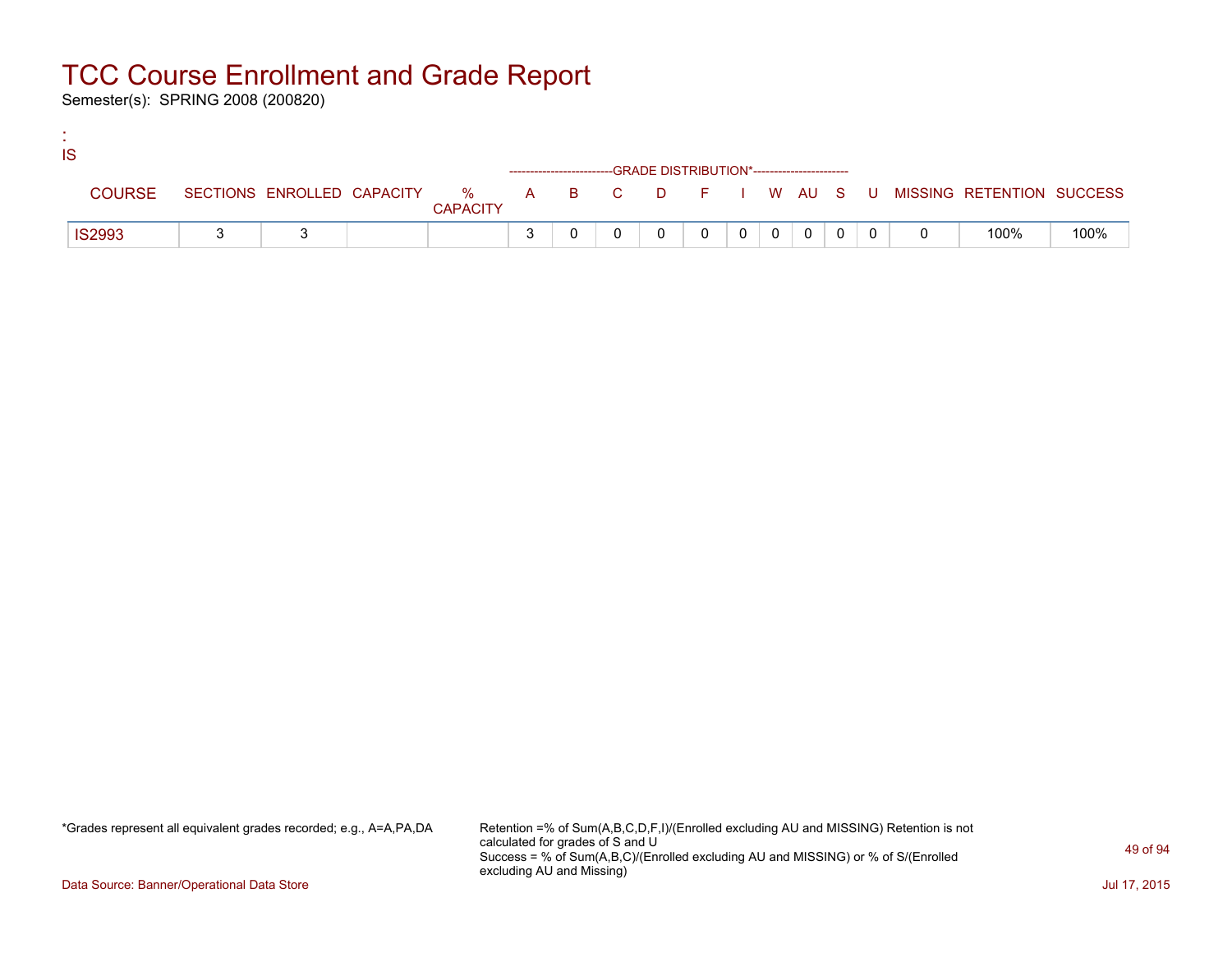# TCC Course Enrollment and Grade Report

Semester(s): SPRING 2008 (200820)

:
IS

| COURSE | SECTIONS | ENROLLED | CAPACITY | % CAPACITY | A | B | C | D | F | I | W | AU | S | U | MISSING | RETENTION | SUCCESS |
|---|---|---|---|---|---|---|---|---|---|---|---|---|---|---|---|---|---|
| | | | | | GRADE DISTRIBUTION* | | | | | | | | | | | | |
| IS2993 | 3 | 3 | | | 3 | 0 | 0 | 0 | 0 | 0 | 0 | 0 | 0 | 0 | 0 | 100% | 100% |

*Grades represent all equivalent grades recorded; e.g., A=A,PA,DA

Retention =% of Sum(A,B,C,D,F,I)/(Enrolled excluding AU and MISSING) Retention is not calculated for grades of S and U
Success = % of Sum(A,B,C)/(Enrolled excluding AU and MISSING) or % of S/(Enrolled excluding AU and Missing)

Data Source: Banner/Operational Data Store

Jul 17, 2015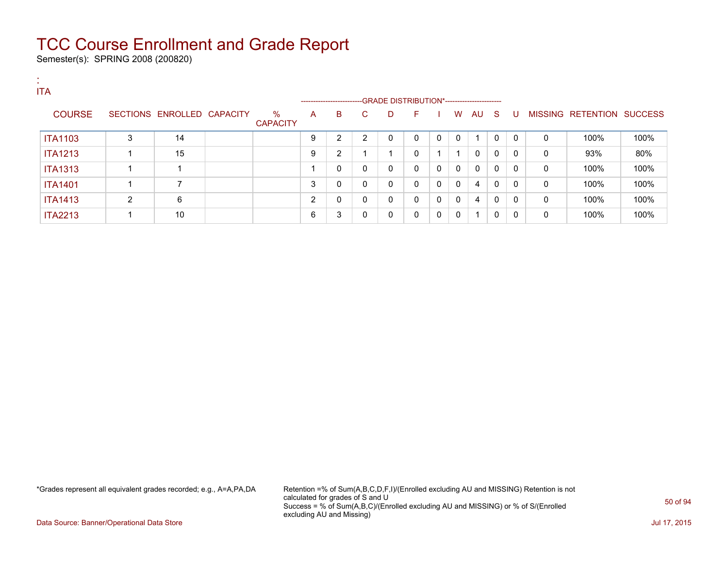# TCC Course Enrollment and Grade Report

Semester(s): SPRING 2008 (200820)

:
ITA

| COURSE | SECTIONS | ENROLLED | CAPACITY | % CAPACITY | A | B | C | D | F | I | W | AU | S | U | MISSING | RETENTION | SUCCESS |
|---|---|---|---|---|---|---|---|---|---|---|---|---|---|---|---|---|---|
| | | | | | GRADE DISTRIBUTION* | | | | | | | | | | | | |
| ITA1103 | 3 | 14 | | | 9 | 2 | 2 | 0 | 0 | 0 | 0 | 1 | 0 | 0 | 0 | 100% | 100% |
| ITA1213 | 1 | 15 | | | 9 | 2 | 1 | 1 | 0 | 1 | 1 | 0 | 0 | 0 | 0 | 93% | 80% |
| ITA1313 | 1 | 1 | | | 1 | 0 | 0 | 0 | 0 | 0 | 0 | 0 | 0 | 0 | 0 | 100% | 100% |
| ITA1401 | 1 | 7 | | | 3 | 0 | 0 | 0 | 0 | 0 | 0 | 4 | 0 | 0 | 0 | 100% | 100% |
| ITA1413 | 2 | 6 | | | 2 | 0 | 0 | 0 | 0 | 0 | 0 | 4 | 0 | 0 | 0 | 100% | 100% |
| ITA2213 | 1 | 10 | | | 6 | 3 | 0 | 0 | 0 | 0 | 0 | 1 | 0 | 0 | 0 | 100% | 100% |

*Grades represent all equivalent grades recorded; e.g., A=A,PA,DA

Retention =% of Sum(A,B,C,D,F,I)/(Enrolled excluding AU and MISSING) Retention is not calculated for grades of S and U
Success = % of Sum(A,B,C)/(Enrolled excluding AU and MISSING) or % of S/(Enrolled excluding AU and Missing)

Data Source: Banner/Operational Data Store

Jul 17, 2015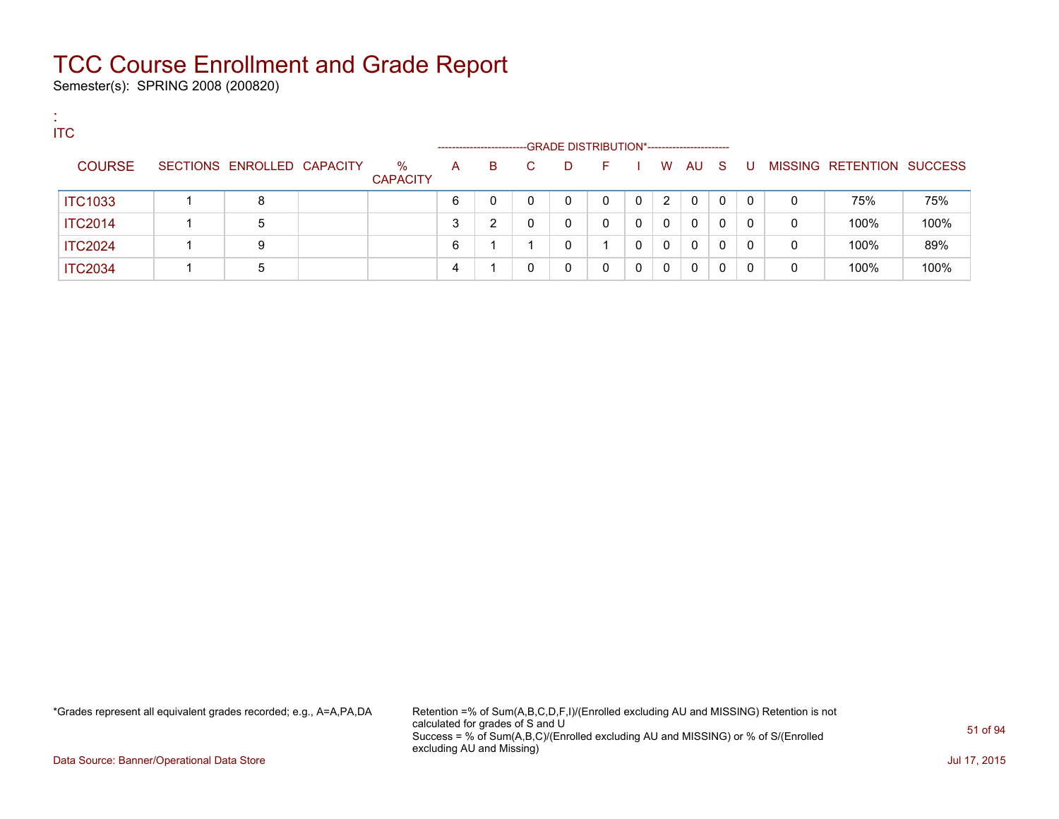# TCC Course Enrollment and Grade Report

Semester(s): SPRING 2008 (200820)

:
ITC

| COURSE | SECTIONS | ENROLLED | CAPACITY | % CAPACITY | A | B | C | D | F | I | W | AU | S | U | MISSING | RETENTION | SUCCESS |
|---|---|---|---|---|---|---|---|---|---|---|---|---|---|---|---|---|---|
| | | | | | GRADE DISTRIBUTION* | | | | | | | | | | | | |
| ITC1033 | 1 | 8 | | | 6 | 0 | 0 | 0 | 0 | 0 | 2 | 0 | 0 | 0 | 0 | 75% | 75% |
| ITC2014 | 1 | 5 | | | 3 | 2 | 0 | 0 | 0 | 0 | 0 | 0 | 0 | 0 | 0 | 100% | 100% |
| ITC2024 | 1 | 9 | | | 6 | 1 | 1 | 0 | 1 | 0 | 0 | 0 | 0 | 0 | 0 | 100% | 89% |
| ITC2034 | 1 | 5 | | | 4 | 1 | 0 | 0 | 0 | 0 | 0 | 0 | 0 | 0 | 0 | 100% | 100% |

*Grades represent all equivalent grades recorded; e.g., A=A,PA,DA

Retention =% of Sum(A,B,C,D,F,I)/(Enrolled excluding AU and MISSING) Retention is not calculated for grades of S and U
Success = % of Sum(A,B,C)/(Enrolled excluding AU and MISSING) or % of S/(Enrolled excluding AU and Missing)

Data Source: Banner/Operational Data Store

Jul 17, 2015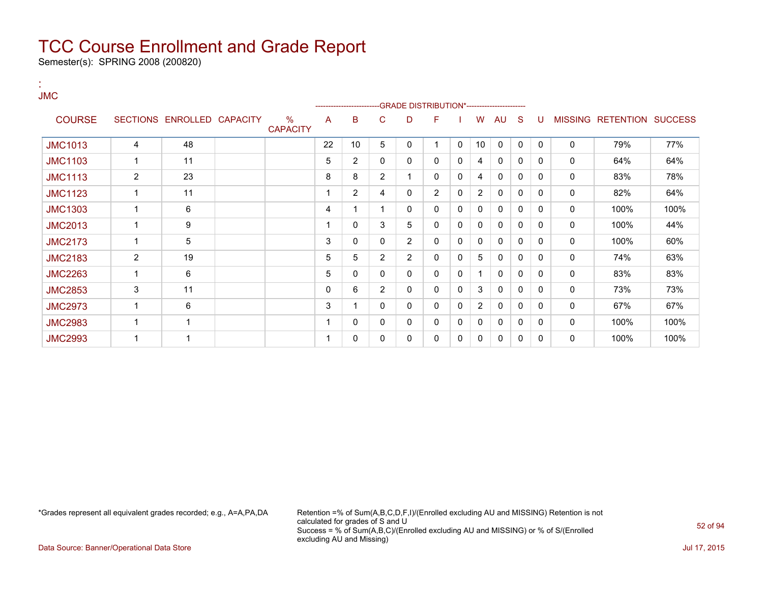# TCC Course Enrollment and Grade Report

Semester(s): SPRING 2008 (200820)

:
JMC

| COURSE | SECTIONS | ENROLLED | CAPACITY | % CAPACITY | A | B | C | D | F | I | W | AU | S | U | MISSING | RETENTION | SUCCESS |
|---|---|---|---|---|---|---|---|---|---|---|---|---|---|---|---|---|---|
| | | | | | GRADE DISTRIBUTION* | | | | | | | | | | | | |
| JMC1013 | 4 | 48 | | | 22 | 10 | 5 | 0 | 1 | 0 | 10 | 0 | 0 | 0 | 0 | 79% | 77% |
| JMC1103 | 1 | 11 | | | 5 | 2 | 0 | 0 | 0 | 0 | 4 | 0 | 0 | 0 | 0 | 64% | 64% |
| JMC1113 | 2 | 23 | | | 8 | 8 | 2 | 1 | 0 | 0 | 4 | 0 | 0 | 0 | 0 | 83% | 78% |
| JMC1123 | 1 | 11 | | | 1 | 2 | 4 | 0 | 2 | 0 | 2 | 0 | 0 | 0 | 0 | 82% | 64% |
| JMC1303 | 1 | 6 | | | 4 | 1 | 1 | 0 | 0 | 0 | 0 | 0 | 0 | 0 | 0 | 100% | 100% |
| JMC2013 | 1 | 9 | | | 1 | 0 | 3 | 5 | 0 | 0 | 0 | 0 | 0 | 0 | 0 | 100% | 44% |
| JMC2173 | 1 | 5 | | | 3 | 0 | 0 | 2 | 0 | 0 | 0 | 0 | 0 | 0 | 0 | 100% | 60% |
| JMC2183 | 2 | 19 | | | 5 | 5 | 2 | 2 | 0 | 0 | 5 | 0 | 0 | 0 | 0 | 74% | 63% |
| JMC2263 | 1 | 6 | | | 5 | 0 | 0 | 0 | 0 | 0 | 1 | 0 | 0 | 0 | 0 | 83% | 83% |
| JMC2853 | 3 | 11 | | | 0 | 6 | 2 | 0 | 0 | 0 | 3 | 0 | 0 | 0 | 0 | 73% | 73% |
| JMC2973 | 1 | 6 | | | 3 | 1 | 0 | 0 | 0 | 0 | 2 | 0 | 0 | 0 | 0 | 67% | 67% |
| JMC2983 | 1 | 1 | | | 1 | 0 | 0 | 0 | 0 | 0 | 0 | 0 | 0 | 0 | 0 | 100% | 100% |
| JMC2993 | 1 | 1 | | | 1 | 0 | 0 | 0 | 0 | 0 | 0 | 0 | 0 | 0 | 0 | 100% | 100% |

*Grades represent all equivalent grades recorded; e.g., A=A,PA,DA

Retention =% of Sum(A,B,C,D,F,I)/(Enrolled excluding AU and MISSING) Retention is not calculated for grades of S and U
Success = % of Sum(A,B,C)/(Enrolled excluding AU and MISSING) or % of S/(Enrolled excluding AU and Missing)

Data Source: Banner/Operational Data Store

Jul 17, 2015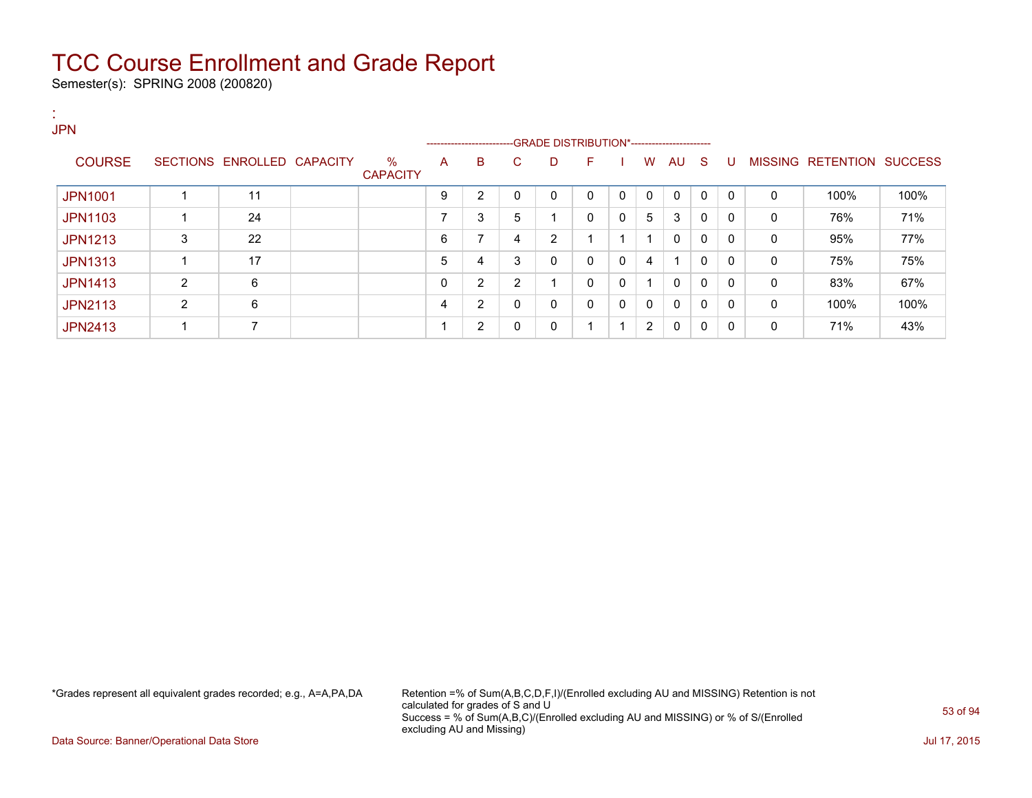# TCC Course Enrollment and Grade Report

Semester(s): SPRING 2008 (200820)

:
JPN

| COURSE | SECTIONS | ENROLLED | CAPACITY | % CAPACITY | A | B | C | D | F | I | W | AU | S | U | MISSING | RETENTION | SUCCESS |
|---|---|---|---|---|---|---|---|---|---|---|---|---|---|---|---|---|---|
| | | | | | GRADE DISTRIBUTION* | | | | | | | | | | | | |
| JPN1001 | 1 | 11 | | | 9 | 2 | 0 | 0 | 0 | 0 | 0 | 0 | 0 | 0 | 0 | 100% | 100% |
| JPN1103 | 1 | 24 | | | 7 | 3 | 5 | 1 | 0 | 0 | 5 | 3 | 0 | 0 | 0 | 76% | 71% |
| JPN1213 | 3 | 22 | | | 6 | 7 | 4 | 2 | 1 | 1 | 1 | 0 | 0 | 0 | 0 | 95% | 77% |
| JPN1313 | 1 | 17 | | | 5 | 4 | 3 | 0 | 0 | 0 | 4 | 1 | 0 | 0 | 0 | 75% | 75% |
| JPN1413 | 2 | 6 | | | 0 | 2 | 2 | 1 | 0 | 0 | 1 | 0 | 0 | 0 | 0 | 83% | 67% |
| JPN2113 | 2 | 6 | | | 4 | 2 | 0 | 0 | 0 | 0 | 0 | 0 | 0 | 0 | 0 | 100% | 100% |
| JPN2413 | 1 | 7 | | | 1 | 2 | 0 | 0 | 1 | 1 | 2 | 0 | 0 | 0 | 0 | 71% | 43% |

*Grades represent all equivalent grades recorded; e.g., A=A,PA,DA

Retention =% of Sum(A,B,C,D,F,I)/(Enrolled excluding AU and MISSING) Retention is not calculated for grades of S and U
Success = % of Sum(A,B,C)/(Enrolled excluding AU and MISSING) or % of S/(Enrolled excluding AU and Missing)

Data Source: Banner/Operational Data Store

Jul 17, 2015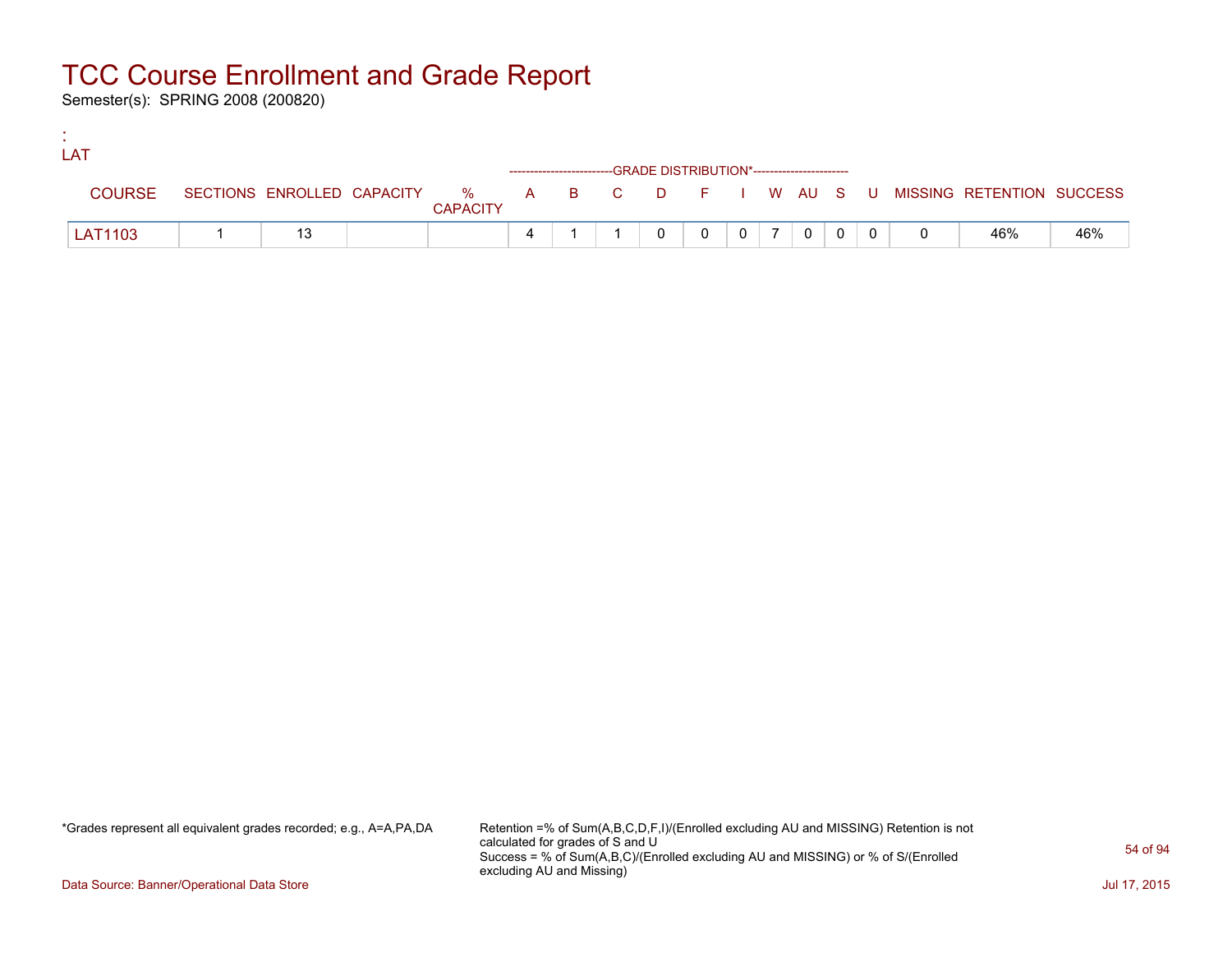# TCC Course Enrollment and Grade Report

Semester(s): SPRING 2008 (200820)

:
LAT

| COURSE | SECTIONS | ENROLLED | CAPACITY | % CAPACITY | A | B | C | D | F | I | W | AU | S | U | MISSING | RETENTION | SUCCESS |
|---|---|---|---|---|---|---|---|---|---|---|---|---|---|---|---|---|---|
| | | | | | GRADE DISTRIBUTION* | | | | | | | | | | | | |
| LAT1103 | 1 | 13 | | | 4 | 1 | 1 | 0 | 0 | 0 | 7 | 0 | 0 | 0 | 0 | 46% | 46% |

*Grades represent all equivalent grades recorded; e.g., A=A,PA,DA

Retention =% of Sum(A,B,C,D,F,I)/(Enrolled excluding AU and MISSING) Retention is not calculated for grades of S and U
Success = % of Sum(A,B,C)/(Enrolled excluding AU and MISSING) or % of S/(Enrolled excluding AU and Missing)

Data Source: Banner/Operational Data Store

Jul 17, 2015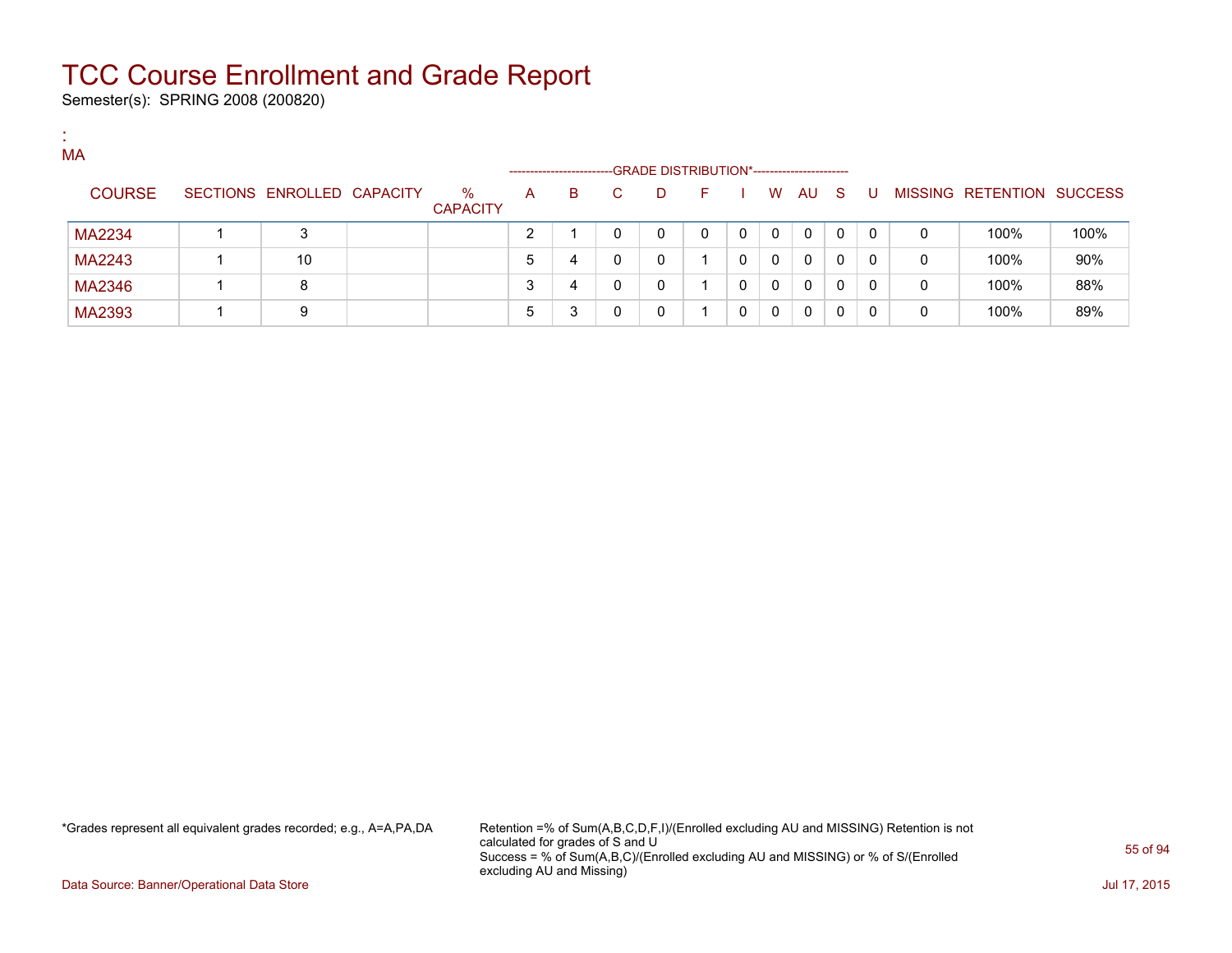# TCC Course Enrollment and Grade Report

Semester(s): SPRING 2008 (200820)

:
MA

| COURSE | SECTIONS | ENROLLED | CAPACITY | % CAPACITY | A | B | C | D | F | I | W | AU | S | U | MISSING | RETENTION | SUCCESS |
|---|---|---|---|---|---|---|---|---|---|---|---|---|---|---|---|---|---|
| | | | | | GRADE DISTRIBUTION* | | | | | | | | | | | | |
| MA2234 | 1 | 3 | | | 2 | 1 | 0 | 0 | 0 | 0 | 0 | 0 | 0 | 0 | 0 | 100% | 100% |
| MA2243 | 1 | 10 | | | 5 | 4 | 0 | 0 | 1 | 0 | 0 | 0 | 0 | 0 | 0 | 100% | 90% |
| MA2346 | 1 | 8 | | | 3 | 4 | 0 | 0 | 1 | 0 | 0 | 0 | 0 | 0 | 0 | 100% | 88% |
| MA2393 | 1 | 9 | | | 5 | 3 | 0 | 0 | 1 | 0 | 0 | 0 | 0 | 0 | 0 | 100% | 89% |

*Grades represent all equivalent grades recorded; e.g., A=A,PA,DA

Retention =% of Sum(A,B,C,D,F,I)/(Enrolled excluding AU and MISSING) Retention is not calculated for grades of S and U
Success = % of Sum(A,B,C)/(Enrolled excluding AU and MISSING) or % of S/(Enrolled excluding AU and Missing)

Data Source: Banner/Operational Data Store

Jul 17, 2015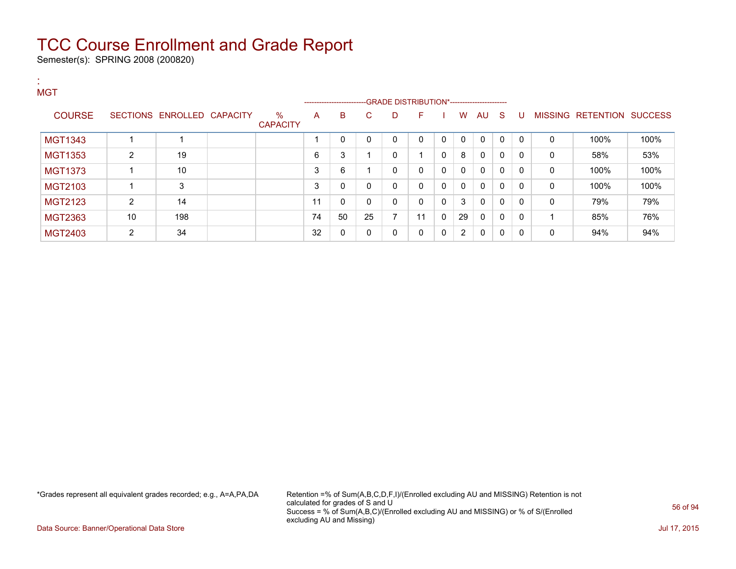# TCC Course Enrollment and Grade Report

Semester(s): SPRING 2008 (200820)

:
MGT

| COURSE | SECTIONS | ENROLLED | CAPACITY | % CAPACITY | A | B | C | D | F | I | W | AU | S | U | MISSING | RETENTION | SUCCESS |
|---|---|---|---|---|---|---|---|---|---|---|---|---|---|---|---|---|---|
| | | | | | GRADE DISTRIBUTION* | | | | | | | | | | | | |
| MGT1343 | 1 | 1 | | | 1 | 0 | 0 | 0 | 0 | 0 | 0 | 0 | 0 | 0 | 0 | 100% | 100% |
| MGT1353 | 2 | 19 | | | 6 | 3 | 1 | 0 | 1 | 0 | 8 | 0 | 0 | 0 | 0 | 58% | 53% |
| MGT1373 | 1 | 10 | | | 3 | 6 | 1 | 0 | 0 | 0 | 0 | 0 | 0 | 0 | 0 | 100% | 100% |
| MGT2103 | 1 | 3 | | | 3 | 0 | 0 | 0 | 0 | 0 | 0 | 0 | 0 | 0 | 0 | 100% | 100% |
| MGT2123 | 2 | 14 | | | 11 | 0 | 0 | 0 | 0 | 0 | 3 | 0 | 0 | 0 | 0 | 79% | 79% |
| MGT2363 | 10 | 198 | | | 74 | 50 | 25 | 7 | 11 | 0 | 29 | 0 | 0 | 0 | 1 | 85% | 76% |
| MGT2403 | 2 | 34 | | | 32 | 0 | 0 | 0 | 0 | 0 | 2 | 0 | 0 | 0 | 0 | 94% | 94% |

*Grades represent all equivalent grades recorded; e.g., A=A,PA,DA

Retention =% of Sum(A,B,C,D,F,I)/(Enrolled excluding AU and MISSING) Retention is not calculated for grades of S and U
Success = % of Sum(A,B,C)/(Enrolled excluding AU and MISSING) or % of S/(Enrolled excluding AU and Missing)

Data Source: Banner/Operational Data Store

Jul 17, 2015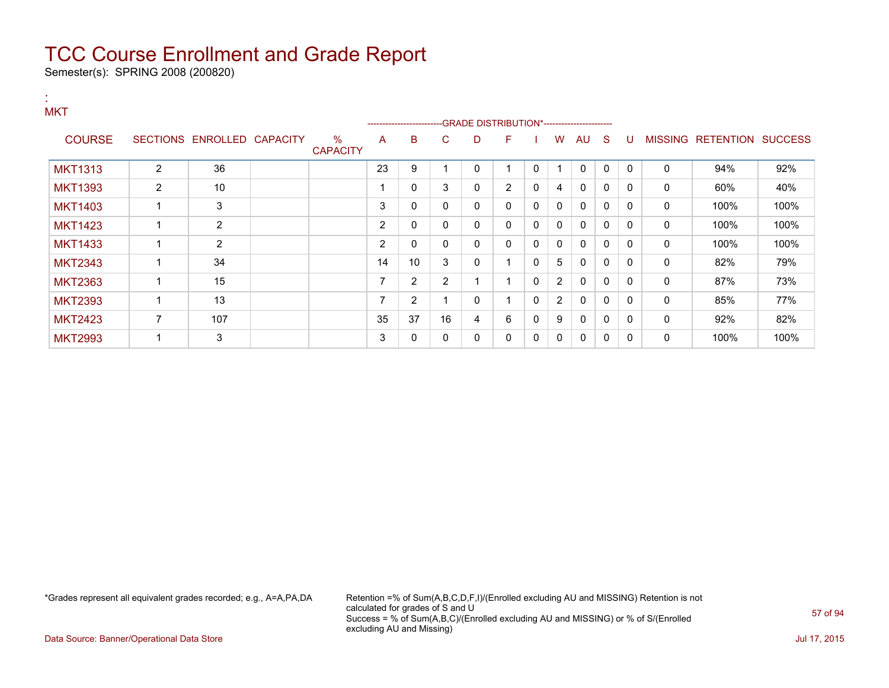# TCC Course Enrollment and Grade Report

Semester(s): SPRING 2008 (200820)

:
MKT

| COURSE | SECTIONS | ENROLLED | CAPACITY | % CAPACITY | A | B | C | D | F | I | W | AU | S | U | MISSING | RETENTION | SUCCESS |
|---|---|---|---|---|---|---|---|---|---|---|---|---|---|---|---|---|---|
| | | | | | GRADE DISTRIBUTION* | | | | | | | | | | | | |
| MKT1313 | 2 | 36 | | | 23 | 9 | 1 | 0 | 1 | 0 | 1 | 0 | 0 | 0 | 0 | 94% | 92% |
| MKT1393 | 2 | 10 | | | 1 | 0 | 3 | 0 | 2 | 0 | 4 | 0 | 0 | 0 | 0 | 60% | 40% |
| MKT1403 | 1 | 3 | | | 3 | 0 | 0 | 0 | 0 | 0 | 0 | 0 | 0 | 0 | 0 | 100% | 100% |
| MKT1423 | 1 | 2 | | | 2 | 0 | 0 | 0 | 0 | 0 | 0 | 0 | 0 | 0 | 0 | 100% | 100% |
| MKT1433 | 1 | 2 | | | 2 | 0 | 0 | 0 | 0 | 0 | 0 | 0 | 0 | 0 | 0 | 100% | 100% |
| MKT2343 | 1 | 34 | | | 14 | 10 | 3 | 0 | 1 | 0 | 5 | 0 | 0 | 0 | 0 | 82% | 79% |
| MKT2363 | 1 | 15 | | | 7 | 2 | 2 | 1 | 1 | 0 | 2 | 0 | 0 | 0 | 0 | 87% | 73% |
| MKT2393 | 1 | 13 | | | 7 | 2 | 1 | 0 | 1 | 0 | 2 | 0 | 0 | 0 | 0 | 85% | 77% |
| MKT2423 | 7 | 107 | | | 35 | 37 | 16 | 4 | 6 | 0 | 9 | 0 | 0 | 0 | 0 | 92% | 82% |
| MKT2993 | 1 | 3 | | | 3 | 0 | 0 | 0 | 0 | 0 | 0 | 0 | 0 | 0 | 0 | 100% | 100% |

*Grades represent all equivalent grades recorded; e.g., A=A,PA,DA

Retention =% of Sum(A,B,C,D,F,I)/(Enrolled excluding AU and MISSING) Retention is not calculated for grades of S and U
Success = % of Sum(A,B,C)/(Enrolled excluding AU and MISSING) or % of S/(Enrolled excluding AU and Missing)

Data Source: Banner/Operational Data Store

Jul 17, 2015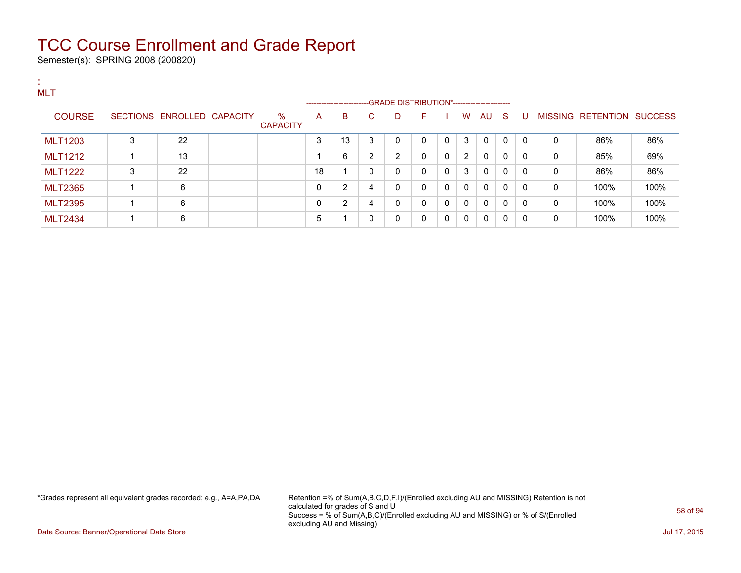# TCC Course Enrollment and Grade Report

Semester(s): SPRING 2008 (200820)

:
MLT

| COURSE | SECTIONS | ENROLLED | CAPACITY | % CAPACITY | A | B | C | D | F | I | W | AU | S | U | MISSING | RETENTION | SUCCESS |
|---|---|---|---|---|---|---|---|---|---|---|---|---|---|---|---|---|---|
| | | | | | GRADE DISTRIBUTION* | | | | | | | | | | | | |
| MLT1203 | 3 | 22 | | | 3 | 13 | 3 | 0 | 0 | 0 | 3 | 0 | 0 | 0 | 0 | 86% | 86% |
| MLT1212 | 1 | 13 | | | 1 | 6 | 2 | 2 | 0 | 0 | 2 | 0 | 0 | 0 | 0 | 85% | 69% |
| MLT1222 | 3 | 22 | | | 18 | 1 | 0 | 0 | 0 | 0 | 3 | 0 | 0 | 0 | 0 | 86% | 86% |
| MLT2365 | 1 | 6 | | | 0 | 2 | 4 | 0 | 0 | 0 | 0 | 0 | 0 | 0 | 0 | 100% | 100% |
| MLT2395 | 1 | 6 | | | 0 | 2 | 4 | 0 | 0 | 0 | 0 | 0 | 0 | 0 | 0 | 100% | 100% |
| MLT2434 | 1 | 6 | | | 5 | 1 | 0 | 0 | 0 | 0 | 0 | 0 | 0 | 0 | 0 | 100% | 100% |

*Grades represent all equivalent grades recorded; e.g., A=A,PA,DA

Retention =% of Sum(A,B,C,D,F,I)/(Enrolled excluding AU and MISSING) Retention is not calculated for grades of S and U
Success = % of Sum(A,B,C)/(Enrolled excluding AU and MISSING) or % of S/(Enrolled excluding AU and Missing)

Data Source: Banner/Operational Data Store

Jul 17, 2015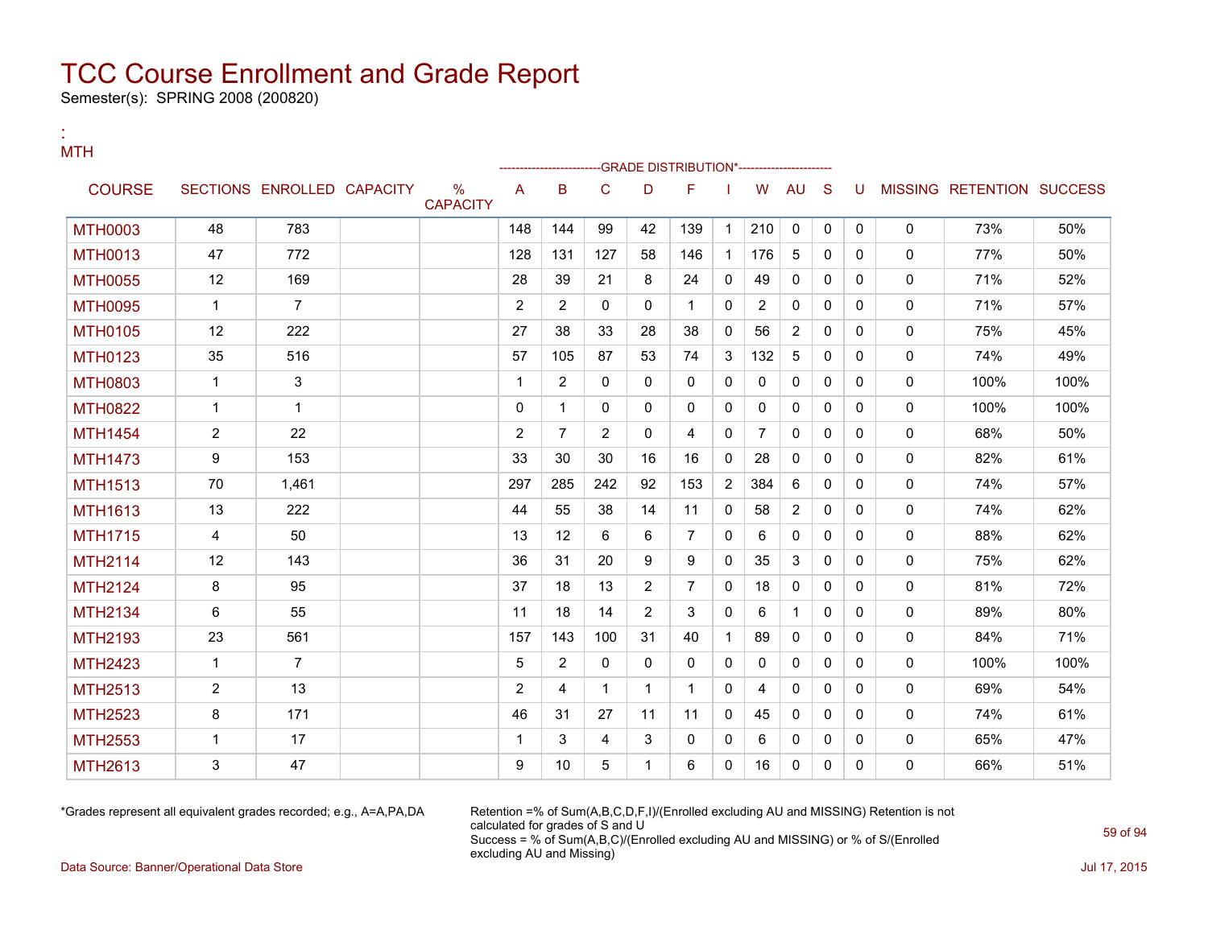# TCC Course Enrollment and Grade Report

Semester(s): SPRING 2008 (200820)

:
MTH

| COURSE | SECTIONS | ENROLLED | CAPACITY | % CAPACITY | A | B | C | D | F | I | W | AU | S | U | MISSING | RETENTION | SUCCESS |
|---|---|---|---|---|---|---|---|---|---|---|---|---|---|---|---|---|---|
| | | | | | GRADE DISTRIBUTION* | | | | | | | | | | | | |
| MTH0003 | 48 | 783 | | | 148 | 144 | 99 | 42 | 139 | 1 | 210 | 0 | 0 | 0 | 0 | 73% | 50% |
| MTH0013 | 47 | 772 | | | 128 | 131 | 127 | 58 | 146 | 1 | 176 | 5 | 0 | 0 | 0 | 77% | 50% |
| MTH0055 | 12 | 169 | | | 28 | 39 | 21 | 8 | 24 | 0 | 49 | 0 | 0 | 0 | 0 | 71% | 52% |
| MTH0095 | 1 | 7 | | | 2 | 2 | 0 | 0 | 1 | 0 | 2 | 0 | 0 | 0 | 0 | 71% | 57% |
| MTH0105 | 12 | 222 | | | 27 | 38 | 33 | 28 | 38 | 0 | 56 | 2 | 0 | 0 | 0 | 75% | 45% |
| MTH0123 | 35 | 516 | | | 57 | 105 | 87 | 53 | 74 | 3 | 132 | 5 | 0 | 0 | 0 | 74% | 49% |
| MTH0803 | 1 | 3 | | | 1 | 2 | 0 | 0 | 0 | 0 | 0 | 0 | 0 | 0 | 0 | 100% | 100% |
| MTH0822 | 1 | 1 | | | 0 | 1 | 0 | 0 | 0 | 0 | 0 | 0 | 0 | 0 | 0 | 100% | 100% |
| MTH1454 | 2 | 22 | | | 2 | 7 | 2 | 0 | 4 | 0 | 7 | 0 | 0 | 0 | 0 | 68% | 50% |
| MTH1473 | 9 | 153 | | | 33 | 30 | 30 | 16 | 16 | 0 | 28 | 0 | 0 | 0 | 0 | 82% | 61% |
| MTH1513 | 70 | 1,461 | | | 297 | 285 | 242 | 92 | 153 | 2 | 384 | 6 | 0 | 0 | 0 | 74% | 57% |
| MTH1613 | 13 | 222 | | | 44 | 55 | 38 | 14 | 11 | 0 | 58 | 2 | 0 | 0 | 0 | 74% | 62% |
| MTH1715 | 4 | 50 | | | 13 | 12 | 6 | 6 | 7 | 0 | 6 | 0 | 0 | 0 | 0 | 88% | 62% |
| MTH2114 | 12 | 143 | | | 36 | 31 | 20 | 9 | 9 | 0 | 35 | 3 | 0 | 0 | 0 | 75% | 62% |
| MTH2124 | 8 | 95 | | | 37 | 18 | 13 | 2 | 7 | 0 | 18 | 0 | 0 | 0 | 0 | 81% | 72% |
| MTH2134 | 6 | 55 | | | 11 | 18 | 14 | 2 | 3 | 0 | 6 | 1 | 0 | 0 | 0 | 89% | 80% |
| MTH2193 | 23 | 561 | | | 157 | 143 | 100 | 31 | 40 | 1 | 89 | 0 | 0 | 0 | 0 | 84% | 71% |
| MTH2423 | 1 | 7 | | | 5 | 2 | 0 | 0 | 0 | 0 | 0 | 0 | 0 | 0 | 0 | 100% | 100% |
| MTH2513 | 2 | 13 | | | 2 | 4 | 1 | 1 | 1 | 0 | 4 | 0 | 0 | 0 | 0 | 69% | 54% |
| MTH2523 | 8 | 171 | | | 46 | 31 | 27 | 11 | 11 | 0 | 45 | 0 | 0 | 0 | 0 | 74% | 61% |
| MTH2553 | 1 | 17 | | | 1 | 3 | 4 | 3 | 0 | 0 | 6 | 0 | 0 | 0 | 0 | 65% | 47% |
| MTH2613 | 3 | 47 | | | 9 | 10 | 5 | 1 | 6 | 0 | 16 | 0 | 0 | 0 | 0 | 66% | 51% |

*Grades represent all equivalent grades recorded; e.g., A=A,PA,DA

Retention =% of Sum(A,B,C,D,F,I)/(Enrolled excluding AU and MISSING) Retention is not calculated for grades of S and U
Success = % of Sum(A,B,C)/(Enrolled excluding AU and MISSING) or % of S/(Enrolled excluding AU and Missing)

Data Source: Banner/Operational Data Store

Jul 17, 2015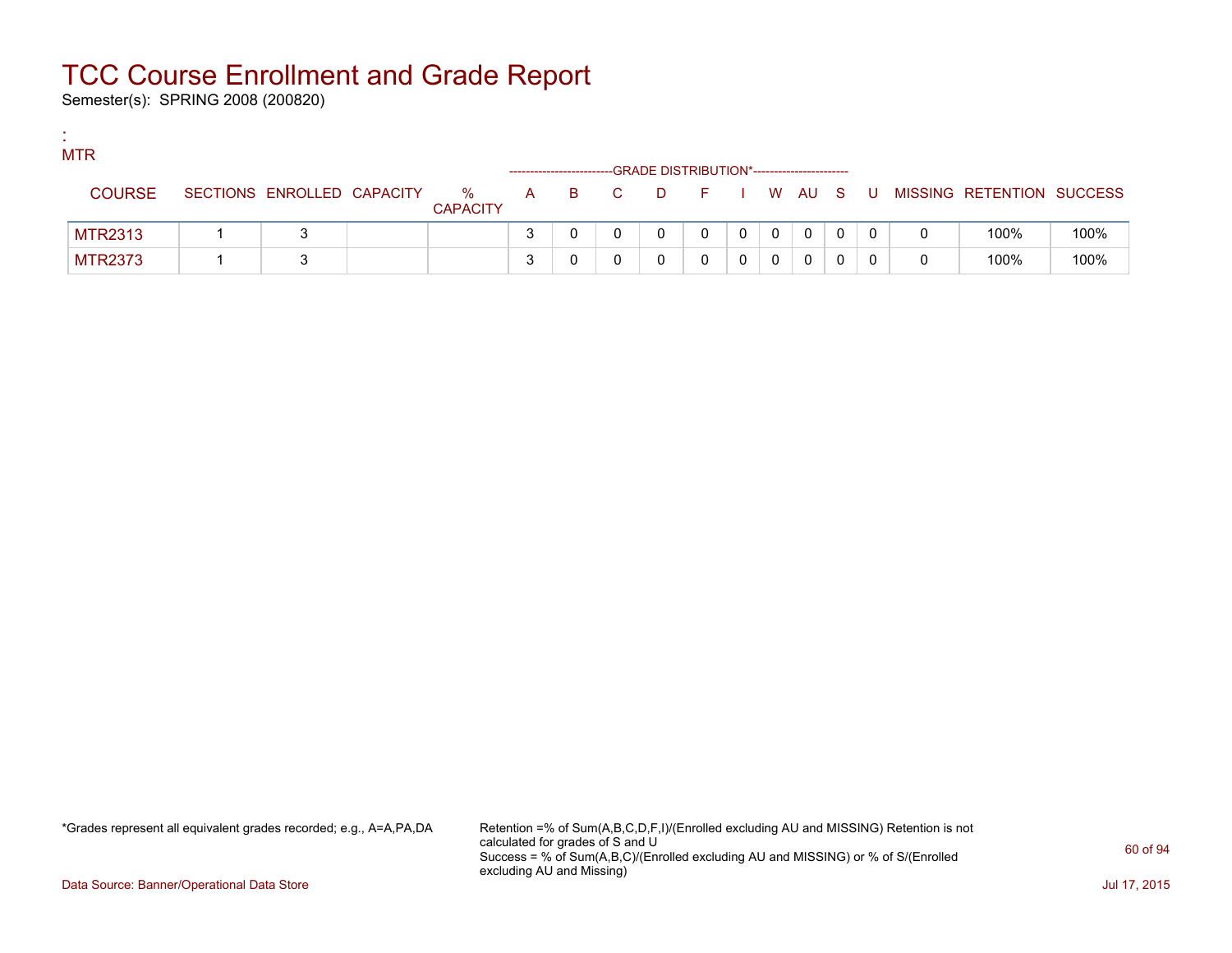# TCC Course Enrollment and Grade Report

Semester(s): SPRING 2008 (200820)

:
MTR

| COURSE | SECTIONS | ENROLLED | CAPACITY | % CAPACITY | A | B | C | D | F | I | W | AU | S | U | MISSING | RETENTION | SUCCESS |
|---|---|---|---|---|---|---|---|---|---|---|---|---|---|---|---|---|---|
| | | | | | GRADE DISTRIBUTION* | | | | | | | | | | | | |
| MTR2313 | 1 | 3 | | | 3 | 0 | 0 | 0 | 0 | 0 | 0 | 0 | 0 | 0 | 0 | 100% | 100% |
| MTR2373 | 1 | 3 | | | 3 | 0 | 0 | 0 | 0 | 0 | 0 | 0 | 0 | 0 | 0 | 100% | 100% |

*Grades represent all equivalent grades recorded; e.g., A=A,PA,DA

Retention =% of Sum(A,B,C,D,F,I)/(Enrolled excluding AU and MISSING) Retention is not calculated for grades of S and U
Success = % of Sum(A,B,C)/(Enrolled excluding AU and MISSING) or % of S/(Enrolled excluding AU and Missing)

Data Source: Banner/Operational Data Store

Jul 17, 2015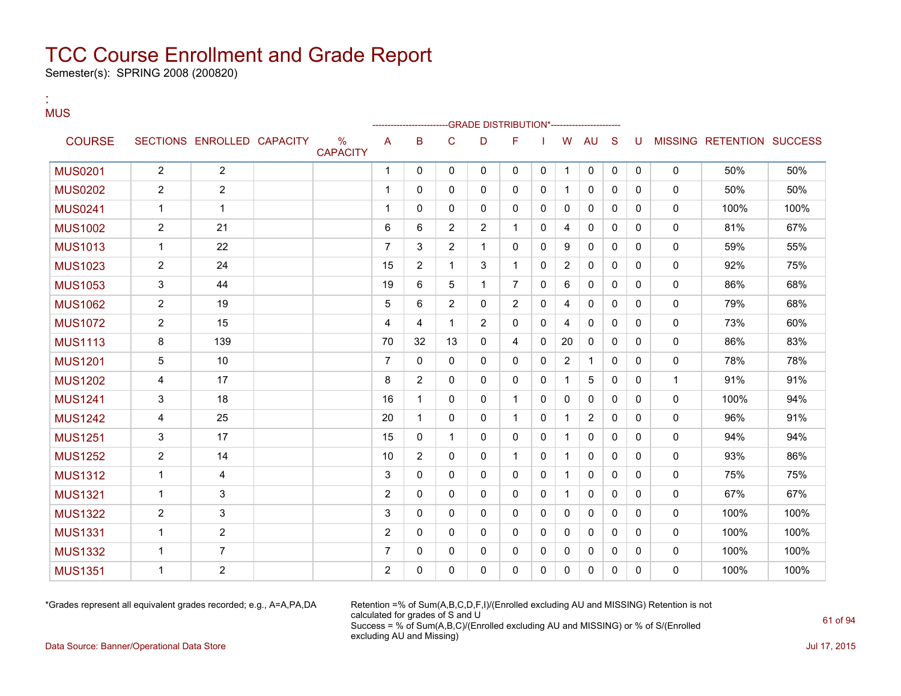# TCC Course Enrollment and Grade Report

Semester(s): SPRING 2008 (200820)

:
MUS

| COURSE | SECTIONS | ENROLLED | CAPACITY | % CAPACITY | A | B | C | D | F | I | W | AU | S | U | MISSING | RETENTION | SUCCESS |
|---|---|---|---|---|---|---|---|---|---|---|---|---|---|---|---|---|---|
| | | | | | GRADE DISTRIBUTION* | | | | | | | | | | | | |
| MUS0201 | 2 | 2 | | | 1 | 0 | 0 | 0 | 0 | 0 | 1 | 0 | 0 | 0 | 0 | 50% | 50% |
| MUS0202 | 2 | 2 | | | 1 | 0 | 0 | 0 | 0 | 0 | 1 | 0 | 0 | 0 | 0 | 50% | 50% |
| MUS0241 | 1 | 1 | | | 1 | 0 | 0 | 0 | 0 | 0 | 0 | 0 | 0 | 0 | 0 | 100% | 100% |
| MUS1002 | 2 | 21 | | | 6 | 6 | 2 | 2 | 1 | 0 | 4 | 0 | 0 | 0 | 0 | 81% | 67% |
| MUS1013 | 1 | 22 | | | 7 | 3 | 2 | 1 | 0 | 0 | 9 | 0 | 0 | 0 | 0 | 59% | 55% |
| MUS1023 | 2 | 24 | | | 15 | 2 | 1 | 3 | 1 | 0 | 2 | 0 | 0 | 0 | 0 | 92% | 75% |
| MUS1053 | 3 | 44 | | | 19 | 6 | 5 | 1 | 7 | 0 | 6 | 0 | 0 | 0 | 0 | 86% | 68% |
| MUS1062 | 2 | 19 | | | 5 | 6 | 2 | 0 | 2 | 0 | 4 | 0 | 0 | 0 | 0 | 79% | 68% |
| MUS1072 | 2 | 15 | | | 4 | 4 | 1 | 2 | 0 | 0 | 4 | 0 | 0 | 0 | 0 | 73% | 60% |
| MUS1113 | 8 | 139 | | | 70 | 32 | 13 | 0 | 4 | 0 | 20 | 0 | 0 | 0 | 0 | 86% | 83% |
| MUS1201 | 5 | 10 | | | 7 | 0 | 0 | 0 | 0 | 0 | 2 | 1 | 0 | 0 | 0 | 78% | 78% |
| MUS1202 | 4 | 17 | | | 8 | 2 | 0 | 0 | 0 | 0 | 1 | 5 | 0 | 0 | 1 | 91% | 91% |
| MUS1241 | 3 | 18 | | | 16 | 1 | 0 | 0 | 1 | 0 | 0 | 0 | 0 | 0 | 0 | 100% | 94% |
| MUS1242 | 4 | 25 | | | 20 | 1 | 0 | 0 | 1 | 0 | 1 | 2 | 0 | 0 | 0 | 96% | 91% |
| MUS1251 | 3 | 17 | | | 15 | 0 | 1 | 0 | 0 | 0 | 1 | 0 | 0 | 0 | 0 | 94% | 94% |
| MUS1252 | 2 | 14 | | | 10 | 2 | 0 | 0 | 1 | 0 | 1 | 0 | 0 | 0 | 0 | 93% | 86% |
| MUS1312 | 1 | 4 | | | 3 | 0 | 0 | 0 | 0 | 0 | 1 | 0 | 0 | 0 | 0 | 75% | 75% |
| MUS1321 | 1 | 3 | | | 2 | 0 | 0 | 0 | 0 | 0 | 1 | 0 | 0 | 0 | 0 | 67% | 67% |
| MUS1322 | 2 | 3 | | | 3 | 0 | 0 | 0 | 0 | 0 | 0 | 0 | 0 | 0 | 0 | 100% | 100% |
| MUS1331 | 1 | 2 | | | 2 | 0 | 0 | 0 | 0 | 0 | 0 | 0 | 0 | 0 | 0 | 100% | 100% |
| MUS1332 | 1 | 7 | | | 7 | 0 | 0 | 0 | 0 | 0 | 0 | 0 | 0 | 0 | 0 | 100% | 100% |
| MUS1351 | 1 | 2 | | | 2 | 0 | 0 | 0 | 0 | 0 | 0 | 0 | 0 | 0 | 0 | 100% | 100% |

*Grades represent all equivalent grades recorded; e.g., A=A,PA,DA

Retention =% of Sum(A,B,C,D,F,I)/(Enrolled excluding AU and MISSING) Retention is not calculated for grades of S and U
Success = % of Sum(A,B,C)/(Enrolled excluding AU and MISSING) or % of S/(Enrolled excluding AU and Missing)

Data Source: Banner/Operational Data Store

Jul 17, 2015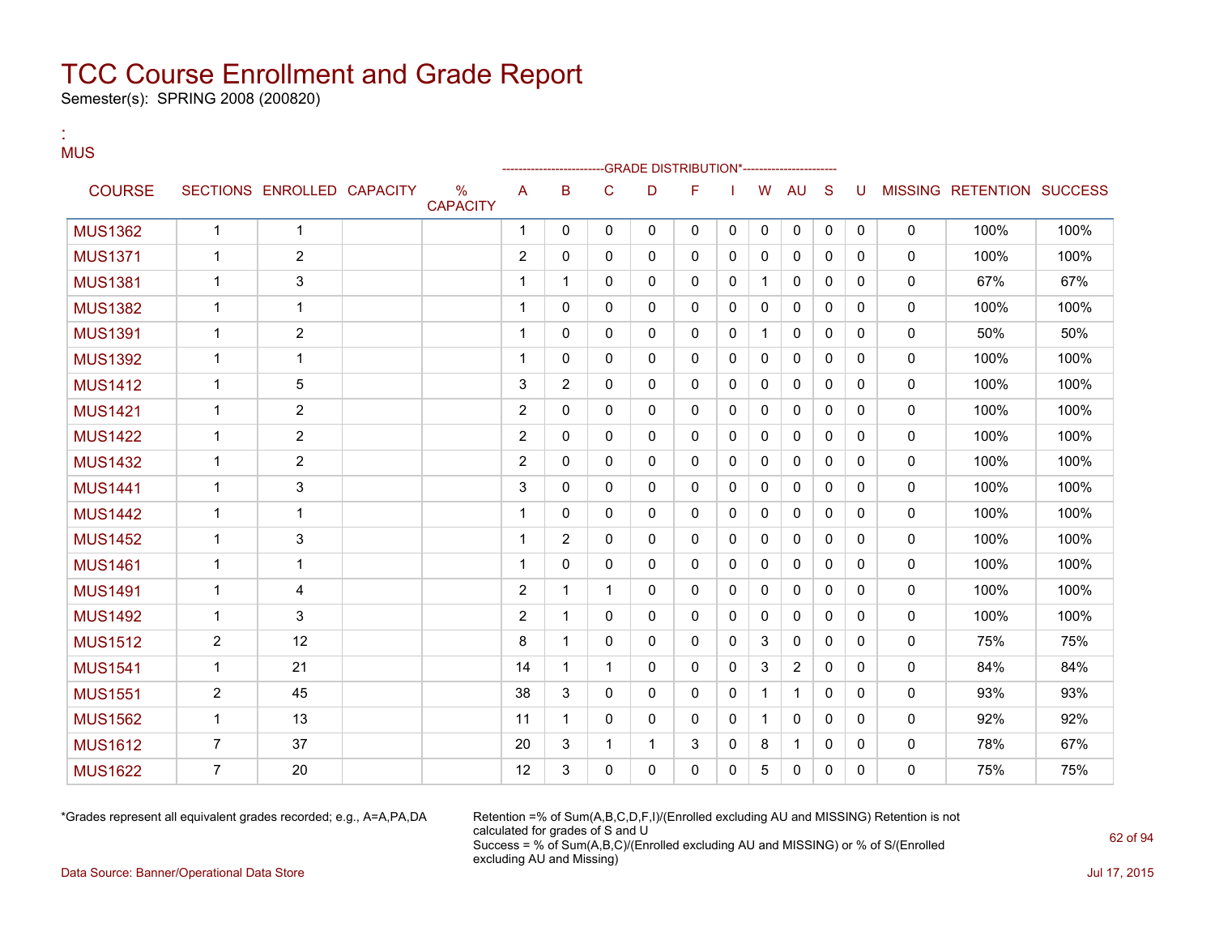# TCC Course Enrollment and Grade Report

Semester(s): SPRING 2008 (200820)

:
MUS

| COURSE | SECTIONS | ENROLLED | CAPACITY | % CAPACITY | A | B | C | D | F | I | W | AU | S | U | MISSING | RETENTION | SUCCESS |
|---|---|---|---|---|---|---|---|---|---|---|---|---|---|---|---|---|---|
| | | | | | GRADE DISTRIBUTION* | | | | | | | | | | | | |
| MUS1362 | 1 | 1 | | | 1 | 0 | 0 | 0 | 0 | 0 | 0 | 0 | 0 | 0 | 0 | 100% | 100% |
| MUS1371 | 1 | 2 | | | 2 | 0 | 0 | 0 | 0 | 0 | 0 | 0 | 0 | 0 | 0 | 100% | 100% |
| MUS1381 | 1 | 3 | | | 1 | 1 | 0 | 0 | 0 | 0 | 1 | 0 | 0 | 0 | 0 | 67% | 67% |
| MUS1382 | 1 | 1 | | | 1 | 0 | 0 | 0 | 0 | 0 | 0 | 0 | 0 | 0 | 0 | 100% | 100% |
| MUS1391 | 1 | 2 | | | 1 | 0 | 0 | 0 | 0 | 0 | 1 | 0 | 0 | 0 | 0 | 50% | 50% |
| MUS1392 | 1 | 1 | | | 1 | 0 | 0 | 0 | 0 | 0 | 0 | 0 | 0 | 0 | 0 | 100% | 100% |
| MUS1412 | 1 | 5 | | | 3 | 2 | 0 | 0 | 0 | 0 | 0 | 0 | 0 | 0 | 0 | 100% | 100% |
| MUS1421 | 1 | 2 | | | 2 | 0 | 0 | 0 | 0 | 0 | 0 | 0 | 0 | 0 | 0 | 100% | 100% |
| MUS1422 | 1 | 2 | | | 2 | 0 | 0 | 0 | 0 | 0 | 0 | 0 | 0 | 0 | 0 | 100% | 100% |
| MUS1432 | 1 | 2 | | | 2 | 0 | 0 | 0 | 0 | 0 | 0 | 0 | 0 | 0 | 0 | 100% | 100% |
| MUS1441 | 1 | 3 | | | 3 | 0 | 0 | 0 | 0 | 0 | 0 | 0 | 0 | 0 | 0 | 100% | 100% |
| MUS1442 | 1 | 1 | | | 1 | 0 | 0 | 0 | 0 | 0 | 0 | 0 | 0 | 0 | 0 | 100% | 100% |
| MUS1452 | 1 | 3 | | | 1 | 2 | 0 | 0 | 0 | 0 | 0 | 0 | 0 | 0 | 0 | 100% | 100% |
| MUS1461 | 1 | 1 | | | 1 | 0 | 0 | 0 | 0 | 0 | 0 | 0 | 0 | 0 | 0 | 100% | 100% |
| MUS1491 | 1 | 4 | | | 2 | 1 | 1 | 0 | 0 | 0 | 0 | 0 | 0 | 0 | 0 | 100% | 100% |
| MUS1492 | 1 | 3 | | | 2 | 1 | 0 | 0 | 0 | 0 | 0 | 0 | 0 | 0 | 0 | 100% | 100% |
| MUS1512 | 2 | 12 | | | 8 | 1 | 0 | 0 | 0 | 0 | 3 | 0 | 0 | 0 | 0 | 75% | 75% |
| MUS1541 | 1 | 21 | | | 14 | 1 | 1 | 0 | 0 | 0 | 3 | 2 | 0 | 0 | 0 | 84% | 84% |
| MUS1551 | 2 | 45 | | | 38 | 3 | 0 | 0 | 0 | 0 | 1 | 1 | 0 | 0 | 0 | 93% | 93% |
| MUS1562 | 1 | 13 | | | 11 | 1 | 0 | 0 | 0 | 0 | 1 | 0 | 0 | 0 | 0 | 92% | 92% |
| MUS1612 | 7 | 37 | | | 20 | 3 | 1 | 1 | 3 | 0 | 8 | 1 | 0 | 0 | 0 | 78% | 67% |
| MUS1622 | 7 | 20 | | | 12 | 3 | 0 | 0 | 0 | 0 | 5 | 0 | 0 | 0 | 0 | 75% | 75% |

*Grades represent all equivalent grades recorded; e.g., A=A,PA,DA

Retention =% of Sum(A,B,C,D,F,I)/(Enrolled excluding AU and MISSING) Retention is not calculated for grades of S and U
Success = % of Sum(A,B,C)/(Enrolled excluding AU and MISSING) or % of S/(Enrolled excluding AU and Missing)

Data Source: Banner/Operational Data Store

Jul 17, 2015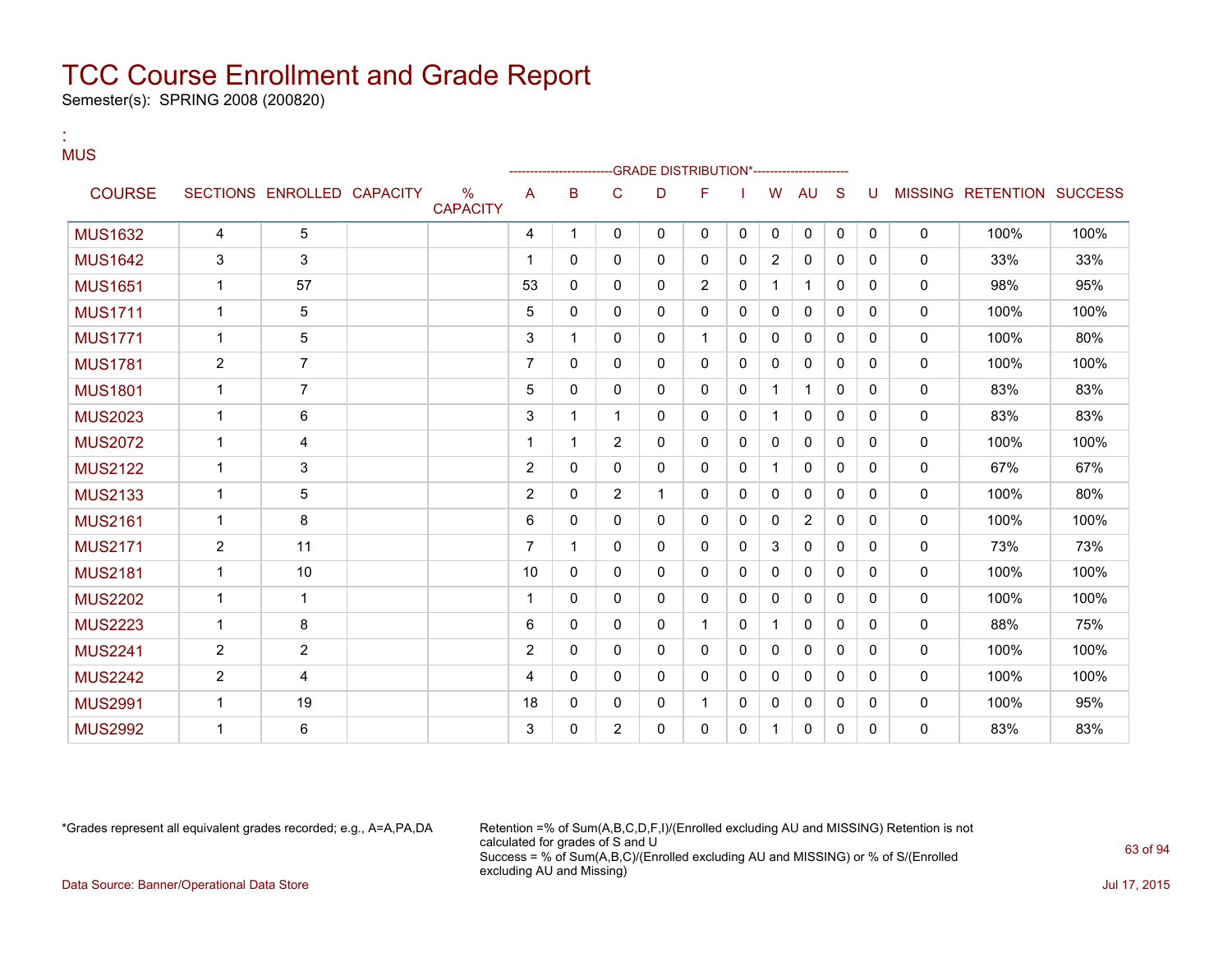# TCC Course Enrollment and Grade Report

Semester(s): SPRING 2008 (200820)

:
MUS

| COURSE | SECTIONS | ENROLLED | CAPACITY | % CAPACITY | A | B | C | D | F | I | W | AU | S | U | MISSING | RETENTION | SUCCESS |
|---|---|---|---|---|---|---|---|---|---|---|---|---|---|---|---|---|---|
| | | | | | GRADE DISTRIBUTION* | | | | | | | | | | | | |
| MUS1632 | 4 | 5 | | | 4 | 1 | 0 | 0 | 0 | 0 | 0 | 0 | 0 | 0 | 0 | 100% | 100% |
| MUS1642 | 3 | 3 | | | 1 | 0 | 0 | 0 | 0 | 0 | 2 | 0 | 0 | 0 | 0 | 33% | 33% |
| MUS1651 | 1 | 57 | | | 53 | 0 | 0 | 0 | 2 | 0 | 1 | 1 | 0 | 0 | 0 | 98% | 95% |
| MUS1711 | 1 | 5 | | | 5 | 0 | 0 | 0 | 0 | 0 | 0 | 0 | 0 | 0 | 0 | 100% | 100% |
| MUS1771 | 1 | 5 | | | 3 | 1 | 0 | 0 | 1 | 0 | 0 | 0 | 0 | 0 | 0 | 100% | 80% |
| MUS1781 | 2 | 7 | | | 7 | 0 | 0 | 0 | 0 | 0 | 0 | 0 | 0 | 0 | 0 | 100% | 100% |
| MUS1801 | 1 | 7 | | | 5 | 0 | 0 | 0 | 0 | 0 | 1 | 1 | 0 | 0 | 0 | 83% | 83% |
| MUS2023 | 1 | 6 | | | 3 | 1 | 1 | 0 | 0 | 0 | 1 | 0 | 0 | 0 | 0 | 83% | 83% |
| MUS2072 | 1 | 4 | | | 1 | 1 | 2 | 0 | 0 | 0 | 0 | 0 | 0 | 0 | 0 | 100% | 100% |
| MUS2122 | 1 | 3 | | | 2 | 0 | 0 | 0 | 0 | 0 | 1 | 0 | 0 | 0 | 0 | 67% | 67% |
| MUS2133 | 1 | 5 | | | 2 | 0 | 2 | 1 | 0 | 0 | 0 | 0 | 0 | 0 | 0 | 100% | 80% |
| MUS2161 | 1 | 8 | | | 6 | 0 | 0 | 0 | 0 | 0 | 0 | 2 | 0 | 0 | 0 | 100% | 100% |
| MUS2171 | 2 | 11 | | | 7 | 1 | 0 | 0 | 0 | 0 | 3 | 0 | 0 | 0 | 0 | 73% | 73% |
| MUS2181 | 1 | 10 | | | 10 | 0 | 0 | 0 | 0 | 0 | 0 | 0 | 0 | 0 | 0 | 100% | 100% |
| MUS2202 | 1 | 1 | | | 1 | 0 | 0 | 0 | 0 | 0 | 0 | 0 | 0 | 0 | 0 | 100% | 100% |
| MUS2223 | 1 | 8 | | | 6 | 0 | 0 | 0 | 1 | 0 | 1 | 0 | 0 | 0 | 0 | 88% | 75% |
| MUS2241 | 2 | 2 | | | 2 | 0 | 0 | 0 | 0 | 0 | 0 | 0 | 0 | 0 | 0 | 100% | 100% |
| MUS2242 | 2 | 4 | | | 4 | 0 | 0 | 0 | 0 | 0 | 0 | 0 | 0 | 0 | 0 | 100% | 100% |
| MUS2991 | 1 | 19 | | | 18 | 0 | 0 | 0 | 1 | 0 | 0 | 0 | 0 | 0 | 0 | 100% | 95% |
| MUS2992 | 1 | 6 | | | 3 | 0 | 2 | 0 | 0 | 0 | 1 | 0 | 0 | 0 | 0 | 83% | 83% |

*Grades represent all equivalent grades recorded; e.g., A=A,PA,DA

Retention =% of Sum(A,B,C,D,F,I)/(Enrolled excluding AU and MISSING) Retention is not calculated for grades of S and U
Success = % of Sum(A,B,C)/(Enrolled excluding AU and MISSING) or % of S/(Enrolled excluding AU and Missing)

Data Source: Banner/Operational Data Store

Jul 17, 2015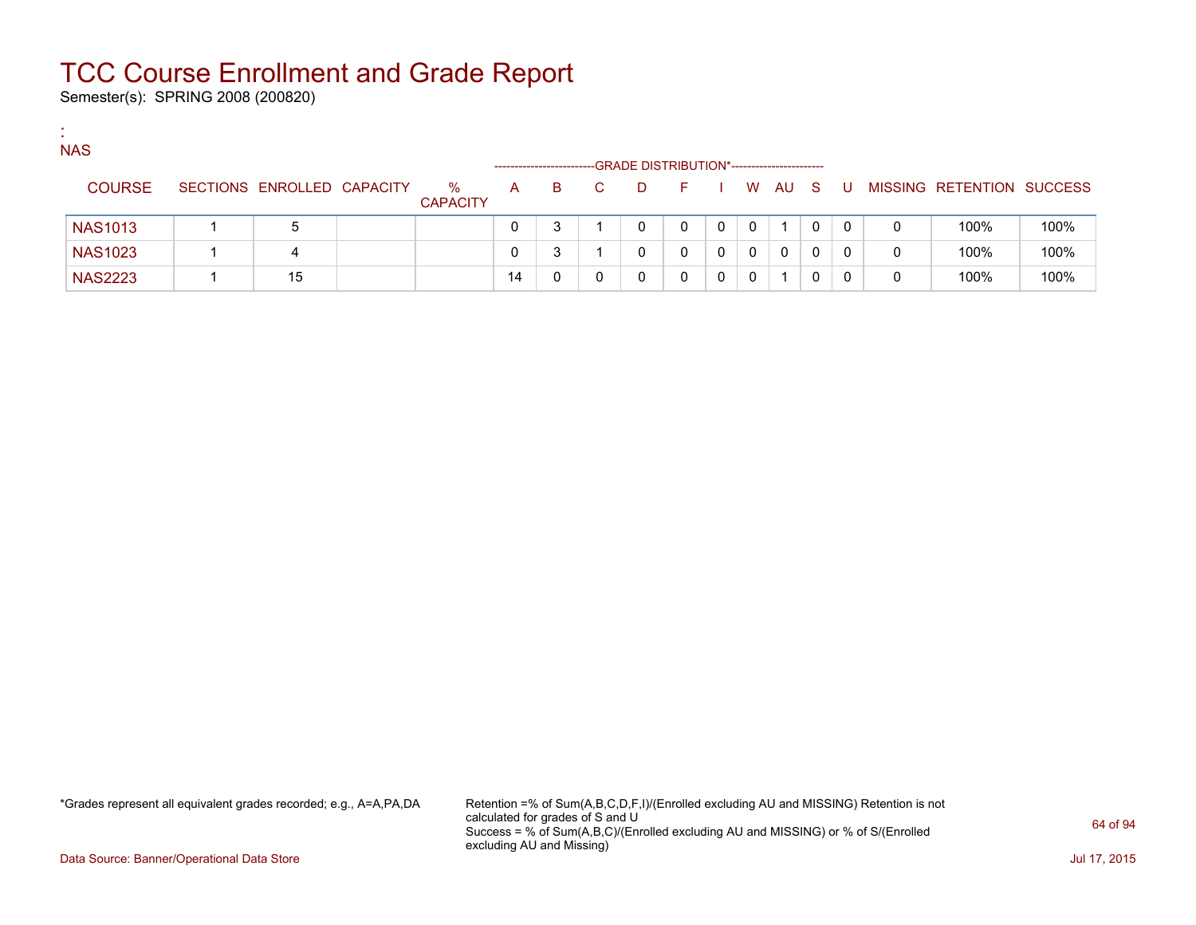# TCC Course Enrollment and Grade Report

Semester(s): SPRING 2008 (200820)

:
NAS

| COURSE | SECTIONS | ENROLLED | CAPACITY | % CAPACITY | A | B | C | D | F | I | W | AU | S | U | MISSING | RETENTION | SUCCESS |
|---|---|---|---|---|---|---|---|---|---|---|---|---|---|---|---|---|---|
| | | | | | GRADE DISTRIBUTION* | | | | | | | | | | | | |
| NAS1013 | 1 | 5 | | | 0 | 3 | 1 | 0 | 0 | 0 | 0 | 1 | 0 | 0 | 0 | 100% | 100% |
| NAS1023 | 1 | 4 | | | 0 | 3 | 1 | 0 | 0 | 0 | 0 | 0 | 0 | 0 | 0 | 100% | 100% |
| NAS2223 | 1 | 15 | | | 14 | 0 | 0 | 0 | 0 | 0 | 0 | 1 | 0 | 0 | 0 | 100% | 100% |

*Grades represent all equivalent grades recorded; e.g., A=A,PA,DA

Retention =% of Sum(A,B,C,D,F,I)/(Enrolled excluding AU and MISSING) Retention is not calculated for grades of S and U
Success = % of Sum(A,B,C)/(Enrolled excluding AU and MISSING) or % of S/(Enrolled excluding AU and Missing)

Data Source: Banner/Operational Data Store

Jul 17, 2015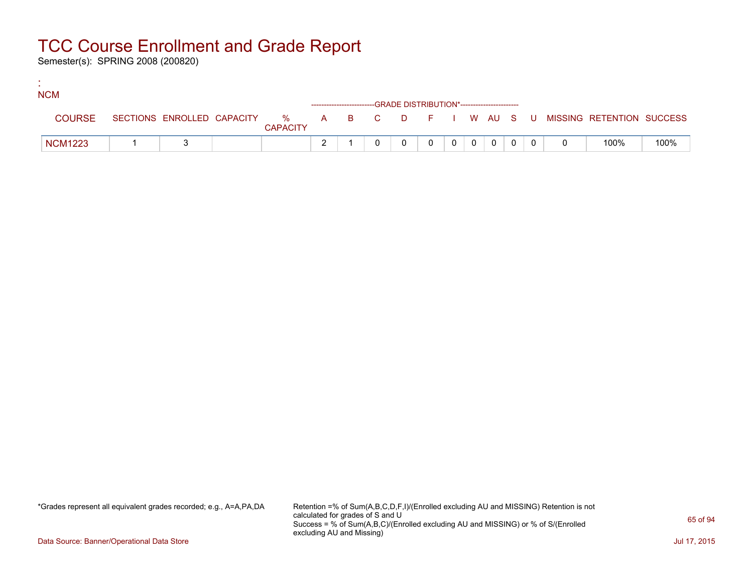# TCC Course Enrollment and Grade Report

Semester(s): SPRING 2008 (200820)

:
NCM

| COURSE | SECTIONS | ENROLLED | CAPACITY | % CAPACITY | A | B | C | D | F | I | W | AU | S | U | MISSING | RETENTION | SUCCESS |
|---|---|---|---|---|---|---|---|---|---|---|---|---|---|---|---|---|---|
| | | | | | GRADE DISTRIBUTION* | | | | | | | | | | | | |
| NCM1223 | 1 | 3 | | | 2 | 1 | 0 | 0 | 0 | 0 | 0 | 0 | 0 | 0 | 0 | 100% | 100% |

*Grades represent all equivalent grades recorded; e.g., A=A,PA,DA

Retention =% of Sum(A,B,C,D,F,I)/(Enrolled excluding AU and MISSING) Retention is not calculated for grades of S and U
Success = % of Sum(A,B,C)/(Enrolled excluding AU and MISSING) or % of S/(Enrolled excluding AU and Missing)

Data Source: Banner/Operational Data Store

Jul 17, 2015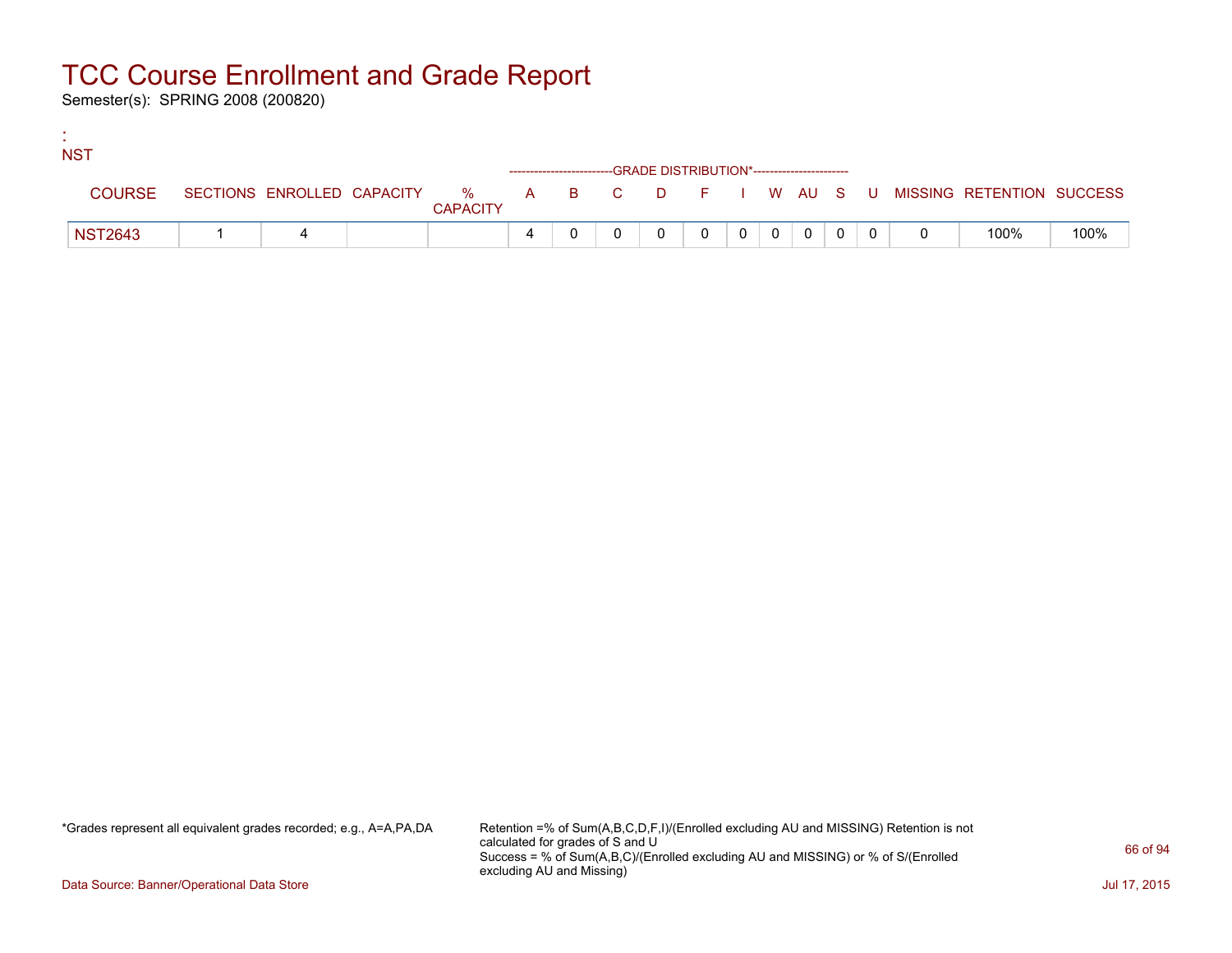# TCC Course Enrollment and Grade Report

Semester(s): SPRING 2008 (200820)

:
NST

| COURSE | SECTIONS | ENROLLED | CAPACITY | % CAPACITY | A | B | C | D | F | I | W | AU | S | U | MISSING | RETENTION | SUCCESS |
|---|---|---|---|---|---|---|---|---|---|---|---|---|---|---|---|---|---|
| | | | | | GRADE DISTRIBUTION* | | | | | | | | | | | | |
| NST2643 | 1 | 4 | | | 4 | 0 | 0 | 0 | 0 | 0 | 0 | 0 | 0 | 0 | 0 | 100% | 100% |

*Grades represent all equivalent grades recorded; e.g., A=A,PA,DA

Retention =% of Sum(A,B,C,D,F,I)/(Enrolled excluding AU and MISSING) Retention is not calculated for grades of S and U
Success = % of Sum(A,B,C)/(Enrolled excluding AU and MISSING) or % of S/(Enrolled excluding AU and Missing)

Data Source: Banner/Operational Data Store

Jul 17, 2015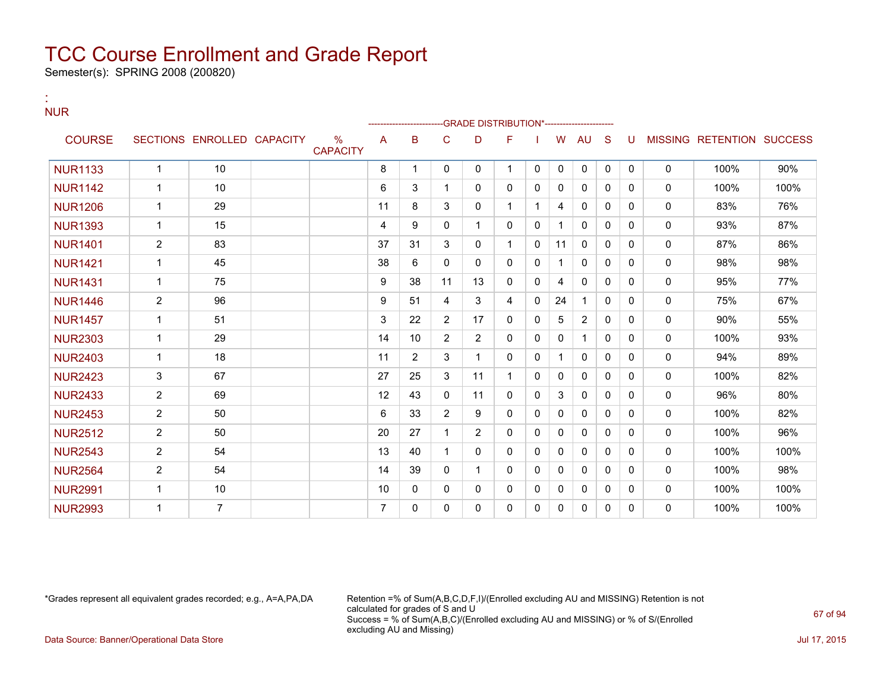# TCC Course Enrollment and Grade Report

Semester(s): SPRING 2008 (200820)

:
NUR

| COURSE | SECTIONS | ENROLLED | CAPACITY | % CAPACITY | A | B | C | D | F | I | W | AU | S | U | MISSING | RETENTION | SUCCESS |
|---|---|---|---|---|---|---|---|---|---|---|---|---|---|---|---|---|---|
| | | | | | ------------------------GRADE DISTRIBUTION*---------------------- | | | | | | | | | | | | |
| NUR1133 | 1 | 10 | | | 8 | 1 | 0 | 0 | 1 | 0 | 0 | 0 | 0 | 0 | 0 | 100% | 90% |
| NUR1142 | 1 | 10 | | | 6 | 3 | 1 | 0 | 0 | 0 | 0 | 0 | 0 | 0 | 0 | 100% | 100% |
| NUR1206 | 1 | 29 | | | 11 | 8 | 3 | 0 | 1 | 1 | 4 | 0 | 0 | 0 | 0 | 83% | 76% |
| NUR1393 | 1 | 15 | | | 4 | 9 | 0 | 1 | 0 | 0 | 1 | 0 | 0 | 0 | 0 | 93% | 87% |
| NUR1401 | 2 | 83 | | | 37 | 31 | 3 | 0 | 1 | 0 | 11 | 0 | 0 | 0 | 0 | 87% | 86% |
| NUR1421 | 1 | 45 | | | 38 | 6 | 0 | 0 | 0 | 0 | 1 | 0 | 0 | 0 | 0 | 98% | 98% |
| NUR1431 | 1 | 75 | | | 9 | 38 | 11 | 13 | 0 | 0 | 4 | 0 | 0 | 0 | 0 | 95% | 77% |
| NUR1446 | 2 | 96 | | | 9 | 51 | 4 | 3 | 4 | 0 | 24 | 1 | 0 | 0 | 0 | 75% | 67% |
| NUR1457 | 1 | 51 | | | 3 | 22 | 2 | 17 | 0 | 0 | 5 | 2 | 0 | 0 | 0 | 90% | 55% |
| NUR2303 | 1 | 29 | | | 14 | 10 | 2 | 2 | 0 | 0 | 0 | 1 | 0 | 0 | 0 | 100% | 93% |
| NUR2403 | 1 | 18 | | | 11 | 2 | 3 | 1 | 0 | 0 | 1 | 0 | 0 | 0 | 0 | 94% | 89% |
| NUR2423 | 3 | 67 | | | 27 | 25 | 3 | 11 | 1 | 0 | 0 | 0 | 0 | 0 | 0 | 100% | 82% |
| NUR2433 | 2 | 69 | | | 12 | 43 | 0 | 11 | 0 | 0 | 3 | 0 | 0 | 0 | 0 | 96% | 80% |
| NUR2453 | 2 | 50 | | | 6 | 33 | 2 | 9 | 0 | 0 | 0 | 0 | 0 | 0 | 0 | 100% | 82% |
| NUR2512 | 2 | 50 | | | 20 | 27 | 1 | 2 | 0 | 0 | 0 | 0 | 0 | 0 | 0 | 100% | 96% |
| NUR2543 | 2 | 54 | | | 13 | 40 | 1 | 0 | 0 | 0 | 0 | 0 | 0 | 0 | 0 | 100% | 100% |
| NUR2564 | 2 | 54 | | | 14 | 39 | 0 | 1 | 0 | 0 | 0 | 0 | 0 | 0 | 0 | 100% | 98% |
| NUR2991 | 1 | 10 | | | 10 | 0 | 0 | 0 | 0 | 0 | 0 | 0 | 0 | 0 | 0 | 100% | 100% |
| NUR2993 | 1 | 7 | | | 7 | 0 | 0 | 0 | 0 | 0 | 0 | 0 | 0 | 0 | 0 | 100% | 100% |

*Grades represent all equivalent grades recorded; e.g., A=A,PA,DA

Retention =% of Sum(A,B,C,D,F,I)/(Enrolled excluding AU and MISSING) Retention is not calculated for grades of S and U
Success = % of Sum(A,B,C)/(Enrolled excluding AU and MISSING) or % of S/(Enrolled excluding AU and Missing)

Data Source: Banner/Operational Data Store

Jul 17, 2015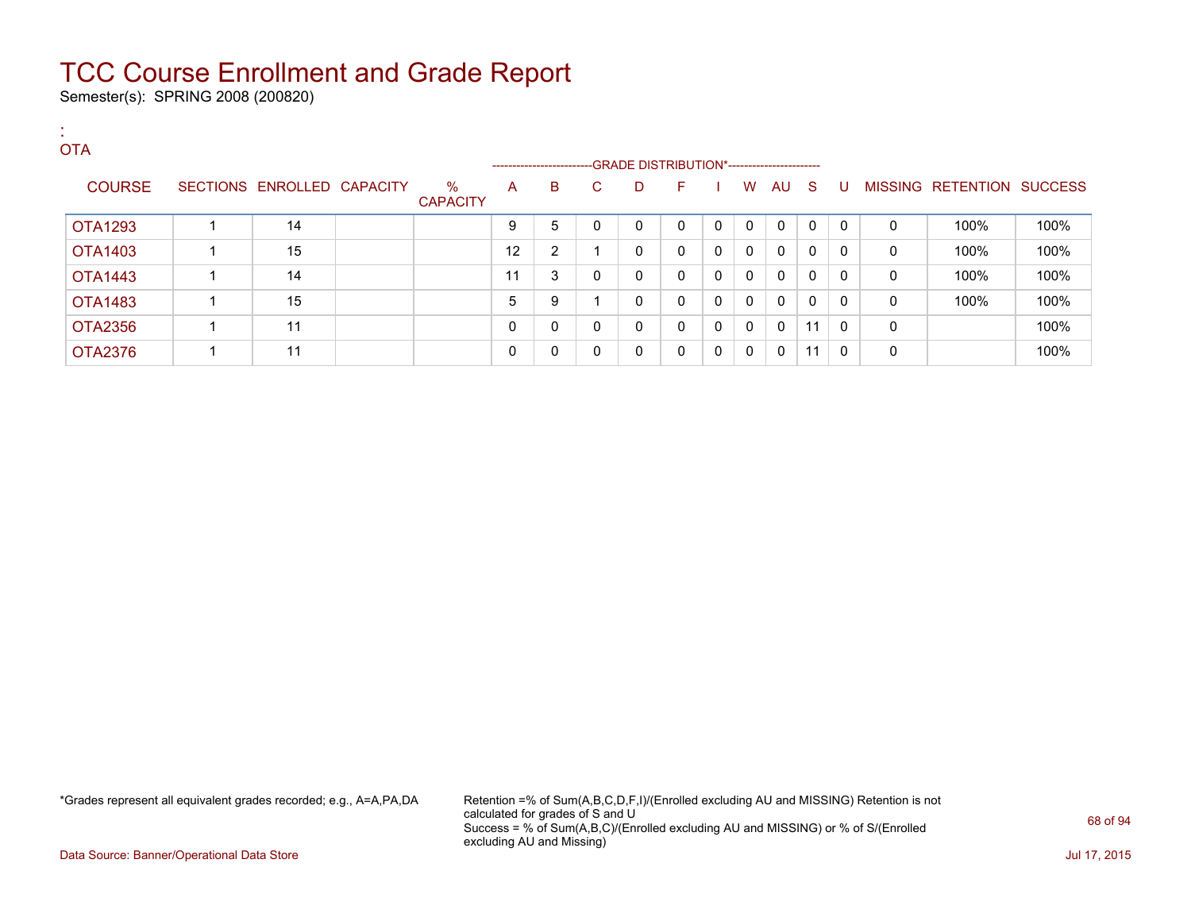# TCC Course Enrollment and Grade Report

Semester(s): SPRING 2008 (200820)

:
OTA

| COURSE | SECTIONS | ENROLLED | CAPACITY | % CAPACITY | A | B | C | D | F | I | W | AU | S | U | MISSING | RETENTION | SUCCESS |
|---|---|---|---|---|---|---|---|---|---|---|---|---|---|---|---|---|---|
| | | | | | -------------------------GRADE DISTRIBUTION*---------------------- | | | | | | | | | | | | |
| OTA1293 | 1 | 14 | | | 9 | 5 | 0 | 0 | 0 | 0 | 0 | 0 | 0 | 0 | 0 | 100% | 100% |
| OTA1403 | 1 | 15 | | | 12 | 2 | 1 | 0 | 0 | 0 | 0 | 0 | 0 | 0 | 0 | 100% | 100% |
| OTA1443 | 1 | 14 | | | 11 | 3 | 0 | 0 | 0 | 0 | 0 | 0 | 0 | 0 | 0 | 100% | 100% |
| OTA1483 | 1 | 15 | | | 5 | 9 | 1 | 0 | 0 | 0 | 0 | 0 | 0 | 0 | 0 | 100% | 100% |
| OTA2356 | 1 | 11 | | | 0 | 0 | 0 | 0 | 0 | 0 | 0 | 0 | 11 | 0 | 0 | | 100% |
| OTA2376 | 1 | 11 | | | 0 | 0 | 0 | 0 | 0 | 0 | 0 | 0 | 11 | 0 | 0 | | 100% |

*Grades represent all equivalent grades recorded; e.g., A=A,PA,DA

Retention =% of Sum(A,B,C,D,F,I)/(Enrolled excluding AU and MISSING) Retention is not calculated for grades of S and U
Success = % of Sum(A,B,C)/(Enrolled excluding AU and MISSING) or % of S/(Enrolled excluding AU and Missing)

Data Source: Banner/Operational Data Store

Jul 17, 2015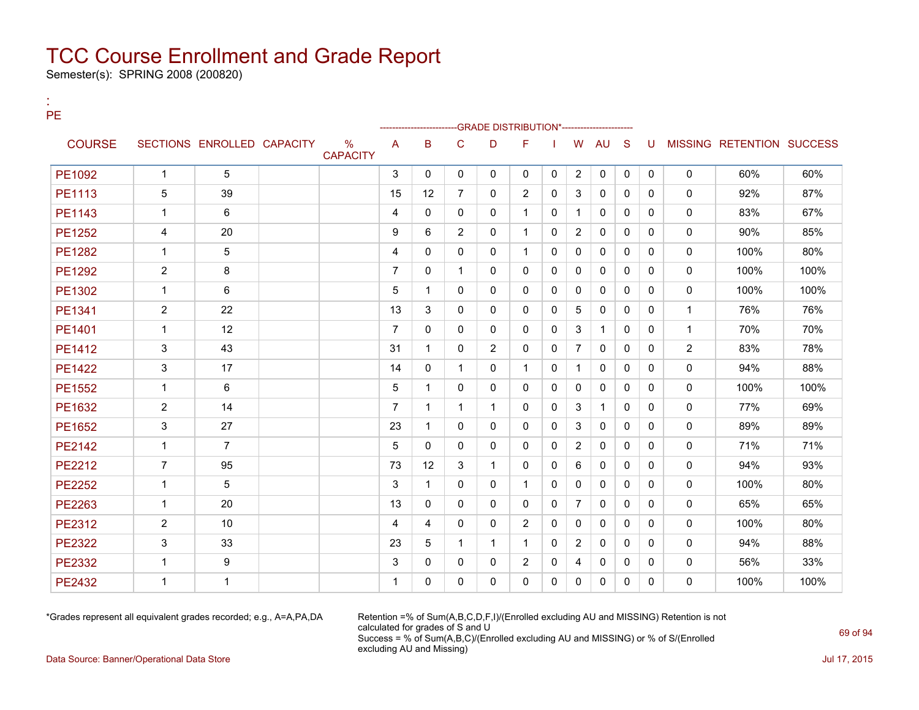# TCC Course Enrollment and Grade Report

Semester(s): SPRING 2008 (200820)

:
PE

| COURSE | SECTIONS | ENROLLED | CAPACITY | % CAPACITY | A | B | C | D | F | I | W | AU | S | U | MISSING | RETENTION | SUCCESS |
|---|---|---|---|---|---|---|---|---|---|---|---|---|---|---|---|---|---|
| | | | | | GRADE DISTRIBUTION* | | | | | | | | | | | | |
| PE1092 | 1 | 5 | | | 3 | 0 | 0 | 0 | 0 | 0 | 2 | 0 | 0 | 0 | 0 | 60% | 60% |
| PE1113 | 5 | 39 | | | 15 | 12 | 7 | 0 | 2 | 0 | 3 | 0 | 0 | 0 | 0 | 92% | 87% |
| PE1143 | 1 | 6 | | | 4 | 0 | 0 | 0 | 1 | 0 | 1 | 0 | 0 | 0 | 0 | 83% | 67% |
| PE1252 | 4 | 20 | | | 9 | 6 | 2 | 0 | 1 | 0 | 2 | 0 | 0 | 0 | 0 | 90% | 85% |
| PE1282 | 1 | 5 | | | 4 | 0 | 0 | 0 | 1 | 0 | 0 | 0 | 0 | 0 | 0 | 100% | 80% |
| PE1292 | 2 | 8 | | | 7 | 0 | 1 | 0 | 0 | 0 | 0 | 0 | 0 | 0 | 0 | 100% | 100% |
| PE1302 | 1 | 6 | | | 5 | 1 | 0 | 0 | 0 | 0 | 0 | 0 | 0 | 0 | 0 | 100% | 100% |
| PE1341 | 2 | 22 | | | 13 | 3 | 0 | 0 | 0 | 0 | 5 | 0 | 0 | 0 | 1 | 76% | 76% |
| PE1401 | 1 | 12 | | | 7 | 0 | 0 | 0 | 0 | 0 | 3 | 1 | 0 | 0 | 1 | 70% | 70% |
| PE1412 | 3 | 43 | | | 31 | 1 | 0 | 2 | 0 | 0 | 7 | 0 | 0 | 0 | 2 | 83% | 78% |
| PE1422 | 3 | 17 | | | 14 | 0 | 1 | 0 | 1 | 0 | 1 | 0 | 0 | 0 | 0 | 94% | 88% |
| PE1552 | 1 | 6 | | | 5 | 1 | 0 | 0 | 0 | 0 | 0 | 0 | 0 | 0 | 0 | 100% | 100% |
| PE1632 | 2 | 14 | | | 7 | 1 | 1 | 1 | 0 | 0 | 3 | 1 | 0 | 0 | 0 | 77% | 69% |
| PE1652 | 3 | 27 | | | 23 | 1 | 0 | 0 | 0 | 0 | 3 | 0 | 0 | 0 | 0 | 89% | 89% |
| PE2142 | 1 | 7 | | | 5 | 0 | 0 | 0 | 0 | 0 | 2 | 0 | 0 | 0 | 0 | 71% | 71% |
| PE2212 | 7 | 95 | | | 73 | 12 | 3 | 1 | 0 | 0 | 6 | 0 | 0 | 0 | 0 | 94% | 93% |
| PE2252 | 1 | 5 | | | 3 | 1 | 0 | 0 | 1 | 0 | 0 | 0 | 0 | 0 | 0 | 100% | 80% |
| PE2263 | 1 | 20 | | | 13 | 0 | 0 | 0 | 0 | 0 | 7 | 0 | 0 | 0 | 0 | 65% | 65% |
| PE2312 | 2 | 10 | | | 4 | 4 | 0 | 0 | 2 | 0 | 0 | 0 | 0 | 0 | 0 | 100% | 80% |
| PE2322 | 3 | 33 | | | 23 | 5 | 1 | 1 | 1 | 0 | 2 | 0 | 0 | 0 | 0 | 94% | 88% |
| PE2332 | 1 | 9 | | | 3 | 0 | 0 | 0 | 2 | 0 | 4 | 0 | 0 | 0 | 0 | 56% | 33% |
| PE2432 | 1 | 1 | | | 1 | 0 | 0 | 0 | 0 | 0 | 0 | 0 | 0 | 0 | 0 | 100% | 100% |

*Grades represent all equivalent grades recorded; e.g., A=A,PA,DA

Retention =% of Sum(A,B,C,D,F,I)/(Enrolled excluding AU and MISSING) Retention is not calculated for grades of S and U
Success = % of Sum(A,B,C)/(Enrolled excluding AU and MISSING) or % of S/(Enrolled excluding AU and Missing)

Data Source: Banner/Operational Data Store

Jul 17, 2015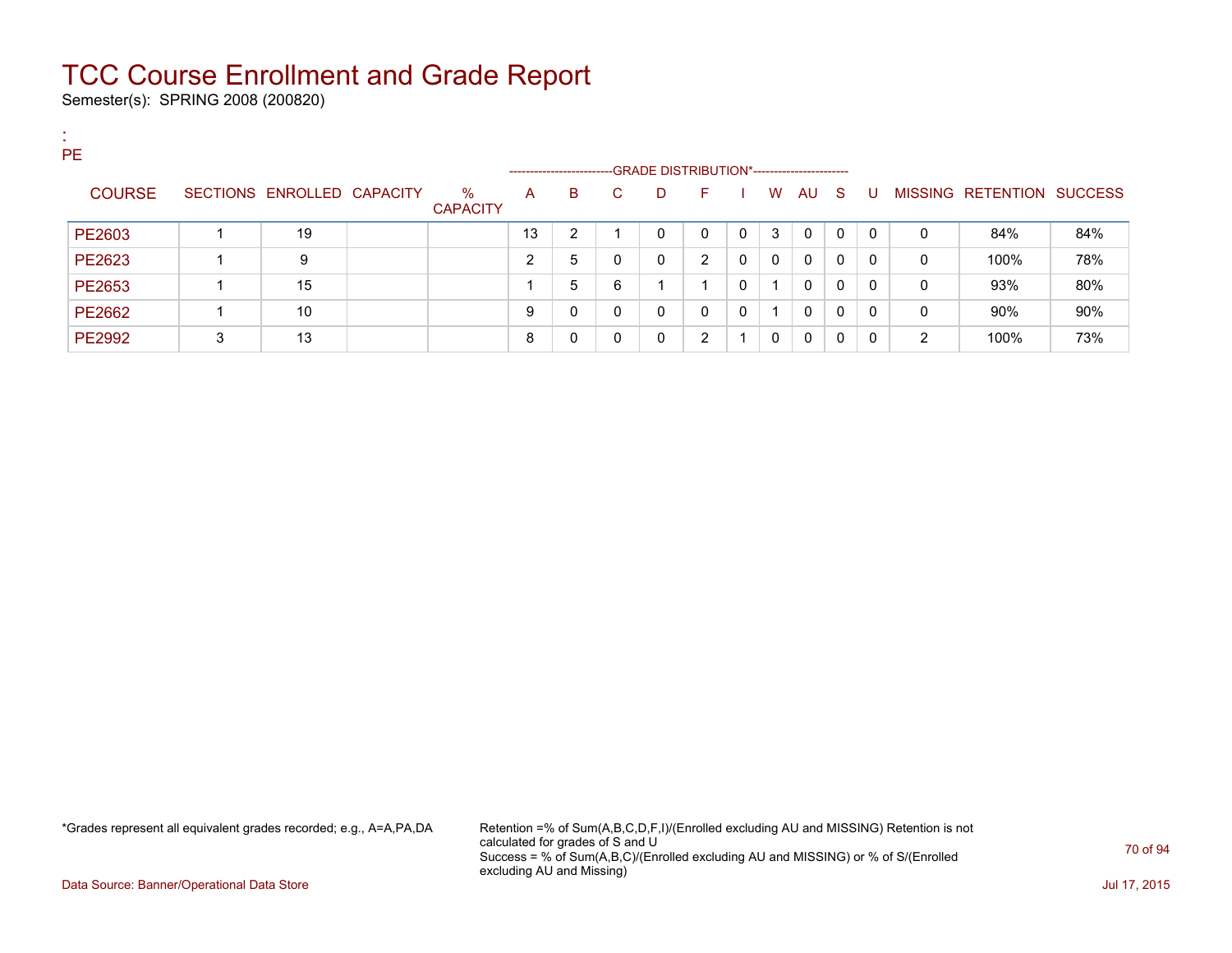# TCC Course Enrollment and Grade Report

Semester(s): SPRING 2008 (200820)

:
PE

| COURSE | SECTIONS | ENROLLED | CAPACITY | % CAPACITY | A | B | C | D | F | I | W | AU | S | U | MISSING | RETENTION | SUCCESS |
|---|---|---|---|---|---|---|---|---|---|---|---|---|---|---|---|---|---|
| | | | | | GRADE DISTRIBUTION* | | | | | | | | | | | | |
| PE2603 | 1 | 19 | | | 13 | 2 | 1 | 0 | 0 | 0 | 3 | 0 | 0 | 0 | 0 | 84% | 84% |
| PE2623 | 1 | 9 | | | 2 | 5 | 0 | 0 | 2 | 0 | 0 | 0 | 0 | 0 | 0 | 100% | 78% |
| PE2653 | 1 | 15 | | | 1 | 5 | 6 | 1 | 1 | 0 | 1 | 0 | 0 | 0 | 0 | 93% | 80% |
| PE2662 | 1 | 10 | | | 9 | 0 | 0 | 0 | 0 | 0 | 1 | 0 | 0 | 0 | 0 | 90% | 90% |
| PE2992 | 3 | 13 | | | 8 | 0 | 0 | 0 | 2 | 1 | 0 | 0 | 0 | 0 | 2 | 100% | 73% |

*Grades represent all equivalent grades recorded; e.g., A=A,PA,DA

Retention =% of Sum(A,B,C,D,F,I)/(Enrolled excluding AU and MISSING) Retention is not calculated for grades of S and U
Success = % of Sum(A,B,C)/(Enrolled excluding AU and MISSING) or % of S/(Enrolled excluding AU and Missing)

Data Source: Banner/Operational Data Store

Jul 17, 2015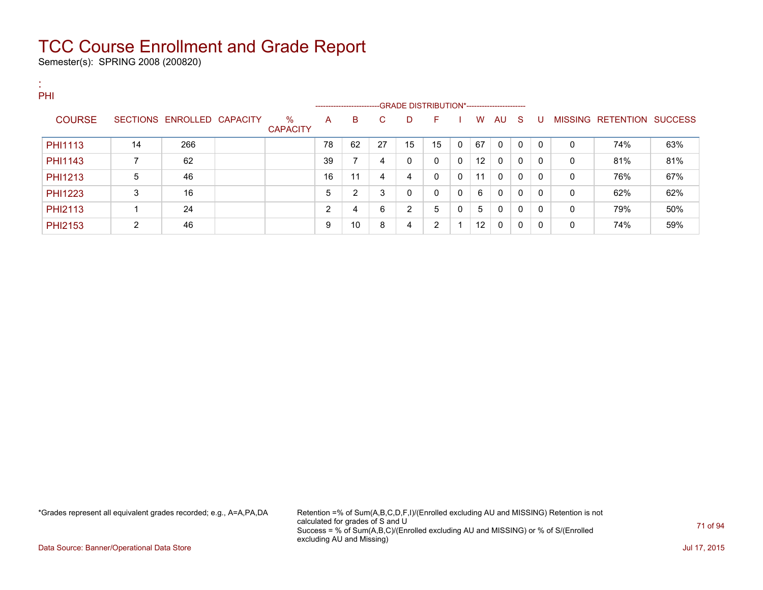# TCC Course Enrollment and Grade Report

Semester(s): SPRING 2008 (200820)

:
PHI

| COURSE | SECTIONS | ENROLLED | CAPACITY | % CAPACITY | A | B | C | D | F | I | W | AU | S | U | MISSING | RETENTION | SUCCESS |
|---|---|---|---|---|---|---|---|---|---|---|---|---|---|---|---|---|---|
| | | | | | GRADE DISTRIBUTION* | | | | | | | | | | | | |
| PHI1113 | 14 | 266 | | | 78 | 62 | 27 | 15 | 15 | 0 | 67 | 0 | 0 | 0 | 0 | 74% | 63% |
| PHI1143 | 7 | 62 | | | 39 | 7 | 4 | 0 | 0 | 0 | 12 | 0 | 0 | 0 | 0 | 81% | 81% |
| PHI1213 | 5 | 46 | | | 16 | 11 | 4 | 4 | 0 | 0 | 11 | 0 | 0 | 0 | 0 | 76% | 67% |
| PHI1223 | 3 | 16 | | | 5 | 2 | 3 | 0 | 0 | 0 | 6 | 0 | 0 | 0 | 0 | 62% | 62% |
| PHI2113 | 1 | 24 | | | 2 | 4 | 6 | 2 | 5 | 0 | 5 | 0 | 0 | 0 | 0 | 79% | 50% |
| PHI2153 | 2 | 46 | | | 9 | 10 | 8 | 4 | 2 | 1 | 12 | 0 | 0 | 0 | 0 | 74% | 59% |

*Grades represent all equivalent grades recorded; e.g., A=A,PA,DA

Retention =% of Sum(A,B,C,D,F,I)/(Enrolled excluding AU and MISSING) Retention is not calculated for grades of S and U
Success = % of Sum(A,B,C)/(Enrolled excluding AU and MISSING) or % of S/(Enrolled excluding AU and Missing)

Data Source: Banner/Operational Data Store

Jul 17, 2015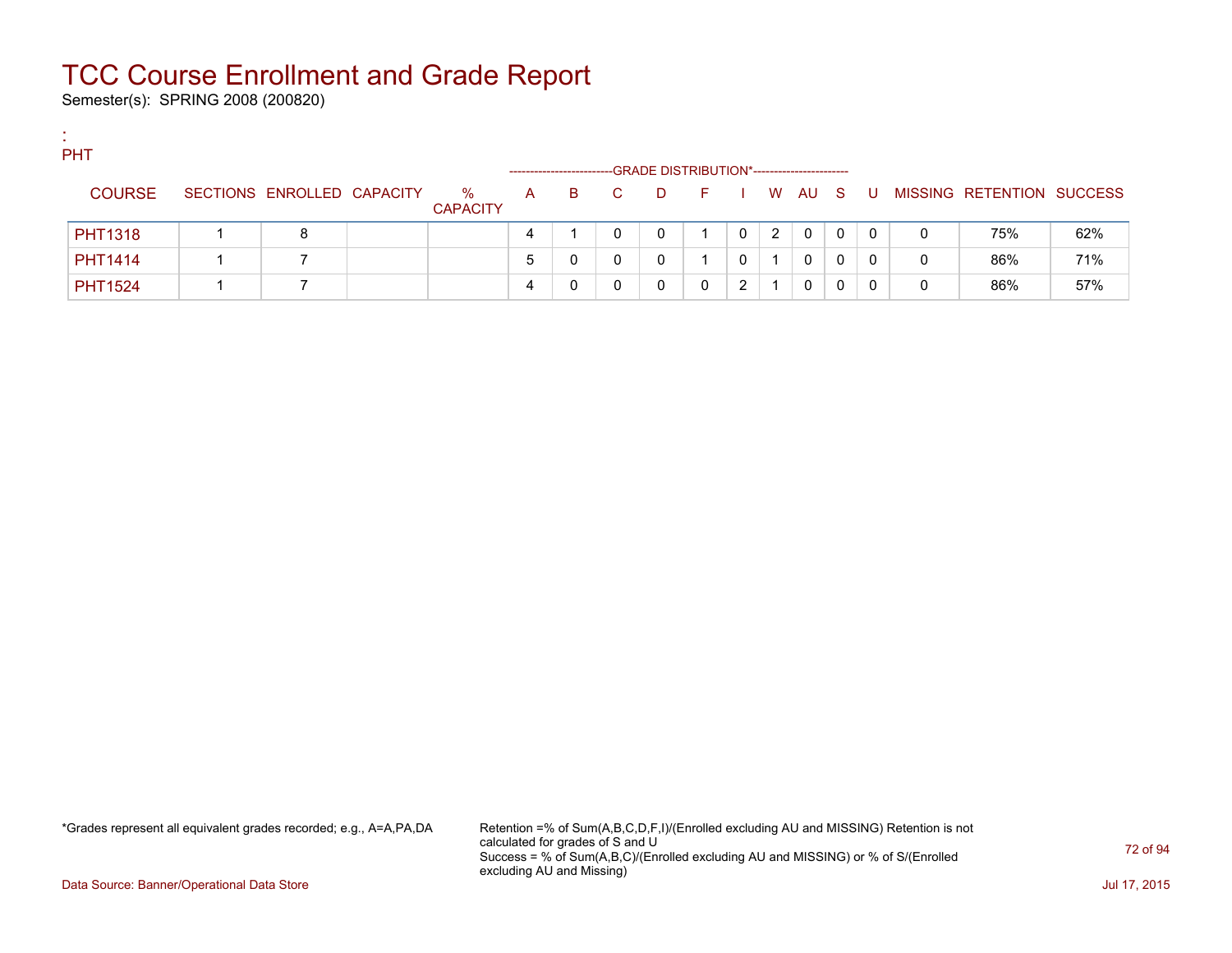# TCC Course Enrollment and Grade Report

Semester(s): SPRING 2008 (200820)

:
PHT

| COURSE | SECTIONS | ENROLLED | CAPACITY | % CAPACITY | A | B | C | D | F | I | W | AU | S | U | MISSING | RETENTION | SUCCESS |
|---|---|---|---|---|---|---|---|---|---|---|---|---|---|---|---|---|---|
| | | | | | GRADE DISTRIBUTION* | | | | | | | | | | | | |
| PHT1318 | 1 | 8 | | | 4 | 1 | 0 | 0 | 1 | 0 | 2 | 0 | 0 | 0 | 0 | 75% | 62% |
| PHT1414 | 1 | 7 | | | 5 | 0 | 0 | 0 | 1 | 0 | 1 | 0 | 0 | 0 | 0 | 86% | 71% |
| PHT1524 | 1 | 7 | | | 4 | 0 | 0 | 0 | 0 | 2 | 1 | 0 | 0 | 0 | 0 | 86% | 57% |

*Grades represent all equivalent grades recorded; e.g., A=A,PA,DA

Retention =% of Sum(A,B,C,D,F,I)/(Enrolled excluding AU and MISSING) Retention is not calculated for grades of S and U
Success = % of Sum(A,B,C)/(Enrolled excluding AU and MISSING) or % of S/(Enrolled excluding AU and Missing)

Data Source: Banner/Operational Data Store

Jul 17, 2015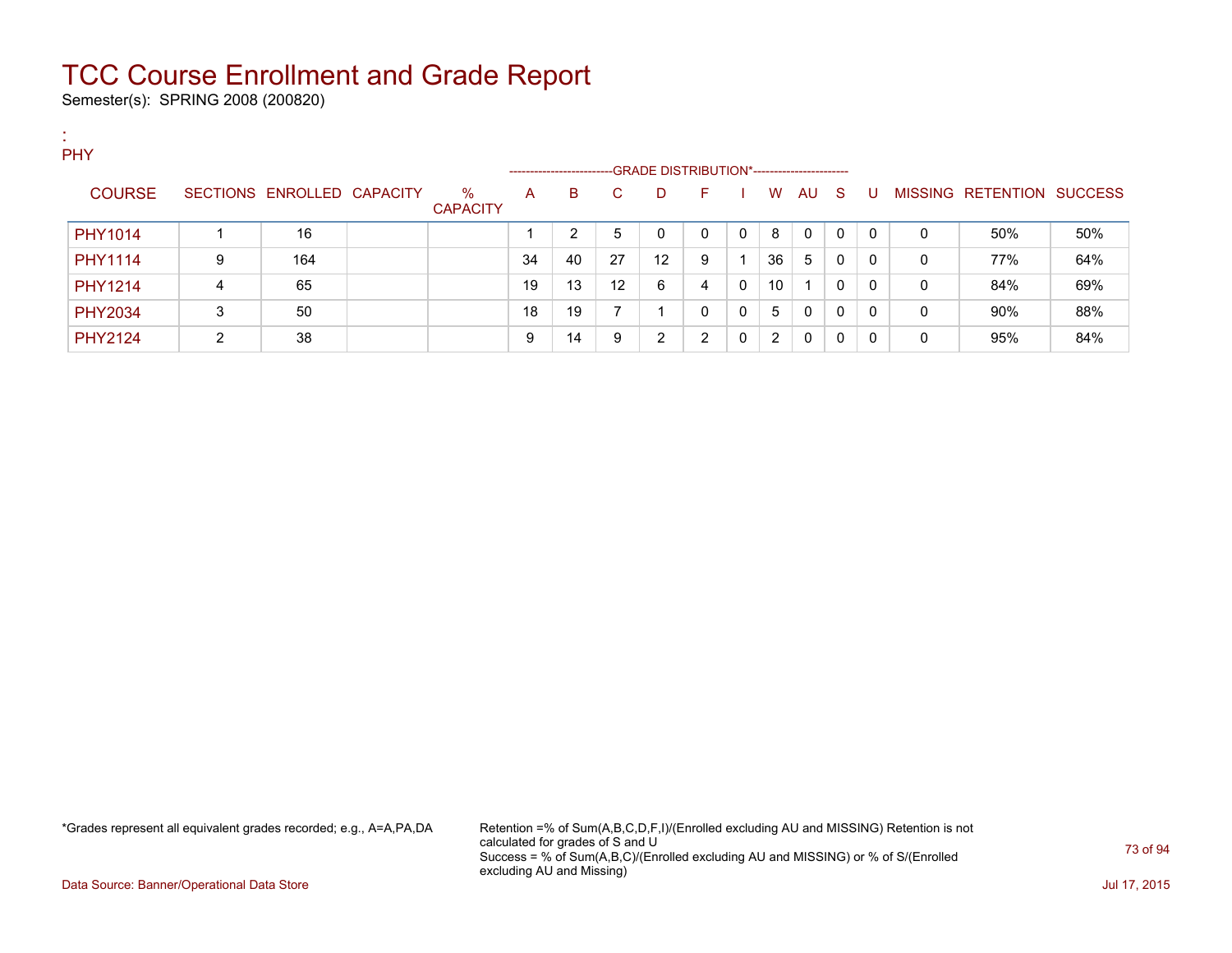# TCC Course Enrollment and Grade Report

Semester(s): SPRING 2008 (200820)

:
PHY

| COURSE | SECTIONS | ENROLLED | CAPACITY | % CAPACITY | A | B | C | D | F | I | W | AU | S | U | MISSING | RETENTION | SUCCESS |
|---|---|---|---|---|---|---|---|---|---|---|---|---|---|---|---|---|---|
| | | | | | GRADE DISTRIBUTION* | | | | | | | | | | | | |
| PHY1014 | 1 | 16 | | | 1 | 2 | 5 | 0 | 0 | 0 | 8 | 0 | 0 | 0 | 0 | 50% | 50% |
| PHY1114 | 9 | 164 | | | 34 | 40 | 27 | 12 | 9 | 1 | 36 | 5 | 0 | 0 | 0 | 77% | 64% |
| PHY1214 | 4 | 65 | | | 19 | 13 | 12 | 6 | 4 | 0 | 10 | 1 | 0 | 0 | 0 | 84% | 69% |
| PHY2034 | 3 | 50 | | | 18 | 19 | 7 | 1 | 0 | 0 | 5 | 0 | 0 | 0 | 0 | 90% | 88% |
| PHY2124 | 2 | 38 | | | 9 | 14 | 9 | 2 | 2 | 0 | 2 | 0 | 0 | 0 | 0 | 95% | 84% |

*Grades represent all equivalent grades recorded; e.g., A=A,PA,DA

Retention =% of Sum(A,B,C,D,F,I)/(Enrolled excluding AU and MISSING) Retention is not calculated for grades of S and U
Success = % of Sum(A,B,C)/(Enrolled excluding AU and MISSING) or % of S/(Enrolled excluding AU and Missing)

Data Source: Banner/Operational Data Store

Jul 17, 2015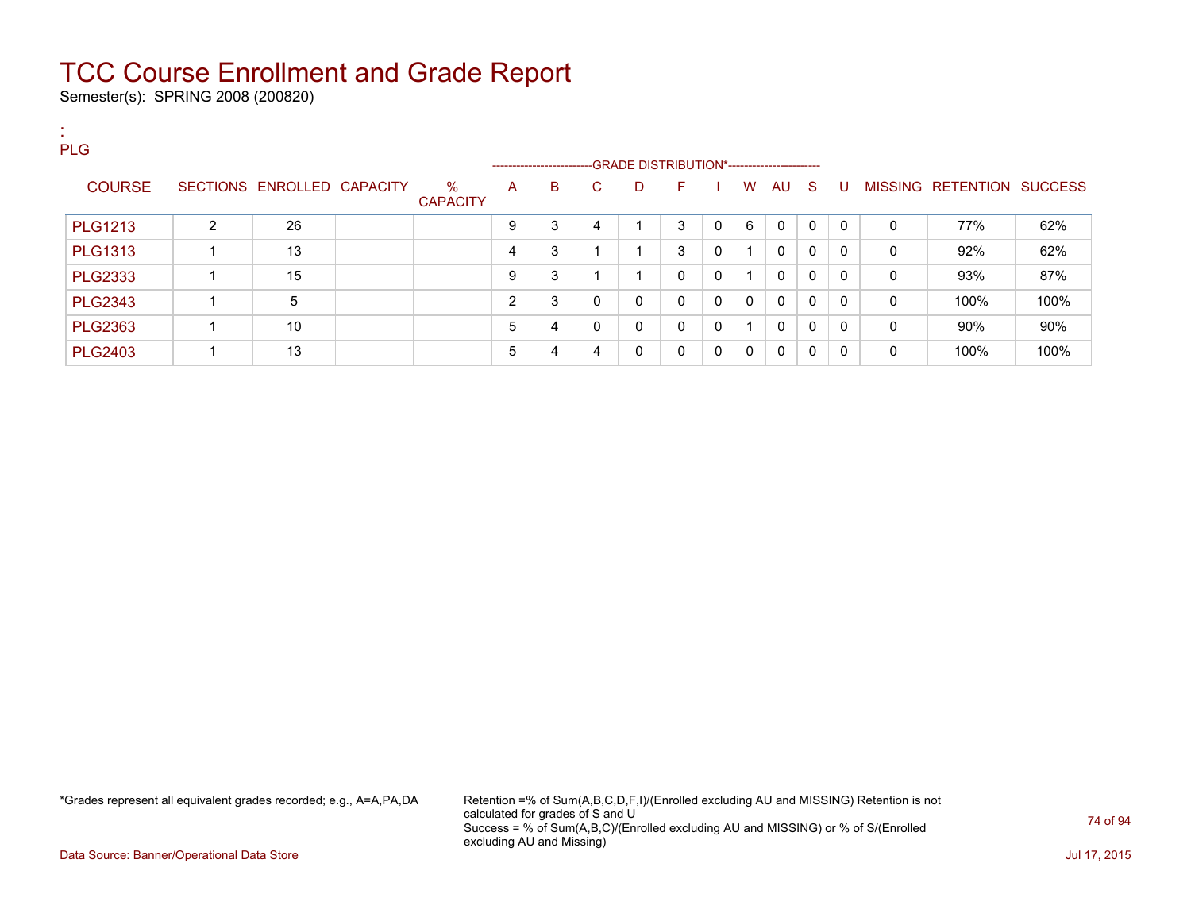# TCC Course Enrollment and Grade Report

Semester(s): SPRING 2008 (200820)

:
PLG

| COURSE | SECTIONS | ENROLLED | CAPACITY | % CAPACITY | A | B | C | D | F | I | W | AU | S | U | MISSING | RETENTION | SUCCESS |
|---|---|---|---|---|---|---|---|---|---|---|---|---|---|---|---|---|---|
| | | | | | GRADE DISTRIBUTION* | | | | | | | | | | | | |
| PLG1213 | 2 | 26 | | | 9 | 3 | 4 | 1 | 3 | 0 | 6 | 0 | 0 | 0 | 0 | 77% | 62% |
| PLG1313 | 1 | 13 | | | 4 | 3 | 1 | 1 | 3 | 0 | 1 | 0 | 0 | 0 | 0 | 92% | 62% |
| PLG2333 | 1 | 15 | | | 9 | 3 | 1 | 1 | 0 | 0 | 1 | 0 | 0 | 0 | 0 | 93% | 87% |
| PLG2343 | 1 | 5 | | | 2 | 3 | 0 | 0 | 0 | 0 | 0 | 0 | 0 | 0 | 0 | 100% | 100% |
| PLG2363 | 1 | 10 | | | 5 | 4 | 0 | 0 | 0 | 0 | 1 | 0 | 0 | 0 | 0 | 90% | 90% |
| PLG2403 | 1 | 13 | | | 5 | 4 | 4 | 0 | 0 | 0 | 0 | 0 | 0 | 0 | 0 | 100% | 100% |

*Grades represent all equivalent grades recorded; e.g., A=A,PA,DA

Retention =% of Sum(A,B,C,D,F,I)/(Enrolled excluding AU and MISSING) Retention is not calculated for grades of S and U
Success = % of Sum(A,B,C)/(Enrolled excluding AU and MISSING) or % of S/(Enrolled excluding AU and Missing)

Data Source: Banner/Operational Data Store

Jul 17, 2015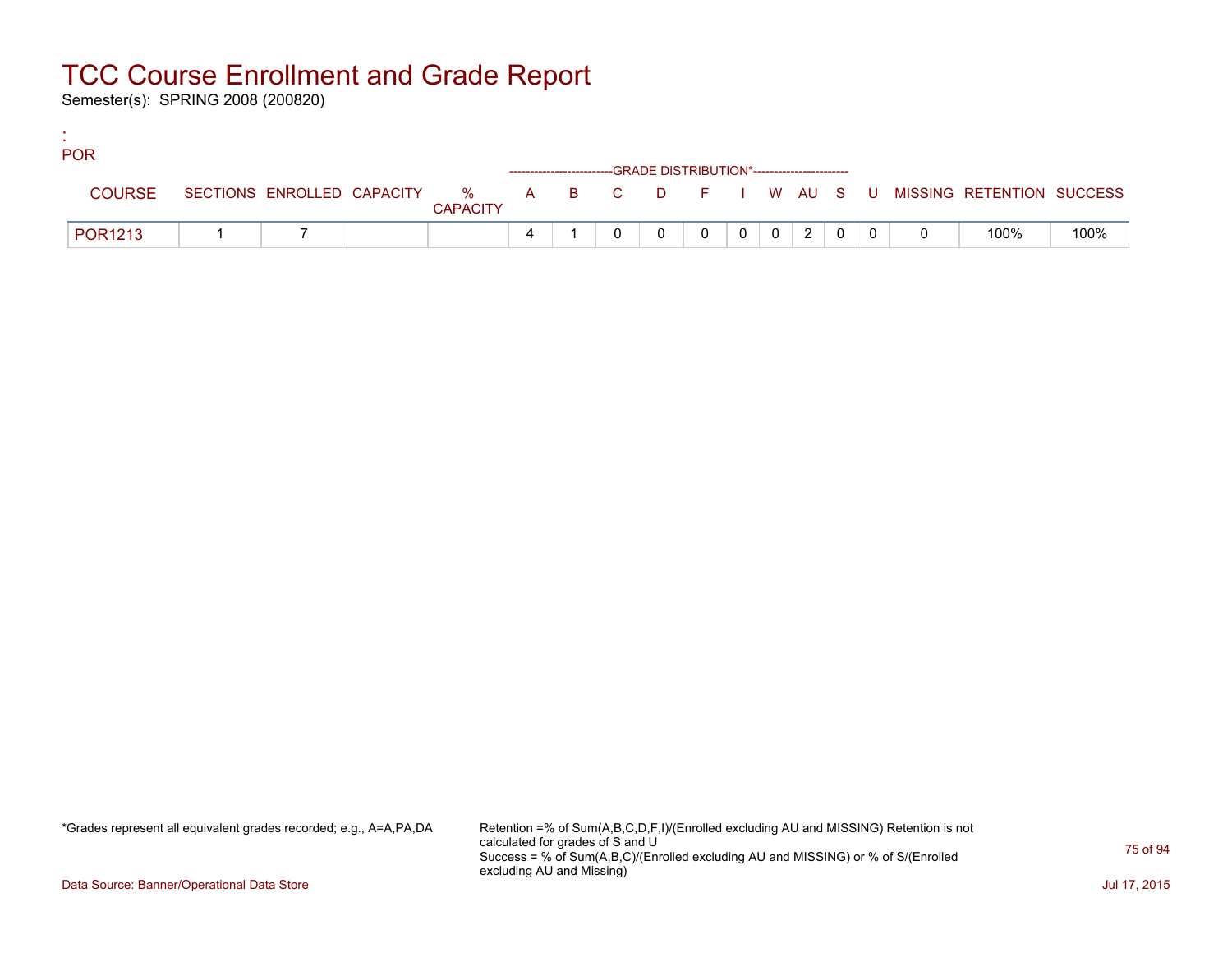# TCC Course Enrollment and Grade Report

Semester(s): SPRING 2008 (200820)

:
POR

| COURSE | SECTIONS | ENROLLED | CAPACITY | % CAPACITY | A | B | C | D | F | I | W | AU | S | U | MISSING | RETENTION | SUCCESS |
|---|---|---|---|---|---|---|---|---|---|---|---|---|---|---|---|---|---|
| | | | | | GRADE DISTRIBUTION* | | | | | | | | | | | | |
| POR1213 | 1 | 7 | | | 4 | 1 | 0 | 0 | 0 | 0 | 0 | 2 | 0 | 0 | 0 | 100% | 100% |

*Grades represent all equivalent grades recorded; e.g., A=A,PA,DA

Retention =% of Sum(A,B,C,D,F,I)/(Enrolled excluding AU and MISSING) Retention is not calculated for grades of S and U
Success = % of Sum(A,B,C)/(Enrolled excluding AU and MISSING) or % of S/(Enrolled excluding AU and Missing)

Data Source: Banner/Operational Data Store

Jul 17, 2015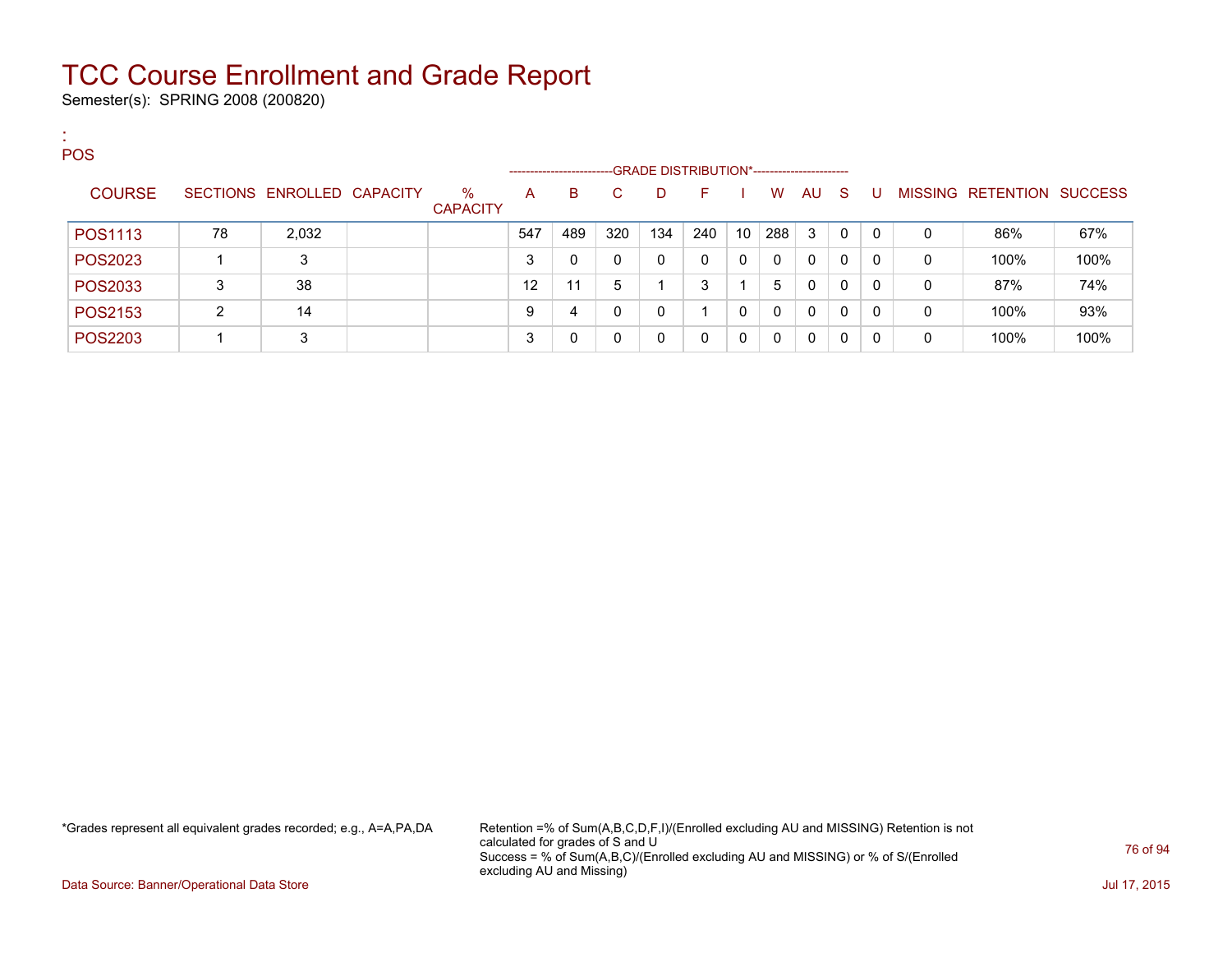# TCC Course Enrollment and Grade Report

Semester(s): SPRING 2008 (200820)

:
POS

| COURSE | SECTIONS | ENROLLED | CAPACITY | % CAPACITY | A | B | C | D | F | I | W | AU | S | U | MISSING | RETENTION | SUCCESS |
|---|---|---|---|---|---|---|---|---|---|---|---|---|---|---|---|---|---|
| | | | | | GRADE DISTRIBUTION* | | | | | | | | | | | | |
| POS1113 | 78 | 2,032 | | | 547 | 489 | 320 | 134 | 240 | 10 | 288 | 3 | 0 | 0 | 0 | 86% | 67% |
| POS2023 | 1 | 3 | | | 3 | 0 | 0 | 0 | 0 | 0 | 0 | 0 | 0 | 0 | 0 | 100% | 100% |
| POS2033 | 3 | 38 | | | 12 | 11 | 5 | 1 | 3 | 1 | 5 | 0 | 0 | 0 | 0 | 87% | 74% |
| POS2153 | 2 | 14 | | | 9 | 4 | 0 | 0 | 1 | 0 | 0 | 0 | 0 | 0 | 0 | 100% | 93% |
| POS2203 | 1 | 3 | | | 3 | 0 | 0 | 0 | 0 | 0 | 0 | 0 | 0 | 0 | 0 | 100% | 100% |

*Grades represent all equivalent grades recorded; e.g., A=A,PA,DA

Retention =% of Sum(A,B,C,D,F,I)/(Enrolled excluding AU and MISSING) Retention is not calculated for grades of S and U
Success = % of Sum(A,B,C)/(Enrolled excluding AU and MISSING) or % of S/(Enrolled excluding AU and Missing)

Data Source: Banner/Operational Data Store

Jul 17, 2015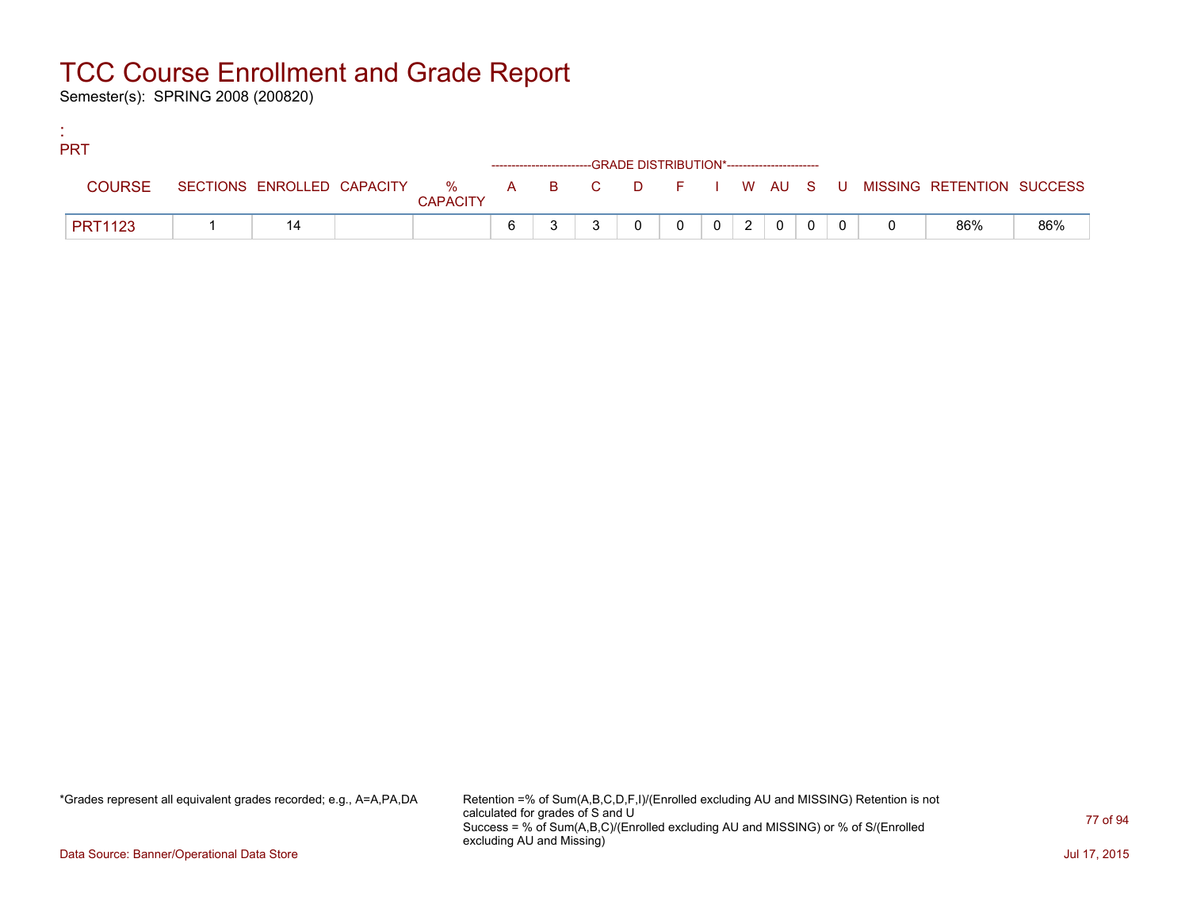# TCC Course Enrollment and Grade Report

Semester(s): SPRING 2008 (200820)

:
PRT

| COURSE | SECTIONS | ENROLLED | CAPACITY | % CAPACITY | A | B | C | D | F | I | W | AU | S | U | MISSING | RETENTION | SUCCESS |
|---|---|---|---|---|---|---|---|---|---|---|---|---|---|---|---|---|---|
| | | | | | GRADE DISTRIBUTION* | | | | | | | | | | | | |
| PRT1123 | 1 | 14 | | | 6 | 3 | 3 | 0 | 0 | 0 | 2 | 0 | 0 | 0 | 0 | 86% | 86% |

*Grades represent all equivalent grades recorded; e.g., A=A,PA,DA

Retention =% of Sum(A,B,C,D,F,I)/(Enrolled excluding AU and MISSING) Retention is not calculated for grades of S and U
Success = % of Sum(A,B,C)/(Enrolled excluding AU and MISSING) or % of S/(Enrolled excluding AU and Missing)

Data Source: Banner/Operational Data Store

Jul 17, 2015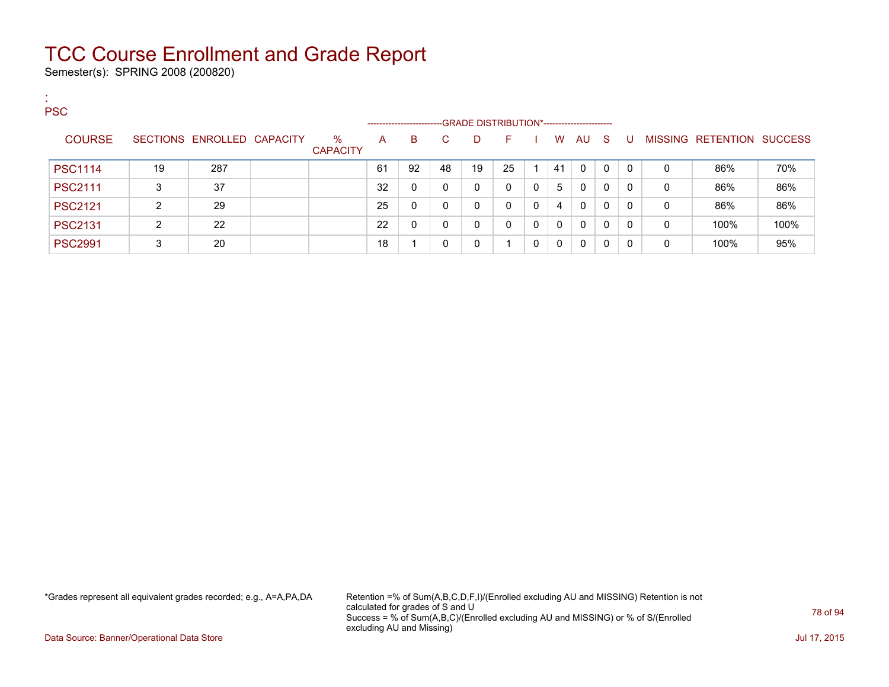# TCC Course Enrollment and Grade Report

Semester(s): SPRING 2008 (200820)

:
PSC

| COURSE | SECTIONS | ENROLLED | CAPACITY | % CAPACITY | A | B | C | D | F | I | W | AU | S | U | MISSING | RETENTION | SUCCESS |
|---|---|---|---|---|---|---|---|---|---|---|---|---|---|---|---|---|---|
| | | | | | GRADE DISTRIBUTION* | | | | | | | | | | | | |
| PSC1114 | 19 | 287 | | | 61 | 92 | 48 | 19 | 25 | 1 | 41 | 0 | 0 | 0 | 0 | 86% | 70% |
| PSC2111 | 3 | 37 | | | 32 | 0 | 0 | 0 | 0 | 0 | 5 | 0 | 0 | 0 | 0 | 86% | 86% |
| PSC2121 | 2 | 29 | | | 25 | 0 | 0 | 0 | 0 | 0 | 4 | 0 | 0 | 0 | 0 | 86% | 86% |
| PSC2131 | 2 | 22 | | | 22 | 0 | 0 | 0 | 0 | 0 | 0 | 0 | 0 | 0 | 0 | 100% | 100% |
| PSC2991 | 3 | 20 | | | 18 | 1 | 0 | 0 | 1 | 0 | 0 | 0 | 0 | 0 | 0 | 100% | 95% |

*Grades represent all equivalent grades recorded; e.g., A=A,PA,DA

Retention =% of Sum(A,B,C,D,F,I)/(Enrolled excluding AU and MISSING) Retention is not calculated for grades of S and U
Success = % of Sum(A,B,C)/(Enrolled excluding AU and MISSING) or % of S/(Enrolled excluding AU and Missing)

Data Source: Banner/Operational Data Store

Jul 17, 2015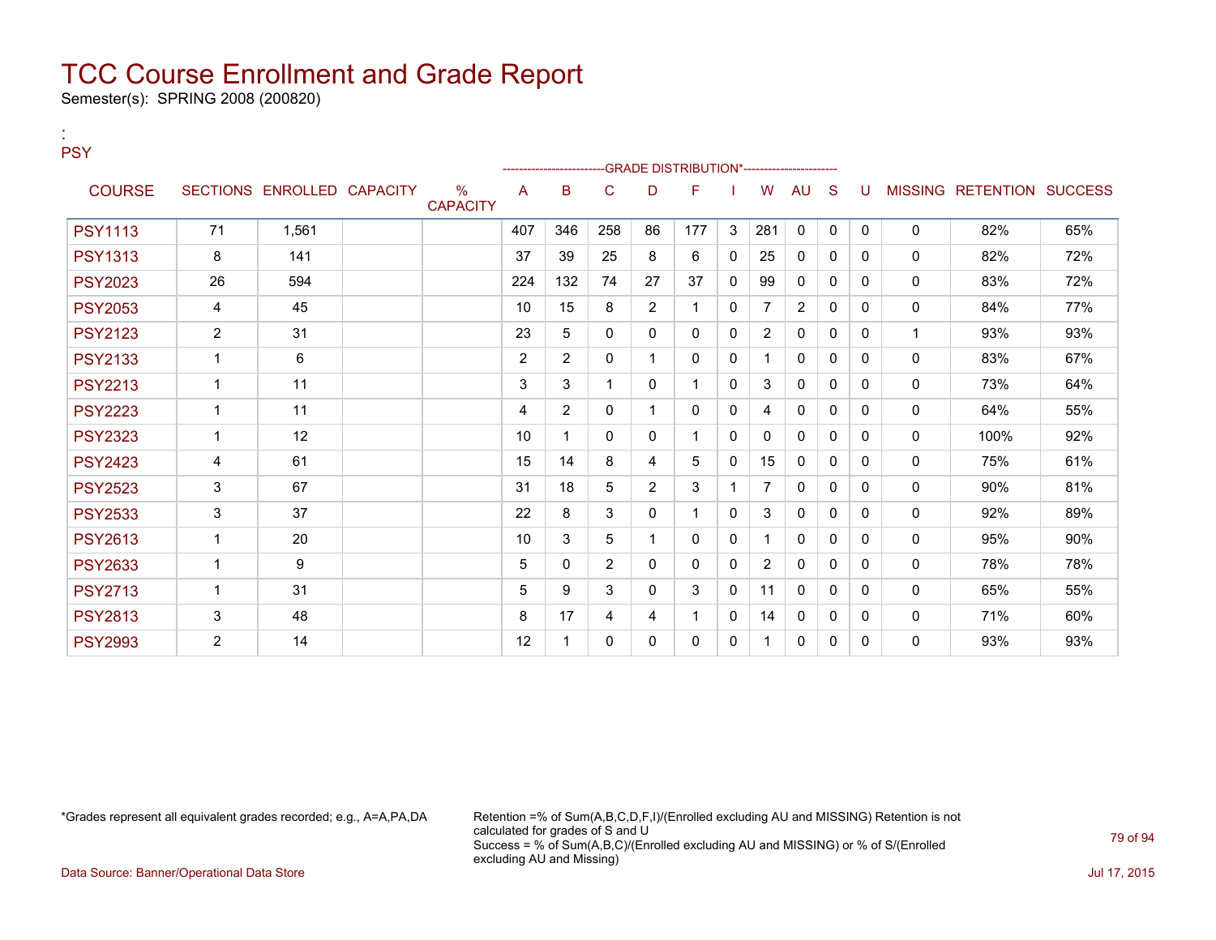# TCC Course Enrollment and Grade Report

Semester(s): SPRING 2008 (200820)

:
PSY

| COURSE | SECTIONS | ENROLLED | CAPACITY | % CAPACITY | A | B | C | D | F | I | W | AU | S | U | MISSING | RETENTION | SUCCESS |
|---|---|---|---|---|---|---|---|---|---|---|---|---|---|---|---|---|---|
| | | | | | GRADE DISTRIBUTION* | | | | | | | | | | | | |
| PSY1113 | 71 | 1,561 | | | 407 | 346 | 258 | 86 | 177 | 3 | 281 | 0 | 0 | 0 | 0 | 82% | 65% |
| PSY1313 | 8 | 141 | | | 37 | 39 | 25 | 8 | 6 | 0 | 25 | 0 | 0 | 0 | 0 | 82% | 72% |
| PSY2023 | 26 | 594 | | | 224 | 132 | 74 | 27 | 37 | 0 | 99 | 0 | 0 | 0 | 0 | 83% | 72% |
| PSY2053 | 4 | 45 | | | 10 | 15 | 8 | 2 | 1 | 0 | 7 | 2 | 0 | 0 | 0 | 84% | 77% |
| PSY2123 | 2 | 31 | | | 23 | 5 | 0 | 0 | 0 | 0 | 2 | 0 | 0 | 0 | 1 | 93% | 93% |
| PSY2133 | 1 | 6 | | | 2 | 2 | 0 | 1 | 0 | 0 | 1 | 0 | 0 | 0 | 0 | 83% | 67% |
| PSY2213 | 1 | 11 | | | 3 | 3 | 1 | 0 | 1 | 0 | 3 | 0 | 0 | 0 | 0 | 73% | 64% |
| PSY2223 | 1 | 11 | | | 4 | 2 | 0 | 1 | 0 | 0 | 4 | 0 | 0 | 0 | 0 | 64% | 55% |
| PSY2323 | 1 | 12 | | | 10 | 1 | 0 | 0 | 1 | 0 | 0 | 0 | 0 | 0 | 0 | 100% | 92% |
| PSY2423 | 4 | 61 | | | 15 | 14 | 8 | 4 | 5 | 0 | 15 | 0 | 0 | 0 | 0 | 75% | 61% |
| PSY2523 | 3 | 67 | | | 31 | 18 | 5 | 2 | 3 | 1 | 7 | 0 | 0 | 0 | 0 | 90% | 81% |
| PSY2533 | 3 | 37 | | | 22 | 8 | 3 | 0 | 1 | 0 | 3 | 0 | 0 | 0 | 0 | 92% | 89% |
| PSY2613 | 1 | 20 | | | 10 | 3 | 5 | 1 | 0 | 0 | 1 | 0 | 0 | 0 | 0 | 95% | 90% |
| PSY2633 | 1 | 9 | | | 5 | 0 | 2 | 0 | 0 | 0 | 2 | 0 | 0 | 0 | 0 | 78% | 78% |
| PSY2713 | 1 | 31 | | | 5 | 9 | 3 | 0 | 3 | 0 | 11 | 0 | 0 | 0 | 0 | 65% | 55% |
| PSY2813 | 3 | 48 | | | 8 | 17 | 4 | 4 | 1 | 0 | 14 | 0 | 0 | 0 | 0 | 71% | 60% |
| PSY2993 | 2 | 14 | | | 12 | 1 | 0 | 0 | 0 | 0 | 1 | 0 | 0 | 0 | 0 | 93% | 93% |

*Grades represent all equivalent grades recorded; e.g., A=A,PA,DA

Retention =% of Sum(A,B,C,D,F,I)/(Enrolled excluding AU and MISSING) Retention is not calculated for grades of S and U
Success = % of Sum(A,B,C)/(Enrolled excluding AU and MISSING) or % of S/(Enrolled excluding AU and Missing)

Data Source: Banner/Operational Data Store

Jul 17, 2015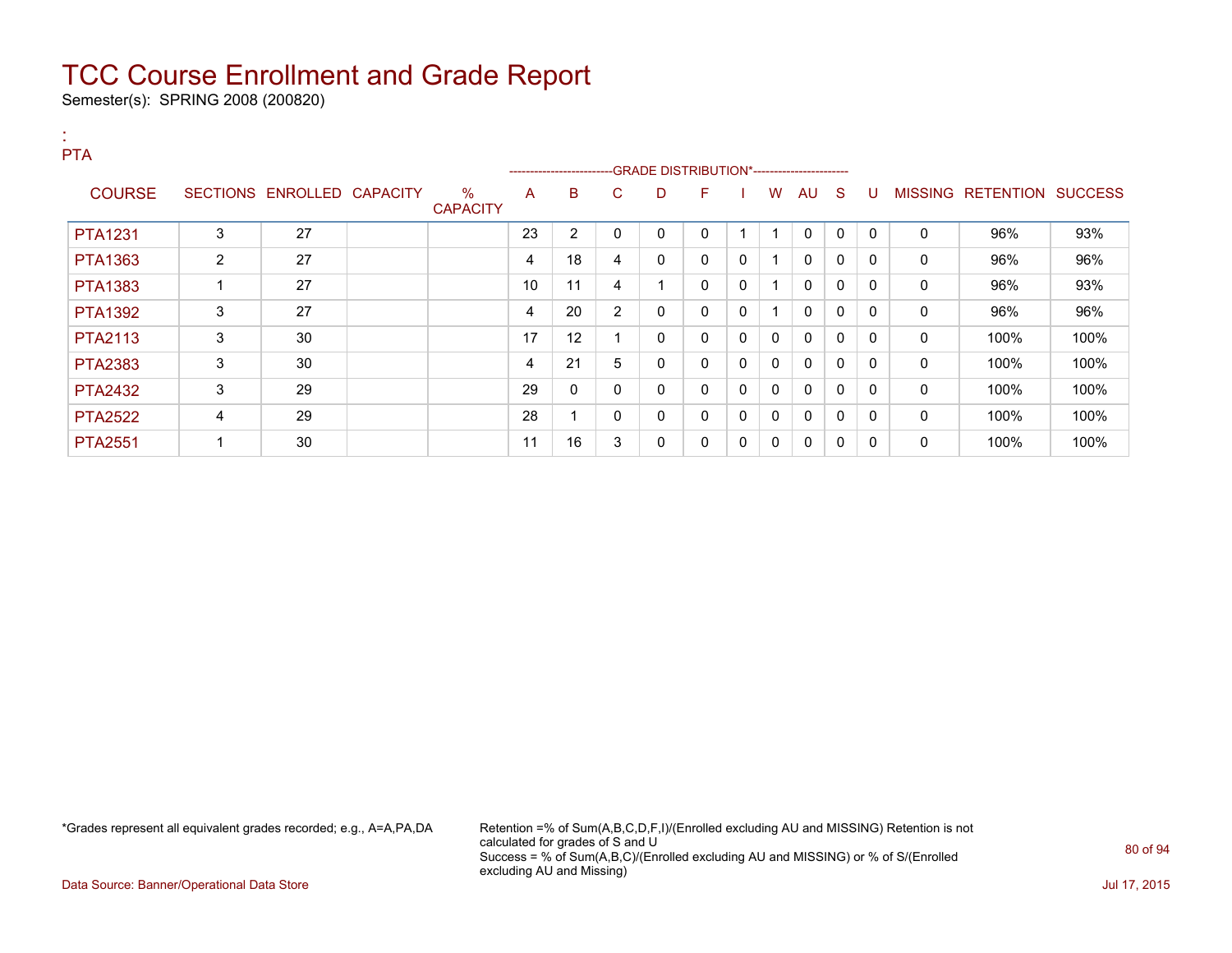# TCC Course Enrollment and Grade Report

Semester(s): SPRING 2008 (200820)

:
PTA

| COURSE | SECTIONS | ENROLLED | CAPACITY | % CAPACITY | A | B | C | D | F | I | W | AU | S | U | MISSING | RETENTION | SUCCESS |
|---|---|---|---|---|---|---|---|---|---|---|---|---|---|---|---|---|---|
| | | | | | -------------------------GRADE DISTRIBUTION*---------------------- | | | | | | | | | | | | |
| PTA1231 | 3 | 27 | | | 23 | 2 | 0 | 0 | 0 | 1 | 1 | 0 | 0 | 0 | 0 | 96% | 93% |
| PTA1363 | 2 | 27 | | | 4 | 18 | 4 | 0 | 0 | 0 | 1 | 0 | 0 | 0 | 0 | 96% | 96% |
| PTA1383 | 1 | 27 | | | 10 | 11 | 4 | 1 | 0 | 0 | 1 | 0 | 0 | 0 | 0 | 96% | 93% |
| PTA1392 | 3 | 27 | | | 4 | 20 | 2 | 0 | 0 | 0 | 1 | 0 | 0 | 0 | 0 | 96% | 96% |
| PTA2113 | 3 | 30 | | | 17 | 12 | 1 | 0 | 0 | 0 | 0 | 0 | 0 | 0 | 0 | 100% | 100% |
| PTA2383 | 3 | 30 | | | 4 | 21 | 5 | 0 | 0 | 0 | 0 | 0 | 0 | 0 | 0 | 100% | 100% |
| PTA2432 | 3 | 29 | | | 29 | 0 | 0 | 0 | 0 | 0 | 0 | 0 | 0 | 0 | 0 | 100% | 100% |
| PTA2522 | 4 | 29 | | | 28 | 1 | 0 | 0 | 0 | 0 | 0 | 0 | 0 | 0 | 0 | 100% | 100% |
| PTA2551 | 1 | 30 | | | 11 | 16 | 3 | 0 | 0 | 0 | 0 | 0 | 0 | 0 | 0 | 100% | 100% |

*Grades represent all equivalent grades recorded; e.g., A=A,PA,DA

Retention =% of Sum(A,B,C,D,F,I)/(Enrolled excluding AU and MISSING) Retention is not calculated for grades of S and U
Success = % of Sum(A,B,C)/(Enrolled excluding AU and MISSING) or % of S/(Enrolled excluding AU and Missing)

Data Source: Banner/Operational Data Store

Jul 17, 2015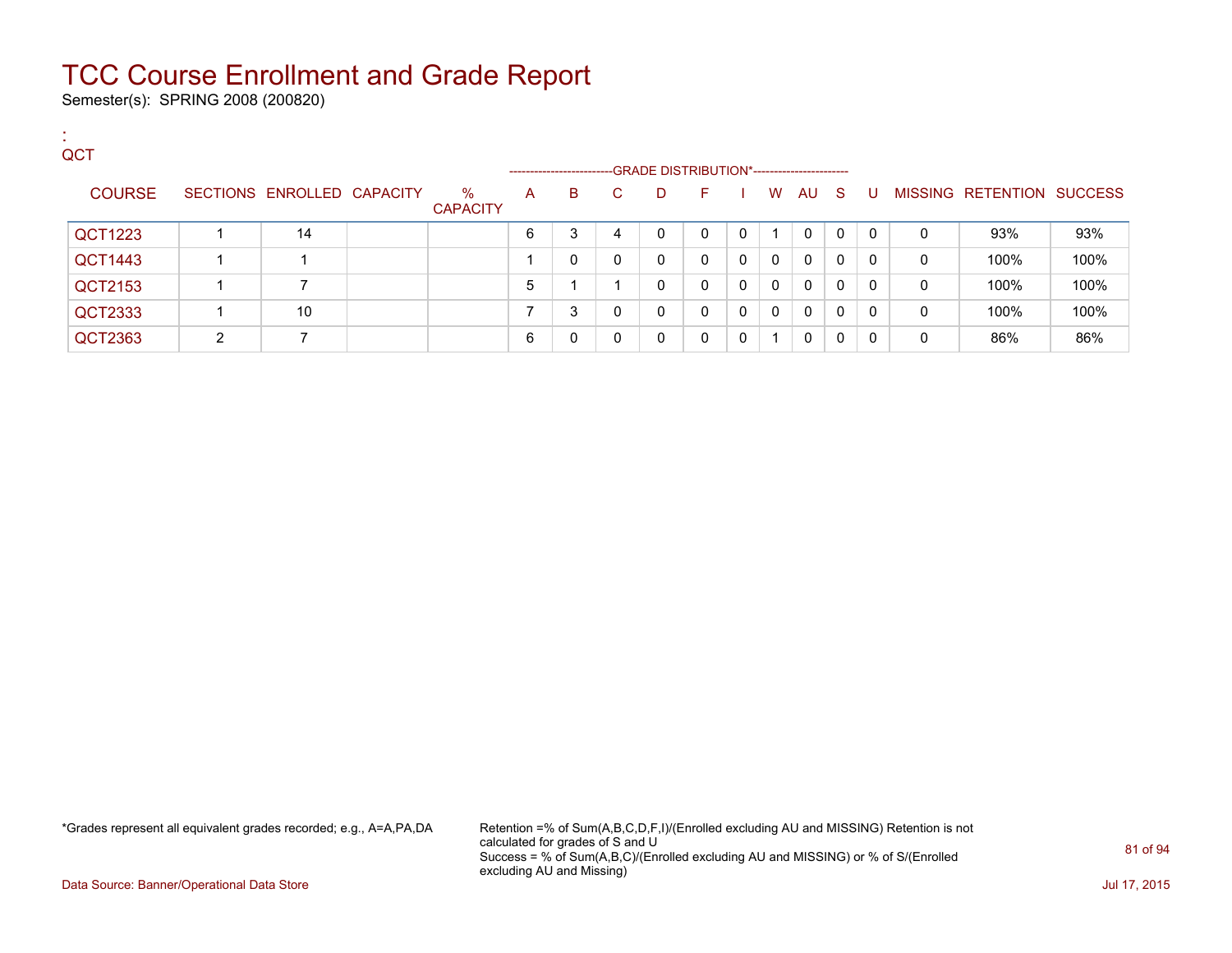# TCC Course Enrollment and Grade Report

Semester(s): SPRING 2008 (200820)

:
QCT

| COURSE | SECTIONS | ENROLLED | CAPACITY | % CAPACITY | A | B | C | D | F | I | W | AU | S | U | MISSING | RETENTION | SUCCESS |
|---|---|---|---|---|---|---|---|---|---|---|---|---|---|---|---|---|---|
| | | | | | GRADE DISTRIBUTION* | | | | | | | | | | | | |
| QCT1223 | 1 | 14 | | | 6 | 3 | 4 | 0 | 0 | 0 | 1 | 0 | 0 | 0 | 0 | 93% | 93% |
| QCT1443 | 1 | 1 | | | 1 | 0 | 0 | 0 | 0 | 0 | 0 | 0 | 0 | 0 | 0 | 100% | 100% |
| QCT2153 | 1 | 7 | | | 5 | 1 | 1 | 0 | 0 | 0 | 0 | 0 | 0 | 0 | 0 | 100% | 100% |
| QCT2333 | 1 | 10 | | | 7 | 3 | 0 | 0 | 0 | 0 | 0 | 0 | 0 | 0 | 0 | 100% | 100% |
| QCT2363 | 2 | 7 | | | 6 | 0 | 0 | 0 | 0 | 0 | 1 | 0 | 0 | 0 | 0 | 86% | 86% |

*Grades represent all equivalent grades recorded; e.g., A=A,PA,DA

Retention =% of Sum(A,B,C,D,F,I)/(Enrolled excluding AU and MISSING) Retention is not calculated for grades of S and U
Success = % of Sum(A,B,C)/(Enrolled excluding AU and MISSING) or % of S/(Enrolled excluding AU and Missing)

Data Source: Banner/Operational Data Store

Jul 17, 2015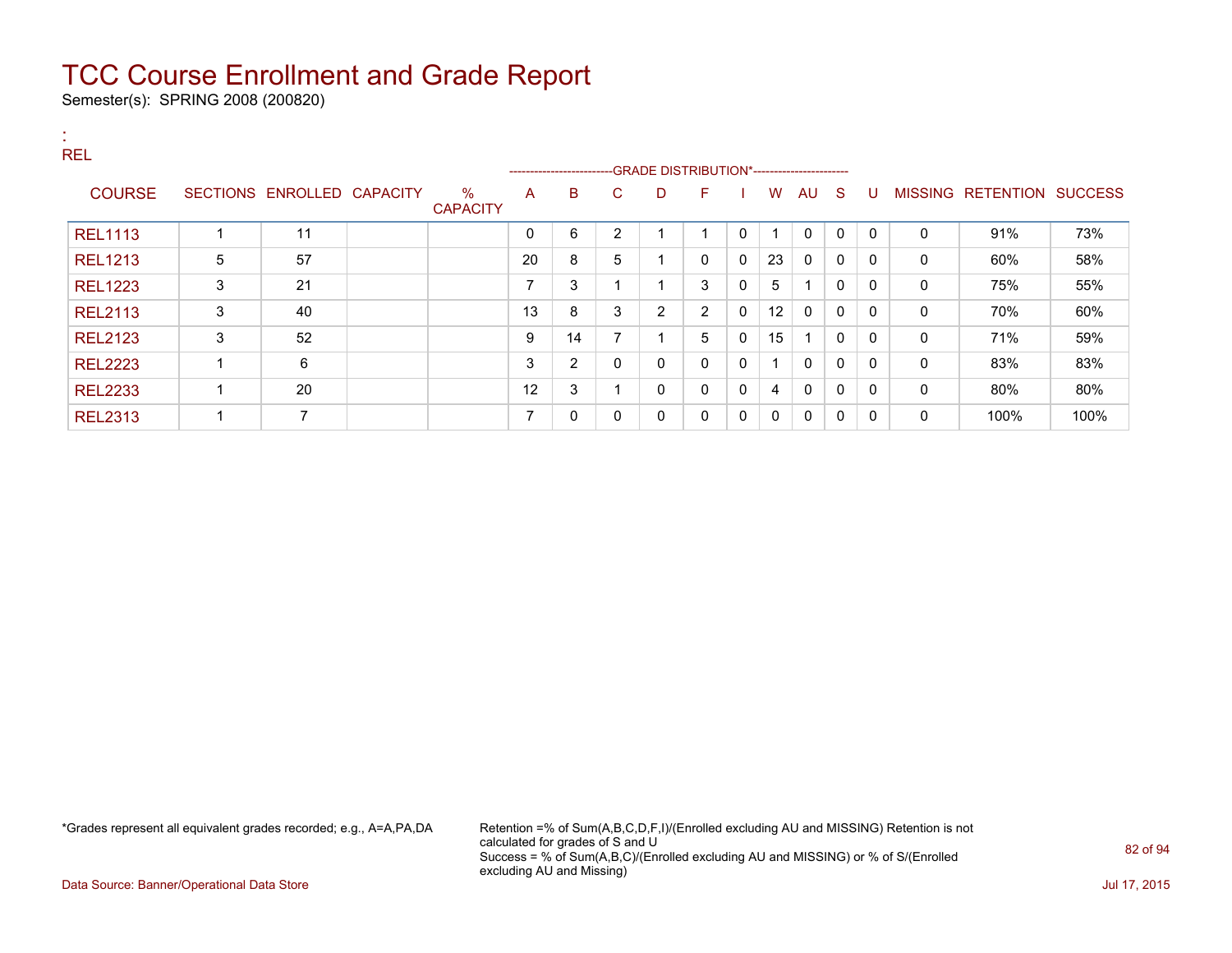# TCC Course Enrollment and Grade Report

Semester(s): SPRING 2008 (200820)

:
REL

| COURSE | SECTIONS | ENROLLED | CAPACITY | % CAPACITY | A | B | C | D | F | I | W | AU | S | U | MISSING | RETENTION | SUCCESS |
|---|---|---|---|---|---|---|---|---|---|---|---|---|---|---|---|---|---|
| | | | | | GRADE DISTRIBUTION* | | | | | | | | | | | | |
| REL1113 | 1 | 11 | | | 0 | 6 | 2 | 1 | 1 | 0 | 1 | 0 | 0 | 0 | 0 | 91% | 73% |
| REL1213 | 5 | 57 | | | 20 | 8 | 5 | 1 | 0 | 0 | 23 | 0 | 0 | 0 | 0 | 60% | 58% |
| REL1223 | 3 | 21 | | | 7 | 3 | 1 | 1 | 3 | 0 | 5 | 1 | 0 | 0 | 0 | 75% | 55% |
| REL2113 | 3 | 40 | | | 13 | 8 | 3 | 2 | 2 | 0 | 12 | 0 | 0 | 0 | 0 | 70% | 60% |
| REL2123 | 3 | 52 | | | 9 | 14 | 7 | 1 | 5 | 0 | 15 | 1 | 0 | 0 | 0 | 71% | 59% |
| REL2223 | 1 | 6 | | | 3 | 2 | 0 | 0 | 0 | 0 | 1 | 0 | 0 | 0 | 0 | 83% | 83% |
| REL2233 | 1 | 20 | | | 12 | 3 | 1 | 0 | 0 | 0 | 4 | 0 | 0 | 0 | 0 | 80% | 80% |
| REL2313 | 1 | 7 | | | 7 | 0 | 0 | 0 | 0 | 0 | 0 | 0 | 0 | 0 | 0 | 100% | 100% |

*Grades represent all equivalent grades recorded; e.g., A=A,PA,DA

Retention =% of Sum(A,B,C,D,F,I)/(Enrolled excluding AU and MISSING) Retention is not calculated for grades of S and U
Success = % of Sum(A,B,C)/(Enrolled excluding AU and MISSING) or % of S/(Enrolled excluding AU and Missing)

Data Source: Banner/Operational Data Store

Jul 17, 2015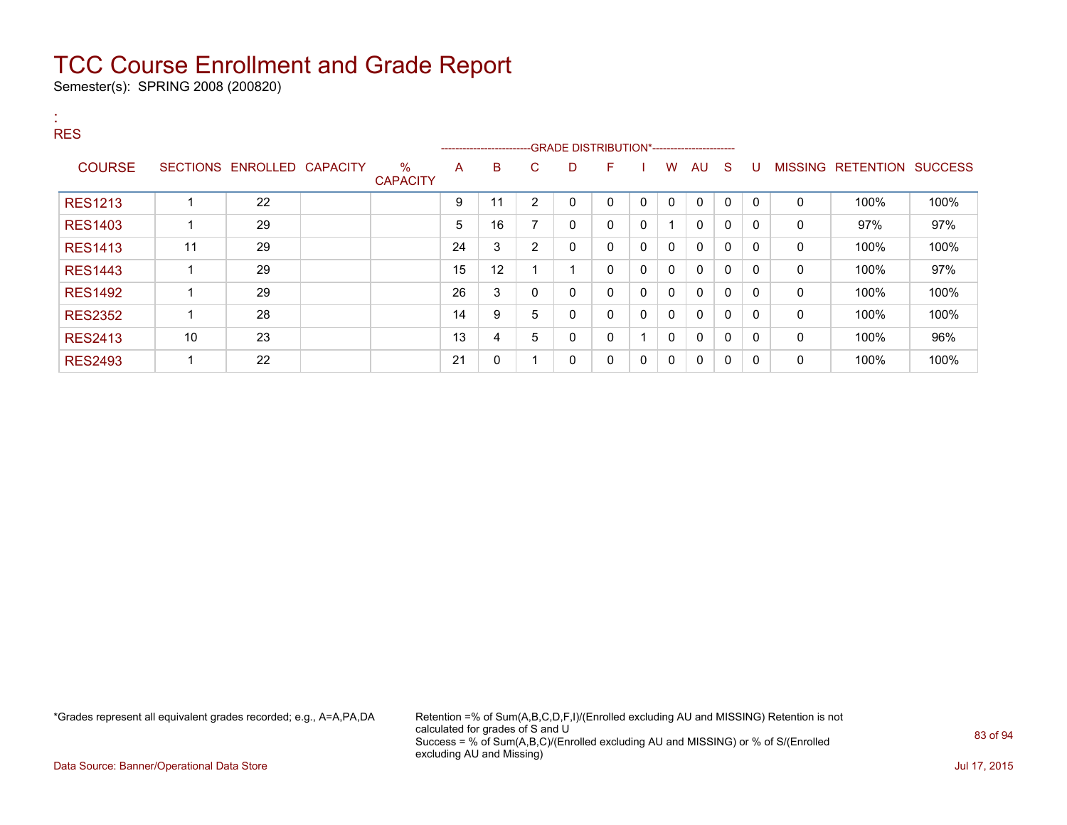# TCC Course Enrollment and Grade Report

Semester(s): SPRING 2008 (200820)

:
RES

| COURSE | SECTIONS | ENROLLED | CAPACITY | % CAPACITY | A | B | C | D | F | I | W | AU | S | U | MISSING | RETENTION | SUCCESS |
|---|---|---|---|---|---|---|---|---|---|---|---|---|---|---|---|---|---|
| | | | | | GRADE DISTRIBUTION* | | | | | | | | | | | | |
| RES1213 | 1 | 22 | | | 9 | 11 | 2 | 0 | 0 | 0 | 0 | 0 | 0 | 0 | 0 | 100% | 100% |
| RES1403 | 1 | 29 | | | 5 | 16 | 7 | 0 | 0 | 0 | 1 | 0 | 0 | 0 | 0 | 97% | 97% |
| RES1413 | 11 | 29 | | | 24 | 3 | 2 | 0 | 0 | 0 | 0 | 0 | 0 | 0 | 0 | 100% | 100% |
| RES1443 | 1 | 29 | | | 15 | 12 | 1 | 1 | 0 | 0 | 0 | 0 | 0 | 0 | 0 | 100% | 97% |
| RES1492 | 1 | 29 | | | 26 | 3 | 0 | 0 | 0 | 0 | 0 | 0 | 0 | 0 | 0 | 100% | 100% |
| RES2352 | 1 | 28 | | | 14 | 9 | 5 | 0 | 0 | 0 | 0 | 0 | 0 | 0 | 0 | 100% | 100% |
| RES2413 | 10 | 23 | | | 13 | 4 | 5 | 0 | 0 | 1 | 0 | 0 | 0 | 0 | 0 | 100% | 96% |
| RES2493 | 1 | 22 | | | 21 | 0 | 1 | 0 | 0 | 0 | 0 | 0 | 0 | 0 | 0 | 100% | 100% |

*Grades represent all equivalent grades recorded; e.g., A=A,PA,DA

Retention =% of Sum(A,B,C,D,F,I)/(Enrolled excluding AU and MISSING) Retention is not calculated for grades of S and U
Success = % of Sum(A,B,C)/(Enrolled excluding AU and MISSING) or % of S/(Enrolled excluding AU and Missing)

Data Source: Banner/Operational Data Store

Jul 17, 2015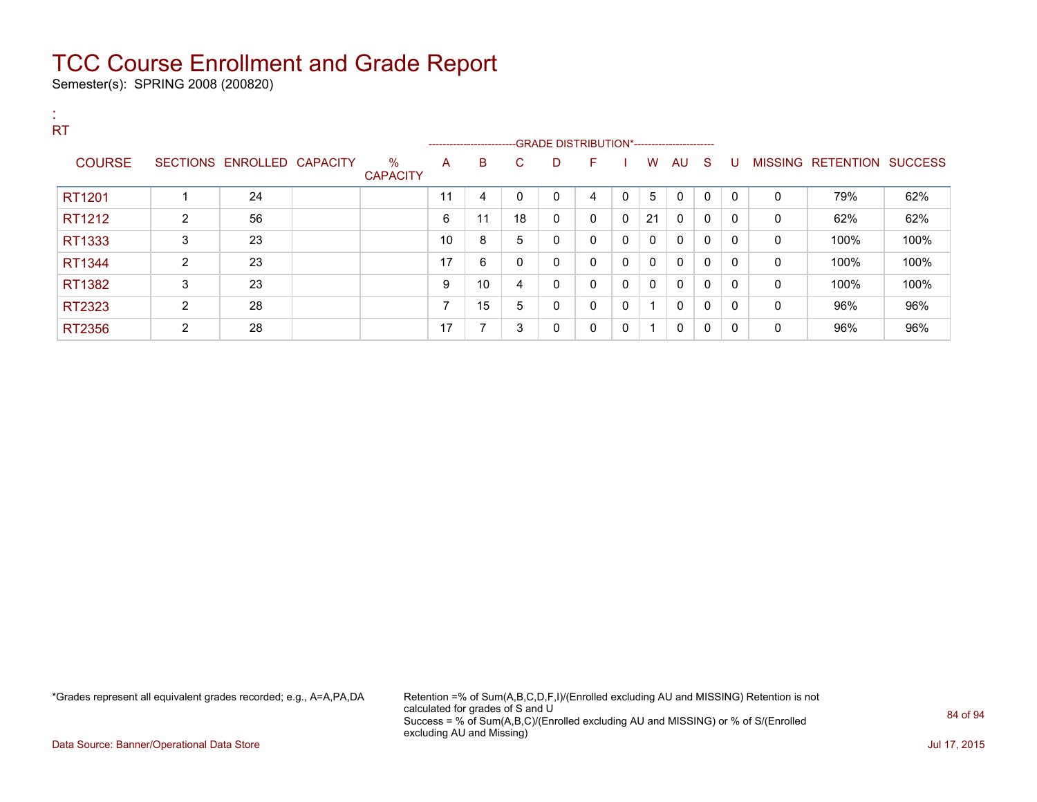# TCC Course Enrollment and Grade Report

Semester(s): SPRING 2008 (200820)

:
RT

| COURSE | SECTIONS | ENROLLED | CAPACITY | % CAPACITY | A | B | C | D | F | I | W | AU | S | U | MISSING | RETENTION | SUCCESS |
|---|---|---|---|---|---|---|---|---|---|---|---|---|---|---|---|---|---|
| | | | | | GRADE DISTRIBUTION* | | | | | | | | | | | | |
| RT1201 | 1 | 24 | | | 11 | 4 | 0 | 0 | 4 | 0 | 5 | 0 | 0 | 0 | 0 | 79% | 62% |
| RT1212 | 2 | 56 | | | 6 | 11 | 18 | 0 | 0 | 0 | 21 | 0 | 0 | 0 | 0 | 62% | 62% |
| RT1333 | 3 | 23 | | | 10 | 8 | 5 | 0 | 0 | 0 | 0 | 0 | 0 | 0 | 0 | 100% | 100% |
| RT1344 | 2 | 23 | | | 17 | 6 | 0 | 0 | 0 | 0 | 0 | 0 | 0 | 0 | 0 | 100% | 100% |
| RT1382 | 3 | 23 | | | 9 | 10 | 4 | 0 | 0 | 0 | 0 | 0 | 0 | 0 | 0 | 100% | 100% |
| RT2323 | 2 | 28 | | | 7 | 15 | 5 | 0 | 0 | 0 | 1 | 0 | 0 | 0 | 0 | 96% | 96% |
| RT2356 | 2 | 28 | | | 17 | 7 | 3 | 0 | 0 | 0 | 1 | 0 | 0 | 0 | 0 | 96% | 96% |

*Grades represent all equivalent grades recorded; e.g., A=A,PA,DA

Retention =% of Sum(A,B,C,D,F,I)/(Enrolled excluding AU and MISSING) Retention is not calculated for grades of S and U
Success = % of Sum(A,B,C)/(Enrolled excluding AU and MISSING) or % of S/(Enrolled excluding AU and Missing)

Data Source: Banner/Operational Data Store

Jul 17, 2015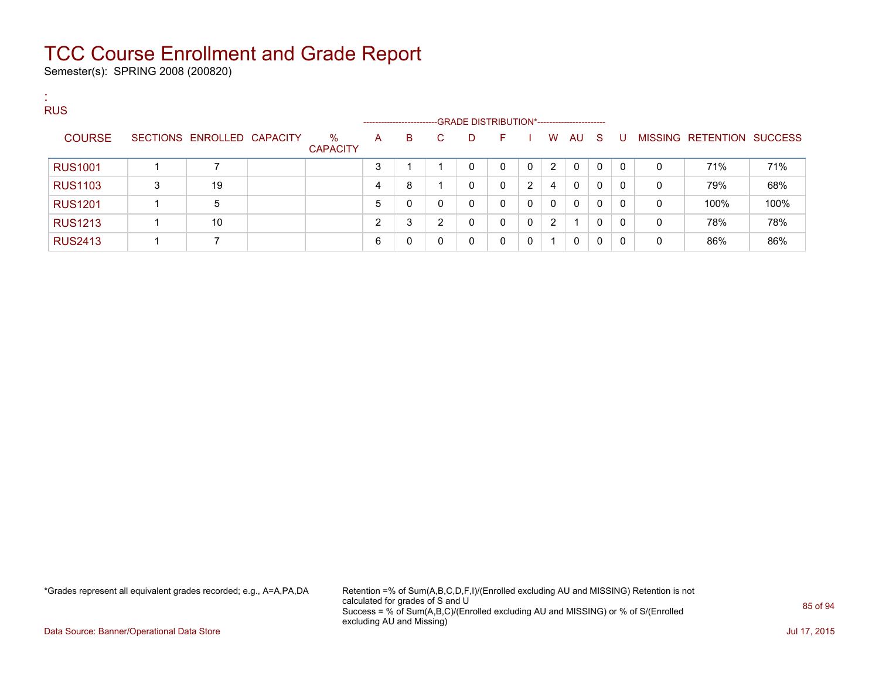# TCC Course Enrollment and Grade Report

Semester(s): SPRING 2008 (200820)

:
RUS

| COURSE | SECTIONS | ENROLLED | CAPACITY | % CAPACITY | A | B | C | D | F | I | W | AU | S | U | MISSING | RETENTION | SUCCESS |
|---|---|---|---|---|---|---|---|---|---|---|---|---|---|---|---|---|---|
| | | | | | GRADE DISTRIBUTION* | | | | | | | | | | | | |
| RUS1001 | 1 | 7 | | | 3 | 1 | 1 | 0 | 0 | 0 | 2 | 0 | 0 | 0 | 0 | 71% | 71% |
| RUS1103 | 3 | 19 | | | 4 | 8 | 1 | 0 | 0 | 2 | 4 | 0 | 0 | 0 | 0 | 79% | 68% |
| RUS1201 | 1 | 5 | | | 5 | 0 | 0 | 0 | 0 | 0 | 0 | 0 | 0 | 0 | 0 | 100% | 100% |
| RUS1213 | 1 | 10 | | | 2 | 3 | 2 | 0 | 0 | 0 | 2 | 1 | 0 | 0 | 0 | 78% | 78% |
| RUS2413 | 1 | 7 | | | 6 | 0 | 0 | 0 | 0 | 0 | 1 | 0 | 0 | 0 | 0 | 86% | 86% |

*Grades represent all equivalent grades recorded; e.g., A=A,PA,DA

Retention =% of Sum(A,B,C,D,F,I)/(Enrolled excluding AU and MISSING) Retention is not calculated for grades of S and U
Success = % of Sum(A,B,C)/(Enrolled excluding AU and MISSING) or % of S/(Enrolled excluding AU and Missing)

Data Source: Banner/Operational Data Store

Jul 17, 2015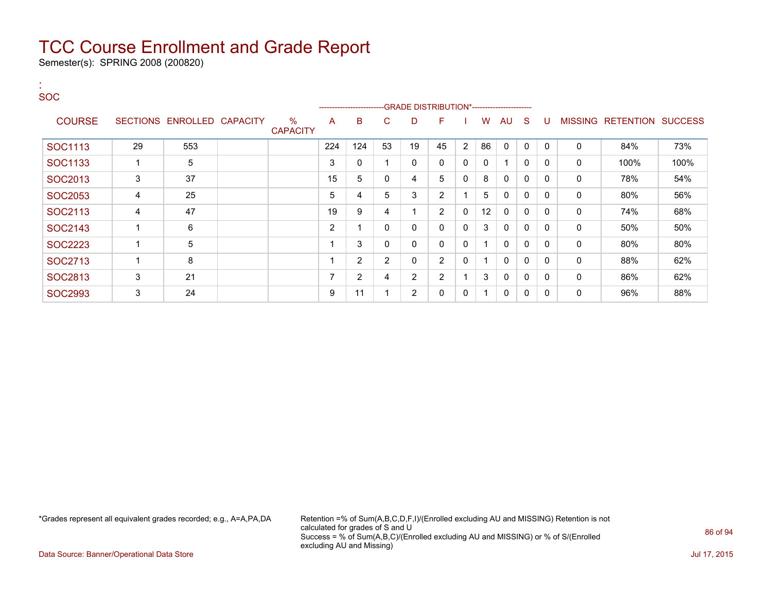# TCC Course Enrollment and Grade Report

Semester(s): SPRING 2008 (200820)

:
SOC

| COURSE | SECTIONS | ENROLLED | CAPACITY | % CAPACITY | A | B | C | D | F | I | W | AU | S | U | MISSING | RETENTION | SUCCESS |
|---|---|---|---|---|---|---|---|---|---|---|---|---|---|---|---|---|---|
| | | | | | -------------------------GRADE DISTRIBUTION*---------------------- | | | | | | | | | | | | |
| SOC1113 | 29 | 553 | | | 224 | 124 | 53 | 19 | 45 | 2 | 86 | 0 | 0 | 0 | 0 | 84% | 73% |
| SOC1133 | 1 | 5 | | | 3 | 0 | 1 | 0 | 0 | 0 | 0 | 1 | 0 | 0 | 0 | 100% | 100% |
| SOC2013 | 3 | 37 | | | 15 | 5 | 0 | 4 | 5 | 0 | 8 | 0 | 0 | 0 | 0 | 78% | 54% |
| SOC2053 | 4 | 25 | | | 5 | 4 | 5 | 3 | 2 | 1 | 5 | 0 | 0 | 0 | 0 | 80% | 56% |
| SOC2113 | 4 | 47 | | | 19 | 9 | 4 | 1 | 2 | 0 | 12 | 0 | 0 | 0 | 0 | 74% | 68% |
| SOC2143 | 1 | 6 | | | 2 | 1 | 0 | 0 | 0 | 0 | 3 | 0 | 0 | 0 | 0 | 50% | 50% |
| SOC2223 | 1 | 5 | | | 1 | 3 | 0 | 0 | 0 | 0 | 1 | 0 | 0 | 0 | 0 | 80% | 80% |
| SOC2713 | 1 | 8 | | | 1 | 2 | 2 | 0 | 2 | 0 | 1 | 0 | 0 | 0 | 0 | 88% | 62% |
| SOC2813 | 3 | 21 | | | 7 | 2 | 4 | 2 | 2 | 1 | 3 | 0 | 0 | 0 | 0 | 86% | 62% |
| SOC2993 | 3 | 24 | | | 9 | 11 | 1 | 2 | 0 | 0 | 1 | 0 | 0 | 0 | 0 | 96% | 88% |

*Grades represent all equivalent grades recorded; e.g., A=A,PA,DA

Retention =% of Sum(A,B,C,D,F,I)/(Enrolled excluding AU and MISSING) Retention is not calculated for grades of S and U
Success = % of Sum(A,B,C)/(Enrolled excluding AU and MISSING) or % of S/(Enrolled excluding AU and Missing)

Data Source: Banner/Operational Data Store

Jul 17, 2015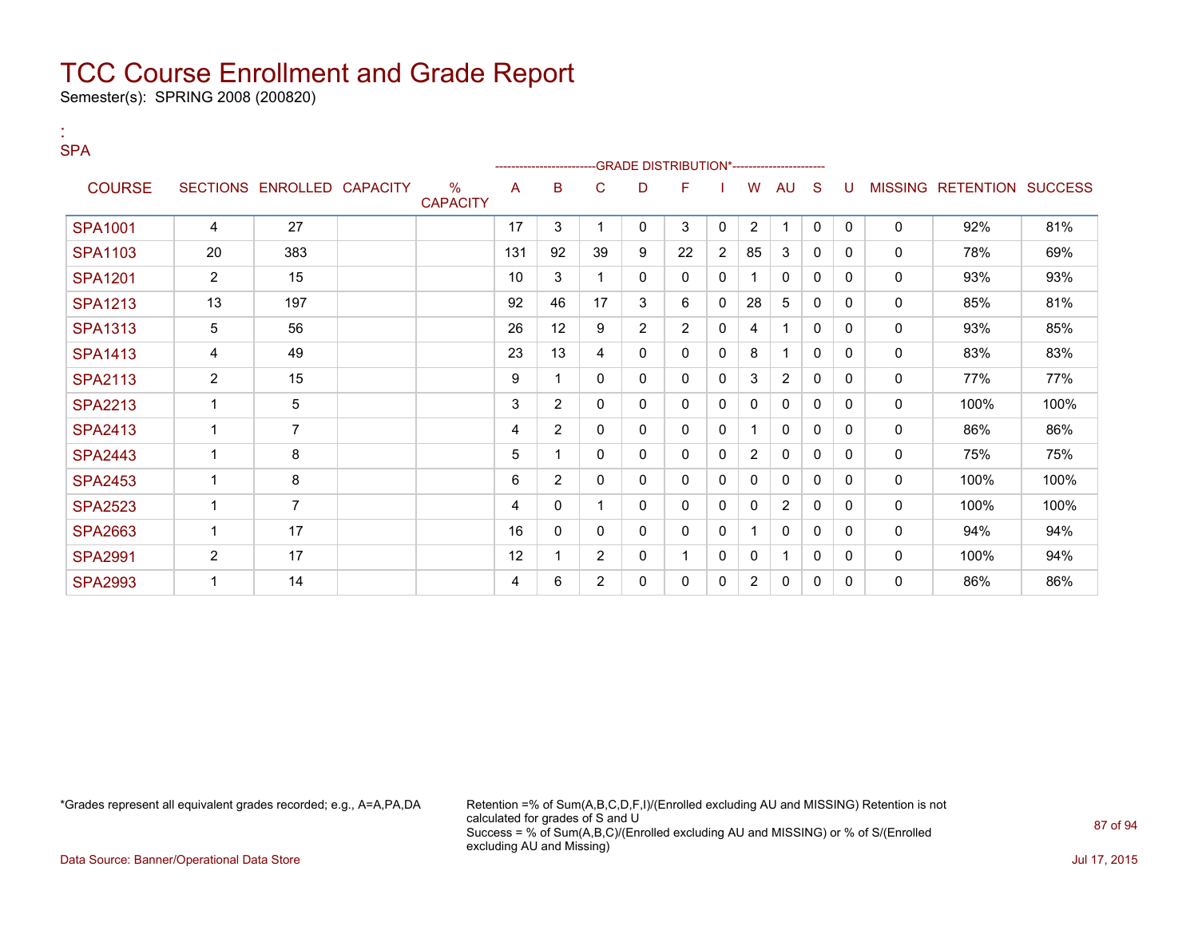# TCC Course Enrollment and Grade Report

Semester(s): SPRING 2008 (200820)

:
SPA

| COURSE | SECTIONS | ENROLLED | CAPACITY | % CAPACITY | A | B | C | D | F | I | W | AU | S | U | MISSING | RETENTION | SUCCESS |
|---|---|---|---|---|---|---|---|---|---|---|---|---|---|---|---|---|---|
| | | | | | GRADE DISTRIBUTION* | | | | | | | | | | | | |
| SPA1001 | 4 | 27 | | | 17 | 3 | 1 | 0 | 3 | 0 | 2 | 1 | 0 | 0 | 0 | 92% | 81% |
| SPA1103 | 20 | 383 | | | 131 | 92 | 39 | 9 | 22 | 2 | 85 | 3 | 0 | 0 | 0 | 78% | 69% |
| SPA1201 | 2 | 15 | | | 10 | 3 | 1 | 0 | 0 | 0 | 1 | 0 | 0 | 0 | 0 | 93% | 93% |
| SPA1213 | 13 | 197 | | | 92 | 46 | 17 | 3 | 6 | 0 | 28 | 5 | 0 | 0 | 0 | 85% | 81% |
| SPA1313 | 5 | 56 | | | 26 | 12 | 9 | 2 | 2 | 0 | 4 | 1 | 0 | 0 | 0 | 93% | 85% |
| SPA1413 | 4 | 49 | | | 23 | 13 | 4 | 0 | 0 | 0 | 8 | 1 | 0 | 0 | 0 | 83% | 83% |
| SPA2113 | 2 | 15 | | | 9 | 1 | 0 | 0 | 0 | 0 | 3 | 2 | 0 | 0 | 0 | 77% | 77% |
| SPA2213 | 1 | 5 | | | 3 | 2 | 0 | 0 | 0 | 0 | 0 | 0 | 0 | 0 | 0 | 100% | 100% |
| SPA2413 | 1 | 7 | | | 4 | 2 | 0 | 0 | 0 | 0 | 1 | 0 | 0 | 0 | 0 | 86% | 86% |
| SPA2443 | 1 | 8 | | | 5 | 1 | 0 | 0 | 0 | 0 | 2 | 0 | 0 | 0 | 0 | 75% | 75% |
| SPA2453 | 1 | 8 | | | 6 | 2 | 0 | 0 | 0 | 0 | 0 | 0 | 0 | 0 | 0 | 100% | 100% |
| SPA2523 | 1 | 7 | | | 4 | 0 | 1 | 0 | 0 | 0 | 0 | 2 | 0 | 0 | 0 | 100% | 100% |
| SPA2663 | 1 | 17 | | | 16 | 0 | 0 | 0 | 0 | 0 | 1 | 0 | 0 | 0 | 0 | 94% | 94% |
| SPA2991 | 2 | 17 | | | 12 | 1 | 2 | 0 | 1 | 0 | 0 | 1 | 0 | 0 | 0 | 100% | 94% |
| SPA2993 | 1 | 14 | | | 4 | 6 | 2 | 0 | 0 | 0 | 2 | 0 | 0 | 0 | 0 | 86% | 86% |

*Grades represent all equivalent grades recorded; e.g., A=A,PA,DA

Retention =% of Sum(A,B,C,D,F,I)/(Enrolled excluding AU and MISSING) Retention is not calculated for grades of S and U
Success = % of Sum(A,B,C)/(Enrolled excluding AU and MISSING) or % of S/(Enrolled excluding AU and Missing)

Data Source: Banner/Operational Data Store

Jul 17, 2015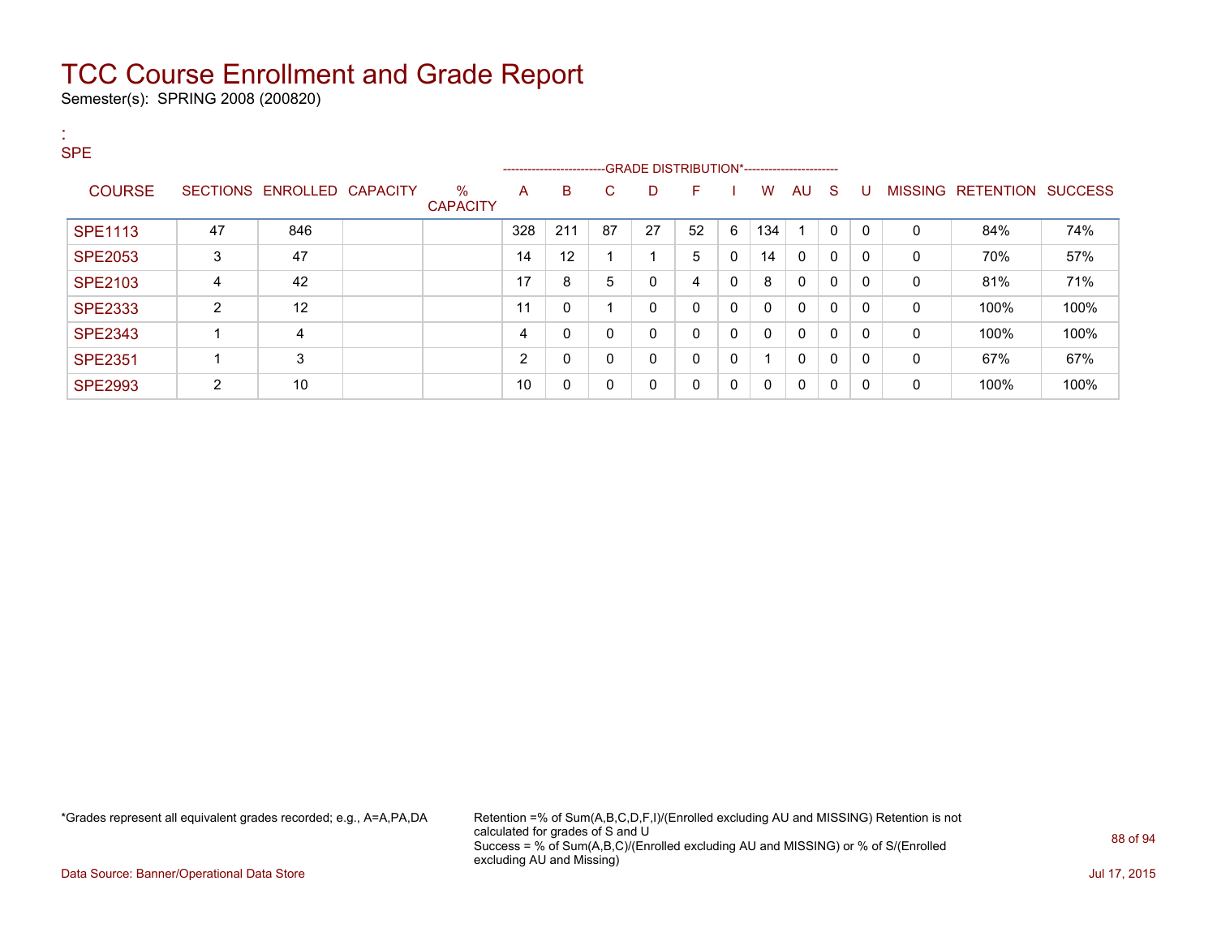# TCC Course Enrollment and Grade Report

Semester(s): SPRING 2008 (200820)

:
SPE

| COURSE | SECTIONS | ENROLLED | CAPACITY | % CAPACITY | A | B | C | D | F | I | W | AU | S | U | MISSING | RETENTION | SUCCESS |
|---|---|---|---|---|---|---|---|---|---|---|---|---|---|---|---|---|---|
| | | | | | GRADE DISTRIBUTION* | | | | | | | | | | | | |
| SPE1113 | 47 | 846 | | | 328 | 211 | 87 | 27 | 52 | 6 | 134 | 1 | 0 | 0 | 0 | 84% | 74% |
| SPE2053 | 3 | 47 | | | 14 | 12 | 1 | 1 | 5 | 0 | 14 | 0 | 0 | 0 | 0 | 70% | 57% |
| SPE2103 | 4 | 42 | | | 17 | 8 | 5 | 0 | 4 | 0 | 8 | 0 | 0 | 0 | 0 | 81% | 71% |
| SPE2333 | 2 | 12 | | | 11 | 0 | 1 | 0 | 0 | 0 | 0 | 0 | 0 | 0 | 0 | 100% | 100% |
| SPE2343 | 1 | 4 | | | 4 | 0 | 0 | 0 | 0 | 0 | 0 | 0 | 0 | 0 | 0 | 100% | 100% |
| SPE2351 | 1 | 3 | | | 2 | 0 | 0 | 0 | 0 | 0 | 1 | 0 | 0 | 0 | 0 | 67% | 67% |
| SPE2993 | 2 | 10 | | | 10 | 0 | 0 | 0 | 0 | 0 | 0 | 0 | 0 | 0 | 0 | 100% | 100% |

*Grades represent all equivalent grades recorded; e.g., A=A,PA,DA

Retention =% of Sum(A,B,C,D,F,I)/(Enrolled excluding AU and MISSING) Retention is not calculated for grades of S and U
Success = % of Sum(A,B,C)/(Enrolled excluding AU and MISSING) or % of S/(Enrolled excluding AU and Missing)

Data Source: Banner/Operational Data Store

Jul 17, 2015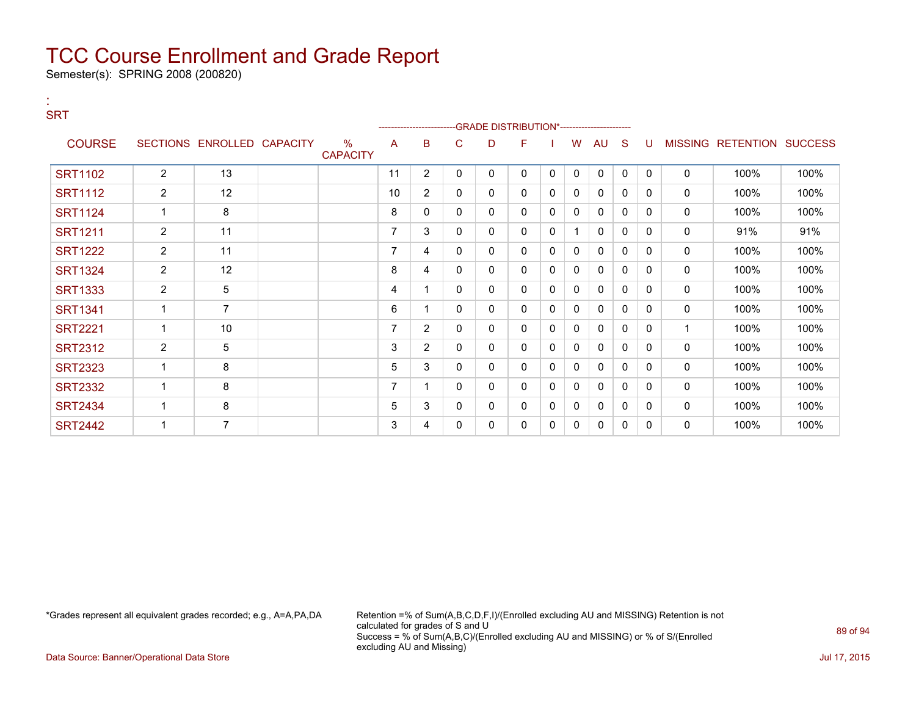# TCC Course Enrollment and Grade Report

Semester(s): SPRING 2008 (200820)

:
SRT

| COURSE | SECTIONS | ENROLLED | CAPACITY | % CAPACITY | A | B | C | D | F | I | W | AU | S | U | MISSING | RETENTION | SUCCESS |
|---|---|---|---|---|---|---|---|---|---|---|---|---|---|---|---|---|---|
| | | | | | GRADE DISTRIBUTION* | | | | | | | | | | | | |
| SRT1102 | 2 | 13 | | | 11 | 2 | 0 | 0 | 0 | 0 | 0 | 0 | 0 | 0 | 0 | 100% | 100% |
| SRT1112 | 2 | 12 | | | 10 | 2 | 0 | 0 | 0 | 0 | 0 | 0 | 0 | 0 | 0 | 100% | 100% |
| SRT1124 | 1 | 8 | | | 8 | 0 | 0 | 0 | 0 | 0 | 0 | 0 | 0 | 0 | 0 | 100% | 100% |
| SRT1211 | 2 | 11 | | | 7 | 3 | 0 | 0 | 0 | 0 | 1 | 0 | 0 | 0 | 0 | 91% | 91% |
| SRT1222 | 2 | 11 | | | 7 | 4 | 0 | 0 | 0 | 0 | 0 | 0 | 0 | 0 | 0 | 100% | 100% |
| SRT1324 | 2 | 12 | | | 8 | 4 | 0 | 0 | 0 | 0 | 0 | 0 | 0 | 0 | 0 | 100% | 100% |
| SRT1333 | 2 | 5 | | | 4 | 1 | 0 | 0 | 0 | 0 | 0 | 0 | 0 | 0 | 0 | 100% | 100% |
| SRT1341 | 1 | 7 | | | 6 | 1 | 0 | 0 | 0 | 0 | 0 | 0 | 0 | 0 | 0 | 100% | 100% |
| SRT2221 | 1 | 10 | | | 7 | 2 | 0 | 0 | 0 | 0 | 0 | 0 | 0 | 0 | 1 | 100% | 100% |
| SRT2312 | 2 | 5 | | | 3 | 2 | 0 | 0 | 0 | 0 | 0 | 0 | 0 | 0 | 0 | 100% | 100% |
| SRT2323 | 1 | 8 | | | 5 | 3 | 0 | 0 | 0 | 0 | 0 | 0 | 0 | 0 | 0 | 100% | 100% |
| SRT2332 | 1 | 8 | | | 7 | 1 | 0 | 0 | 0 | 0 | 0 | 0 | 0 | 0 | 0 | 100% | 100% |
| SRT2434 | 1 | 8 | | | 5 | 3 | 0 | 0 | 0 | 0 | 0 | 0 | 0 | 0 | 0 | 100% | 100% |
| SRT2442 | 1 | 7 | | | 3 | 4 | 0 | 0 | 0 | 0 | 0 | 0 | 0 | 0 | 0 | 100% | 100% |

*Grades represent all equivalent grades recorded; e.g., A=A,PA,DA

Retention =% of Sum(A,B,C,D,F,I)/(Enrolled excluding AU and MISSING) Retention is not calculated for grades of S and U
Success = % of Sum(A,B,C)/(Enrolled excluding AU and MISSING) or % of S/(Enrolled excluding AU and Missing)

Data Source: Banner/Operational Data Store

Jul 17, 2015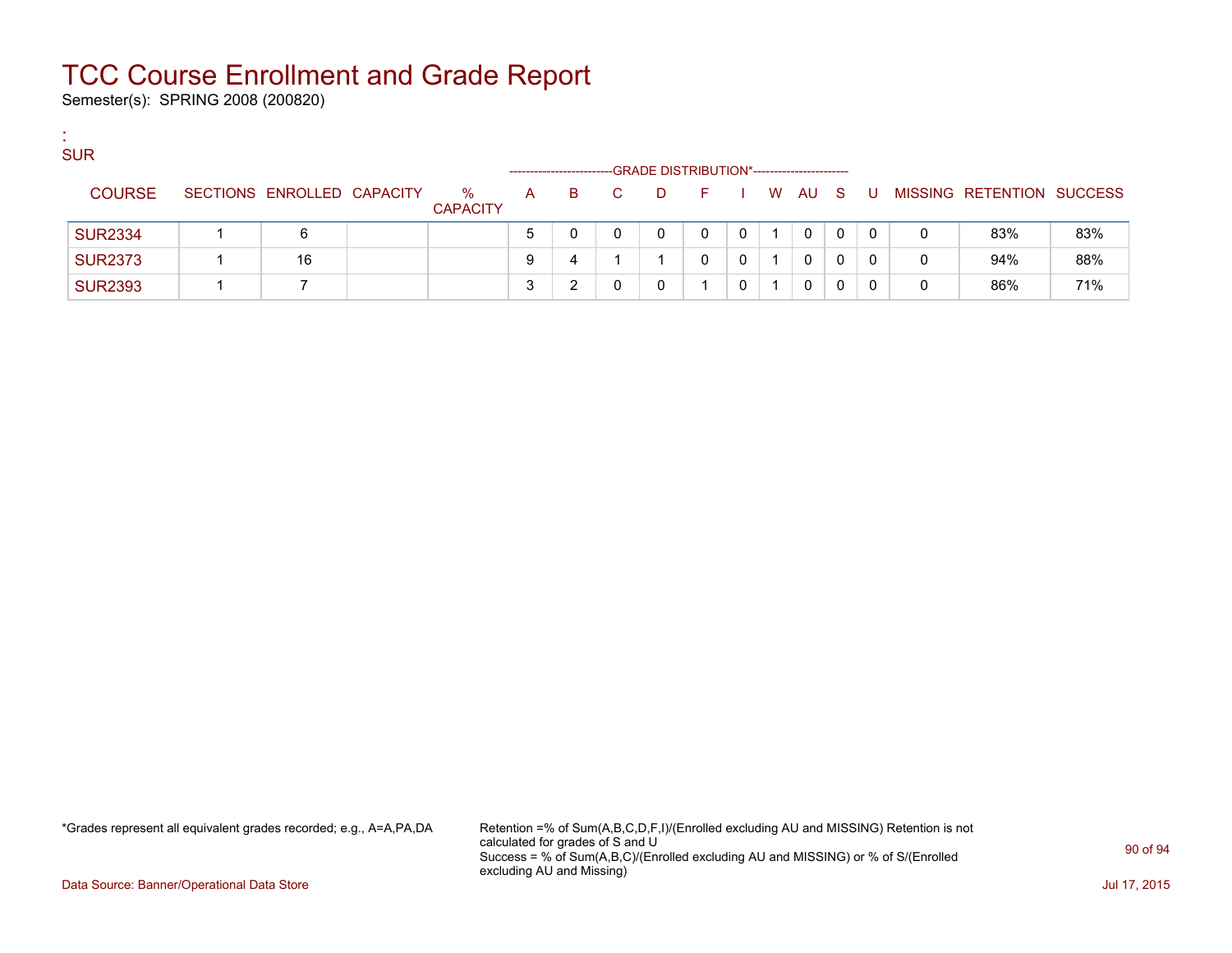# TCC Course Enrollment and Grade Report

Semester(s): SPRING 2008 (200820)

:
SUR

| COURSE | SECTIONS | ENROLLED | CAPACITY | % CAPACITY | A | B | C | D | F | I | W | AU | S | U | MISSING | RETENTION | SUCCESS |
|---|---|---|---|---|---|---|---|---|---|---|---|---|---|---|---|---|---|
| | | | | | GRADE DISTRIBUTION* | | | | | | | | | | | | |
| SUR2334 | 1 | 6 | | | 5 | 0 | 0 | 0 | 0 | 0 | 1 | 0 | 0 | 0 | 0 | 83% | 83% |
| SUR2373 | 1 | 16 | | | 9 | 4 | 1 | 1 | 0 | 0 | 1 | 0 | 0 | 0 | 0 | 94% | 88% |
| SUR2393 | 1 | 7 | | | 3 | 2 | 0 | 0 | 1 | 0 | 1 | 0 | 0 | 0 | 0 | 86% | 71% |

*Grades represent all equivalent grades recorded; e.g., A=A,PA,DA

Retention =% of Sum(A,B,C,D,F,I)/(Enrolled excluding AU and MISSING) Retention is not calculated for grades of S and U
Success = % of Sum(A,B,C)/(Enrolled excluding AU and MISSING) or % of S/(Enrolled excluding AU and Missing)

Data Source: Banner/Operational Data Store

Jul 17, 2015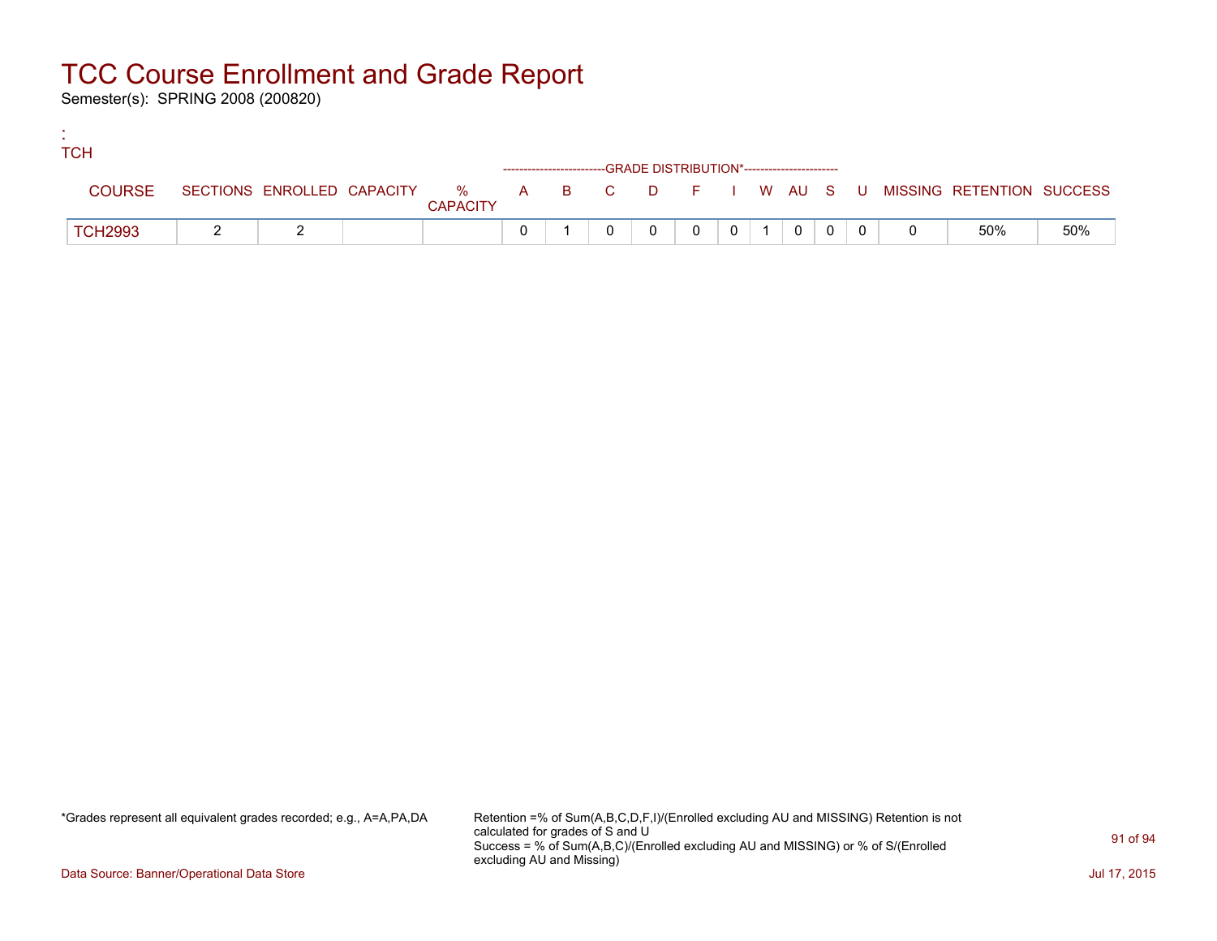# TCC Course Enrollment and Grade Report

Semester(s): SPRING 2008 (200820)

:
TCH

| COURSE | SECTIONS | ENROLLED | CAPACITY | % CAPACITY | A | B | C | D | F | I | W | AU | S | U | MISSING | RETENTION | SUCCESS |
|---|---|---|---|---|---|---|---|---|---|---|---|---|---|---|---|---|---|
| | | | | | GRADE DISTRIBUTION* | | | | | | | | | | | | |
| TCH2993 | 2 | 2 | | | 0 | 1 | 0 | 0 | 0 | 0 | 1 | 0 | 0 | 0 | 0 | 50% | 50% |

*Grades represent all equivalent grades recorded; e.g., A=A,PA,DA

Retention =% of Sum(A,B,C,D,F,I)/(Enrolled excluding AU and MISSING) Retention is not calculated for grades of S and U
Success = % of Sum(A,B,C)/(Enrolled excluding AU and MISSING) or % of S/(Enrolled excluding AU and Missing)

Data Source: Banner/Operational Data Store

Jul 17, 2015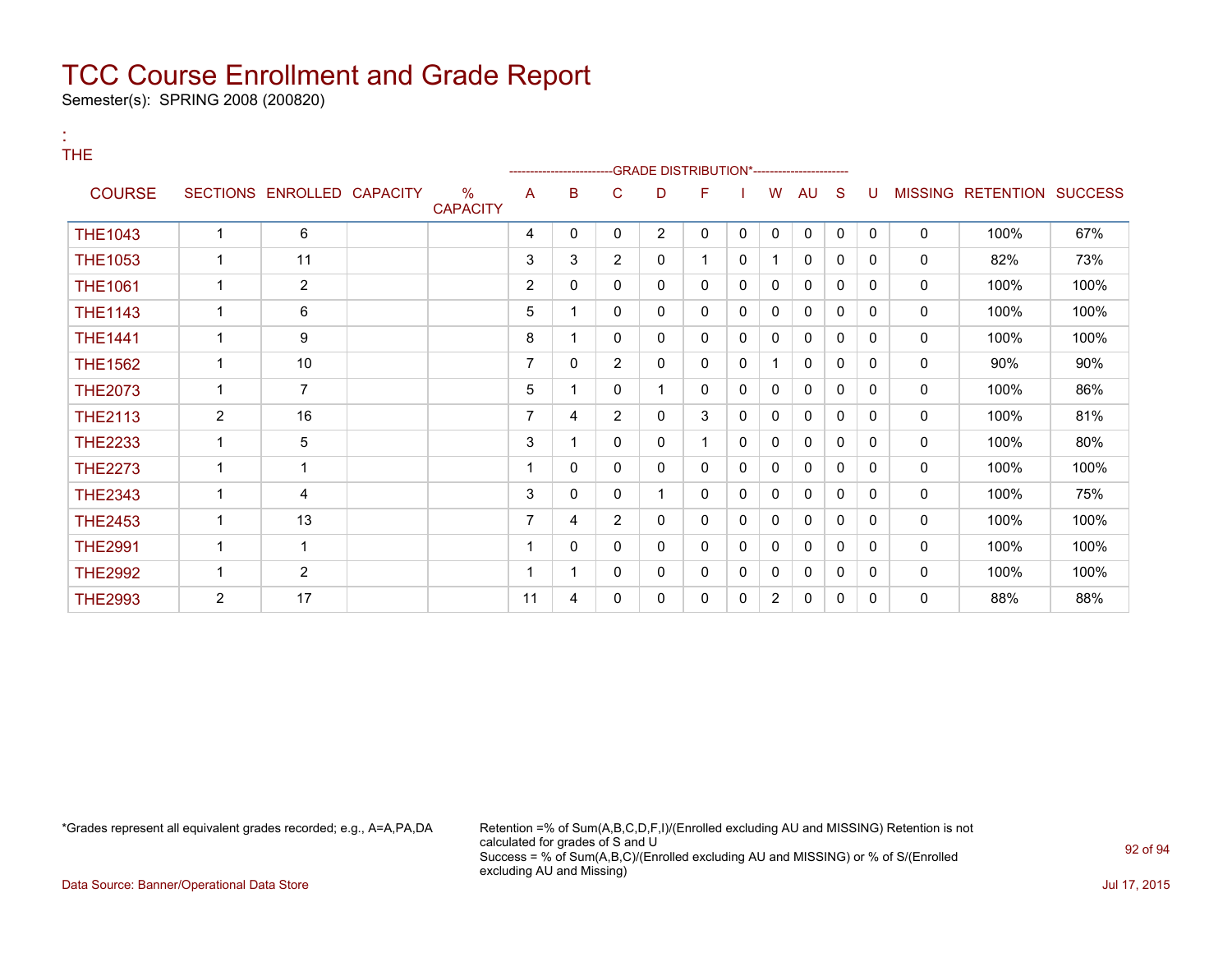# TCC Course Enrollment and Grade Report

Semester(s): SPRING 2008 (200820)

:
THE

| COURSE | SECTIONS | ENROLLED | CAPACITY | % CAPACITY | A | B | C | D | F | I | W | AU | S | U | MISSING | RETENTION | SUCCESS |
|---|---|---|---|---|---|---|---|---|---|---|---|---|---|---|---|---|---|
| | | | | | GRADE DISTRIBUTION* | | | | | | | | | | | | |
| THE1043 | 1 | 6 | | | 4 | 0 | 0 | 2 | 0 | 0 | 0 | 0 | 0 | 0 | 0 | 100% | 67% |
| THE1053 | 1 | 11 | | | 3 | 3 | 2 | 0 | 1 | 0 | 1 | 0 | 0 | 0 | 0 | 82% | 73% |
| THE1061 | 1 | 2 | | | 2 | 0 | 0 | 0 | 0 | 0 | 0 | 0 | 0 | 0 | 0 | 100% | 100% |
| THE1143 | 1 | 6 | | | 5 | 1 | 0 | 0 | 0 | 0 | 0 | 0 | 0 | 0 | 0 | 100% | 100% |
| THE1441 | 1 | 9 | | | 8 | 1 | 0 | 0 | 0 | 0 | 0 | 0 | 0 | 0 | 0 | 100% | 100% |
| THE1562 | 1 | 10 | | | 7 | 0 | 2 | 0 | 0 | 0 | 1 | 0 | 0 | 0 | 0 | 90% | 90% |
| THE2073 | 1 | 7 | | | 5 | 1 | 0 | 1 | 0 | 0 | 0 | 0 | 0 | 0 | 0 | 100% | 86% |
| THE2113 | 2 | 16 | | | 7 | 4 | 2 | 0 | 3 | 0 | 0 | 0 | 0 | 0 | 0 | 100% | 81% |
| THE2233 | 1 | 5 | | | 3 | 1 | 0 | 0 | 1 | 0 | 0 | 0 | 0 | 0 | 0 | 100% | 80% |
| THE2273 | 1 | 1 | | | 1 | 0 | 0 | 0 | 0 | 0 | 0 | 0 | 0 | 0 | 0 | 100% | 100% |
| THE2343 | 1 | 4 | | | 3 | 0 | 0 | 1 | 0 | 0 | 0 | 0 | 0 | 0 | 0 | 100% | 75% |
| THE2453 | 1 | 13 | | | 7 | 4 | 2 | 0 | 0 | 0 | 0 | 0 | 0 | 0 | 0 | 100% | 100% |
| THE2991 | 1 | 1 | | | 1 | 0 | 0 | 0 | 0 | 0 | 0 | 0 | 0 | 0 | 0 | 100% | 100% |
| THE2992 | 1 | 2 | | | 1 | 1 | 0 | 0 | 0 | 0 | 0 | 0 | 0 | 0 | 0 | 100% | 100% |
| THE2993 | 2 | 17 | | | 11 | 4 | 0 | 0 | 0 | 0 | 2 | 0 | 0 | 0 | 0 | 88% | 88% |

*Grades represent all equivalent grades recorded; e.g., A=A,PA,DA

Retention =% of Sum(A,B,C,D,F,I)/(Enrolled excluding AU and MISSING) Retention is not calculated for grades of S and U
Success = % of Sum(A,B,C)/(Enrolled excluding AU and MISSING) or % of S/(Enrolled excluding AU and Missing)

Data Source: Banner/Operational Data Store

Jul 17, 2015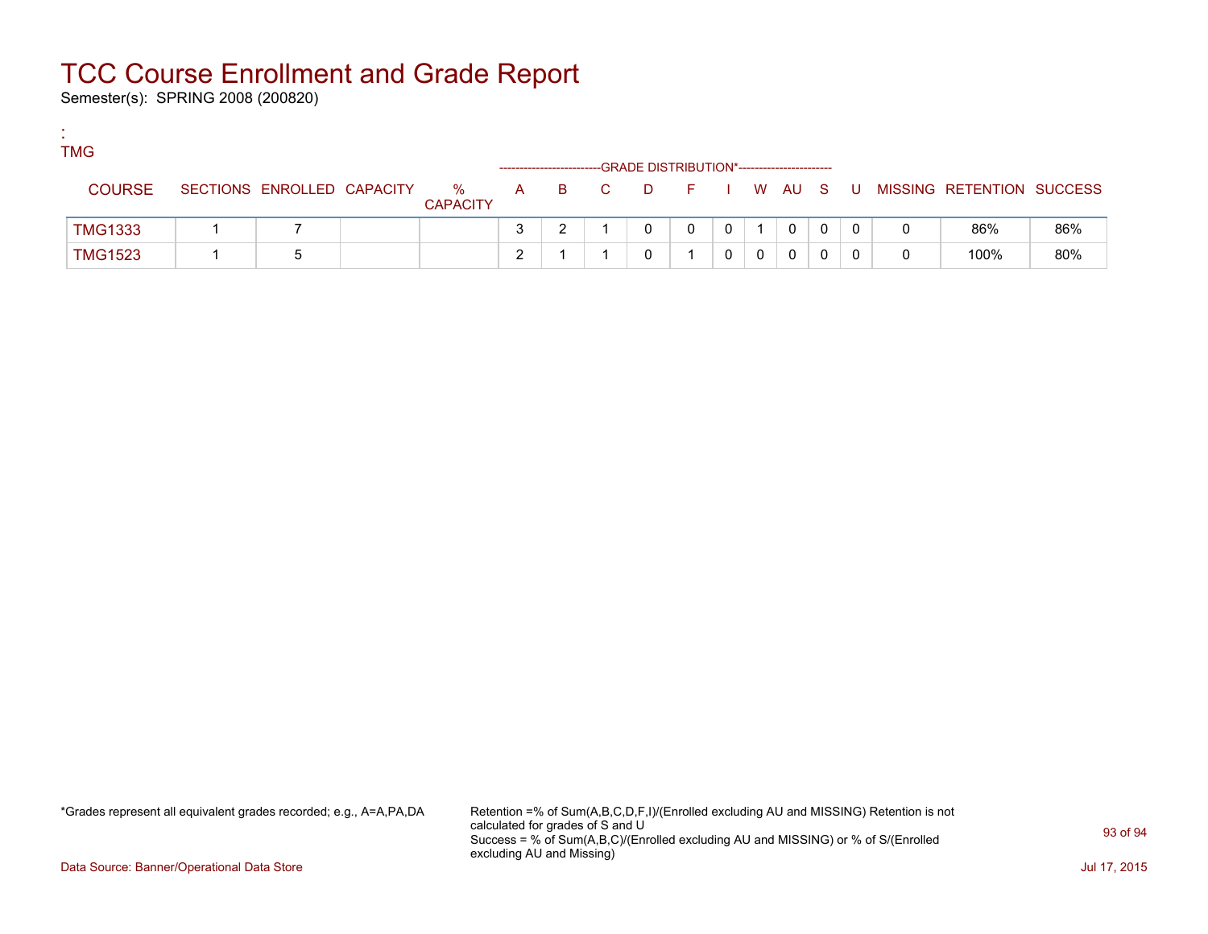# TCC Course Enrollment and Grade Report

Semester(s): SPRING 2008 (200820)

:
TMG

| COURSE | SECTIONS | ENROLLED | CAPACITY | % CAPACITY | A | B | C | D | F | I | W | AU | S | U | MISSING | RETENTION | SUCCESS |
|---|---|---|---|---|---|---|---|---|---|---|---|---|---|---|---|---|---|
| | | | | | GRADE DISTRIBUTION* | | | | | | | | | | | | |
| TMG1333 | 1 | 7 | | | 3 | 2 | 1 | 0 | 0 | 0 | 1 | 0 | 0 | 0 | 0 | 86% | 86% |
| TMG1523 | 1 | 5 | | | 2 | 1 | 1 | 0 | 1 | 0 | 0 | 0 | 0 | 0 | 0 | 100% | 80% |

*Grades represent all equivalent grades recorded; e.g., A=A,PA,DA

Retention =% of Sum(A,B,C,D,F,I)/(Enrolled excluding AU and MISSING) Retention is not calculated for grades of S and U
Success = % of Sum(A,B,C)/(Enrolled excluding AU and MISSING) or % of S/(Enrolled excluding AU and Missing)

Data Source: Banner/Operational Data Store

Jul 17, 2015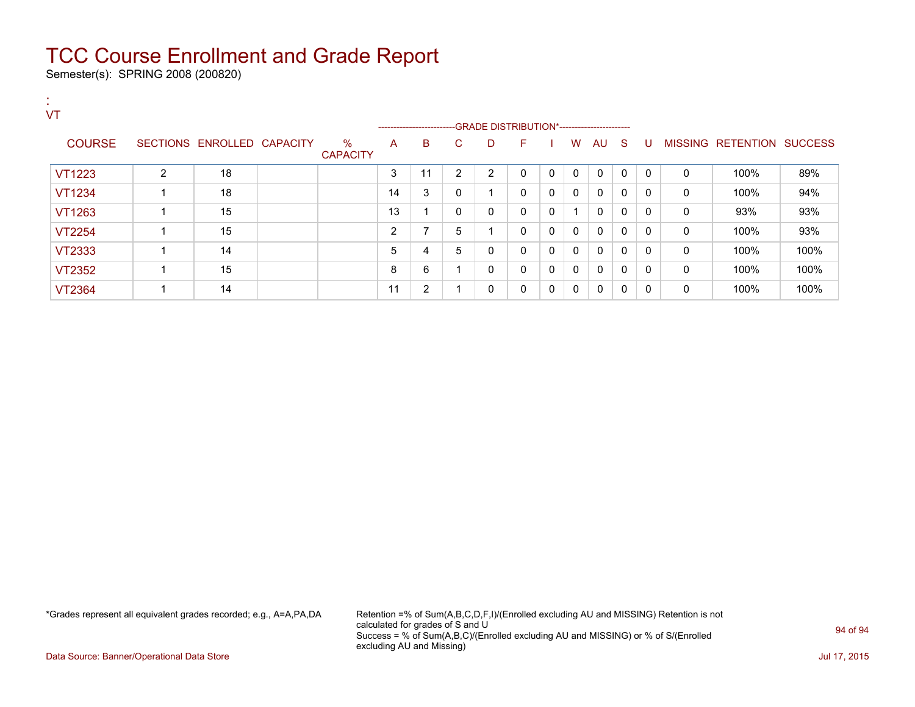# TCC Course Enrollment and Grade Report

Semester(s): SPRING 2008 (200820)

:
VT

| COURSE | SECTIONS | ENROLLED | CAPACITY | % CAPACITY | GRADE DISTRIBUTION* A | B | C | D | F | I | W | AU | S | U | MISSING | RETENTION | SUCCESS |
|---|---|---|---|---|---|---|---|---|---|---|---|---|---|---|---|---|---|
| VT1223 | 2 | 18 | | | 3 | 11 | 2 | 2 | 0 | 0 | 0 | 0 | 0 | 0 | 0 | 100% | 89% |
| VT1234 | 1 | 18 | | | 14 | 3 | 0 | 1 | 0 | 0 | 0 | 0 | 0 | 0 | 0 | 100% | 94% |
| VT1263 | 1 | 15 | | | 13 | 1 | 0 | 0 | 0 | 0 | 1 | 0 | 0 | 0 | 0 | 93% | 93% |
| VT2254 | 1 | 15 | | | 2 | 7 | 5 | 1 | 0 | 0 | 0 | 0 | 0 | 0 | 0 | 100% | 93% |
| VT2333 | 1 | 14 | | | 5 | 4 | 5 | 0 | 0 | 0 | 0 | 0 | 0 | 0 | 0 | 100% | 100% |
| VT2352 | 1 | 15 | | | 8 | 6 | 1 | 0 | 0 | 0 | 0 | 0 | 0 | 0 | 0 | 100% | 100% |
| VT2364 | 1 | 14 | | | 11 | 2 | 1 | 0 | 0 | 0 | 0 | 0 | 0 | 0 | 0 | 100% | 100% |

*Grades represent all equivalent grades recorded; e.g., A=A,PA,DA

Retention =% of Sum(A,B,C,D,F,I)/(Enrolled excluding AU and MISSING) Retention is not calculated for grades of S and U
Success = % of Sum(A,B,C)/(Enrolled excluding AU and MISSING) or % of S/(Enrolled excluding AU and Missing)

Data Source: Banner/Operational Data Store

Jul 17, 2015